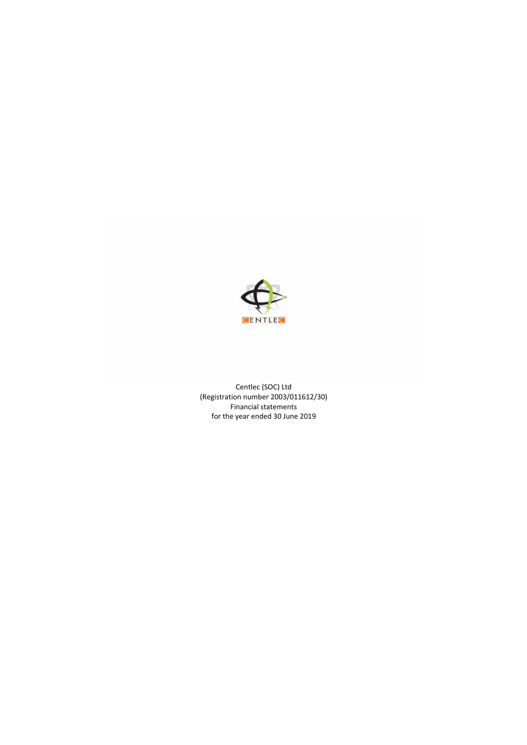Centlec (SOC) Ltd
(Registration number 2003/011612/30)
Financial statements
for the year ended 30 June 2019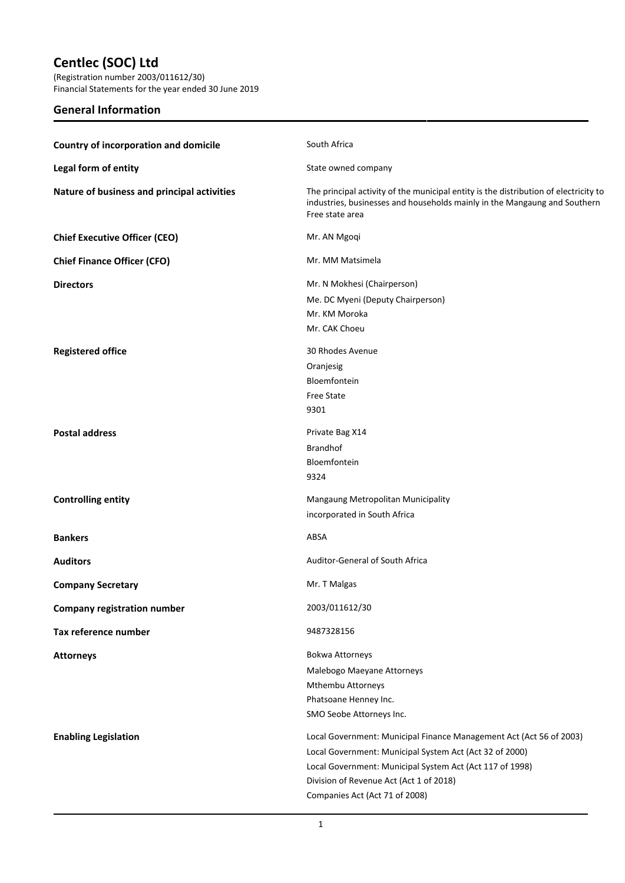# Centlec (SOC) Ltd

(Registration number 2003/011612/30)
Financial Statements for the year ended 30 June 2019

## General Information

| | |
|---|---|
| **Country of incorporation and domicile** | South Africa |
| **Legal form of entity** | State owned company |
| **Nature of business and principal activities** | The principal activity of the municipal entity is the distribution of electricity to industries, businesses and households mainly in the Mangaung and Southern Free state area |
| **Chief Executive Officer (CEO)** | Mr. AN Mgoqi |
| **Chief Finance Officer (CFO)** | Mr. MM Matsimela |
| **Directors** | Mr. N Mokhesi (Chairperson)<br>Me. DC Myeni (Deputy Chairperson)<br>Mr. KM Moroka<br>Mr. CAK Choeu |
| **Registered office** | 30 Rhodes Avenue<br>Oranjesig<br>Bloemfontein<br>Free State<br>9301 |
| **Postal address** | Private Bag X14<br>Brandhof<br>Bloemfontein<br>9324 |
| **Controlling entity** | Mangaung Metropolitan Municipality<br>incorporated in South Africa |
| **Bankers** | ABSA |
| **Auditors** | Auditor-General of South Africa |
| **Company Secretary** | Mr. T Malgas |
| **Company registration number** | 2003/011612/30 |
| **Tax reference number** | 9487328156 |
| **Attorneys** | Bokwa Attorneys<br>Malebogo Maeyane Attorneys<br>Mthembu Attorneys<br>Phatsoane Henney Inc.<br>SMO Seobe Attorneys Inc. |
| **Enabling Legislation** | Local Government: Municipal Finance Management Act (Act 56 of 2003)<br>Local Government: Municipal System Act (Act 32 of 2000)<br>Local Government: Municipal System Act (Act 117 of 1998)<br>Division of Revenue Act (Act 1 of 2018)<br>Companies Act (Act 71 of 2008) |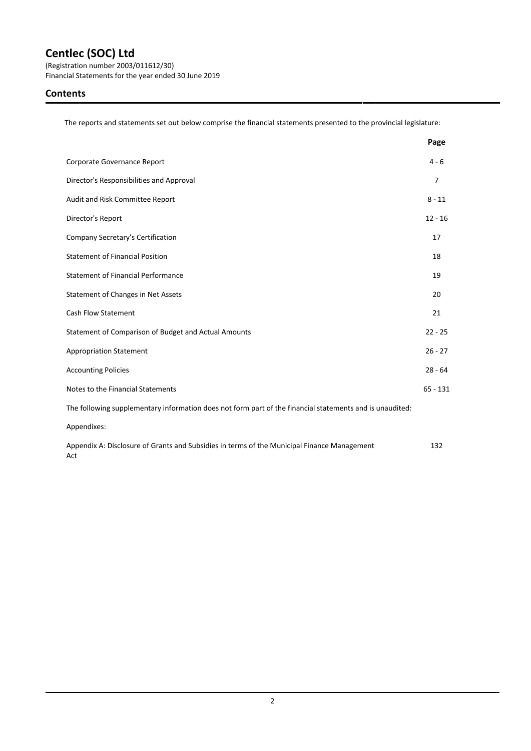# Centlec (SOC) Ltd

(Registration number 2003/011612/30)
Financial Statements for the year ended 30 June 2019

## Contents

The reports and statements set out below comprise the financial statements presented to the provincial legislature:

| | Page |
|---|---|
| Corporate Governance Report | 4 - 6 |
| Director's Responsibilities and Approval | 7 |
| Audit and Risk Committee Report | 8 - 11 |
| Director's Report | 12 - 16 |
| Company Secretary's Certification | 17 |
| Statement of Financial Position | 18 |
| Statement of Financial Performance | 19 |
| Statement of Changes in Net Assets | 20 |
| Cash Flow Statement | 21 |
| Statement of Comparison of Budget and Actual Amounts | 22 - 25 |
| Appropriation Statement | 26 - 27 |
| Accounting Policies | 28 - 64 |
| Notes to the Financial Statements | 65 - 131 |

The following supplementary information does not form part of the financial statements and is unaudited:

Appendixes:

| | |
|---|---|
| Appendix A: Disclosure of Grants and Subsidies in terms of the Municipal Finance Management Act | 132 |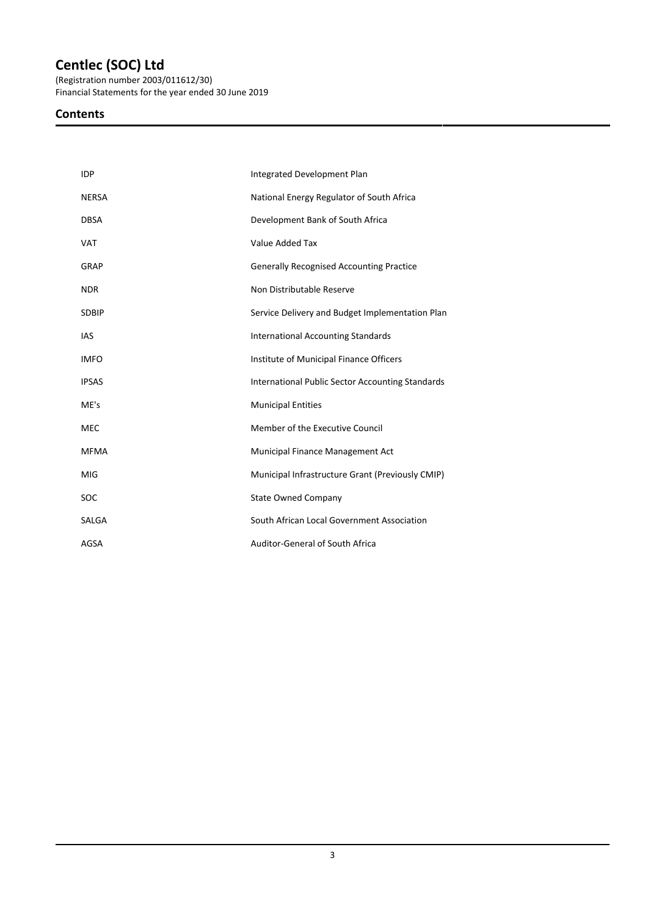## Contents

| | |
|---|---|
| IDP | Integrated Development Plan |
| NERSA | National Energy Regulator of South Africa |
| DBSA | Development Bank of South Africa |
| VAT | Value Added Tax |
| GRAP | Generally Recognised Accounting Practice |
| NDR | Non Distributable Reserve |
| SDBIP | Service Delivery and Budget Implementation Plan |
| IAS | International Accounting Standards |
| IMFO | Institute of Municipal Finance Officers |
| IPSAS | International Public Sector Accounting Standards |
| ME's | Municipal Entities |
| MEC | Member of the Executive Council |
| MFMA | Municipal Finance Management Act |
| MIG | Municipal Infrastructure Grant (Previously CMIP) |
| SOC | State Owned Company |
| SALGA | South African Local Government Association |
| AGSA | Auditor-General of South Africa |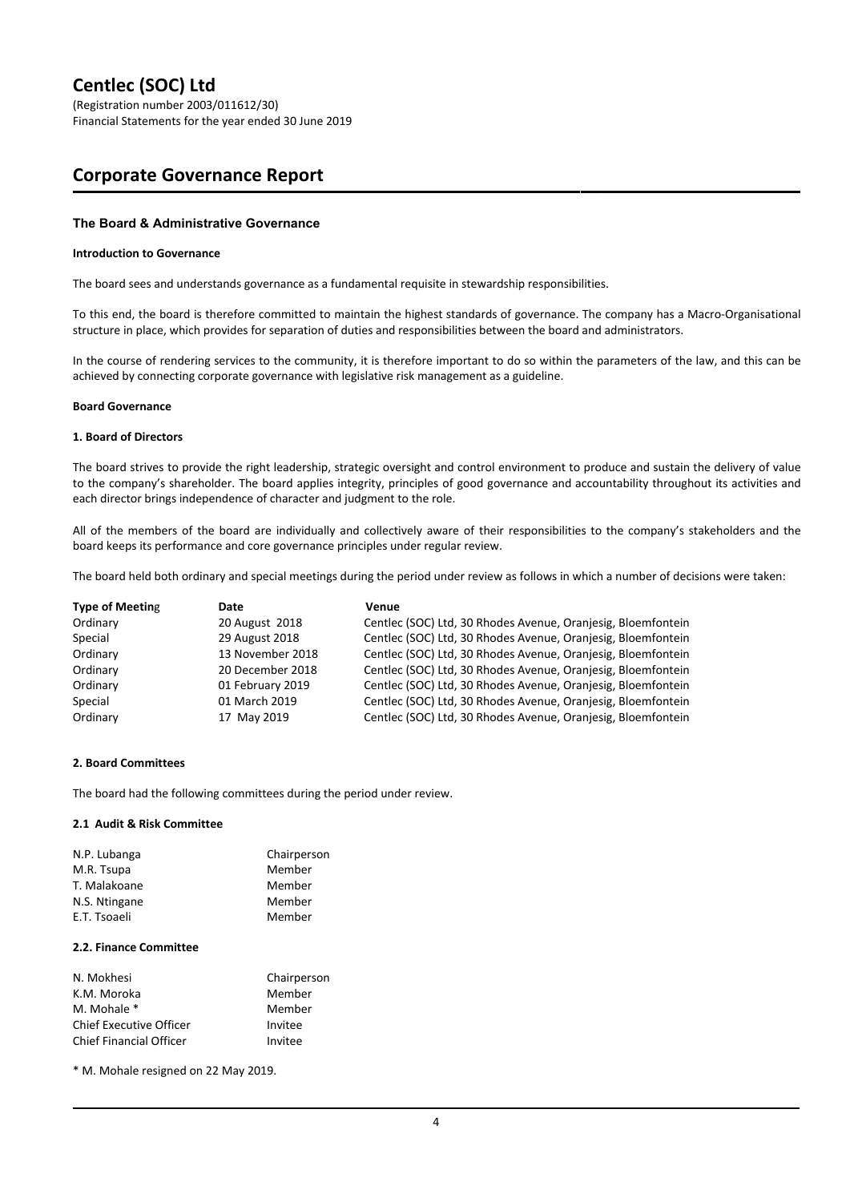# Centlec (SOC) Ltd

(Registration number 2003/011612/30)
Financial Statements for the year ended 30 June 2019

## Corporate Governance Report

### The Board & Administrative Governance

**Introduction to Governance**

The board sees and understands governance as a fundamental requisite in stewardship responsibilities.

To this end, the board is therefore committed to maintain the highest standards of governance. The company has a Macro-Organisational structure in place, which provides for separation of duties and responsibilities between the board and administrators.

In the course of rendering services to the community, it is therefore important to do so within the parameters of the law, and this can be achieved by connecting corporate governance with legislative risk management as a guideline.

**Board Governance**

**1. Board of Directors**

The board strives to provide the right leadership, strategic oversight and control environment to produce and sustain the delivery of value to the company's shareholder. The board applies integrity, principles of good governance and accountability throughout its activities and each director brings independence of character and judgment to the role.

All of the members of the board are individually and collectively aware of their responsibilities to the company's stakeholders and the board keeps its performance and core governance principles under regular review.

The board held both ordinary and special meetings during the period under review as follows in which a number of decisions were taken:

| Type of Meeting | Date | Venue |
| --- | --- | --- |
| Ordinary | 20 August 2018 | Centlec (SOC) Ltd, 30 Rhodes Avenue, Oranjesig, Bloemfontein |
| Special | 29 August 2018 | Centlec (SOC) Ltd, 30 Rhodes Avenue, Oranjesig, Bloemfontein |
| Ordinary | 13 November 2018 | Centlec (SOC) Ltd, 30 Rhodes Avenue, Oranjesig, Bloemfontein |
| Ordinary | 20 December 2018 | Centlec (SOC) Ltd, 30 Rhodes Avenue, Oranjesig, Bloemfontein |
| Ordinary | 01 February 2019 | Centlec (SOC) Ltd, 30 Rhodes Avenue, Oranjesig, Bloemfontein |
| Special | 01 March 2019 | Centlec (SOC) Ltd, 30 Rhodes Avenue, Oranjesig, Bloemfontein |
| Ordinary | 17 May 2019 | Centlec (SOC) Ltd, 30 Rhodes Avenue, Oranjesig, Bloemfontein |

**2. Board Committees**

The board had the following committees during the period under review.

**2.1 Audit & Risk Committee**

| | |
| --- | --- |
| N.P. Lubanga | Chairperson |
| M.R. Tsupa | Member |
| T. Malakoane | Member |
| N.S. Ntingane | Member |
| E.T. Tsoaeli | Member |

**2.2. Finance Committee**

| | |
| --- | --- |
| N. Mokhesi | Chairperson |
| K.M. Moroka | Member |
| M. Mohale * | Member |
| Chief Executive Officer | Invitee |
| Chief Financial Officer | Invitee |

* M. Mohale resigned on 22 May 2019.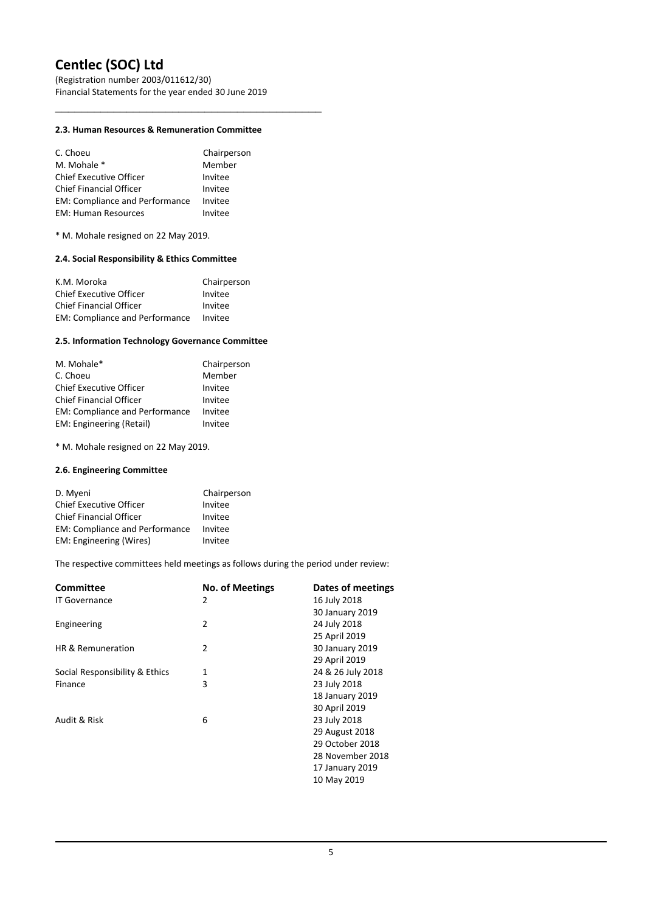### 2.3. Human Resources & Remuneration Committee

| | |
|---|---|
| C. Choeu | Chairperson |
| M. Mohale * | Member |
| Chief Executive Officer | Invitee |
| Chief Financial Officer | Invitee |
| EM: Compliance and Performance | Invitee |
| EM: Human Resources | Invitee |

* M. Mohale resigned on 22 May 2019.

### 2.4. Social Responsibility & Ethics Committee

| | |
|---|---|
| K.M. Moroka | Chairperson |
| Chief Executive Officer | Invitee |
| Chief Financial Officer | Invitee |
| EM: Compliance and Performance | Invitee |

### 2.5. Information Technology Governance Committee

| | |
|---|---|
| M. Mohale* | Chairperson |
| C. Choeu | Member |
| Chief Executive Officer | Invitee |
| Chief Financial Officer | Invitee |
| EM: Compliance and Performance | Invitee |
| EM: Engineering (Retail) | Invitee |

* M. Mohale resigned on 22 May 2019.

### 2.6. Engineering Committee

| | |
|---|---|
| D. Myeni | Chairperson |
| Chief Executive Officer | Invitee |
| Chief Financial Officer | Invitee |
| EM: Compliance and Performance | Invitee |
| EM: Engineering (Wires) | Invitee |

The respective committees held meetings as follows during the period under review:

| Committee | No. of Meetings | Dates of meetings |
|---|---|---|
| IT Governance | 2 | 16 July 2018 |
| | | 30 January 2019 |
| Engineering | 2 | 24 July 2018 |
| | | 25 April 2019 |
| HR & Remuneration | 2 | 30 January 2019 |
| | | 29 April 2019 |
| Social Responsibility & Ethics | 1 | 24 & 26 July 2018 |
| Finance | 3 | 23 July 2018 |
| | | 18 January 2019 |
| | | 30 April 2019 |
| Audit & Risk | 6 | 23 July 2018 |
| | | 29 August 2018 |
| | | 29 October 2018 |
| | | 28 November 2018 |
| | | 17 January 2019 |
| | | 10 May 2019 |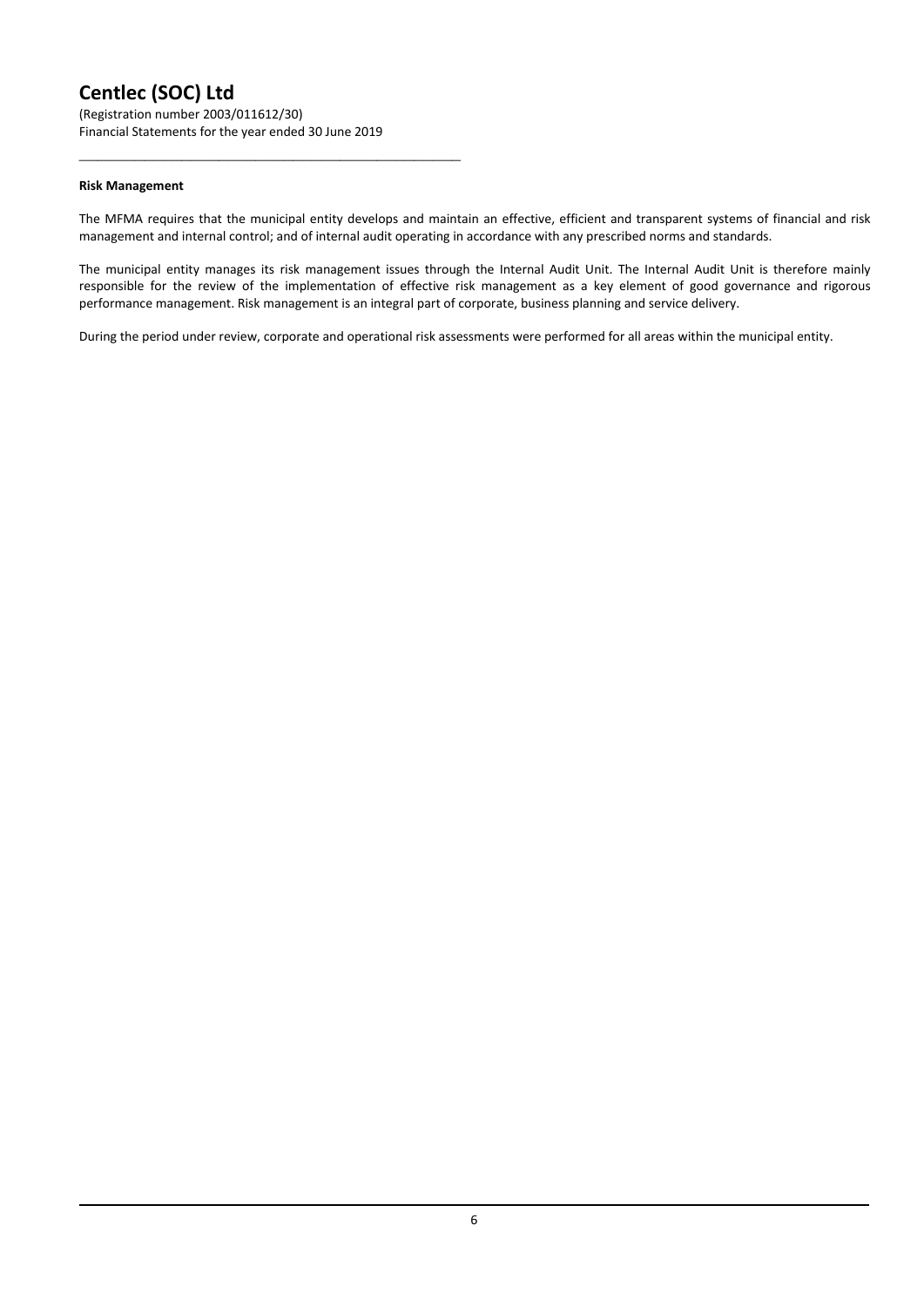**Risk Management**

The MFMA requires that the municipal entity develops and maintain an effective, efficient and transparent systems of financial and risk management and internal control; and of internal audit operating in accordance with any prescribed norms and standards.

The municipal entity manages its risk management issues through the Internal Audit Unit. The Internal Audit Unit is therefore mainly responsible for the review of the implementation of effective risk management as a key element of good governance and rigorous performance management. Risk management is an integral part of corporate, business planning and service delivery.

During the period under review, corporate and operational risk assessments were performed for all areas within the municipal entity.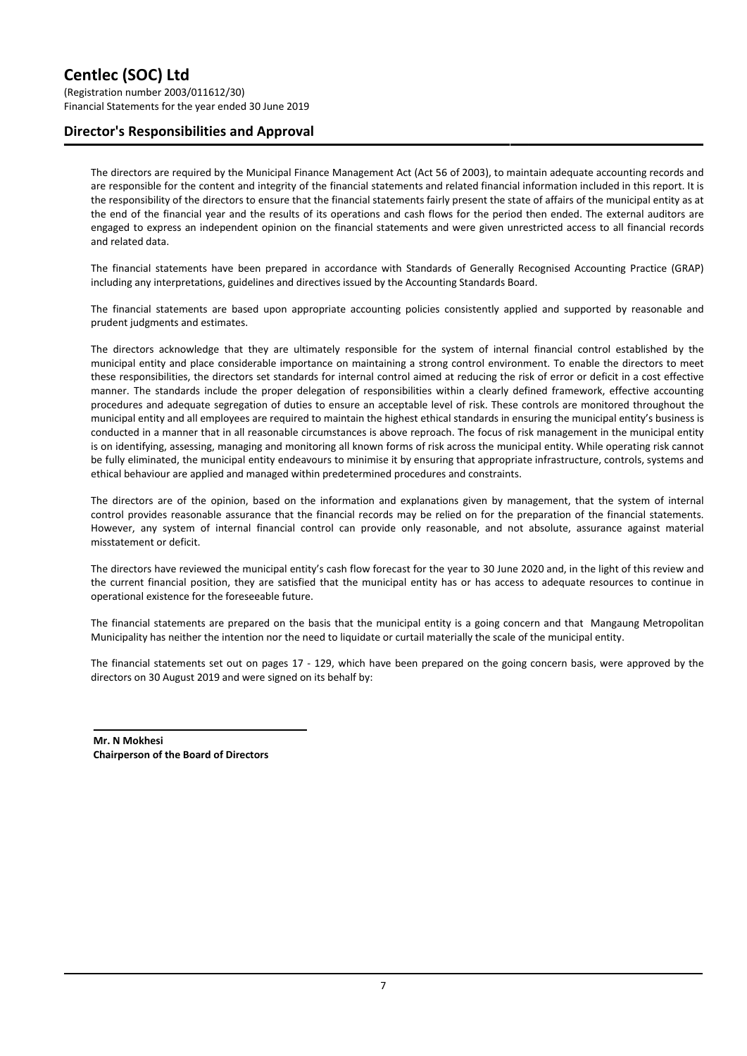# Centlec (SOC) Ltd

(Registration number 2003/011612/30)
Financial Statements for the year ended 30 June 2019

## Director's Responsibilities and Approval

The directors are required by the Municipal Finance Management Act (Act 56 of 2003), to maintain adequate accounting records and are responsible for the content and integrity of the financial statements and related financial information included in this report. It is the responsibility of the directors to ensure that the financial statements fairly present the state of affairs of the municipal entity as at the end of the financial year and the results of its operations and cash flows for the period then ended. The external auditors are engaged to express an independent opinion on the financial statements and were given unrestricted access to all financial records and related data.

The financial statements have been prepared in accordance with Standards of Generally Recognised Accounting Practice (GRAP) including any interpretations, guidelines and directives issued by the Accounting Standards Board.

The financial statements are based upon appropriate accounting policies consistently applied and supported by reasonable and prudent judgments and estimates.

The directors acknowledge that they are ultimately responsible for the system of internal financial control established by the municipal entity and place considerable importance on maintaining a strong control environment. To enable the directors to meet these responsibilities, the directors set standards for internal control aimed at reducing the risk of error or deficit in a cost effective manner. The standards include the proper delegation of responsibilities within a clearly defined framework, effective accounting procedures and adequate segregation of duties to ensure an acceptable level of risk. These controls are monitored throughout the municipal entity and all employees are required to maintain the highest ethical standards in ensuring the municipal entity's business is conducted in a manner that in all reasonable circumstances is above reproach. The focus of risk management in the municipal entity is on identifying, assessing, managing and monitoring all known forms of risk across the municipal entity. While operating risk cannot be fully eliminated, the municipal entity endeavours to minimise it by ensuring that appropriate infrastructure, controls, systems and ethical behaviour are applied and managed within predetermined procedures and constraints.

The directors are of the opinion, based on the information and explanations given by management, that the system of internal control provides reasonable assurance that the financial records may be relied on for the preparation of the financial statements. However, any system of internal financial control can provide only reasonable, and not absolute, assurance against material misstatement or deficit.

The directors have reviewed the municipal entity's cash flow forecast for the year to 30 June 2020 and, in the light of this review and the current financial position, they are satisfied that the municipal entity has or has access to adequate resources to continue in operational existence for the foreseeable future.

The financial statements are prepared on the basis that the municipal entity is a going concern and that Mangaung Metropolitan Municipality has neither the intention nor the need to liquidate or curtail materially the scale of the municipal entity.

The financial statements set out on pages 17 - 129, which have been prepared on the going concern basis, were approved by the directors on 30 August 2019 and were signed on its behalf by:

**Mr. N Mokhesi**
**Chairperson of the Board of Directors**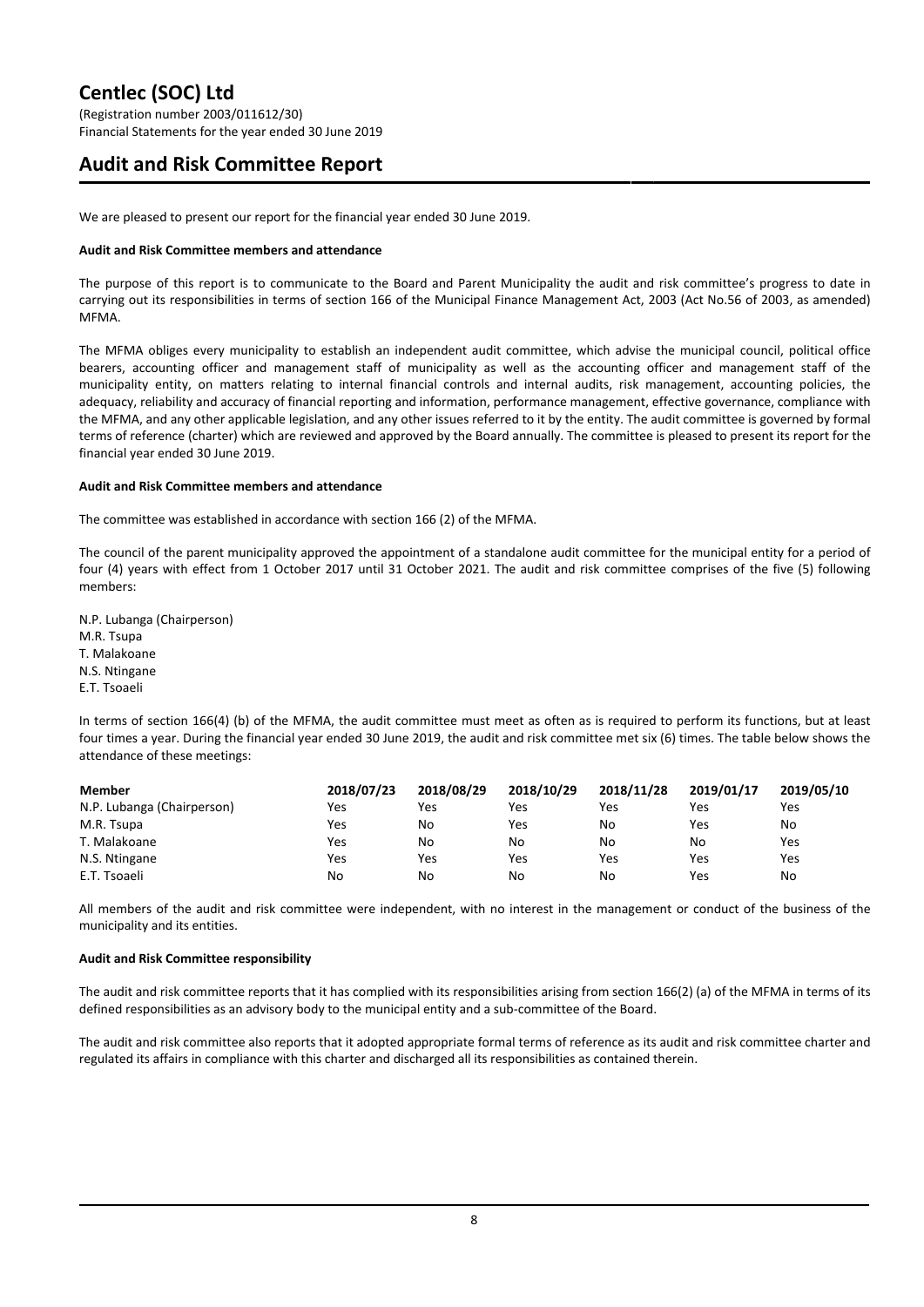# Centlec (SOC) Ltd

(Registration number 2003/011612/30)
Financial Statements for the year ended 30 June 2019

## Audit and Risk Committee Report

We are pleased to present our report for the financial year ended 30 June 2019.

**Audit and Risk Committee members and attendance**

The purpose of this report is to communicate to the Board and Parent Municipality the audit and risk committee's progress to date in carrying out its responsibilities in terms of section 166 of the Municipal Finance Management Act, 2003 (Act No.56 of 2003, as amended) MFMA.

The MFMA obliges every municipality to establish an independent audit committee, which advise the municipal council, political office bearers, accounting officer and management staff of municipality as well as the accounting officer and management staff of the municipality entity, on matters relating to internal financial controls and internal audits, risk management, accounting policies, the adequacy, reliability and accuracy of financial reporting and information, performance management, effective governance, compliance with the MFMA, and any other applicable legislation, and any other issues referred to it by the entity. The audit committee is governed by formal terms of reference (charter) which are reviewed and approved by the Board annually. The committee is pleased to present its report for the financial year ended 30 June 2019.

**Audit and Risk Committee members and attendance**

The committee was established in accordance with section 166 (2) of the MFMA.

The council of the parent municipality approved the appointment of a standalone audit committee for the municipal entity for a period of four (4) years with effect from 1 October 2017 until 31 October 2021. The audit and risk committee comprises of the five (5) following members:

N.P. Lubanga (Chairperson)
M.R. Tsupa
T. Malakoane
N.S. Ntingane
E.T. Tsoaeli

In terms of section 166(4) (b) of the MFMA, the audit committee must meet as often as is required to perform its functions, but at least four times a year. During the financial year ended 30 June 2019, the audit and risk committee met six (6) times. The table below shows the attendance of these meetings:

| Member | 2018/07/23 | 2018/08/29 | 2018/10/29 | 2018/11/28 | 2019/01/17 | 2019/05/10 |
|---|---|---|---|---|---|---|
| N.P. Lubanga (Chairperson) | Yes | Yes | Yes | Yes | Yes | Yes |
| M.R. Tsupa | Yes | No | Yes | No | Yes | No |
| T. Malakoane | Yes | No | No | No | No | Yes |
| N.S. Ntingane | Yes | Yes | Yes | Yes | Yes | Yes |
| E.T. Tsoaeli | No | No | No | No | Yes | No |

All members of the audit and risk committee were independent, with no interest in the management or conduct of the business of the municipality and its entities.

**Audit and Risk Committee responsibility**

The audit and risk committee reports that it has complied with its responsibilities arising from section 166(2) (a) of the MFMA in terms of its defined responsibilities as an advisory body to the municipal entity and a sub-committee of the Board.

The audit and risk committee also reports that it adopted appropriate formal terms of reference as its audit and risk committee charter and regulated its affairs in compliance with this charter and discharged all its responsibilities as contained therein.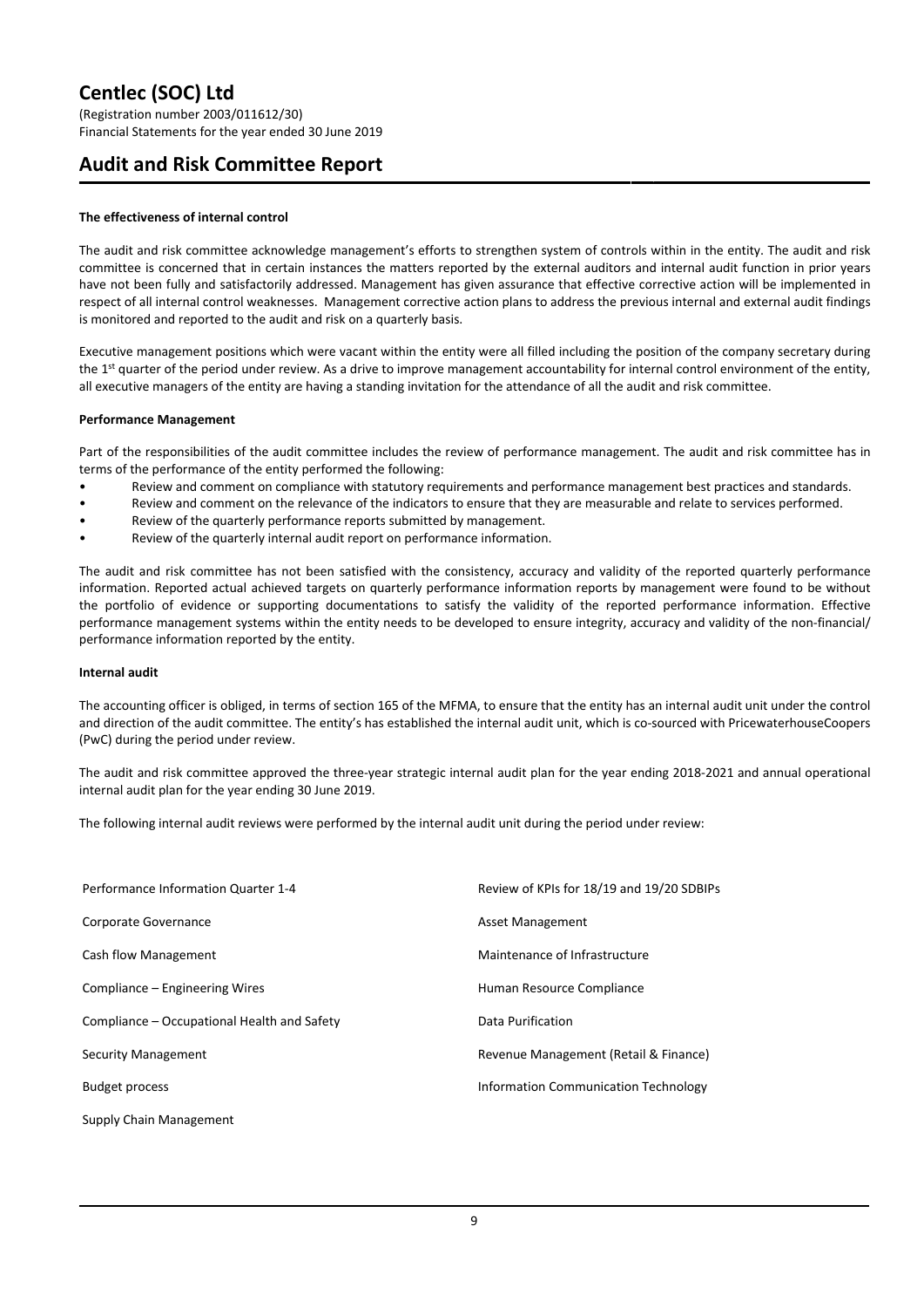# Centlec (SOC) Ltd

(Registration number 2003/011612/30)
Financial Statements for the year ended 30 June 2019

## Audit and Risk Committee Report

**The effectiveness of internal control**

The audit and risk committee acknowledge management's efforts to strengthen system of controls within in the entity. The audit and risk committee is concerned that in certain instances the matters reported by the external auditors and internal audit function in prior years have not been fully and satisfactorily addressed. Management has given assurance that effective corrective action will be implemented in respect of all internal control weaknesses. Management corrective action plans to address the previous internal and external audit findings is monitored and reported to the audit and risk on a quarterly basis.

Executive management positions which were vacant within the entity were all filled including the position of the company secretary during the 1st quarter of the period under review. As a drive to improve management accountability for internal control environment of the entity, all executive managers of the entity are having a standing invitation for the attendance of all the audit and risk committee.

**Performance Management**

Part of the responsibilities of the audit committee includes the review of performance management. The audit and risk committee has in terms of the performance of the entity performed the following:

- Review and comment on compliance with statutory requirements and performance management best practices and standards.
- Review and comment on the relevance of the indicators to ensure that they are measurable and relate to services performed.
- Review of the quarterly performance reports submitted by management.
- Review of the quarterly internal audit report on performance information.

The audit and risk committee has not been satisfied with the consistency, accuracy and validity of the reported quarterly performance information. Reported actual achieved targets on quarterly performance information reports by management were found to be without the portfolio of evidence or supporting documentations to satisfy the validity of the reported performance information. Effective performance management systems within the entity needs to be developed to ensure integrity, accuracy and validity of the non-financial/ performance information reported by the entity.

**Internal audit**

The accounting officer is obliged, in terms of section 165 of the MFMA, to ensure that the entity has an internal audit unit under the control and direction of the audit committee. The entity's has established the internal audit unit, which is co-sourced with PricewaterhouseCoopers (PwC) during the period under review.

The audit and risk committee approved the three-year strategic internal audit plan for the year ending 2018-2021 and annual operational internal audit plan for the year ending 30 June 2019.

The following internal audit reviews were performed by the internal audit unit during the period under review:

- Performance Information Quarter 1-4
- Corporate Governance
- Cash flow Management
- Compliance – Engineering Wires
- Compliance – Occupational Health and Safety
- Security Management
- Budget process
- Supply Chain Management
- Review of KPIs for 18/19 and 19/20 SDBIPs
- Asset Management
- Maintenance of Infrastructure
- Human Resource Compliance
- Data Purification
- Revenue Management (Retail & Finance)
- Information Communication Technology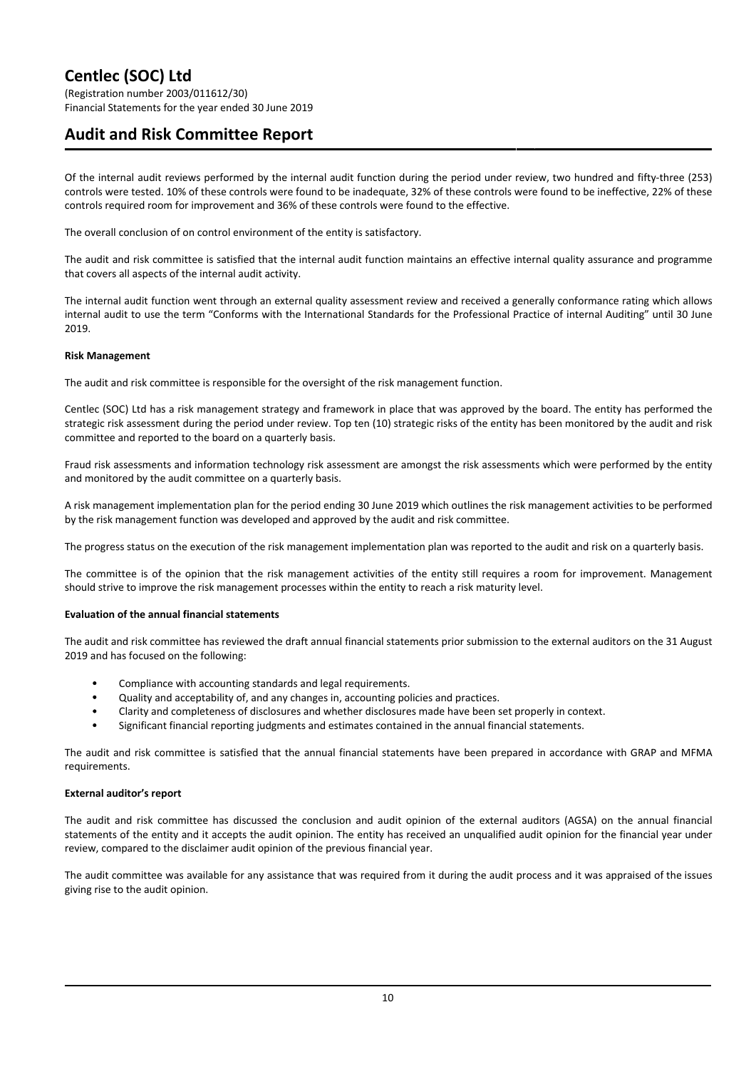Of the internal audit reviews performed by the internal audit function during the period under review, two hundred and fifty-three (253) controls were tested. 10% of these controls were found to be inadequate, 32% of these controls were found to be ineffective, 22% of these controls required room for improvement and 36% of these controls were found to the effective.

The overall conclusion of on control environment of the entity is satisfactory.

The audit and risk committee is satisfied that the internal audit function maintains an effective internal quality assurance and programme that covers all aspects of the internal audit activity.

The internal audit function went through an external quality assessment review and received a generally conformance rating which allows internal audit to use the term "Conforms with the International Standards for the Professional Practice of internal Auditing" until 30 June 2019.

**Risk Management**

The audit and risk committee is responsible for the oversight of the risk management function.

Centlec (SOC) Ltd has a risk management strategy and framework in place that was approved by the board. The entity has performed the strategic risk assessment during the period under review. Top ten (10) strategic risks of the entity has been monitored by the audit and risk committee and reported to the board on a quarterly basis.

Fraud risk assessments and information technology risk assessment are amongst the risk assessments which were performed by the entity and monitored by the audit committee on a quarterly basis.

A risk management implementation plan for the period ending 30 June 2019 which outlines the risk management activities to be performed by the risk management function was developed and approved by the audit and risk committee.

The progress status on the execution of the risk management implementation plan was reported to the audit and risk on a quarterly basis.

The committee is of the opinion that the risk management activities of the entity still requires a room for improvement. Management should strive to improve the risk management processes within the entity to reach a risk maturity level.

**Evaluation of the annual financial statements**

The audit and risk committee has reviewed the draft annual financial statements prior submission to the external auditors on the 31 August 2019 and has focused on the following:

- Compliance with accounting standards and legal requirements.
- Quality and acceptability of, and any changes in, accounting policies and practices.
- Clarity and completeness of disclosures and whether disclosures made have been set properly in context.
- Significant financial reporting judgments and estimates contained in the annual financial statements.

The audit and risk committee is satisfied that the annual financial statements have been prepared in accordance with GRAP and MFMA requirements.

**External auditor's report**

The audit and risk committee has discussed the conclusion and audit opinion of the external auditors (AGSA) on the annual financial statements of the entity and it accepts the audit opinion. The entity has received an unqualified audit opinion for the financial year under review, compared to the disclaimer audit opinion of the previous financial year.

The audit committee was available for any assistance that was required from it during the audit process and it was appraised of the issues giving rise to the audit opinion.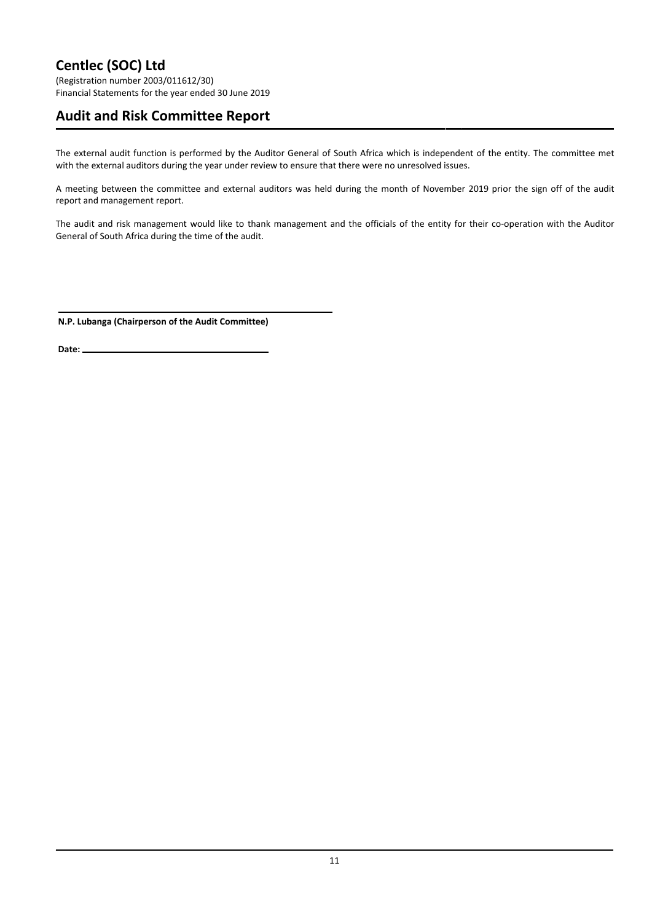# Centlec (SOC) Ltd

(Registration number 2003/011612/30)
Financial Statements for the year ended 30 June 2019

## Audit and Risk Committee Report

The external audit function is performed by the Auditor General of South Africa which is independent of the entity. The committee met with the external auditors during the year under review to ensure that there were no unresolved issues.

A meeting between the committee and external auditors was held during the month of November 2019 prior the sign off of the audit report and management report.

The audit and risk management would like to thank management and the officials of the entity for their co-operation with the Auditor General of South Africa during the time of the audit.

**N.P. Lubanga (Chairperson of the Audit Committee)**

**Date:** \_\_\_\_\_\_\_\_\_\_\_\_\_\_\_\_\_\_\_\_\_\_\_\_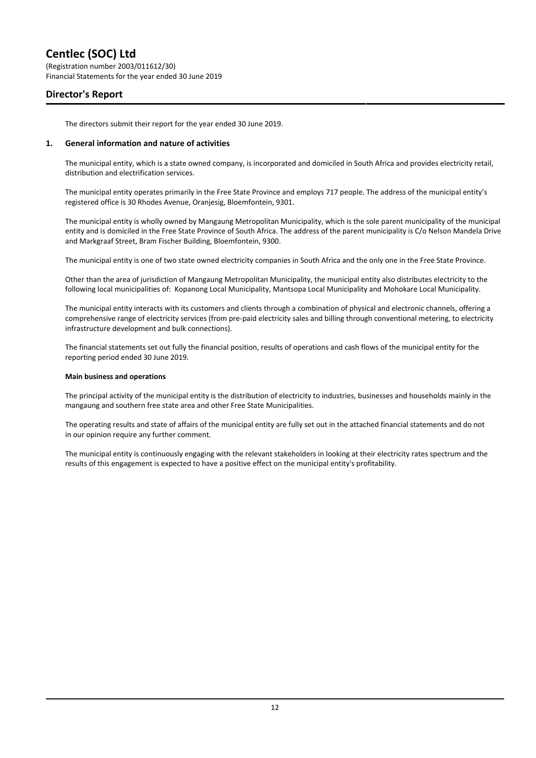# Centlec (SOC) Ltd

(Registration number 2003/011612/30)
Financial Statements for the year ended 30 June 2019

## Director's Report

The directors submit their report for the year ended 30 June 2019.

### 1. General information and nature of activities

The municipal entity, which is a state owned company, is incorporated and domiciled in South Africa and provides electricity retail, distribution and electrification services.

The municipal entity operates primarily in the Free State Province and employs 717 people. The address of the municipal entity's registered office is 30 Rhodes Avenue, Oranjesig, Bloemfontein, 9301.

The municipal entity is wholly owned by Mangaung Metropolitan Municipality, which is the sole parent municipality of the municipal entity and is domiciled in the Free State Province of South Africa. The address of the parent municipality is C/o Nelson Mandela Drive and Markgraaf Street, Bram Fischer Building, Bloemfontein, 9300.

The municipal entity is one of two state owned electricity companies in South Africa and the only one in the Free State Province.

Other than the area of jurisdiction of Mangaung Metropolitan Municipality, the municipal entity also distributes electricity to the following local municipalities of: Kopanong Local Municipality, Mantsopa Local Municipality and Mohokare Local Municipality.

The municipal entity interacts with its customers and clients through a combination of physical and electronic channels, offering a comprehensive range of electricity services (from pre-paid electricity sales and billing through conventional metering, to electricity infrastructure development and bulk connections).

The financial statements set out fully the financial position, results of operations and cash flows of the municipal entity for the reporting period ended 30 June 2019.

**Main business and operations**

The principal activity of the municipal entity is the distribution of electricity to industries, businesses and households mainly in the mangaung and southern free state area and other Free State Municipalities.

The operating results and state of affairs of the municipal entity are fully set out in the attached financial statements and do not in our opinion require any further comment.

The municipal entity is continuously engaging with the relevant stakeholders in looking at their electricity rates spectrum and the results of this engagement is expected to have a positive effect on the municipal entity's profitability.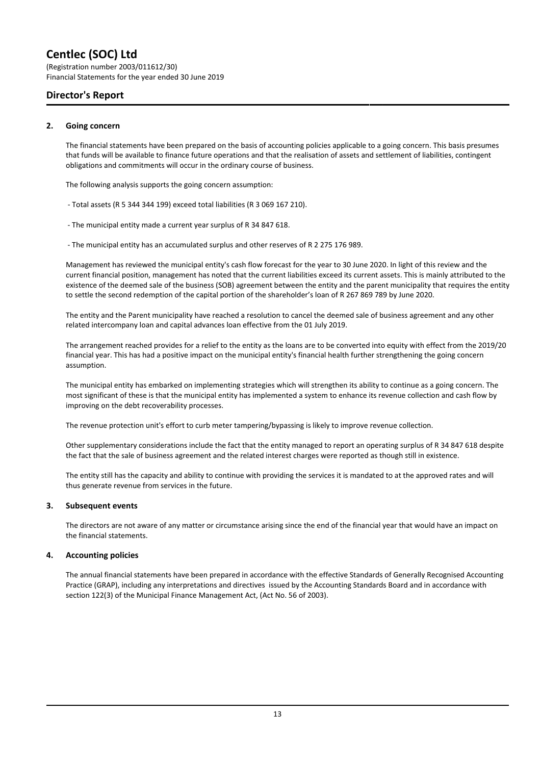# Centlec (SOC) Ltd

(Registration number 2003/011612/30)
Financial Statements for the year ended 30 June 2019

## Director's Report

### 2. Going concern

The financial statements have been prepared on the basis of accounting policies applicable to a going concern. This basis presumes that funds will be available to finance future operations and that the realisation of assets and settlement of liabilities, contingent obligations and commitments will occur in the ordinary course of business.

The following analysis supports the going concern assumption:

- Total assets (R 5 344 344 199) exceed total liabilities (R 3 069 167 210).

- The municipal entity made a current year surplus of R 34 847 618.

- The municipal entity has an accumulated surplus and other reserves of R 2 275 176 989.

Management has reviewed the municipal entity's cash flow forecast for the year to 30 June 2020. In light of this review and the current financial position, management has noted that the current liabilities exceed its current assets. This is mainly attributed to the existence of the deemed sale of the business (SOB) agreement between the entity and the parent municipality that requires the entity to settle the second redemption of the capital portion of the shareholder's loan of R 267 869 789 by June 2020.

The entity and the Parent municipality have reached a resolution to cancel the deemed sale of business agreement and any other related intercompany loan and capital advances loan effective from the 01 July 2019.

The arrangement reached provides for a relief to the entity as the loans are to be converted into equity with effect from the 2019/20 financial year. This has had a positive impact on the municipal entity's financial health further strengthening the going concern assumption.

The municipal entity has embarked on implementing strategies which will strengthen its ability to continue as a going concern. The most significant of these is that the municipal entity has implemented a system to enhance its revenue collection and cash flow by improving on the debt recoverability processes.

The revenue protection unit's effort to curb meter tampering/bypassing is likely to improve revenue collection.

Other supplementary considerations include the fact that the entity managed to report an operating surplus of R 34 847 618 despite the fact that the sale of business agreement and the related interest charges were reported as though still in existence.

The entity still has the capacity and ability to continue with providing the services it is mandated to at the approved rates and will thus generate revenue from services in the future.

### 3. Subsequent events

The directors are not aware of any matter or circumstance arising since the end of the financial year that would have an impact on the financial statements.

### 4. Accounting policies

The annual financial statements have been prepared in accordance with the effective Standards of Generally Recognised Accounting Practice (GRAP), including any interpretations and directives issued by the Accounting Standards Board and in accordance with section 122(3) of the Municipal Finance Management Act, (Act No. 56 of 2003).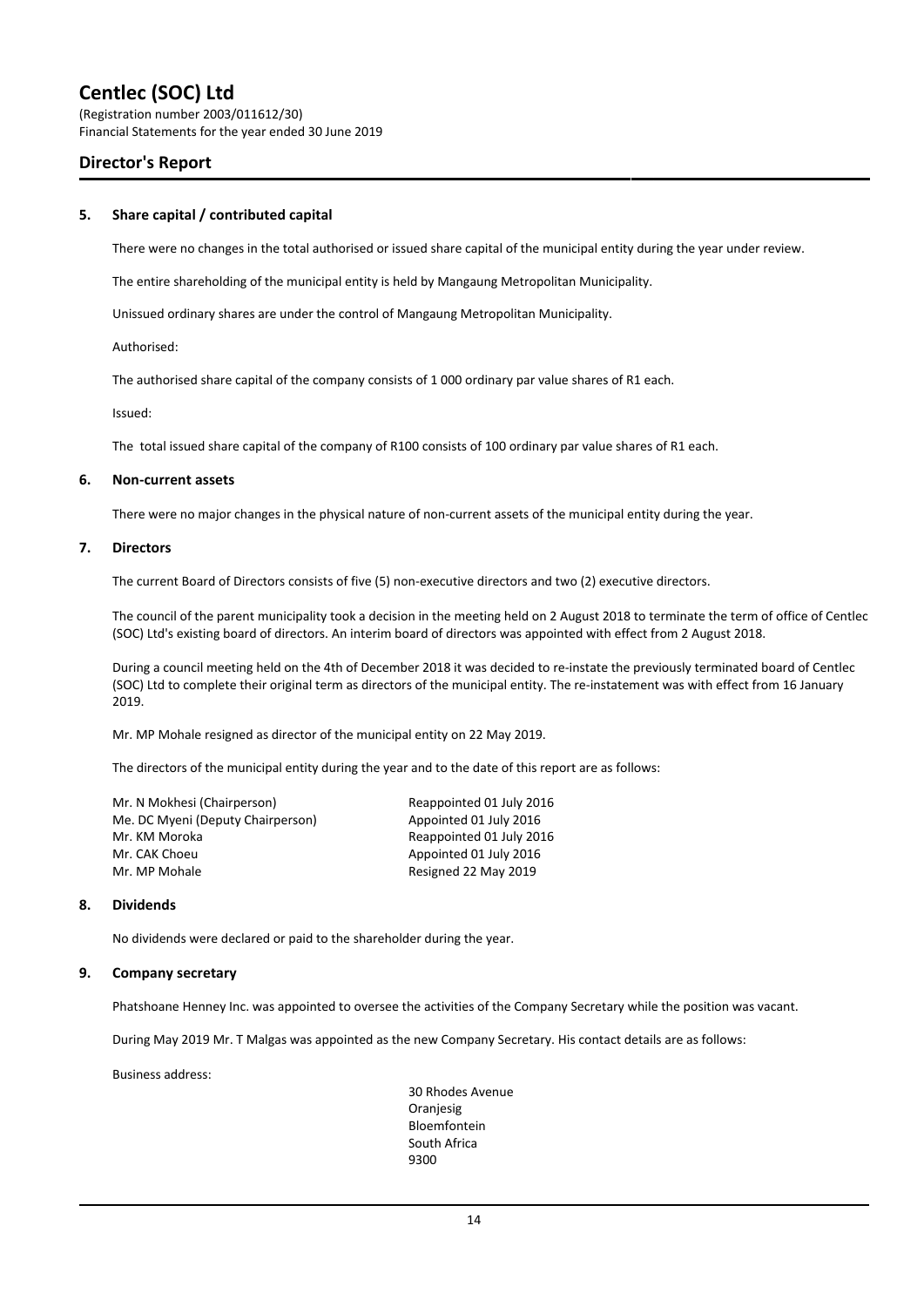# Centlec (SOC) Ltd

(Registration number 2003/011612/30)
Financial Statements for the year ended 30 June 2019

## Director's Report

### 5. Share capital / contributed capital

There were no changes in the total authorised or issued share capital of the municipal entity during the year under review.

The entire shareholding of the municipal entity is held by Mangaung Metropolitan Municipality.

Unissued ordinary shares are under the control of Mangaung Metropolitan Municipality.

Authorised:

The authorised share capital of the company consists of 1 000 ordinary par value shares of R1 each.

Issued:

The total issued share capital of the company of R100 consists of 100 ordinary par value shares of R1 each.

### 6. Non-current assets

There were no major changes in the physical nature of non-current assets of the municipal entity during the year.

### 7. Directors

The current Board of Directors consists of five (5) non-executive directors and two (2) executive directors.

The council of the parent municipality took a decision in the meeting held on 2 August 2018 to terminate the term of office of Centlec (SOC) Ltd's existing board of directors. An interim board of directors was appointed with effect from 2 August 2018.

During a council meeting held on the 4th of December 2018 it was decided to re-instate the previously terminated board of Centlec (SOC) Ltd to complete their original term as directors of the municipal entity. The re-instatement was with effect from 16 January 2019.

Mr. MP Mohale resigned as director of the municipal entity on 22 May 2019.

The directors of the municipal entity during the year and to the date of this report are as follows:

| | |
|---|---|
| Mr. N Mokhesi (Chairperson) | Reappointed 01 July 2016 |
| Me. DC Myeni (Deputy Chairperson) | Appointed 01 July 2016 |
| Mr. KM Moroka | Reappointed 01 July 2016 |
| Mr. CAK Choeu | Appointed 01 July 2016 |
| Mr. MP Mohale | Resigned 22 May 2019 |

### 8. Dividends

No dividends were declared or paid to the shareholder during the year.

### 9. Company secretary

Phatshoane Henney Inc. was appointed to oversee the activities of the Company Secretary while the position was vacant.

During May 2019 Mr. T Malgas was appointed as the new Company Secretary. His contact details are as follows:

Business address:

30 Rhodes Avenue
Oranjesig
Bloemfontein
South Africa
9300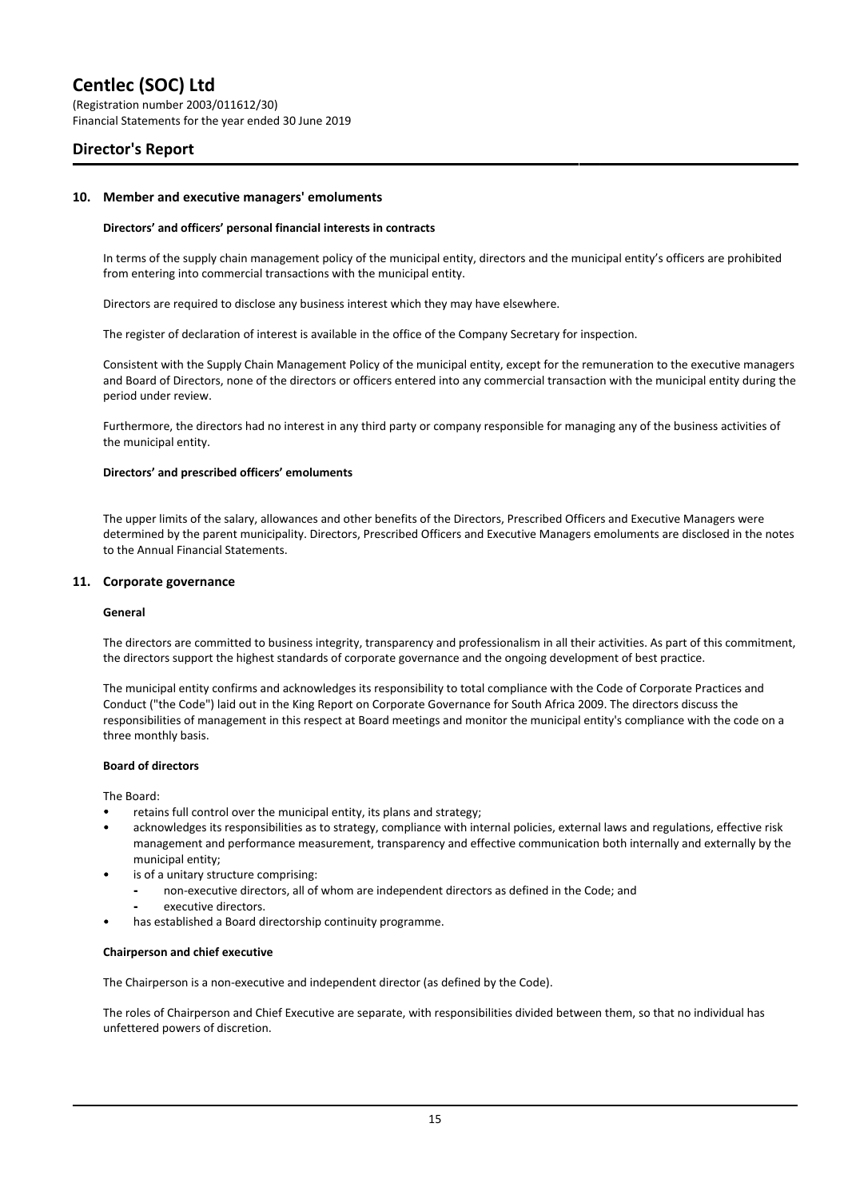## 10. Member and executive managers' emoluments

### Directors' and officers' personal financial interests in contracts

In terms of the supply chain management policy of the municipal entity, directors and the municipal entity's officers are prohibited from entering into commercial transactions with the municipal entity.

Directors are required to disclose any business interest which they may have elsewhere.

The register of declaration of interest is available in the office of the Company Secretary for inspection.

Consistent with the Supply Chain Management Policy of the municipal entity, except for the remuneration to the executive managers and Board of Directors, none of the directors or officers entered into any commercial transaction with the municipal entity during the period under review.

Furthermore, the directors had no interest in any third party or company responsible for managing any of the business activities of the municipal entity.

### Directors' and prescribed officers' emoluments

The upper limits of the salary, allowances and other benefits of the Directors, Prescribed Officers and Executive Managers were determined by the parent municipality. Directors, Prescribed Officers and Executive Managers emoluments are disclosed in the notes to the Annual Financial Statements.

## 11. Corporate governance

### General

The directors are committed to business integrity, transparency and professionalism in all their activities. As part of this commitment, the directors support the highest standards of corporate governance and the ongoing development of best practice.

The municipal entity confirms and acknowledges its responsibility to total compliance with the Code of Corporate Practices and Conduct ("the Code") laid out in the King Report on Corporate Governance for South Africa 2009. The directors discuss the responsibilities of management in this respect at Board meetings and monitor the municipal entity's compliance with the code on a three monthly basis.

### Board of directors

The Board:

- retains full control over the municipal entity, its plans and strategy;
- acknowledges its responsibilities as to strategy, compliance with internal policies, external laws and regulations, effective risk management and performance measurement, transparency and effective communication both internally and externally by the municipal entity;
- is of a unitary structure comprising:
  - non-executive directors, all of whom are independent directors as defined in the Code; and
  - executive directors.
- has established a Board directorship continuity programme.

### Chairperson and chief executive

The Chairperson is a non-executive and independent director (as defined by the Code).

The roles of Chairperson and Chief Executive are separate, with responsibilities divided between them, so that no individual has unfettered powers of discretion.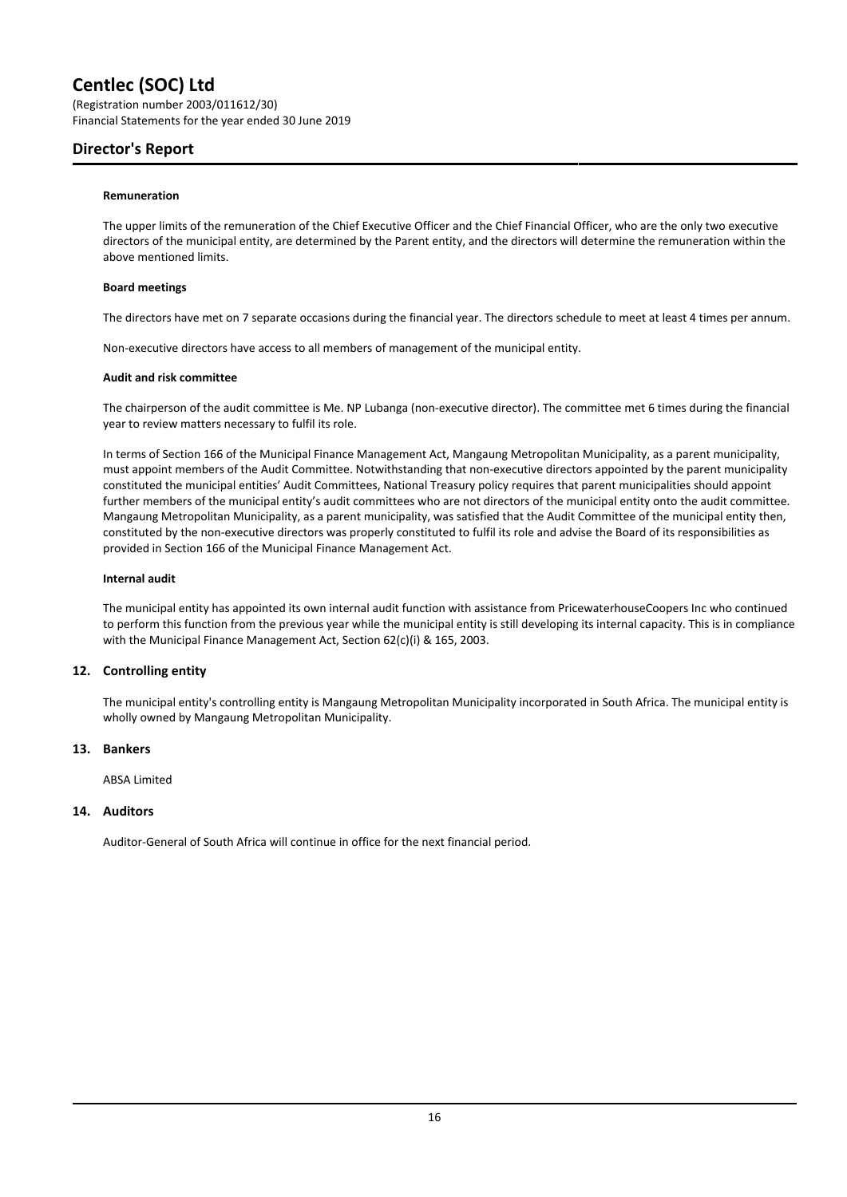**Remuneration**

The upper limits of the remuneration of the Chief Executive Officer and the Chief Financial Officer, who are the only two executive directors of the municipal entity, are determined by the Parent entity, and the directors will determine the remuneration within the above mentioned limits.

**Board meetings**

The directors have met on 7 separate occasions during the financial year. The directors schedule to meet at least 4 times per annum.

Non-executive directors have access to all members of management of the municipal entity.

**Audit and risk committee**

The chairperson of the audit committee is Me. NP Lubanga (non-executive director). The committee met 6 times during the financial year to review matters necessary to fulfil its role.

In terms of Section 166 of the Municipal Finance Management Act, Mangaung Metropolitan Municipality, as a parent municipality, must appoint members of the Audit Committee. Notwithstanding that non-executive directors appointed by the parent municipality constituted the municipal entities' Audit Committees, National Treasury policy requires that parent municipalities should appoint further members of the municipal entity's audit committees who are not directors of the municipal entity onto the audit committee. Mangaung Metropolitan Municipality, as a parent municipality, was satisfied that the Audit Committee of the municipal entity then, constituted by the non-executive directors was properly constituted to fulfil its role and advise the Board of its responsibilities as provided in Section 166 of the Municipal Finance Management Act.

**Internal audit**

The municipal entity has appointed its own internal audit function with assistance from PricewaterhouseCoopers Inc who continued to perform this function from the previous year while the municipal entity is still developing its internal capacity. This is in compliance with the Municipal Finance Management Act, Section 62(c)(i) & 165, 2003.

## 12. Controlling entity

The municipal entity's controlling entity is Mangaung Metropolitan Municipality incorporated in South Africa. The municipal entity is wholly owned by Mangaung Metropolitan Municipality.

## 13. Bankers

ABSA Limited

## 14. Auditors

Auditor-General of South Africa will continue in office for the next financial period.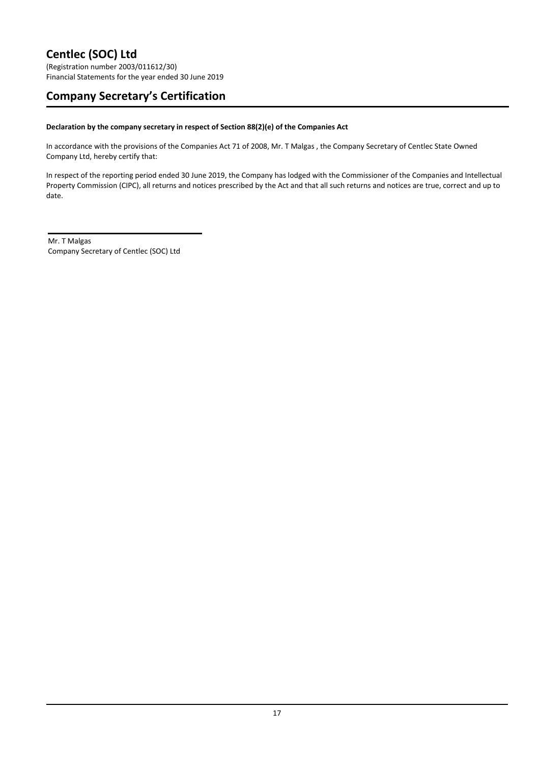# Centlec (SOC) Ltd

(Registration number 2003/011612/30)
Financial Statements for the year ended 30 June 2019

## Company Secretary's Certification

**Declaration by the company secretary in respect of Section 88(2)(e) of the Companies Act**

In accordance with the provisions of the Companies Act 71 of 2008, Mr. T Malgas , the Company Secretary of Centlec State Owned Company Ltd, hereby certify that:

In respect of the reporting period ended 30 June 2019, the Company has lodged with the Commissioner of the Companies and Intellectual Property Commission (CIPC), all returns and notices prescribed by the Act and that all such returns and notices are true, correct and up to date.

Mr. T Malgas
Company Secretary of Centlec (SOC) Ltd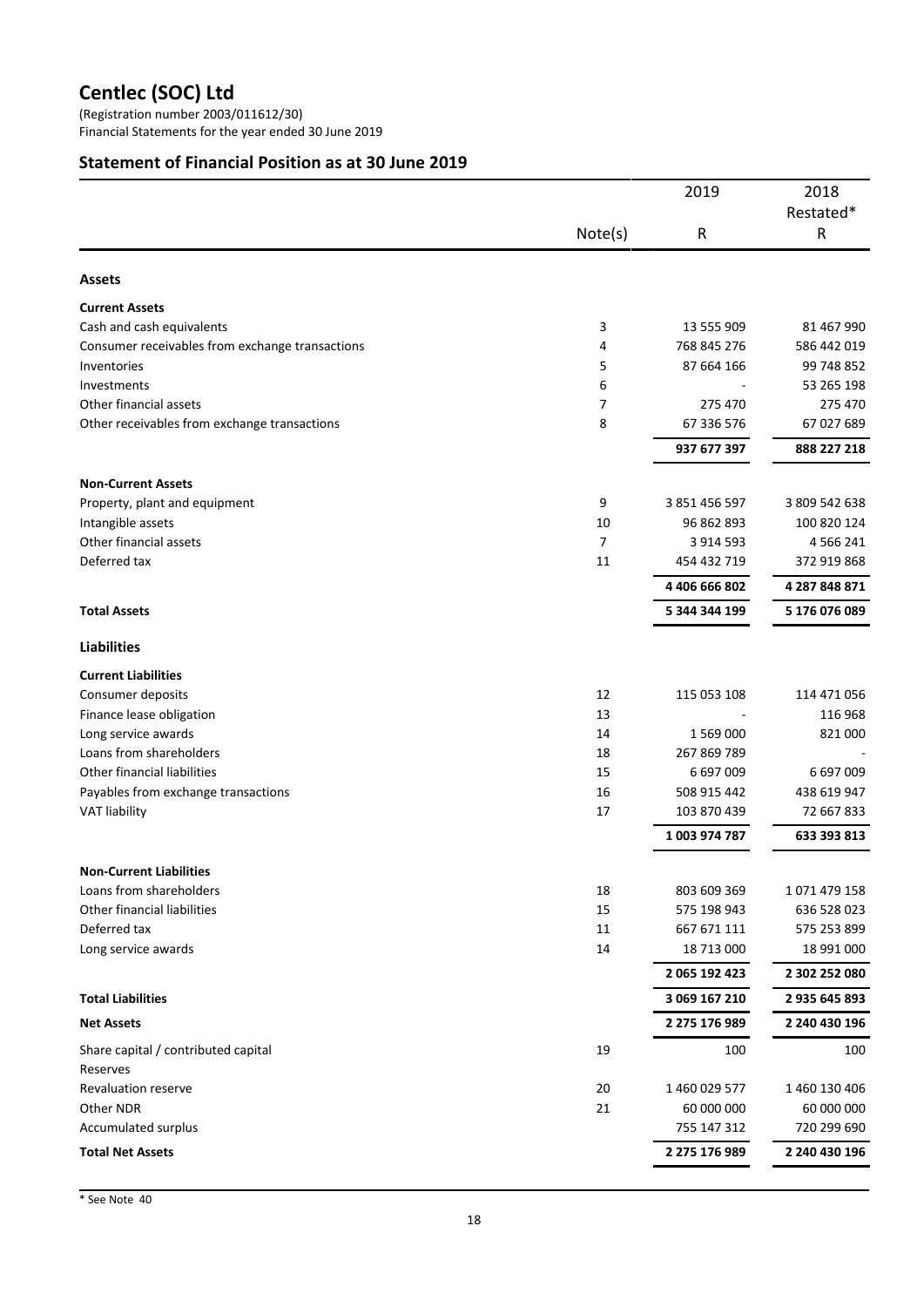# Centlec (SOC) Ltd

(Registration number 2003/011612/30)
Financial Statements for the year ended 30 June 2019

## Statement of Financial Position as at 30 June 2019

| | Note(s) | 2019<br>R | 2018<br>Restated*<br>R |
|---|---|---|---|
| **Assets** | | | |
| **Current Assets** | | | |
| Cash and cash equivalents | 3 | 13 555 909 | 81 467 990 |
| Consumer receivables from exchange transactions | 4 | 768 845 276 | 586 442 019 |
| Inventories | 5 | 87 664 166 | 99 748 852 |
| Investments | 6 | - | 53 265 198 |
| Other financial assets | 7 | 275 470 | 275 470 |
| Other receivables from exchange transactions | 8 | 67 336 576 | 67 027 689 |
| | | **937 677 397** | **888 227 218** |
| **Non-Current Assets** | | | |
| Property, plant and equipment | 9 | 3 851 456 597 | 3 809 542 638 |
| Intangible assets | 10 | 96 862 893 | 100 820 124 |
| Other financial assets | 7 | 3 914 593 | 4 566 241 |
| Deferred tax | 11 | 454 432 719 | 372 919 868 |
| | | **4 406 666 802** | **4 287 848 871** |
| **Total Assets** | | **5 344 344 199** | **5 176 076 089** |
| **Liabilities** | | | |
| **Current Liabilities** | | | |
| Consumer deposits | 12 | 115 053 108 | 114 471 056 |
| Finance lease obligation | 13 | - | 116 968 |
| Long service awards | 14 | 1 569 000 | 821 000 |
| Loans from shareholders | 18 | 267 869 789 | - |
| Other financial liabilities | 15 | 6 697 009 | 6 697 009 |
| Payables from exchange transactions | 16 | 508 915 442 | 438 619 947 |
| VAT liability | 17 | 103 870 439 | 72 667 833 |
| | | **1 003 974 787** | **633 393 813** |
| **Non-Current Liabilities** | | | |
| Loans from shareholders | 18 | 803 609 369 | 1 071 479 158 |
| Other financial liabilities | 15 | 575 198 943 | 636 528 023 |
| Deferred tax | 11 | 667 671 111 | 575 253 899 |
| Long service awards | 14 | 18 713 000 | 18 991 000 |
| | | **2 065 192 423** | **2 302 252 080** |
| **Total Liabilities** | | **3 069 167 210** | **2 935 645 893** |
| **Net Assets** | | **2 275 176 989** | **2 240 430 196** |
| Share capital / contributed capital | 19 | 100 | 100 |
| Reserves | | | |
| Revaluation reserve | 20 | 1 460 029 577 | 1 460 130 406 |
| Other NDR | 21 | 60 000 000 | 60 000 000 |
| Accumulated surplus | | 755 147 312 | 720 299 690 |
| **Total Net Assets** | | **2 275 176 989** | **2 240 430 196** |

\* See Note 40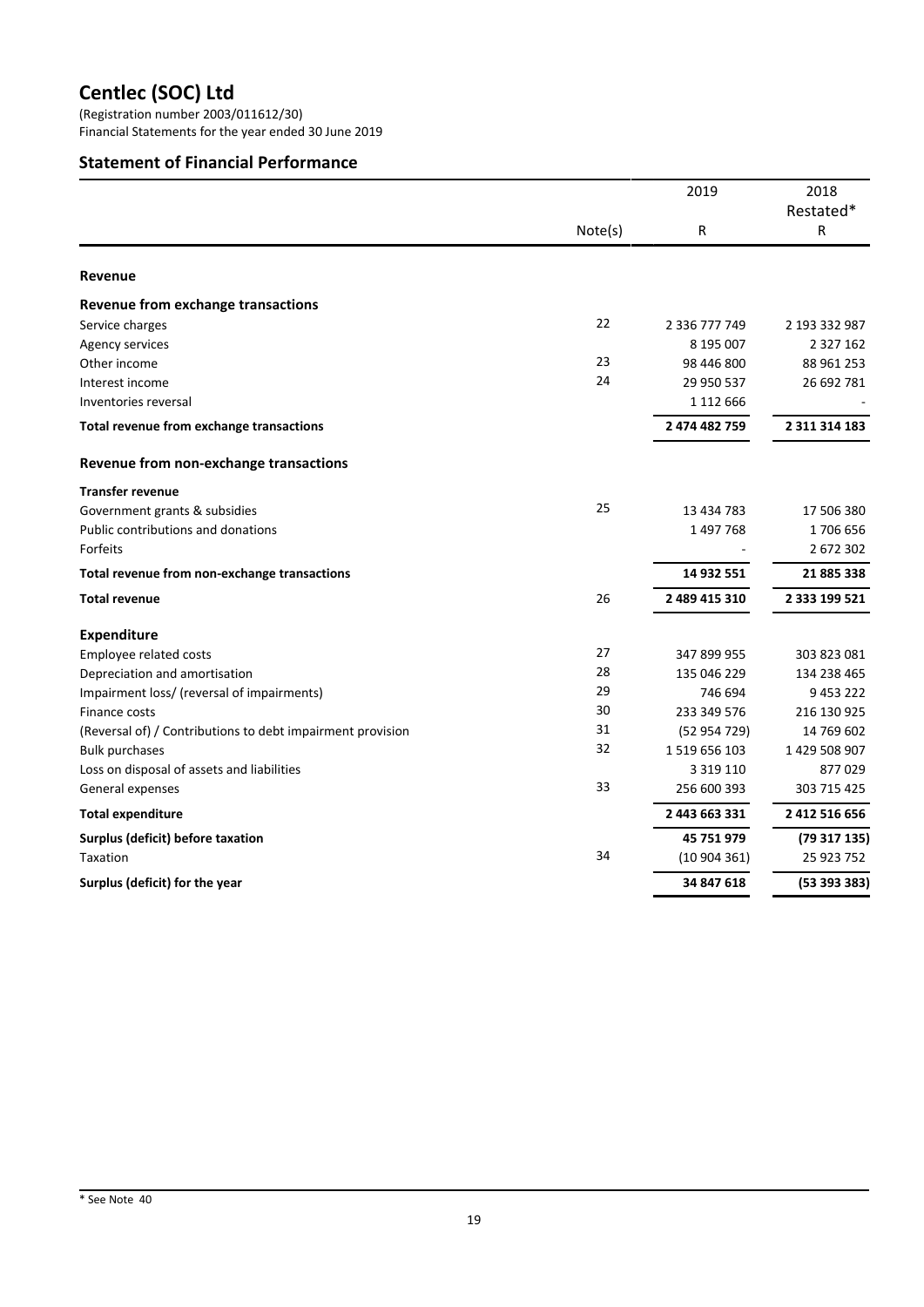# Centlec (SOC) Ltd

(Registration number 2003/011612/30)
Financial Statements for the year ended 30 June 2019

## Statement of Financial Performance

| | Note(s) | 2019<br>R | 2018<br>Restated*<br>R |
|---|---|---|---|
| **Revenue** | | | |
| **Revenue from exchange transactions** | | | |
| Service charges | 22 | 2 336 777 749 | 2 193 332 987 |
| Agency services | | 8 195 007 | 2 327 162 |
| Other income | 23 | 98 446 800 | 88 961 253 |
| Interest income | 24 | 29 950 537 | 26 692 781 |
| Inventories reversal | | 1 112 666 | - |
| **Total revenue from exchange transactions** | | **2 474 482 759** | **2 311 314 183** |
| **Revenue from non-exchange transactions** | | | |
| **Transfer revenue** | | | |
| Government grants & subsidies | 25 | 13 434 783 | 17 506 380 |
| Public contributions and donations | | 1 497 768 | 1 706 656 |
| Forfeits | | - | 2 672 302 |
| **Total revenue from non-exchange transactions** | | **14 932 551** | **21 885 338** |
| **Total revenue** | 26 | **2 489 415 310** | **2 333 199 521** |
| **Expenditure** | | | |
| Employee related costs | 27 | 347 899 955 | 303 823 081 |
| Depreciation and amortisation | 28 | 135 046 229 | 134 238 465 |
| Impairment loss/ (reversal of impairments) | 29 | 746 694 | 9 453 222 |
| Finance costs | 30 | 233 349 576 | 216 130 925 |
| (Reversal of) / Contributions to debt impairment provision | 31 | (52 954 729) | 14 769 602 |
| Bulk purchases | 32 | 1 519 656 103 | 1 429 508 907 |
| Loss on disposal of assets and liabilities | | 3 319 110 | 877 029 |
| General expenses | 33 | 256 600 393 | 303 715 425 |
| **Total expenditure** | | **2 443 663 331** | **2 412 516 656** |
| **Surplus (deficit) before taxation** | | **45 751 979** | **(79 317 135)** |
| Taxation | 34 | (10 904 361) | 25 923 752 |
| **Surplus (deficit) for the year** | | **34 847 618** | **(53 393 383)** |

\* See Note 40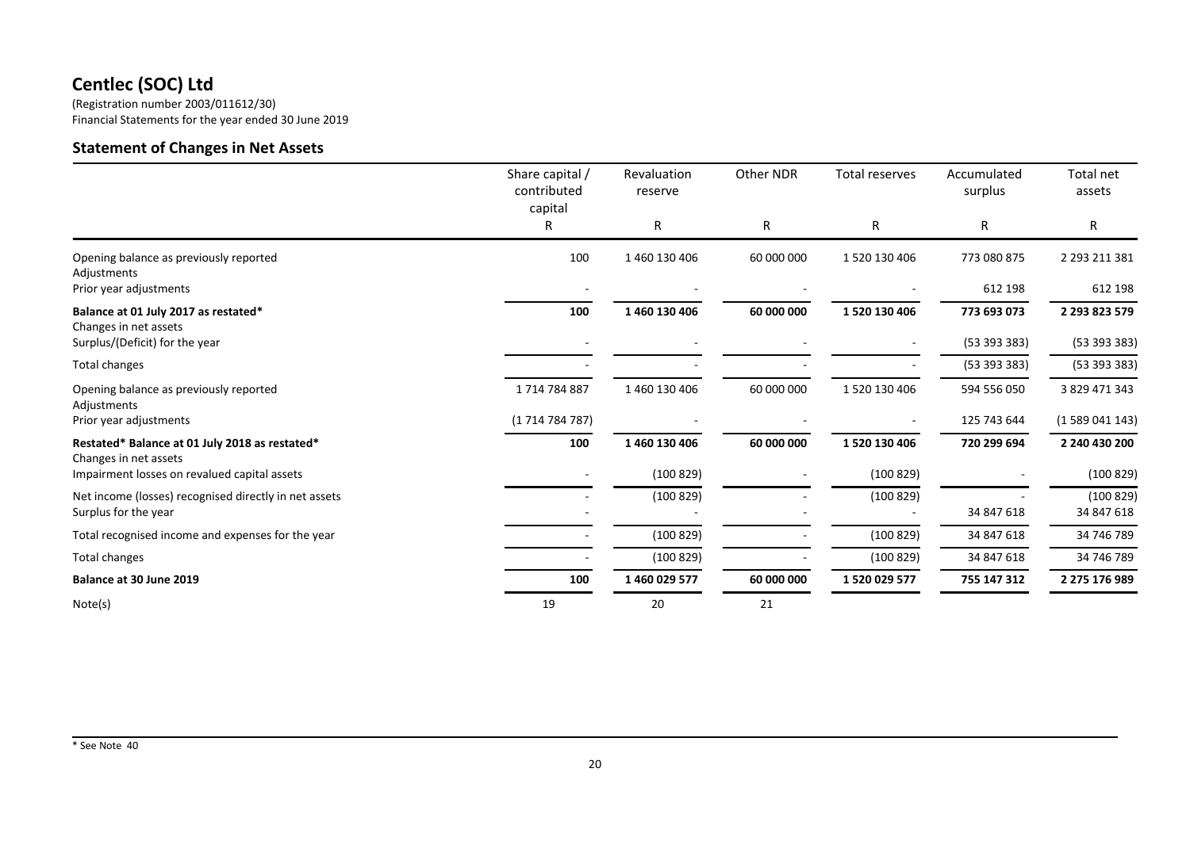# Centlec (SOC) Ltd

(Registration number 2003/011612/30)
Financial Statements for the year ended 30 June 2019

## Statement of Changes in Net Assets

| | Share capital / contributed capital | Revaluation reserve | Other NDR | Total reserves | Accumulated surplus | Total net assets |
|---|---|---|---|---|---|---|
| | R | R | R | R | R | R |
| Opening balance as previously reported | 100 | 1 460 130 406 | 60 000 000 | 1 520 130 406 | 773 080 875 | 2 293 211 381 |
| Adjustments | | | | | | |
| Prior year adjustments | - | - | - | - | 612 198 | 612 198 |
| **Balance at 01 July 2017 as restated*** | **100** | **1 460 130 406** | **60 000 000** | **1 520 130 406** | **773 693 073** | **2 293 823 579** |
| Changes in net assets | | | | | | |
| Surplus/(Deficit) for the year | - | - | - | - | (53 393 383) | (53 393 383) |
| Total changes | - | - | - | - | (53 393 383) | (53 393 383) |
| Opening balance as previously reported | 1 714 784 887 | 1 460 130 406 | 60 000 000 | 1 520 130 406 | 594 556 050 | 3 829 471 343 |
| Adjustments | | | | | | |
| Prior year adjustments | (1 714 784 787) | - | - | - | 125 743 644 | (1 589 041 143) |
| **Restated* Balance at 01 July 2018 as restated*** | **100** | **1 460 130 406** | **60 000 000** | **1 520 130 406** | **720 299 694** | **2 240 430 200** |
| Changes in net assets | | | | | | |
| Impairment losses on revalued capital assets | - | (100 829) | - | (100 829) | - | (100 829) |
| Net income (losses) recognised directly in net assets | - | (100 829) | - | (100 829) | - | (100 829) |
| Surplus for the year | - | - | - | - | 34 847 618 | 34 847 618 |
| Total recognised income and expenses for the year | - | (100 829) | - | (100 829) | 34 847 618 | 34 746 789 |
| Total changes | - | (100 829) | - | (100 829) | 34 847 618 | 34 746 789 |
| **Balance at 30 June 2019** | **100** | **1 460 029 577** | **60 000 000** | **1 520 029 577** | **755 147 312** | **2 275 176 989** |
| Note(s) | 19 | 20 | 21 | | | |

* See Note 40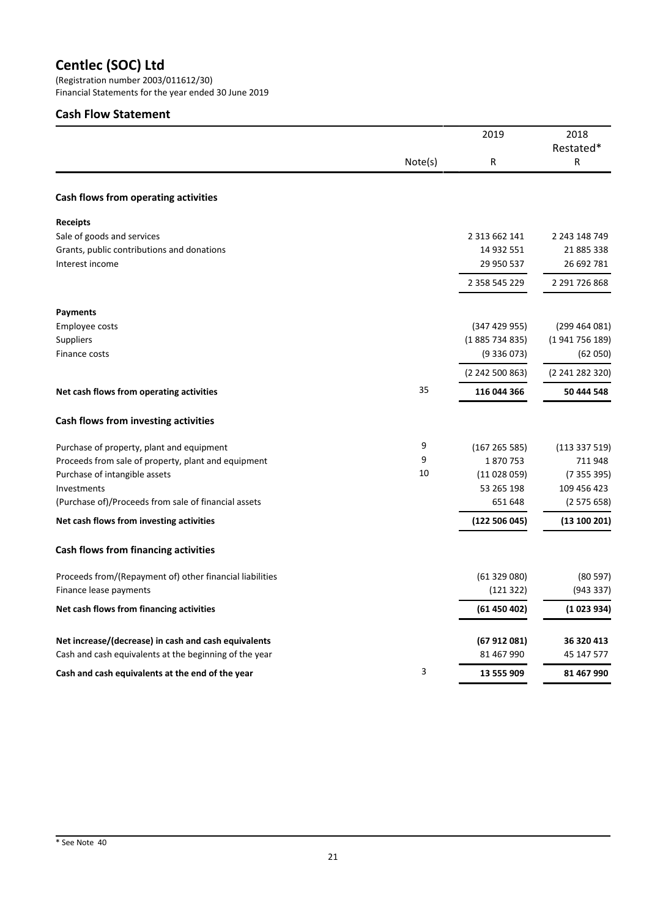# Centlec (SOC) Ltd

(Registration number 2003/011612/30)
Financial Statements for the year ended 30 June 2019

## Cash Flow Statement

| | Note(s) | 2019<br>R | 2018<br>Restated*<br>R |
|---|---|---|---|
| **Cash flows from operating activities** | | | |
| **Receipts** | | | |
| Sale of goods and services | | 2 313 662 141 | 2 243 148 749 |
| Grants, public contributions and donations | | 14 932 551 | 21 885 338 |
| Interest income | | 29 950 537 | 26 692 781 |
| | | 2 358 545 229 | 2 291 726 868 |
| **Payments** | | | |
| Employee costs | | (347 429 955) | (299 464 081) |
| Suppliers | | (1 885 734 835) | (1 941 756 189) |
| Finance costs | | (9 336 073) | (62 050) |
| | | (2 242 500 863) | (2 241 282 320) |
| **Net cash flows from operating activities** | 35 | **116 044 366** | **50 444 548** |
| **Cash flows from investing activities** | | | |
| Purchase of property, plant and equipment | 9 | (167 265 585) | (113 337 519) |
| Proceeds from sale of property, plant and equipment | 9 | 1 870 753 | 711 948 |
| Purchase of intangible assets | 10 | (11 028 059) | (7 355 395) |
| Investments | | 53 265 198 | 109 456 423 |
| (Purchase of)/Proceeds from sale of financial assets | | 651 648 | (2 575 658) |
| **Net cash flows from investing activities** | | **(122 506 045)** | **(13 100 201)** |
| **Cash flows from financing activities** | | | |
| Proceeds from/(Repayment of) other financial liabilities | | (61 329 080) | (80 597) |
| Finance lease payments | | (121 322) | (943 337) |
| **Net cash flows from financing activities** | | **(61 450 402)** | **(1 023 934)** |
| **Net increase/(decrease) in cash and cash equivalents** | | **(67 912 081)** | **36 320 413** |
| Cash and cash equivalents at the beginning of the year | | 81 467 990 | 45 147 577 |
| **Cash and cash equivalents at the end of the year** | 3 | **13 555 909** | **81 467 990** |

* See Note 40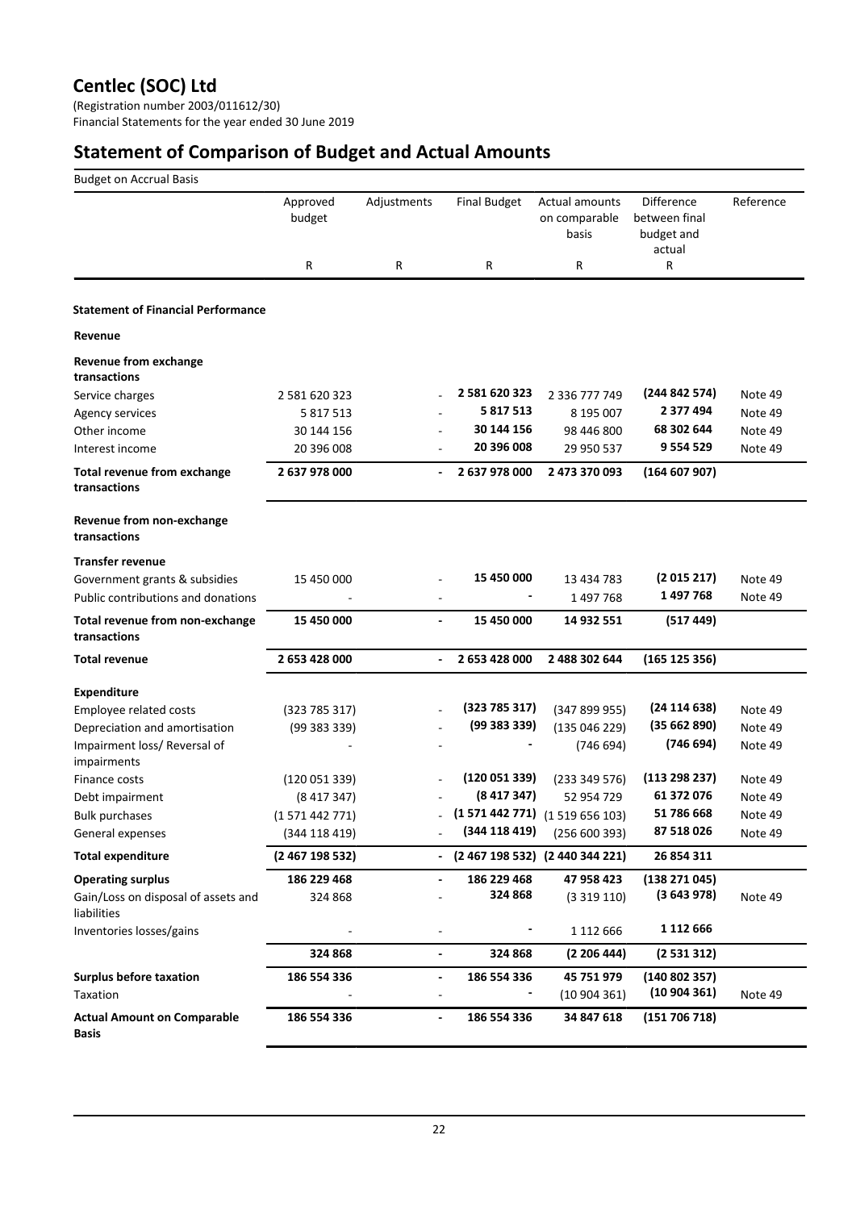# Centlec (SOC) Ltd

(Registration number 2003/011612/30)
Financial Statements for the year ended 30 June 2019

## Statement of Comparison of Budget and Actual Amounts

Budget on Accrual Basis

| | Approved budget | Adjustments | Final Budget | Actual amounts on comparable basis | Difference between final budget and actual | Reference |
|---|---|---|---|---|---|---|
| | R | R | R | R | R | |
| **Statement of Financial Performance** | | | | | | |
| **Revenue** | | | | | | |
| **Revenue from exchange transactions** | | | | | | |
| Service charges | 2 581 620 323 | - | **2 581 620 323** | 2 336 777 749 | **(244 842 574)** | Note 49 |
| Agency services | 5 817 513 | - | **5 817 513** | 8 195 007 | **2 377 494** | Note 49 |
| Other income | 30 144 156 | - | **30 144 156** | 98 446 800 | **68 302 644** | Note 49 |
| Interest income | 20 396 008 | - | **20 396 008** | 29 950 537 | **9 554 529** | Note 49 |
| **Total revenue from exchange transactions** | **2 637 978 000** | **-** | **2 637 978 000** | **2 473 370 093** | **(164 607 907)** | |
| **Revenue from non-exchange transactions** | | | | | | |
| **Transfer revenue** | | | | | | |
| Government grants & subsidies | 15 450 000 | - | **15 450 000** | 13 434 783 | **(2 015 217)** | Note 49 |
| Public contributions and donations | - | - | **-** | 1 497 768 | **1 497 768** | Note 49 |
| **Total revenue from non-exchange transactions** | **15 450 000** | **-** | **15 450 000** | **14 932 551** | **(517 449)** | |
| **Total revenue** | **2 653 428 000** | **-** | **2 653 428 000** | **2 488 302 644** | **(165 125 356)** | |
| **Expenditure** | | | | | | |
| Employee related costs | (323 785 317) | - | **(323 785 317)** | (347 899 955) | **(24 114 638)** | Note 49 |
| Depreciation and amortisation | (99 383 339) | - | **(99 383 339)** | (135 046 229) | **(35 662 890)** | Note 49 |
| Impairment loss/ Reversal of impairments | - | - | **-** | (746 694) | **(746 694)** | Note 49 |
| Finance costs | (120 051 339) | - | **(120 051 339)** | (233 349 576) | **(113 298 237)** | Note 49 |
| Debt impairment | (8 417 347) | - | **(8 417 347)** | 52 954 729 | **61 372 076** | Note 49 |
| Bulk purchases | (1 571 442 771) | - | **(1 571 442 771)** | (1 519 656 103) | **51 786 668** | Note 49 |
| General expenses | (344 118 419) | - | **(344 118 419)** | (256 600 393) | **87 518 026** | Note 49 |
| **Total expenditure** | **(2 467 198 532)** | **-** | **(2 467 198 532)** | **(2 440 344 221)** | **26 854 311** | |
| **Operating surplus** | **186 229 468** | **-** | **186 229 468** | **47 958 423** | **(138 271 045)** | |
| Gain/Loss on disposal of assets and liabilities | 324 868 | - | **324 868** | (3 319 110) | **(3 643 978)** | Note 49 |
| Inventories losses/gains | - | - | **-** | 1 112 666 | **1 112 666** | |
| | **324 868** | **-** | **324 868** | **(2 206 444)** | **(2 531 312)** | |
| **Surplus before taxation** | **186 554 336** | **-** | **186 554 336** | **45 751 979** | **(140 802 357)** | |
| Taxation | - | - | **-** | (10 904 361) | **(10 904 361)** | Note 49 |
| **Actual Amount on Comparable Basis** | **186 554 336** | **-** | **186 554 336** | **34 847 618** | **(151 706 718)** | |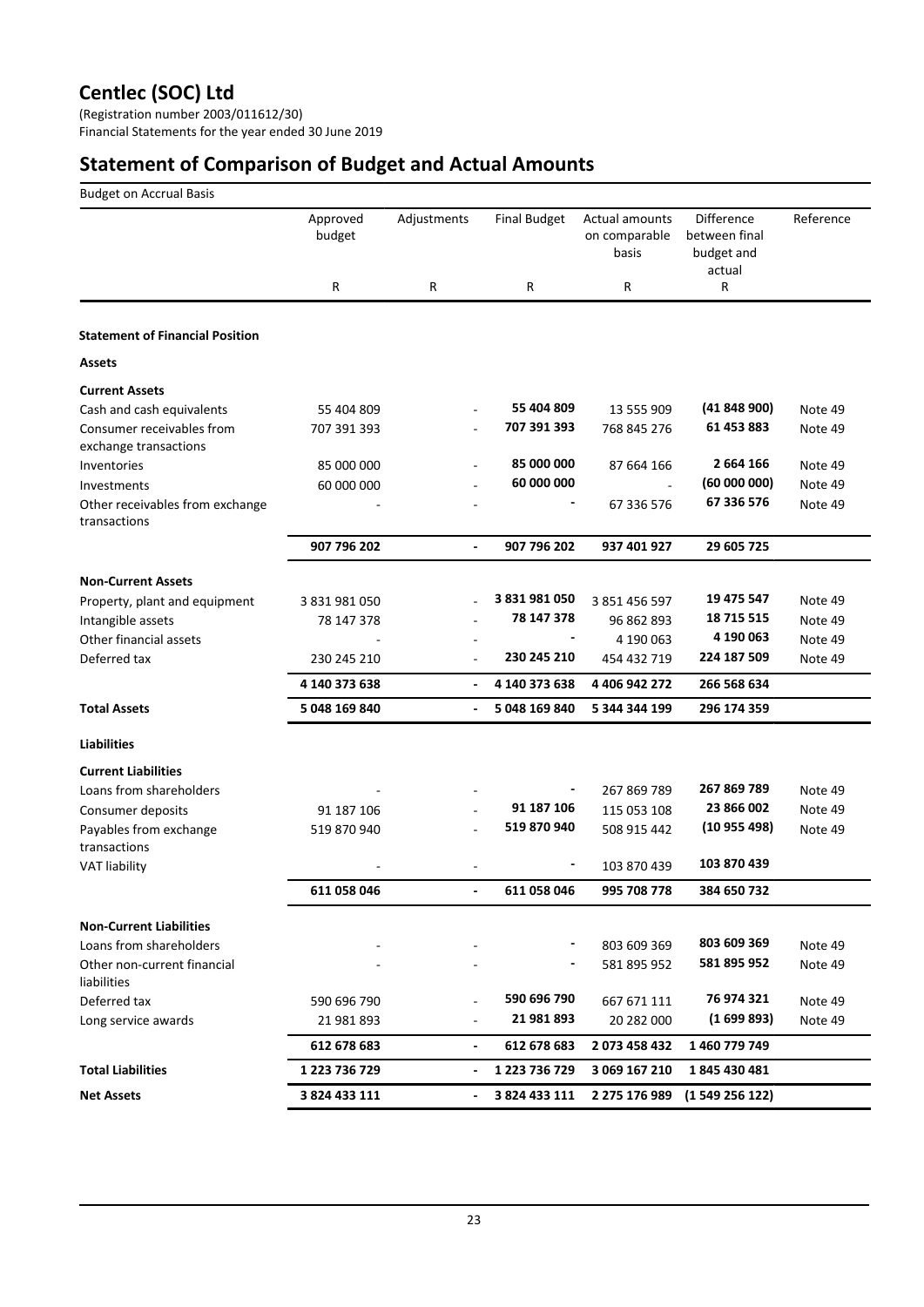# Centlec (SOC) Ltd

(Registration number 2003/011612/30)
Financial Statements for the year ended 30 June 2019

## Statement of Comparison of Budget and Actual Amounts

Budget on Accrual Basis

| | Approved budget | Adjustments | Final Budget | Actual amounts on comparable basis | Difference between final budget and actual | Reference |
|---|---|---|---|---|---|---|
| | R | R | R | R | R | |
| **Statement of Financial Position** | | | | | | |
| **Assets** | | | | | | |
| **Current Assets** | | | | | | |
| Cash and cash equivalents | 55 404 809 | - | **55 404 809** | 13 555 909 | **(41 848 900)** | Note 49 |
| Consumer receivables from exchange transactions | 707 391 393 | - | **707 391 393** | 768 845 276 | **61 453 883** | Note 49 |
| Inventories | 85 000 000 | - | **85 000 000** | 87 664 166 | **2 664 166** | Note 49 |
| Investments | 60 000 000 | - | **60 000 000** | - | **(60 000 000)** | Note 49 |
| Other receivables from exchange transactions | - | - | **-** | 67 336 576 | **67 336 576** | Note 49 |
| | **907 796 202** | **-** | **907 796 202** | **937 401 927** | **29 605 725** | |
| **Non-Current Assets** | | | | | | |
| Property, plant and equipment | 3 831 981 050 | - | **3 831 981 050** | 3 851 456 597 | **19 475 547** | Note 49 |
| Intangible assets | 78 147 378 | - | **78 147 378** | 96 862 893 | **18 715 515** | Note 49 |
| Other financial assets | - | - | **-** | 4 190 063 | **4 190 063** | Note 49 |
| Deferred tax | 230 245 210 | - | **230 245 210** | 454 432 719 | **224 187 509** | Note 49 |
| | **4 140 373 638** | **-** | **4 140 373 638** | **4 406 942 272** | **266 568 634** | |
| **Total Assets** | **5 048 169 840** | **-** | **5 048 169 840** | **5 344 344 199** | **296 174 359** | |
| **Liabilities** | | | | | | |
| **Current Liabilities** | | | | | | |
| Loans from shareholders | - | - | **-** | 267 869 789 | **267 869 789** | Note 49 |
| Consumer deposits | 91 187 106 | - | **91 187 106** | 115 053 108 | **23 866 002** | Note 49 |
| Payables from exchange transactions | 519 870 940 | - | **519 870 940** | 508 915 442 | **(10 955 498)** | Note 49 |
| VAT liability | - | - | **-** | 103 870 439 | **103 870 439** | |
| | **611 058 046** | **-** | **611 058 046** | **995 708 778** | **384 650 732** | |
| **Non-Current Liabilities** | | | | | | |
| Loans from shareholders | - | - | **-** | 803 609 369 | **803 609 369** | Note 49 |
| Other non-current financial liabilities | - | - | **-** | 581 895 952 | **581 895 952** | Note 49 |
| Deferred tax | 590 696 790 | - | **590 696 790** | 667 671 111 | **76 974 321** | Note 49 |
| Long service awards | 21 981 893 | - | **21 981 893** | 20 282 000 | **(1 699 893)** | Note 49 |
| | **612 678 683** | **-** | **612 678 683** | **2 073 458 432** | **1 460 779 749** | |
| **Total Liabilities** | **1 223 736 729** | **-** | **1 223 736 729** | **3 069 167 210** | **1 845 430 481** | |
| **Net Assets** | **3 824 433 111** | **-** | **3 824 433 111** | **2 275 176 989** | **(1 549 256 122)** | |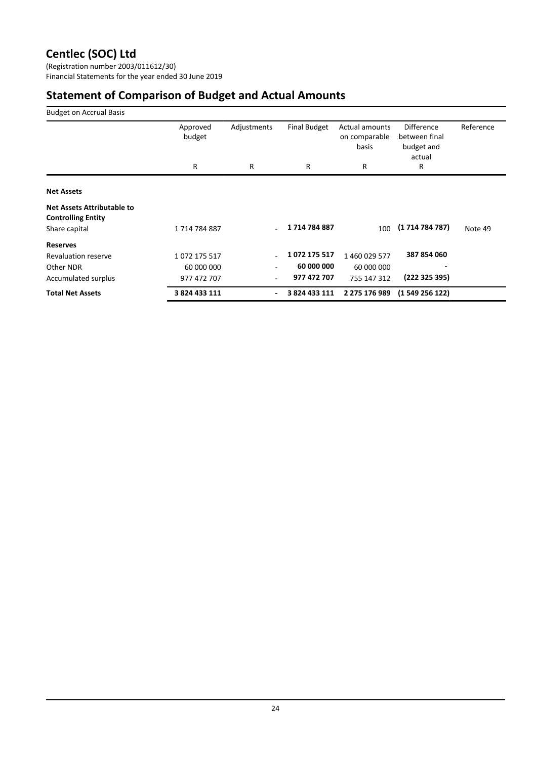# Centlec (SOC) Ltd

(Registration number 2003/011612/30)
Financial Statements for the year ended 30 June 2019

## Statement of Comparison of Budget and Actual Amounts

Budget on Accrual Basis

| | Approved budget | Adjustments | Final Budget | Actual amounts on comparable basis | Difference between final budget and actual | Reference |
|---|---|---|---|---|---|---|
| | R | R | R | R | R | |
| **Net Assets** | | | | | | |
| **Net Assets Attributable to Controlling Entity** | | | | | | |
| Share capital | 1 714 784 887 | - | **1 714 784 887** | 100 | **(1 714 784 787)** | Note 49 |
| **Reserves** | | | | | | |
| Revaluation reserve | 1 072 175 517 | - | **1 072 175 517** | 1 460 029 577 | **387 854 060** | |
| Other NDR | 60 000 000 | - | **60 000 000** | 60 000 000 | **-** | |
| Accumulated surplus | 977 472 707 | - | **977 472 707** | 755 147 312 | **(222 325 395)** | |
| **Total Net Assets** | **3 824 433 111** | **-** | **3 824 433 111** | **2 275 176 989** | **(1 549 256 122)** | |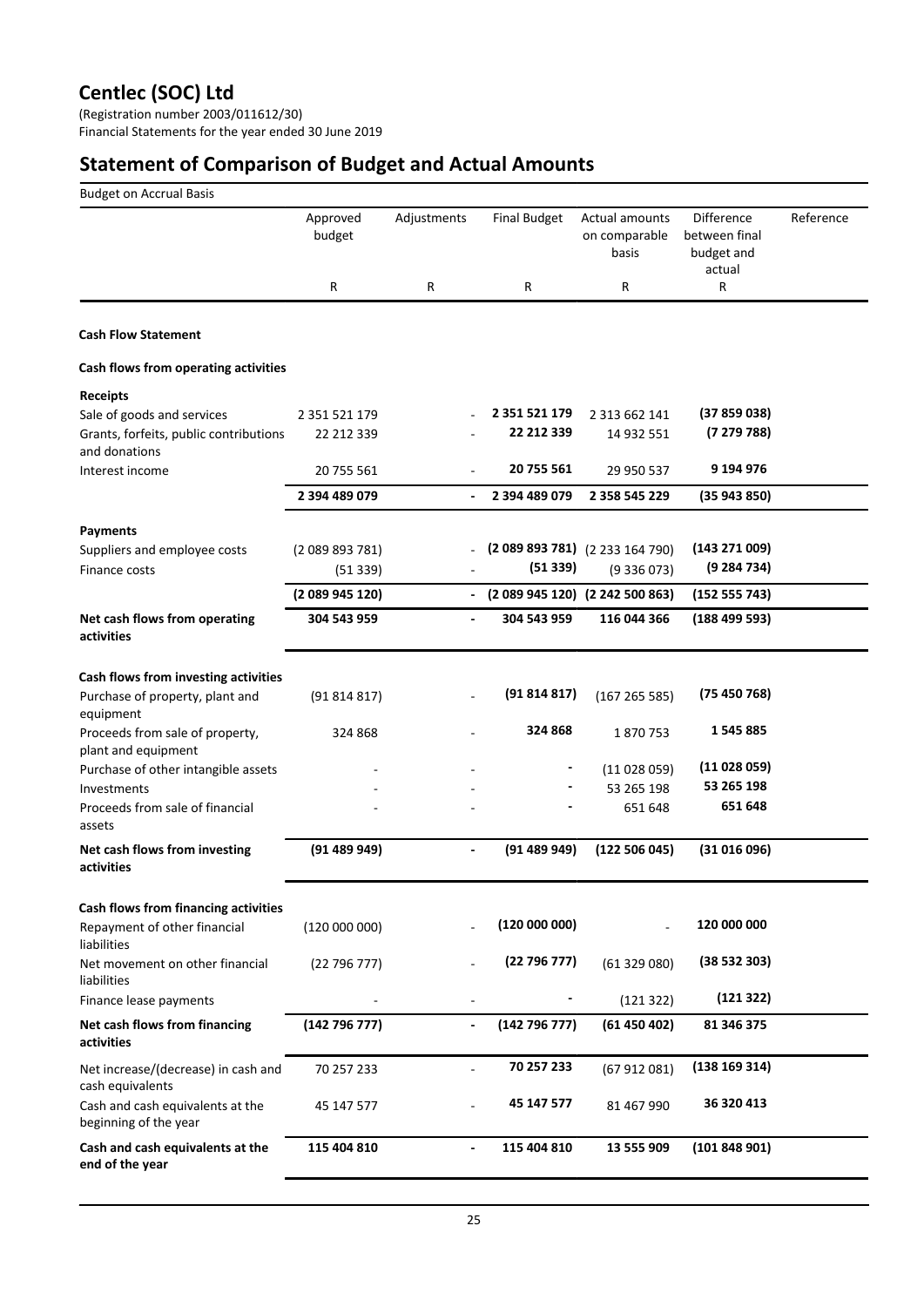# Centlec (SOC) Ltd

(Registration number 2003/011612/30)
Financial Statements for the year ended 30 June 2019

## Statement of Comparison of Budget and Actual Amounts

Budget on Accrual Basis

| | Approved budget | Adjustments | Final Budget | Actual amounts on comparable basis | Difference between final budget and actual | Reference |
|---|---|---|---|---|---|---|
| | R | R | R | R | R | |
| **Cash Flow Statement** | | | | | | |
| **Cash flows from operating activities** | | | | | | |
| **Receipts** | | | | | | |
| Sale of goods and services | 2 351 521 179 | - | **2 351 521 179** | 2 313 662 141 | **(37 859 038)** | |
| Grants, forfeits, public contributions and donations | 22 212 339 | - | **22 212 339** | 14 932 551 | **(7 279 788)** | |
| Interest income | 20 755 561 | - | **20 755 561** | 29 950 537 | **9 194 976** | |
| | **2 394 489 079** | **-** | **2 394 489 079** | **2 358 545 229** | **(35 943 850)** | |
| **Payments** | | | | | | |
| Suppliers and employee costs | (2 089 893 781) | - | **(2 089 893 781)** | (2 233 164 790) | **(143 271 009)** | |
| Finance costs | (51 339) | - | **(51 339)** | (9 336 073) | **(9 284 734)** | |
| | **(2 089 945 120)** | **-** | **(2 089 945 120)** | **(2 242 500 863)** | **(152 555 743)** | |
| **Net cash flows from operating activities** | **304 543 959** | **-** | **304 543 959** | **116 044 366** | **(188 499 593)** | |
| **Cash flows from investing activities** | | | | | | |
| Purchase of property, plant and equipment | (91 814 817) | - | **(91 814 817)** | (167 265 585) | **(75 450 768)** | |
| Proceeds from sale of property, plant and equipment | 324 868 | - | **324 868** | 1 870 753 | **1 545 885** | |
| Purchase of other intangible assets | - | - | **-** | (11 028 059) | **(11 028 059)** | |
| Investments | - | - | **-** | 53 265 198 | **53 265 198** | |
| Proceeds from sale of financial assets | - | - | **-** | 651 648 | **651 648** | |
| **Net cash flows from investing activities** | **(91 489 949)** | **-** | **(91 489 949)** | **(122 506 045)** | **(31 016 096)** | |
| **Cash flows from financing activities** | | | | | | |
| Repayment of other financial liabilities | (120 000 000) | - | **(120 000 000)** | - | **120 000 000** | |
| Net movement on other financial liabilities | (22 796 777) | - | **(22 796 777)** | (61 329 080) | **(38 532 303)** | |
| Finance lease payments | - | - | **-** | (121 322) | **(121 322)** | |
| **Net cash flows from financing activities** | **(142 796 777)** | **-** | **(142 796 777)** | **(61 450 402)** | **81 346 375** | |
| Net increase/(decrease) in cash and cash equivalents | 70 257 233 | - | **70 257 233** | (67 912 081) | **(138 169 314)** | |
| Cash and cash equivalents at the beginning of the year | 45 147 577 | - | **45 147 577** | 81 467 990 | **36 320 413** | |
| **Cash and cash equivalents at the end of the year** | **115 404 810** | **-** | **115 404 810** | **13 555 909** | **(101 848 901)** | |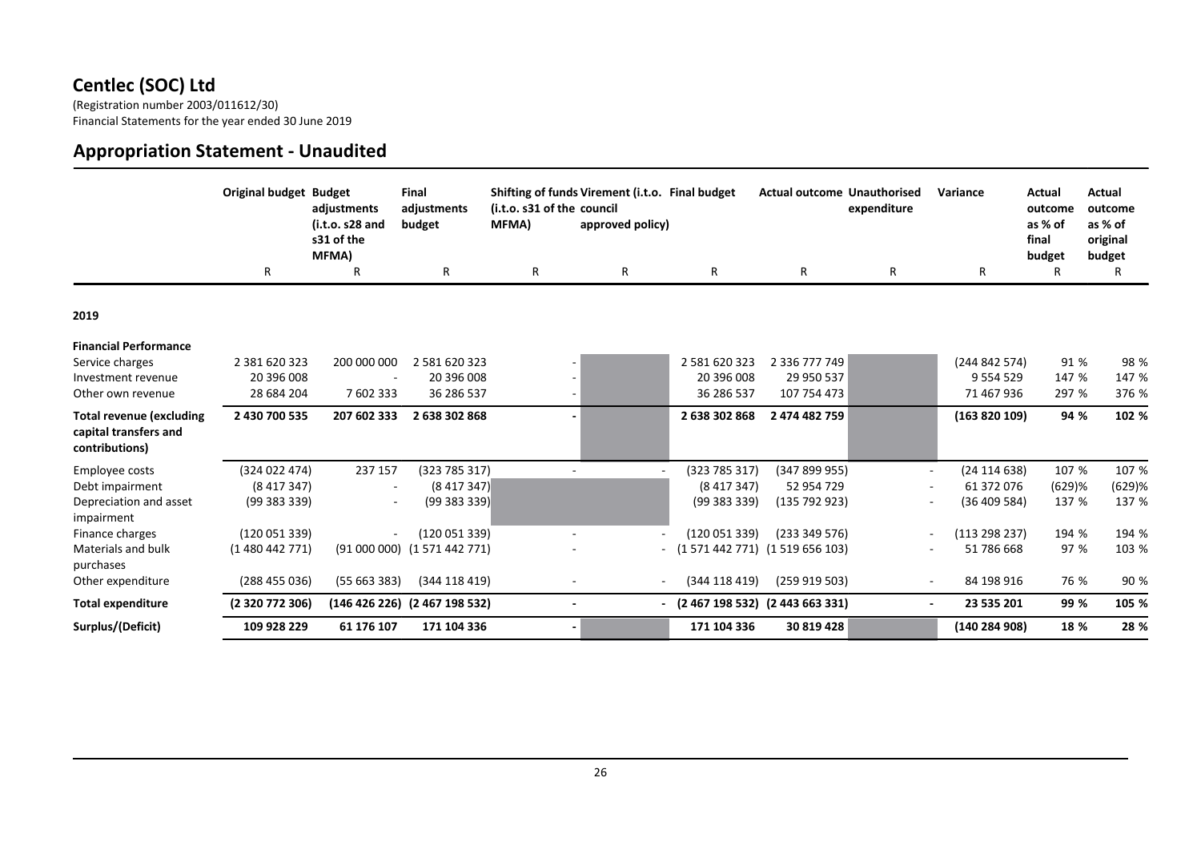# Centlec (SOC) Ltd

(Registration number 2003/011612/30)
Financial Statements for the year ended 30 June 2019

## Appropriation Statement - Unaudited

| | Original budget | Budget adjustments (i.t.o. s28 and s31 of the MFMA) | Final adjustments budget | Shifting of funds (i.t.o. s31 of the MFMA) | Virement (i.t.o. council approved policy) | Final budget | Actual outcome | Unauthorised expenditure | Variance | Actual outcome as % of final budget | Actual outcome as % of original budget |
|---|---|---|---|---|---|---|---|---|---|---|---|
| | R | R | R | R | R | R | R | R | R | R | R |
| **2019** | | | | | | | | | | | |
| **Financial Performance** | | | | | | | | | | | |
| Service charges | 2 381 620 323 | 200 000 000 | 2 581 620 323 | - | | 2 581 620 323 | 2 336 777 749 | | (244 842 574) | 91 % | 98 % |
| Investment revenue | 20 396 008 | - | 20 396 008 | - | | 20 396 008 | 29 950 537 | | 9 554 529 | 147 % | 147 % |
| Other own revenue | 28 684 204 | 7 602 333 | 36 286 537 | - | | 36 286 537 | 107 754 473 | | 71 467 936 | 297 % | 376 % |
| **Total revenue (excluding capital transfers and contributions)** | **2 430 700 535** | **207 602 333** | **2 638 302 868** | **-** | | **2 638 302 868** | **2 474 482 759** | | **(163 820 109)** | **94 %** | **102 %** |
| Employee costs | (324 022 474) | 237 157 | (323 785 317) | - | - | (323 785 317) | (347 899 955) | - | (24 114 638) | 107 % | 107 % |
| Debt impairment | (8 417 347) | - | (8 417 347) | | | (8 417 347) | 52 954 729 | - | 61 372 076 | (629)% | (629)% |
| Depreciation and asset impairment | (99 383 339) | - | (99 383 339) | | | (99 383 339) | (135 792 923) | - | (36 409 584) | 137 % | 137 % |
| Finance charges | (120 051 339) | - | (120 051 339) | - | - | (120 051 339) | (233 349 576) | - | (113 298 237) | 194 % | 194 % |
| Materials and bulk purchases | (1 480 442 771) | (91 000 000) | (1 571 442 771) | - | - | (1 571 442 771) | (1 519 656 103) | - | 51 786 668 | 97 % | 103 % |
| Other expenditure | (288 455 036) | (55 663 383) | (344 118 419) | - | - | (344 118 419) | (259 919 503) | - | 84 198 916 | 76 % | 90 % |
| **Total expenditure** | **(2 320 772 306)** | **(146 426 226)** | **(2 467 198 532)** | **-** | **-** | **(2 467 198 532)** | **(2 443 663 331)** | **-** | **23 535 201** | **99 %** | **105 %** |
| **Surplus/(Deficit)** | **109 928 229** | **61 176 107** | **171 104 336** | **-** | | **171 104 336** | **30 819 428** | | **(140 284 908)** | **18 %** | **28 %** |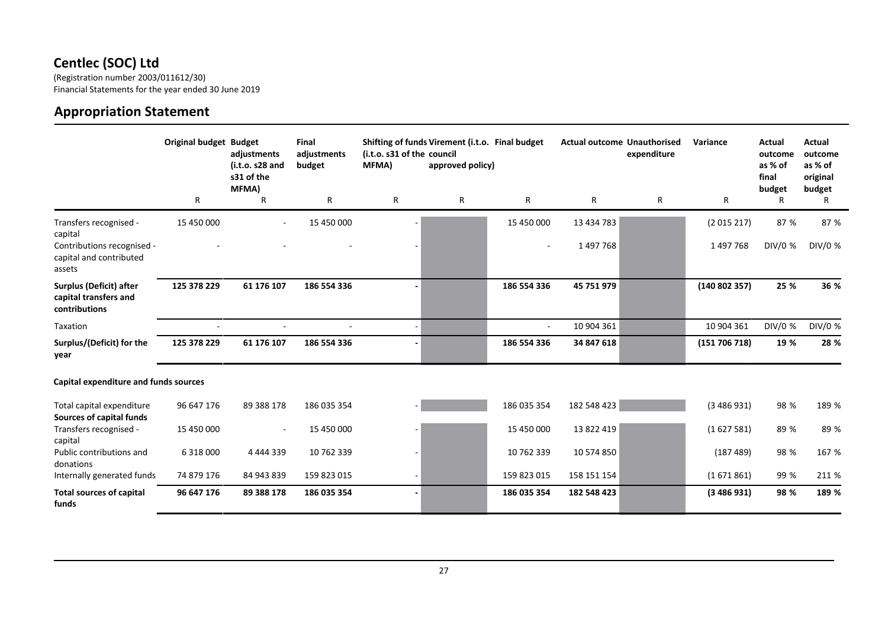# Centlec (SOC) Ltd

(Registration number 2003/011612/30)
Financial Statements for the year ended 30 June 2019

## Appropriation Statement

| | Original budget | Budget adjustments (i.t.o. s28 and s31 of the MFMA) | Final adjustments budget | Shifting of funds (i.t.o. s31 of the MFMA) | Virement (i.t.o. council approved policy) | Final budget | Actual outcome | Unauthorised expenditure | Variance | Actual outcome as % of final budget | Actual outcome as % of original budget |
|---|---|---|---|---|---|---|---|---|---|---|---|
| | R | R | R | R | R | R | R | R | R | R | R |
| Transfers recognised - capital | 15 450 000 | - | 15 450 000 | - | | 15 450 000 | 13 434 783 | | (2 015 217) | 87 % | 87 % |
| Contributions recognised - capital and contributed assets | - | - | - | - | | - | 1 497 768 | | 1 497 768 | DIV/0 % | DIV/0 % |
| **Surplus (Deficit) after capital transfers and contributions** | **125 378 229** | **61 176 107** | **186 554 336** | **-** | | **186 554 336** | **45 751 979** | | **(140 802 357)** | **25 %** | **36 %** |
| Taxation | - | - | - | - | | - | 10 904 361 | | 10 904 361 | DIV/0 % | DIV/0 % |
| **Surplus/(Deficit) for the year** | **125 378 229** | **61 176 107** | **186 554 336** | **-** | | **186 554 336** | **34 847 618** | | **(151 706 718)** | **19 %** | **28 %** |
| **Capital expenditure and funds sources** | | | | | | | | | | | |
| Total capital expenditure | 96 647 176 | 89 388 178 | 186 035 354 | - | | 186 035 354 | 182 548 423 | | (3 486 931) | 98 % | 189 % |
| **Sources of capital funds** | | | | | | | | | | | |
| Transfers recognised - capital | 15 450 000 | - | 15 450 000 | - | | 15 450 000 | 13 822 419 | | (1 627 581) | 89 % | 89 % |
| Public contributions and donations | 6 318 000 | 4 444 339 | 10 762 339 | - | | 10 762 339 | 10 574 850 | | (187 489) | 98 % | 167 % |
| Internally generated funds | 74 879 176 | 84 943 839 | 159 823 015 | - | | 159 823 015 | 158 151 154 | | (1 671 861) | 99 % | 211 % |
| **Total sources of capital funds** | **96 647 176** | **89 388 178** | **186 035 354** | **-** | | **186 035 354** | **182 548 423** | | **(3 486 931)** | **98 %** | **189 %** |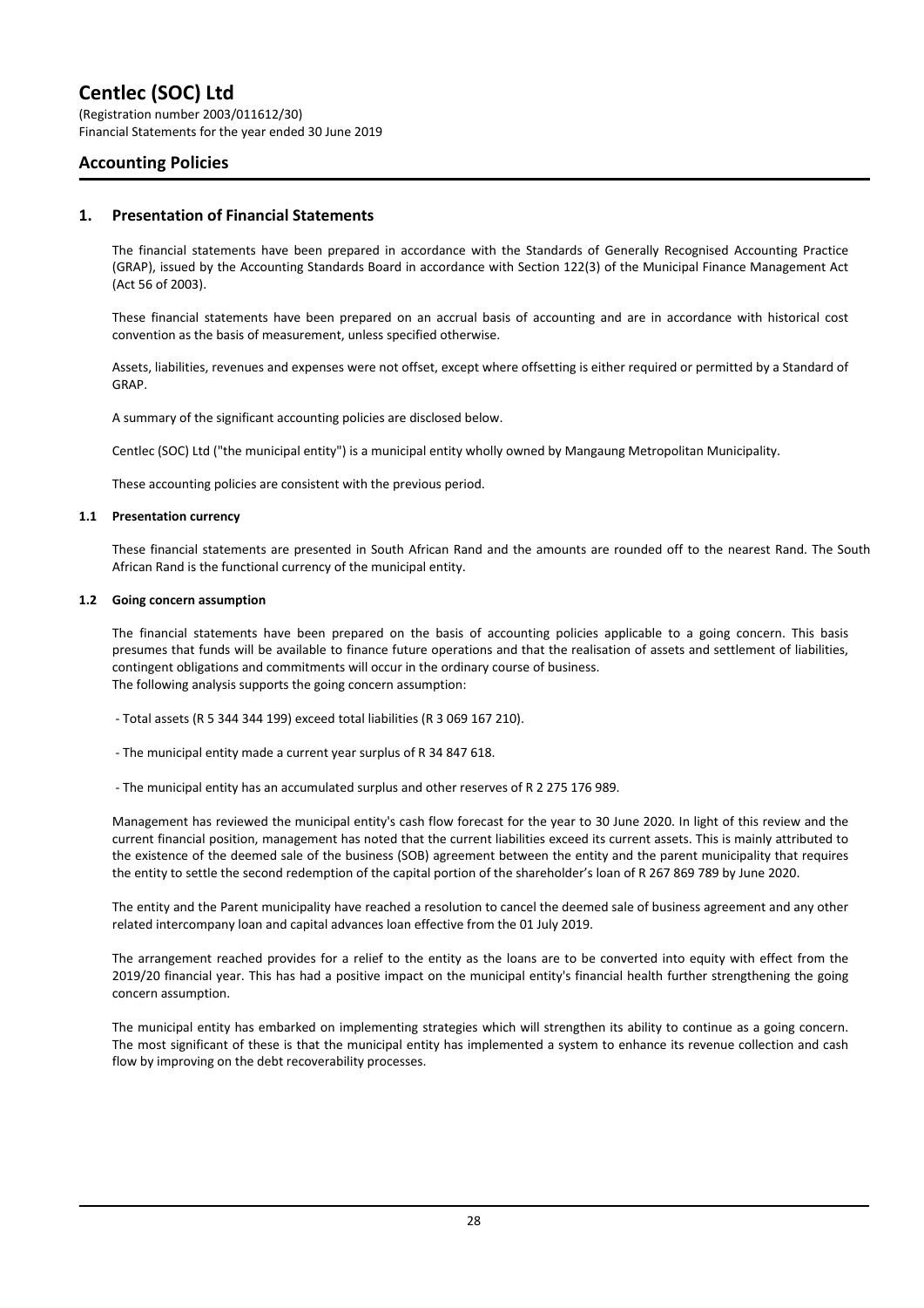# Centlec (SOC) Ltd

(Registration number 2003/011612/30)
Financial Statements for the year ended 30 June 2019

## Accounting Policies

### 1. Presentation of Financial Statements

The financial statements have been prepared in accordance with the Standards of Generally Recognised Accounting Practice (GRAP), issued by the Accounting Standards Board in accordance with Section 122(3) of the Municipal Finance Management Act (Act 56 of 2003).

These financial statements have been prepared on an accrual basis of accounting and are in accordance with historical cost convention as the basis of measurement, unless specified otherwise.

Assets, liabilities, revenues and expenses were not offset, except where offsetting is either required or permitted by a Standard of GRAP.

A summary of the significant accounting policies are disclosed below.

Centlec (SOC) Ltd ("the municipal entity") is a municipal entity wholly owned by Mangaung Metropolitan Municipality.

These accounting policies are consistent with the previous period.

#### 1.1 Presentation currency

These financial statements are presented in South African Rand and the amounts are rounded off to the nearest Rand. The South African Rand is the functional currency of the municipal entity.

#### 1.2 Going concern assumption

The financial statements have been prepared on the basis of accounting policies applicable to a going concern. This basis presumes that funds will be available to finance future operations and that the realisation of assets and settlement of liabilities, contingent obligations and commitments will occur in the ordinary course of business.
The following analysis supports the going concern assumption:

- Total assets (R 5 344 344 199) exceed total liabilities (R 3 069 167 210).

- The municipal entity made a current year surplus of R 34 847 618.

- The municipal entity has an accumulated surplus and other reserves of R 2 275 176 989.

Management has reviewed the municipal entity's cash flow forecast for the year to 30 June 2020. In light of this review and the current financial position, management has noted that the current liabilities exceed its current assets. This is mainly attributed to the existence of the deemed sale of the business (SOB) agreement between the entity and the parent municipality that requires the entity to settle the second redemption of the capital portion of the shareholder's loan of R 267 869 789 by June 2020.

The entity and the Parent municipality have reached a resolution to cancel the deemed sale of business agreement and any other related intercompany loan and capital advances loan effective from the 01 July 2019.

The arrangement reached provides for a relief to the entity as the loans are to be converted into equity with effect from the 2019/20 financial year. This has had a positive impact on the municipal entity's financial health further strengthening the going concern assumption.

The municipal entity has embarked on implementing strategies which will strengthen its ability to continue as a going concern. The most significant of these is that the municipal entity has implemented a system to enhance its revenue collection and cash flow by improving on the debt recoverability processes.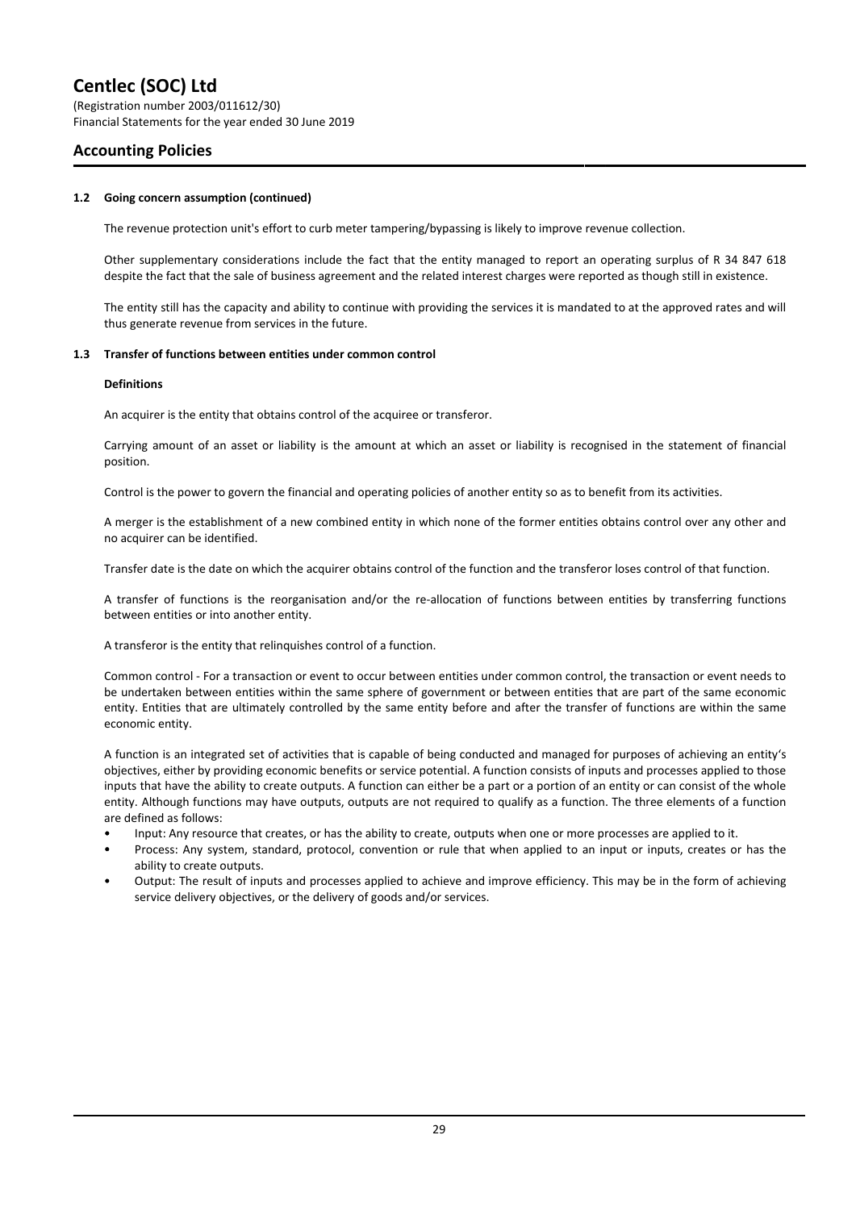#### 1.2 Going concern assumption (continued)

The revenue protection unit's effort to curb meter tampering/bypassing is likely to improve revenue collection.

Other supplementary considerations include the fact that the entity managed to report an operating surplus of R 34 847 618 despite the fact that the sale of business agreement and the related interest charges were reported as though still in existence.

The entity still has the capacity and ability to continue with providing the services it is mandated to at the approved rates and will thus generate revenue from services in the future.

#### 1.3 Transfer of functions between entities under common control

**Definitions**

An acquirer is the entity that obtains control of the acquiree or transferor.

Carrying amount of an asset or liability is the amount at which an asset or liability is recognised in the statement of financial position.

Control is the power to govern the financial and operating policies of another entity so as to benefit from its activities.

A merger is the establishment of a new combined entity in which none of the former entities obtains control over any other and no acquirer can be identified.

Transfer date is the date on which the acquirer obtains control of the function and the transferor loses control of that function.

A transfer of functions is the reorganisation and/or the re-allocation of functions between entities by transferring functions between entities or into another entity.

A transferor is the entity that relinquishes control of a function.

Common control - For a transaction or event to occur between entities under common control, the transaction or event needs to be undertaken between entities within the same sphere of government or between entities that are part of the same economic entity. Entities that are ultimately controlled by the same entity before and after the transfer of functions are within the same economic entity.

A function is an integrated set of activities that is capable of being conducted and managed for purposes of achieving an entity's objectives, either by providing economic benefits or service potential. A function consists of inputs and processes applied to those inputs that have the ability to create outputs. A function can either be a part or a portion of an entity or can consist of the whole entity. Although functions may have outputs, outputs are not required to qualify as a function. The three elements of a function are defined as follows:

- Input: Any resource that creates, or has the ability to create, outputs when one or more processes are applied to it.
- Process: Any system, standard, protocol, convention or rule that when applied to an input or inputs, creates or has the ability to create outputs.
- Output: The result of inputs and processes applied to achieve and improve efficiency. This may be in the form of achieving service delivery objectives, or the delivery of goods and/or services.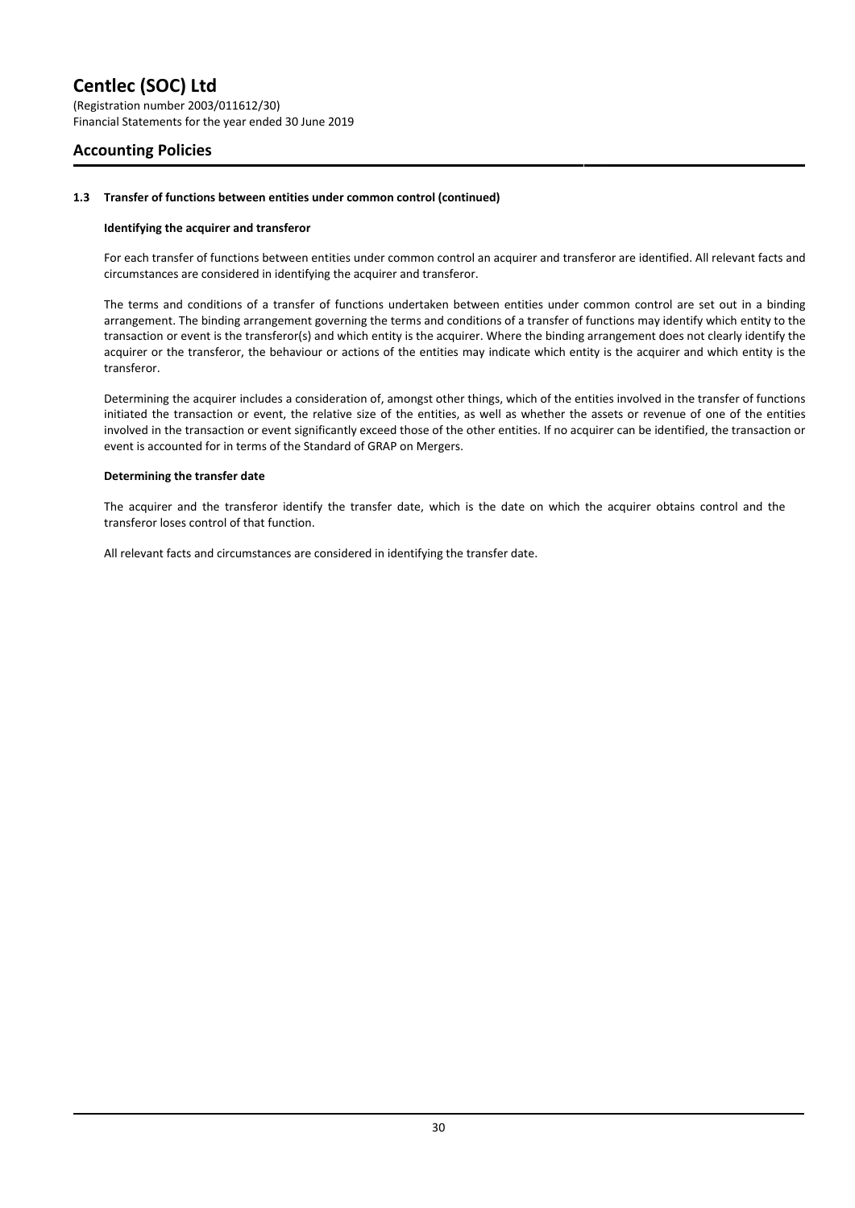# Centlec (SOC) Ltd

(Registration number 2003/011612/30)
Financial Statements for the year ended 30 June 2019

## Accounting Policies

### 1.3 Transfer of functions between entities under common control (continued)

**Identifying the acquirer and transferor**

For each transfer of functions between entities under common control an acquirer and transferor are identified. All relevant facts and circumstances are considered in identifying the acquirer and transferor.

The terms and conditions of a transfer of functions undertaken between entities under common control are set out in a binding arrangement. The binding arrangement governing the terms and conditions of a transfer of functions may identify which entity to the transaction or event is the transferor(s) and which entity is the acquirer. Where the binding arrangement does not clearly identify the acquirer or the transferor, the behaviour or actions of the entities may indicate which entity is the acquirer and which entity is the transferor.

Determining the acquirer includes a consideration of, amongst other things, which of the entities involved in the transfer of functions initiated the transaction or event, the relative size of the entities, as well as whether the assets or revenue of one of the entities involved in the transaction or event significantly exceed those of the other entities. If no acquirer can be identified, the transaction or event is accounted for in terms of the Standard of GRAP on Mergers.

**Determining the transfer date**

The acquirer and the transferor identify the transfer date, which is the date on which the acquirer obtains control and the transferor loses control of that function.

All relevant facts and circumstances are considered in identifying the transfer date.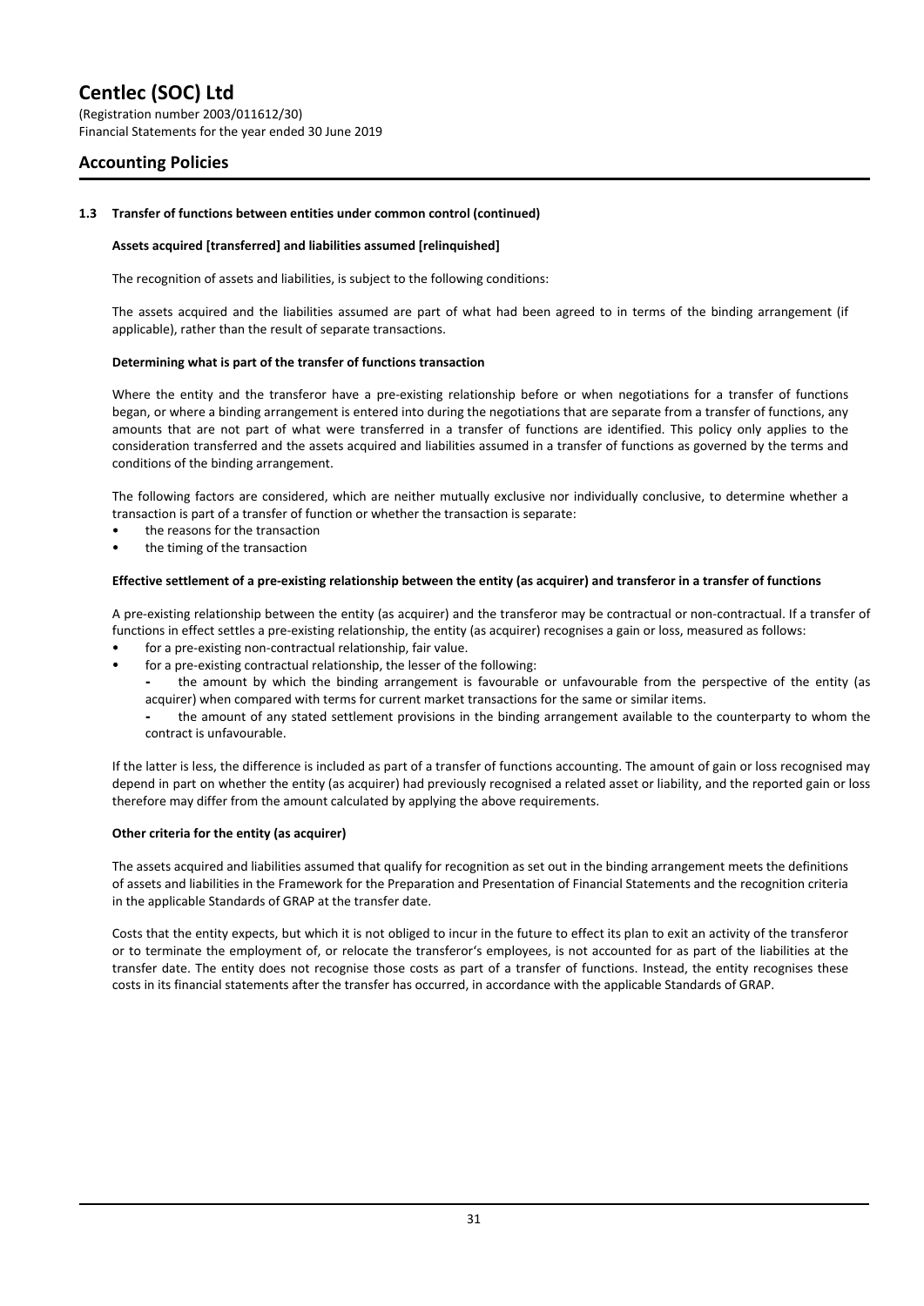## 1.3 Transfer of functions between entities under common control (continued)

**Assets acquired [transferred] and liabilities assumed [relinquished]**

The recognition of assets and liabilities, is subject to the following conditions:

The assets acquired and the liabilities assumed are part of what had been agreed to in terms of the binding arrangement (if applicable), rather than the result of separate transactions.

**Determining what is part of the transfer of functions transaction**

Where the entity and the transferor have a pre-existing relationship before or when negotiations for a transfer of functions began, or where a binding arrangement is entered into during the negotiations that are separate from a transfer of functions, any amounts that are not part of what were transferred in a transfer of functions are identified. This policy only applies to the consideration transferred and the assets acquired and liabilities assumed in a transfer of functions as governed by the terms and conditions of the binding arrangement.

The following factors are considered, which are neither mutually exclusive nor individually conclusive, to determine whether a transaction is part of a transfer of function or whether the transaction is separate:

- the reasons for the transaction
- the timing of the transaction

**Effective settlement of a pre-existing relationship between the entity (as acquirer) and transferor in a transfer of functions**

A pre-existing relationship between the entity (as acquirer) and the transferor may be contractual or non-contractual. If a transfer of functions in effect settles a pre-existing relationship, the entity (as acquirer) recognises a gain or loss, measured as follows:

- for a pre-existing non-contractual relationship, fair value.
- for a pre-existing contractual relationship, the lesser of the following:
  - the amount by which the binding arrangement is favourable or unfavourable from the perspective of the entity (as acquirer) when compared with terms for current market transactions for the same or similar items.
  - the amount of any stated settlement provisions in the binding arrangement available to the counterparty to whom the contract is unfavourable.

If the latter is less, the difference is included as part of a transfer of functions accounting. The amount of gain or loss recognised may depend in part on whether the entity (as acquirer) had previously recognised a related asset or liability, and the reported gain or loss therefore may differ from the amount calculated by applying the above requirements.

**Other criteria for the entity (as acquirer)**

The assets acquired and liabilities assumed that qualify for recognition as set out in the binding arrangement meets the definitions of assets and liabilities in the Framework for the Preparation and Presentation of Financial Statements and the recognition criteria in the applicable Standards of GRAP at the transfer date.

Costs that the entity expects, but which it is not obliged to incur in the future to effect its plan to exit an activity of the transferor or to terminate the employment of, or relocate the transferor's employees, is not accounted for as part of the liabilities at the transfer date. The entity does not recognise those costs as part of a transfer of functions. Instead, the entity recognises these costs in its financial statements after the transfer has occurred, in accordance with the applicable Standards of GRAP.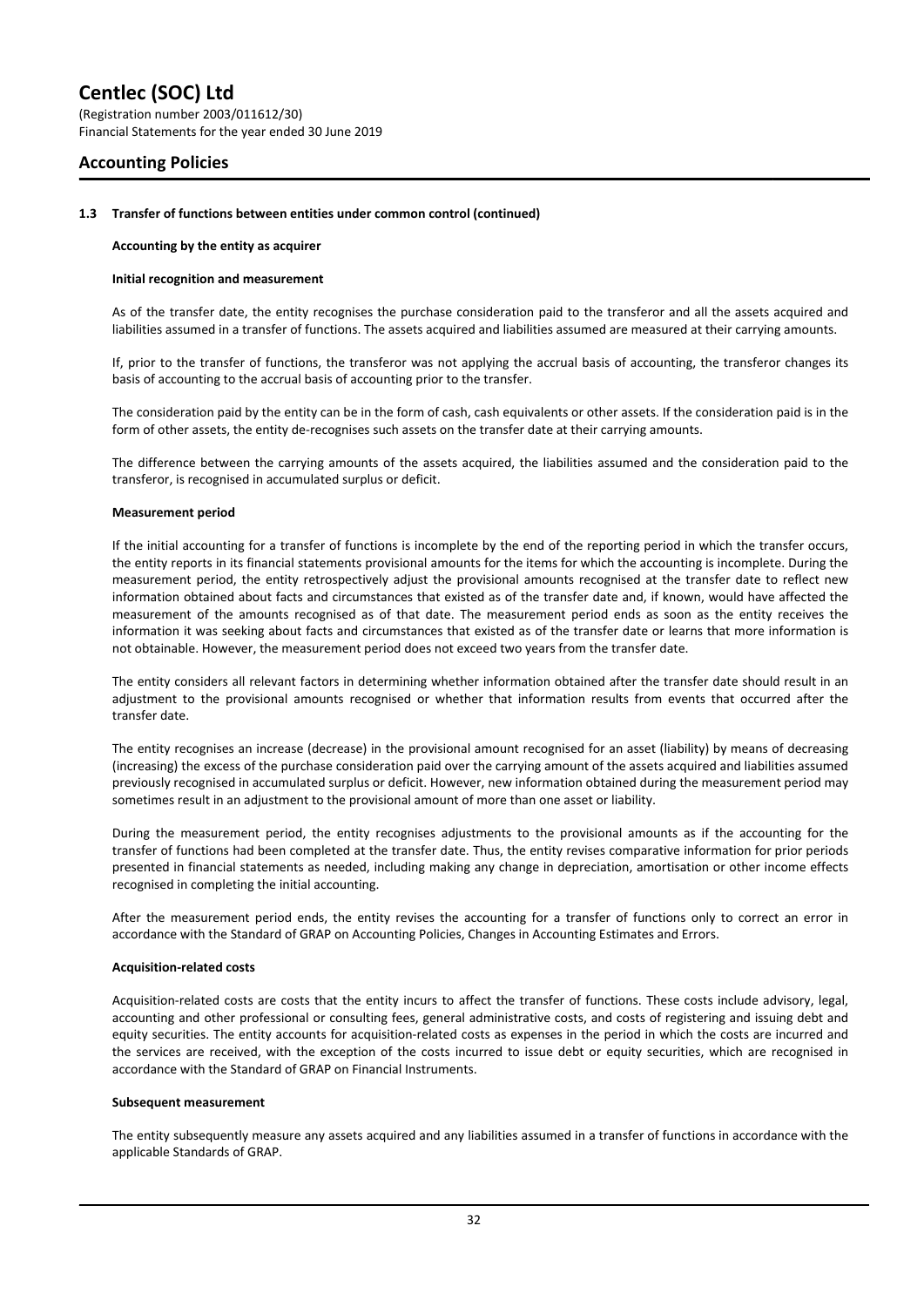# Centlec (SOC) Ltd

(Registration number 2003/011612/30)
Financial Statements for the year ended 30 June 2019

## Accounting Policies

### 1.3 Transfer of functions between entities under common control (continued)

**Accounting by the entity as acquirer**

**Initial recognition and measurement**

As of the transfer date, the entity recognises the purchase consideration paid to the transferor and all the assets acquired and liabilities assumed in a transfer of functions. The assets acquired and liabilities assumed are measured at their carrying amounts.

If, prior to the transfer of functions, the transferor was not applying the accrual basis of accounting, the transferor changes its basis of accounting to the accrual basis of accounting prior to the transfer.

The consideration paid by the entity can be in the form of cash, cash equivalents or other assets. If the consideration paid is in the form of other assets, the entity de-recognises such assets on the transfer date at their carrying amounts.

The difference between the carrying amounts of the assets acquired, the liabilities assumed and the consideration paid to the transferor, is recognised in accumulated surplus or deficit.

**Measurement period**

If the initial accounting for a transfer of functions is incomplete by the end of the reporting period in which the transfer occurs, the entity reports in its financial statements provisional amounts for the items for which the accounting is incomplete. During the measurement period, the entity retrospectively adjust the provisional amounts recognised at the transfer date to reflect new information obtained about facts and circumstances that existed as of the transfer date and, if known, would have affected the measurement of the amounts recognised as of that date. The measurement period ends as soon as the entity receives the information it was seeking about facts and circumstances that existed as of the transfer date or learns that more information is not obtainable. However, the measurement period does not exceed two years from the transfer date.

The entity considers all relevant factors in determining whether information obtained after the transfer date should result in an adjustment to the provisional amounts recognised or whether that information results from events that occurred after the transfer date.

The entity recognises an increase (decrease) in the provisional amount recognised for an asset (liability) by means of decreasing (increasing) the excess of the purchase consideration paid over the carrying amount of the assets acquired and liabilities assumed previously recognised in accumulated surplus or deficit. However, new information obtained during the measurement period may sometimes result in an adjustment to the provisional amount of more than one asset or liability.

During the measurement period, the entity recognises adjustments to the provisional amounts as if the accounting for the transfer of functions had been completed at the transfer date. Thus, the entity revises comparative information for prior periods presented in financial statements as needed, including making any change in depreciation, amortisation or other income effects recognised in completing the initial accounting.

After the measurement period ends, the entity revises the accounting for a transfer of functions only to correct an error in accordance with the Standard of GRAP on Accounting Policies, Changes in Accounting Estimates and Errors.

**Acquisition-related costs**

Acquisition-related costs are costs that the entity incurs to affect the transfer of functions. These costs include advisory, legal, accounting and other professional or consulting fees, general administrative costs, and costs of registering and issuing debt and equity securities. The entity accounts for acquisition-related costs as expenses in the period in which the costs are incurred and the services are received, with the exception of the costs incurred to issue debt or equity securities, which are recognised in accordance with the Standard of GRAP on Financial Instruments.

**Subsequent measurement**

The entity subsequently measure any assets acquired and any liabilities assumed in a transfer of functions in accordance with the applicable Standards of GRAP.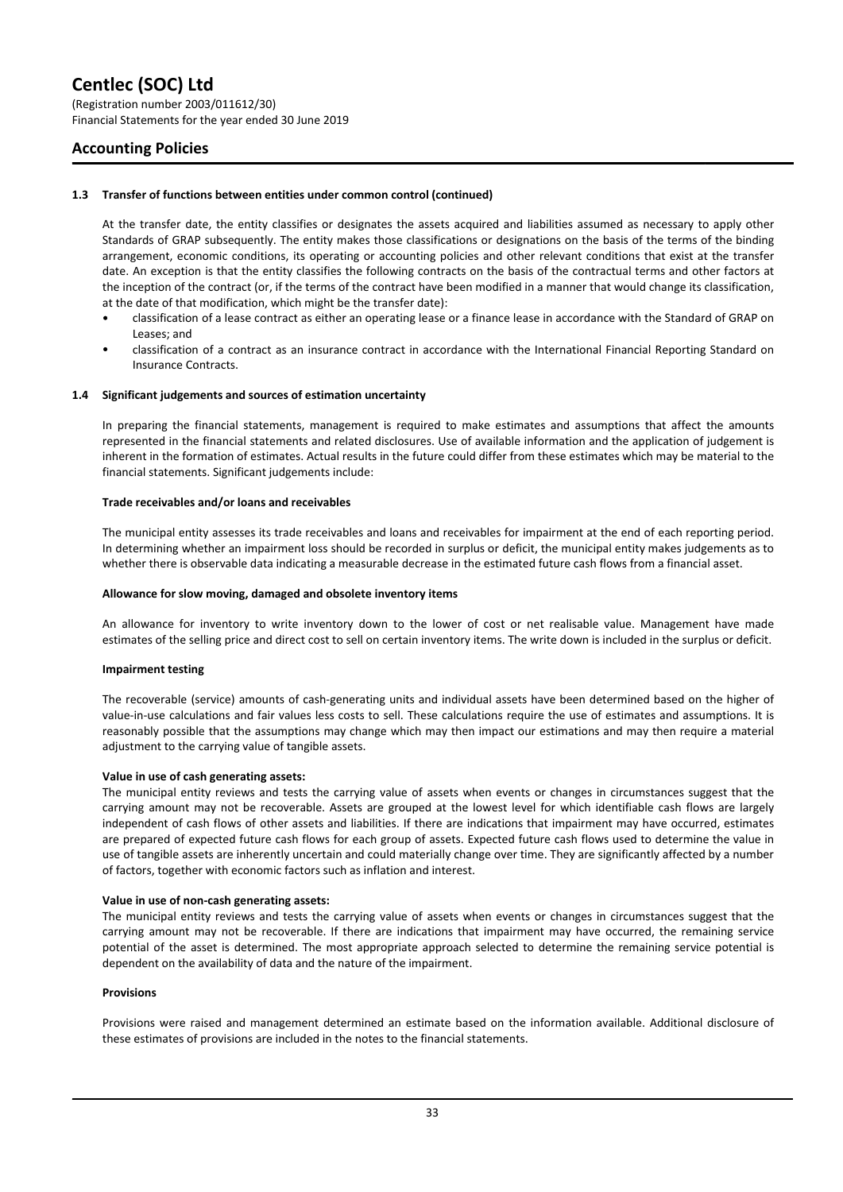### 1.3 Transfer of functions between entities under common control (continued)

At the transfer date, the entity classifies or designates the assets acquired and liabilities assumed as necessary to apply other Standards of GRAP subsequently. The entity makes those classifications or designations on the basis of the terms of the binding arrangement, economic conditions, its operating or accounting policies and other relevant conditions that exist at the transfer date. An exception is that the entity classifies the following contracts on the basis of the contractual terms and other factors at the inception of the contract (or, if the terms of the contract have been modified in a manner that would change its classification, at the date of that modification, which might be the transfer date):

- classification of a lease contract as either an operating lease or a finance lease in accordance with the Standard of GRAP on Leases; and
- classification of a contract as an insurance contract in accordance with the International Financial Reporting Standard on Insurance Contracts.

### 1.4 Significant judgements and sources of estimation uncertainty

In preparing the financial statements, management is required to make estimates and assumptions that affect the amounts represented in the financial statements and related disclosures. Use of available information and the application of judgement is inherent in the formation of estimates. Actual results in the future could differ from these estimates which may be material to the financial statements. Significant judgements include:

**Trade receivables and/or loans and receivables**

The municipal entity assesses its trade receivables and loans and receivables for impairment at the end of each reporting period. In determining whether an impairment loss should be recorded in surplus or deficit, the municipal entity makes judgements as to whether there is observable data indicating a measurable decrease in the estimated future cash flows from a financial asset.

**Allowance for slow moving, damaged and obsolete inventory items**

An allowance for inventory to write inventory down to the lower of cost or net realisable value. Management have made estimates of the selling price and direct cost to sell on certain inventory items. The write down is included in the surplus or deficit.

**Impairment testing**

The recoverable (service) amounts of cash-generating units and individual assets have been determined based on the higher of value-in-use calculations and fair values less costs to sell. These calculations require the use of estimates and assumptions. It is reasonably possible that the assumptions may change which may then impact our estimations and may then require a material adjustment to the carrying value of tangible assets.

**Value in use of cash generating assets:**

The municipal entity reviews and tests the carrying value of assets when events or changes in circumstances suggest that the carrying amount may not be recoverable. Assets are grouped at the lowest level for which identifiable cash flows are largely independent of cash flows of other assets and liabilities. If there are indications that impairment may have occurred, estimates are prepared of expected future cash flows for each group of assets. Expected future cash flows used to determine the value in use of tangible assets are inherently uncertain and could materially change over time. They are significantly affected by a number of factors, together with economic factors such as inflation and interest.

**Value in use of non-cash generating assets:**

The municipal entity reviews and tests the carrying value of assets when events or changes in circumstances suggest that the carrying amount may not be recoverable. If there are indications that impairment may have occurred, the remaining service potential of the asset is determined. The most appropriate approach selected to determine the remaining service potential is dependent on the availability of data and the nature of the impairment.

**Provisions**

Provisions were raised and management determined an estimate based on the information available. Additional disclosure of these estimates of provisions are included in the notes to the financial statements.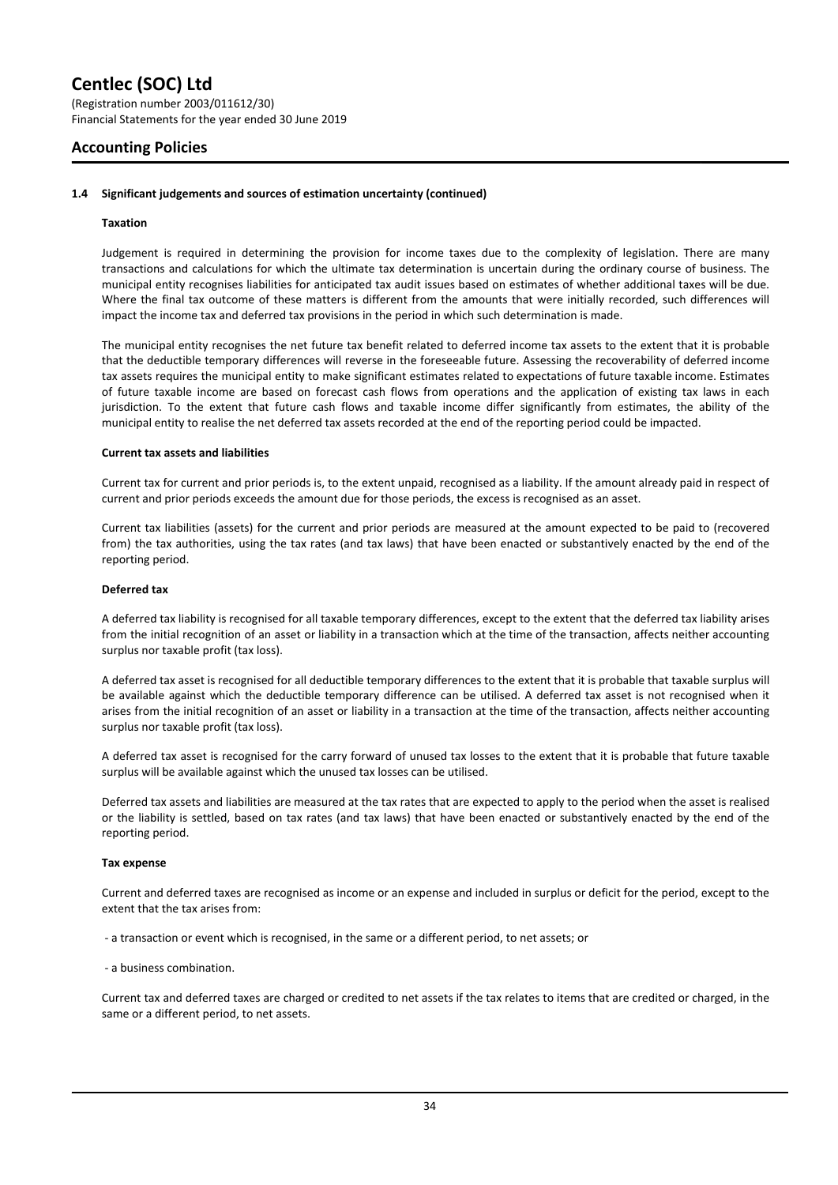# Accounting Policies

### 1.4 Significant judgements and sources of estimation uncertainty (continued)

**Taxation**

Judgement is required in determining the provision for income taxes due to the complexity of legislation. There are many transactions and calculations for which the ultimate tax determination is uncertain during the ordinary course of business. The municipal entity recognises liabilities for anticipated tax audit issues based on estimates of whether additional taxes will be due. Where the final tax outcome of these matters is different from the amounts that were initially recorded, such differences will impact the income tax and deferred tax provisions in the period in which such determination is made.

The municipal entity recognises the net future tax benefit related to deferred income tax assets to the extent that it is probable that the deductible temporary differences will reverse in the foreseeable future. Assessing the recoverability of deferred income tax assets requires the municipal entity to make significant estimates related to expectations of future taxable income. Estimates of future taxable income are based on forecast cash flows from operations and the application of existing tax laws in each jurisdiction. To the extent that future cash flows and taxable income differ significantly from estimates, the ability of the municipal entity to realise the net deferred tax assets recorded at the end of the reporting period could be impacted.

**Current tax assets and liabilities**

Current tax for current and prior periods is, to the extent unpaid, recognised as a liability. If the amount already paid in respect of current and prior periods exceeds the amount due for those periods, the excess is recognised as an asset.

Current tax liabilities (assets) for the current and prior periods are measured at the amount expected to be paid to (recovered from) the tax authorities, using the tax rates (and tax laws) that have been enacted or substantively enacted by the end of the reporting period.

**Deferred tax**

A deferred tax liability is recognised for all taxable temporary differences, except to the extent that the deferred tax liability arises from the initial recognition of an asset or liability in a transaction which at the time of the transaction, affects neither accounting surplus nor taxable profit (tax loss).

A deferred tax asset is recognised for all deductible temporary differences to the extent that it is probable that taxable surplus will be available against which the deductible temporary difference can be utilised. A deferred tax asset is not recognised when it arises from the initial recognition of an asset or liability in a transaction at the time of the transaction, affects neither accounting surplus nor taxable profit (tax loss).

A deferred tax asset is recognised for the carry forward of unused tax losses to the extent that it is probable that future taxable surplus will be available against which the unused tax losses can be utilised.

Deferred tax assets and liabilities are measured at the tax rates that are expected to apply to the period when the asset is realised or the liability is settled, based on tax rates (and tax laws) that have been enacted or substantively enacted by the end of the reporting period.

**Tax expense**

Current and deferred taxes are recognised as income or an expense and included in surplus or deficit for the period, except to the extent that the tax arises from:

- a transaction or event which is recognised, in the same or a different period, to net assets; or
- a business combination.

Current tax and deferred taxes are charged or credited to net assets if the tax relates to items that are credited or charged, in the same or a different period, to net assets.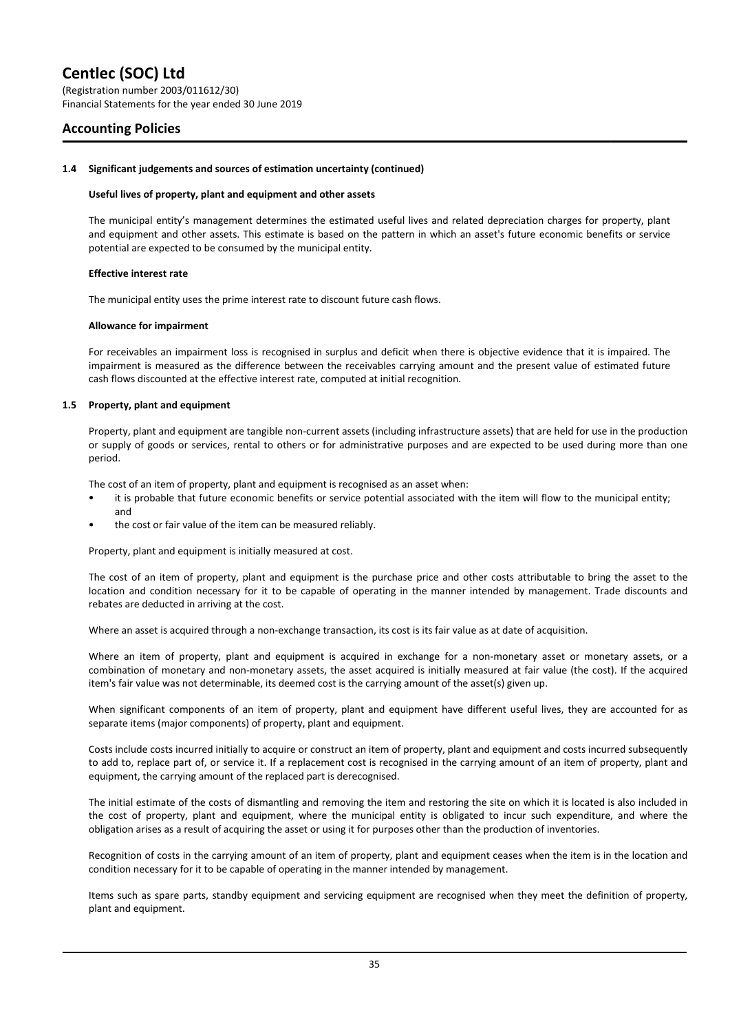#### 1.4 Significant judgements and sources of estimation uncertainty (continued)

**Useful lives of property, plant and equipment and other assets**

The municipal entity’s management determines the estimated useful lives and related depreciation charges for property, plant and equipment and other assets. This estimate is based on the pattern in which an asset's future economic benefits or service potential are expected to be consumed by the municipal entity.

**Effective interest rate**

The municipal entity uses the prime interest rate to discount future cash flows.

**Allowance for impairment**

For receivables an impairment loss is recognised in surplus and deficit when there is objective evidence that it is impaired. The impairment is measured as the difference between the receivables carrying amount and the present value of estimated future cash flows discounted at the effective interest rate, computed at initial recognition.

#### 1.5 Property, plant and equipment

Property, plant and equipment are tangible non-current assets (including infrastructure assets) that are held for use in the production or supply of goods or services, rental to others or for administrative purposes and are expected to be used during more than one period.

The cost of an item of property, plant and equipment is recognised as an asset when:

- it is probable that future economic benefits or service potential associated with the item will flow to the municipal entity; and
- the cost or fair value of the item can be measured reliably.

Property, plant and equipment is initially measured at cost.

The cost of an item of property, plant and equipment is the purchase price and other costs attributable to bring the asset to the location and condition necessary for it to be capable of operating in the manner intended by management. Trade discounts and rebates are deducted in arriving at the cost.

Where an asset is acquired through a non-exchange transaction, its cost is its fair value as at date of acquisition.

Where an item of property, plant and equipment is acquired in exchange for a non-monetary asset or monetary assets, or a combination of monetary and non-monetary assets, the asset acquired is initially measured at fair value (the cost). If the acquired item's fair value was not determinable, its deemed cost is the carrying amount of the asset(s) given up.

When significant components of an item of property, plant and equipment have different useful lives, they are accounted for as separate items (major components) of property, plant and equipment.

Costs include costs incurred initially to acquire or construct an item of property, plant and equipment and costs incurred subsequently to add to, replace part of, or service it. If a replacement cost is recognised in the carrying amount of an item of property, plant and equipment, the carrying amount of the replaced part is derecognised.

The initial estimate of the costs of dismantling and removing the item and restoring the site on which it is located is also included in the cost of property, plant and equipment, where the municipal entity is obligated to incur such expenditure, and where the obligation arises as a result of acquiring the asset or using it for purposes other than the production of inventories.

Recognition of costs in the carrying amount of an item of property, plant and equipment ceases when the item is in the location and condition necessary for it to be capable of operating in the manner intended by management.

Items such as spare parts, standby equipment and servicing equipment are recognised when they meet the definition of property, plant and equipment.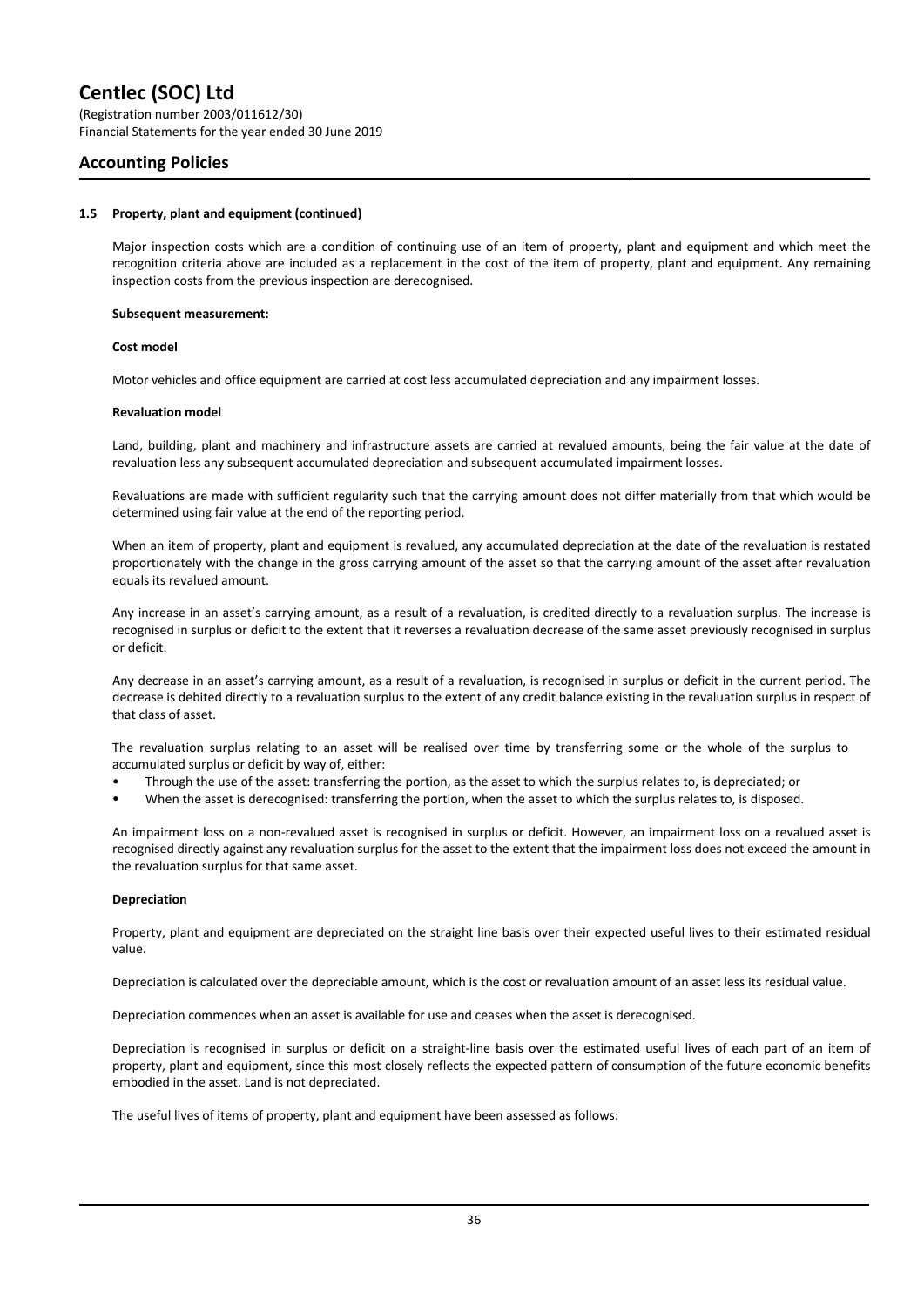### 1.5 Property, plant and equipment (continued)

Major inspection costs which are a condition of continuing use of an item of property, plant and equipment and which meet the recognition criteria above are included as a replacement in the cost of the item of property, plant and equipment. Any remaining inspection costs from the previous inspection are derecognised.

**Subsequent measurement:**

**Cost model**

Motor vehicles and office equipment are carried at cost less accumulated depreciation and any impairment losses.

**Revaluation model**

Land, building, plant and machinery and infrastructure assets are carried at revalued amounts, being the fair value at the date of revaluation less any subsequent accumulated depreciation and subsequent accumulated impairment losses.

Revaluations are made with sufficient regularity such that the carrying amount does not differ materially from that which would be determined using fair value at the end of the reporting period.

When an item of property, plant and equipment is revalued, any accumulated depreciation at the date of the revaluation is restated proportionately with the change in the gross carrying amount of the asset so that the carrying amount of the asset after revaluation equals its revalued amount.

Any increase in an asset's carrying amount, as a result of a revaluation, is credited directly to a revaluation surplus. The increase is recognised in surplus or deficit to the extent that it reverses a revaluation decrease of the same asset previously recognised in surplus or deficit.

Any decrease in an asset's carrying amount, as a result of a revaluation, is recognised in surplus or deficit in the current period. The decrease is debited directly to a revaluation surplus to the extent of any credit balance existing in the revaluation surplus in respect of that class of asset.

The revaluation surplus relating to an asset will be realised over time by transferring some or the whole of the surplus to accumulated surplus or deficit by way of, either:

- Through the use of the asset: transferring the portion, as the asset to which the surplus relates to, is depreciated; or
- When the asset is derecognised: transferring the portion, when the asset to which the surplus relates to, is disposed.

An impairment loss on a non-revalued asset is recognised in surplus or deficit. However, an impairment loss on a revalued asset is recognised directly against any revaluation surplus for the asset to the extent that the impairment loss does not exceed the amount in the revaluation surplus for that same asset.

**Depreciation**

Property, plant and equipment are depreciated on the straight line basis over their expected useful lives to their estimated residual value.

Depreciation is calculated over the depreciable amount, which is the cost or revaluation amount of an asset less its residual value.

Depreciation commences when an asset is available for use and ceases when the asset is derecognised.

Depreciation is recognised in surplus or deficit on a straight-line basis over the estimated useful lives of each part of an item of property, plant and equipment, since this most closely reflects the expected pattern of consumption of the future economic benefits embodied in the asset. Land is not depreciated.

The useful lives of items of property, plant and equipment have been assessed as follows: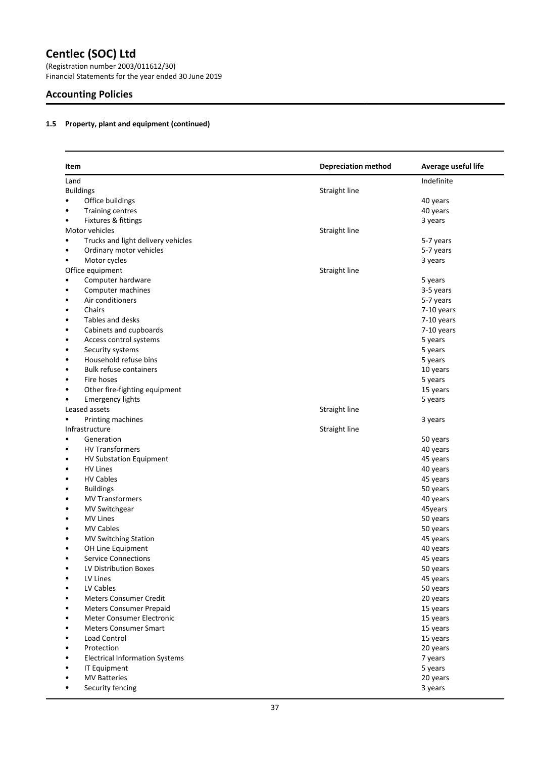## Accounting Policies

### 1.5 Property, plant and equipment (continued)

| Item | Depreciation method | Average useful life |
| --- | --- | --- |
| Land | | Indefinite |
| Buildings | Straight line | |
| • Office buildings | | 40 years |
| • Training centres | | 40 years |
| • Fixtures & fittings | | 3 years |
| Motor vehicles | Straight line | |
| • Trucks and light delivery vehicles | | 5-7 years |
| • Ordinary motor vehicles | | 5-7 years |
| • Motor cycles | | 3 years |
| Office equipment | Straight line | |
| • Computer hardware | | 5 years |
| • Computer machines | | 3-5 years |
| • Air conditioners | | 5-7 years |
| • Chairs | | 7-10 years |
| • Tables and desks | | 7-10 years |
| • Cabinets and cupboards | | 7-10 years |
| • Access control systems | | 5 years |
| • Security systems | | 5 years |
| • Household refuse bins | | 5 years |
| • Bulk refuse containers | | 10 years |
| • Fire hoses | | 5 years |
| • Other fire-fighting equipment | | 15 years |
| • Emergency lights | | 5 years |
| Leased assets | Straight line | |
| • Printing machines | | 3 years |
| Infrastructure | Straight line | |
| • Generation | | 50 years |
| • HV Transformers | | 40 years |
| • HV Substation Equipment | | 45 years |
| • HV Lines | | 40 years |
| • HV Cables | | 45 years |
| • Buildings | | 50 years |
| • MV Transformers | | 40 years |
| • MV Switchgear | | 45years |
| • MV Lines | | 50 years |
| • MV Cables | | 50 years |
| • MV Switching Station | | 45 years |
| • OH Line Equipment | | 40 years |
| • Service Connections | | 45 years |
| • LV Distribution Boxes | | 50 years |
| • LV Lines | | 45 years |
| • LV Cables | | 50 years |
| • Meters Consumer Credit | | 20 years |
| • Meters Consumer Prepaid | | 15 years |
| • Meter Consumer Electronic | | 15 years |
| • Meters Consumer Smart | | 15 years |
| • Load Control | | 15 years |
| • Protection | | 20 years |
| • Electrical Information Systems | | 7 years |
| • IT Equipment | | 5 years |
| • MV Batteries | | 20 years |
| • Security fencing | | 3 years |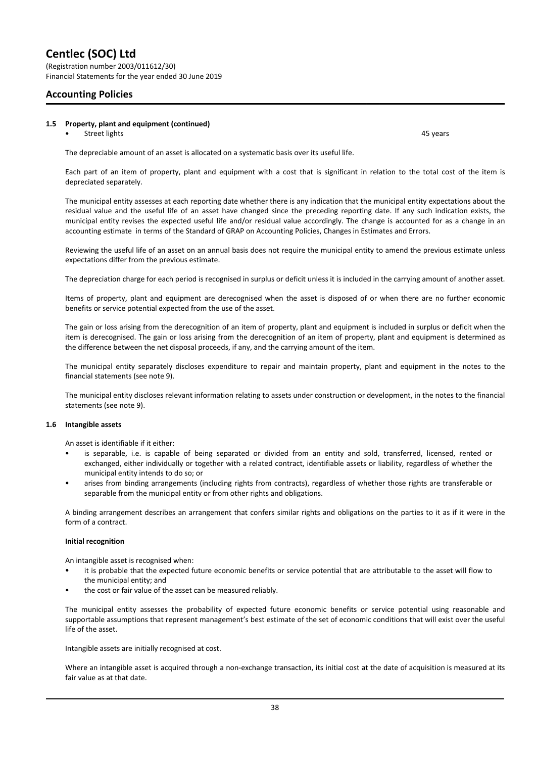### 1.5 Property, plant and equipment (continued)

- Street lights 45 years

The depreciable amount of an asset is allocated on a systematic basis over its useful life.

Each part of an item of property, plant and equipment with a cost that is significant in relation to the total cost of the item is depreciated separately.

The municipal entity assesses at each reporting date whether there is any indication that the municipal entity expectations about the residual value and the useful life of an asset have changed since the preceding reporting date. If any such indication exists, the municipal entity revises the expected useful life and/or residual value accordingly. The change is accounted for as a change in an accounting estimate in terms of the Standard of GRAP on Accounting Policies, Changes in Estimates and Errors.

Reviewing the useful life of an asset on an annual basis does not require the municipal entity to amend the previous estimate unless expectations differ from the previous estimate.

The depreciation charge for each period is recognised in surplus or deficit unless it is included in the carrying amount of another asset.

Items of property, plant and equipment are derecognised when the asset is disposed of or when there are no further economic benefits or service potential expected from the use of the asset.

The gain or loss arising from the derecognition of an item of property, plant and equipment is included in surplus or deficit when the item is derecognised. The gain or loss arising from the derecognition of an item of property, plant and equipment is determined as the difference between the net disposal proceeds, if any, and the carrying amount of the item.

The municipal entity separately discloses expenditure to repair and maintain property, plant and equipment in the notes to the financial statements (see note 9).

The municipal entity discloses relevant information relating to assets under construction or development, in the notes to the financial statements (see note 9).

### 1.6 Intangible assets

An asset is identifiable if it either:

- is separable, i.e. is capable of being separated or divided from an entity and sold, transferred, licensed, rented or exchanged, either individually or together with a related contract, identifiable assets or liability, regardless of whether the municipal entity intends to do so; or
- arises from binding arrangements (including rights from contracts), regardless of whether those rights are transferable or separable from the municipal entity or from other rights and obligations.

A binding arrangement describes an arrangement that confers similar rights and obligations on the parties to it as if it were in the form of a contract.

**Initial recognition**

An intangible asset is recognised when:

- it is probable that the expected future economic benefits or service potential that are attributable to the asset will flow to the municipal entity; and
- the cost or fair value of the asset can be measured reliably.

The municipal entity assesses the probability of expected future economic benefits or service potential using reasonable and supportable assumptions that represent management's best estimate of the set of economic conditions that will exist over the useful life of the asset.

Intangible assets are initially recognised at cost.

Where an intangible asset is acquired through a non-exchange transaction, its initial cost at the date of acquisition is measured at its fair value as at that date.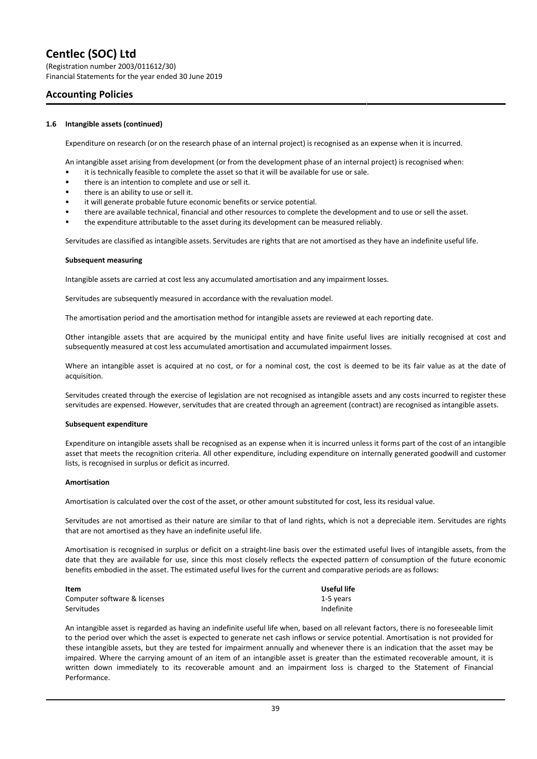# Centlec (SOC) Ltd

(Registration number 2003/011612/30)
Financial Statements for the year ended 30 June 2019

## Accounting Policies

### 1.6 Intangible assets (continued)

Expenditure on research (or on the research phase of an internal project) is recognised as an expense when it is incurred.

An intangible asset arising from development (or from the development phase of an internal project) is recognised when:

- it is technically feasible to complete the asset so that it will be available for use or sale.
- there is an intention to complete and use or sell it.
- there is an ability to use or sell it.
- it will generate probable future economic benefits or service potential.
- there are available technical, financial and other resources to complete the development and to use or sell the asset.
- the expenditure attributable to the asset during its development can be measured reliably.

Servitudes are classified as intangible assets. Servitudes are rights that are not amortised as they have an indefinite useful life.

**Subsequent measuring**

Intangible assets are carried at cost less any accumulated amortisation and any impairment losses.

Servitudes are subsequently measured in accordance with the revaluation model.

The amortisation period and the amortisation method for intangible assets are reviewed at each reporting date.

Other intangible assets that are acquired by the municipal entity and have finite useful lives are initially recognised at cost and subsequently measured at cost less accumulated amortisation and accumulated impairment losses.

Where an intangible asset is acquired at no cost, or for a nominal cost, the cost is deemed to be its fair value as at the date of acquisition.

Servitudes created through the exercise of legislation are not recognised as intangible assets and any costs incurred to register these servitudes are expensed. However, servitudes that are created through an agreement (contract) are recognised as intangible assets.

**Subsequent expenditure**

Expenditure on intangible assets shall be recognised as an expense when it is incurred unless it forms part of the cost of an intangible asset that meets the recognition criteria. All other expenditure, including expenditure on internally generated goodwill and customer lists, is recognised in surplus or deficit as incurred.

**Amortisation**

Amortisation is calculated over the cost of the asset, or other amount substituted for cost, less its residual value.

Servitudes are not amortised as their nature are similar to that of land rights, which is not a depreciable item. Servitudes are rights that are not amortised as they have an indefinite useful life.

Amortisation is recognised in surplus or deficit on a straight-line basis over the estimated useful lives of intangible assets, from the date that they are available for use, since this most closely reflects the expected pattern of consumption of the future economic benefits embodied in the asset. The estimated useful lives for the current and comparative periods are as follows:

| Item | Useful life |
|---|---|
| Computer software & licenses | 1-5 years |
| Servitudes | Indefinite |

An intangible asset is regarded as having an indefinite useful life when, based on all relevant factors, there is no foreseeable limit to the period over which the asset is expected to generate net cash inflows or service potential. Amortisation is not provided for these intangible assets, but they are tested for impairment annually and whenever there is an indication that the asset may be impaired. Where the carrying amount of an item of an intangible asset is greater than the estimated recoverable amount, it is written down immediately to its recoverable amount and an impairment loss is charged to the Statement of Financial Performance.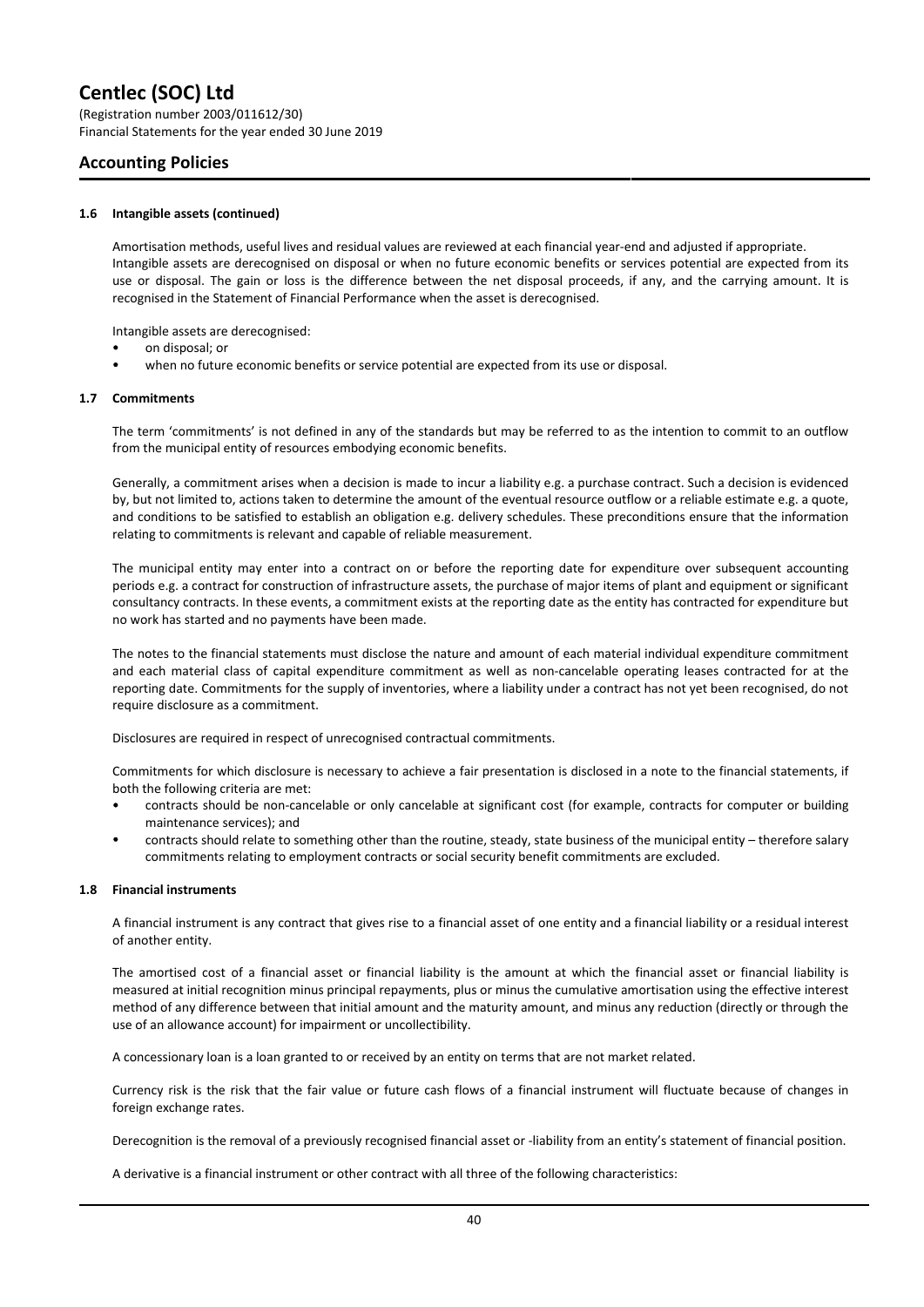### 1.6 Intangible assets (continued)

Amortisation methods, useful lives and residual values are reviewed at each financial year-end and adjusted if appropriate. Intangible assets are derecognised on disposal or when no future economic benefits or services potential are expected from its use or disposal. The gain or loss is the difference between the net disposal proceeds, if any, and the carrying amount. It is recognised in the Statement of Financial Performance when the asset is derecognised.

Intangible assets are derecognised:

- on disposal; or
- when no future economic benefits or service potential are expected from its use or disposal.

### 1.7 Commitments

The term 'commitments' is not defined in any of the standards but may be referred to as the intention to commit to an outflow from the municipal entity of resources embodying economic benefits.

Generally, a commitment arises when a decision is made to incur a liability e.g. a purchase contract. Such a decision is evidenced by, but not limited to, actions taken to determine the amount of the eventual resource outflow or a reliable estimate e.g. a quote, and conditions to be satisfied to establish an obligation e.g. delivery schedules. These preconditions ensure that the information relating to commitments is relevant and capable of reliable measurement.

The municipal entity may enter into a contract on or before the reporting date for expenditure over subsequent accounting periods e.g. a contract for construction of infrastructure assets, the purchase of major items of plant and equipment or significant consultancy contracts. In these events, a commitment exists at the reporting date as the entity has contracted for expenditure but no work has started and no payments have been made.

The notes to the financial statements must disclose the nature and amount of each material individual expenditure commitment and each material class of capital expenditure commitment as well as non-cancelable operating leases contracted for at the reporting date. Commitments for the supply of inventories, where a liability under a contract has not yet been recognised, do not require disclosure as a commitment.

Disclosures are required in respect of unrecognised contractual commitments.

Commitments for which disclosure is necessary to achieve a fair presentation is disclosed in a note to the financial statements, if both the following criteria are met:

- contracts should be non-cancelable or only cancelable at significant cost (for example, contracts for computer or building maintenance services); and
- contracts should relate to something other than the routine, steady, state business of the municipal entity – therefore salary commitments relating to employment contracts or social security benefit commitments are excluded.

### 1.8 Financial instruments

A financial instrument is any contract that gives rise to a financial asset of one entity and a financial liability or a residual interest of another entity.

The amortised cost of a financial asset or financial liability is the amount at which the financial asset or financial liability is measured at initial recognition minus principal repayments, plus or minus the cumulative amortisation using the effective interest method of any difference between that initial amount and the maturity amount, and minus any reduction (directly or through the use of an allowance account) for impairment or uncollectibility.

A concessionary loan is a loan granted to or received by an entity on terms that are not market related.

Currency risk is the risk that the fair value or future cash flows of a financial instrument will fluctuate because of changes in foreign exchange rates.

Derecognition is the removal of a previously recognised financial asset or -liability from an entity's statement of financial position.

A derivative is a financial instrument or other contract with all three of the following characteristics: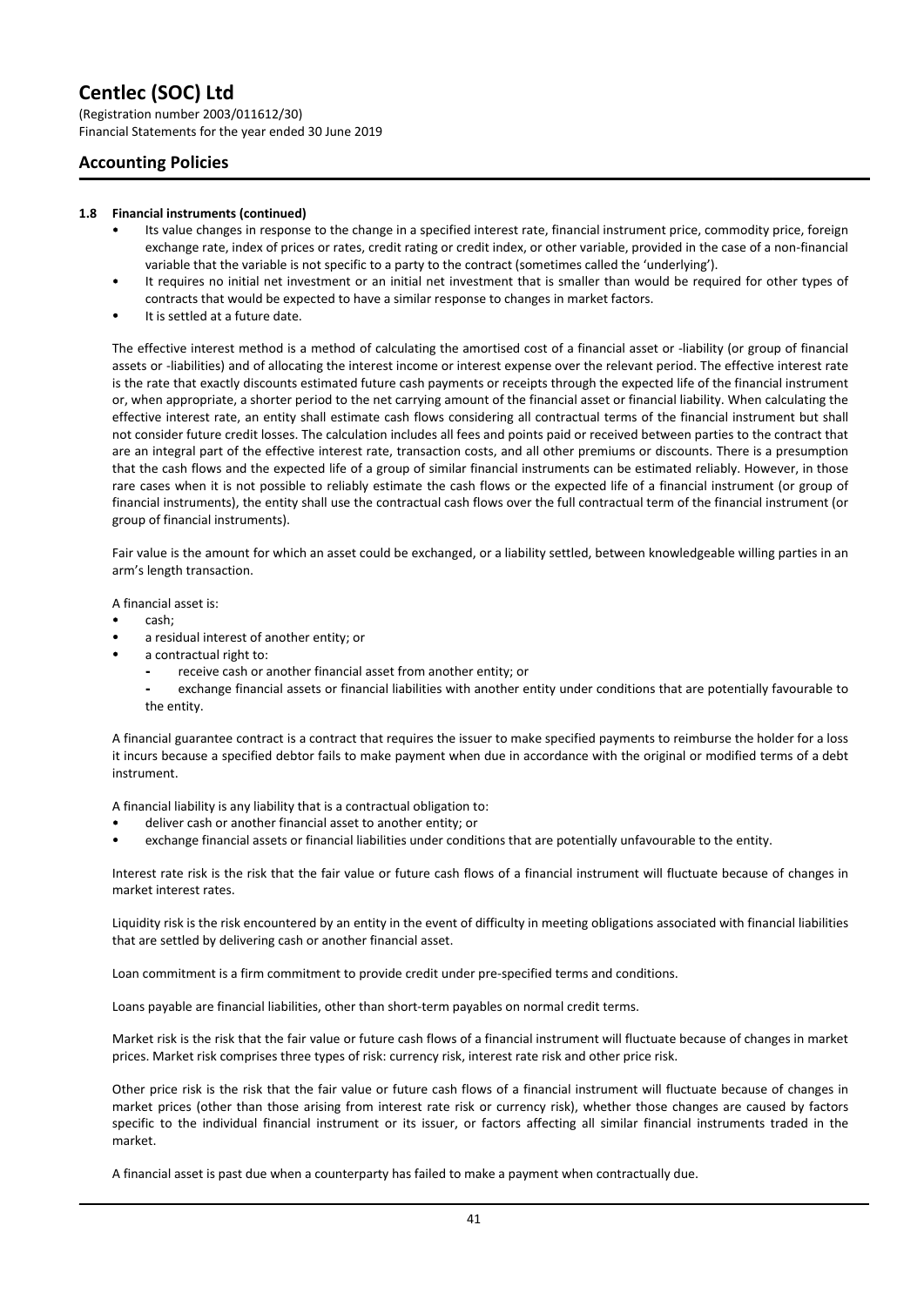# Centlec (SOC) Ltd

(Registration number 2003/011612/30)
Financial Statements for the year ended 30 June 2019

## Accounting Policies

### 1.8 Financial instruments (continued)

- Its value changes in response to the change in a specified interest rate, financial instrument price, commodity price, foreign exchange rate, index of prices or rates, credit rating or credit index, or other variable, provided in the case of a non-financial variable that the variable is not specific to a party to the contract (sometimes called the 'underlying').
- It requires no initial net investment or an initial net investment that is smaller than would be required for other types of contracts that would be expected to have a similar response to changes in market factors.
- It is settled at a future date.

The effective interest method is a method of calculating the amortised cost of a financial asset or -liability (or group of financial assets or -liabilities) and of allocating the interest income or interest expense over the relevant period. The effective interest rate is the rate that exactly discounts estimated future cash payments or receipts through the expected life of the financial instrument or, when appropriate, a shorter period to the net carrying amount of the financial asset or financial liability. When calculating the effective interest rate, an entity shall estimate cash flows considering all contractual terms of the financial instrument but shall not consider future credit losses. The calculation includes all fees and points paid or received between parties to the contract that are an integral part of the effective interest rate, transaction costs, and all other premiums or discounts. There is a presumption that the cash flows and the expected life of a group of similar financial instruments can be estimated reliably. However, in those rare cases when it is not possible to reliably estimate the cash flows or the expected life of a financial instrument (or group of financial instruments), the entity shall use the contractual cash flows over the full contractual term of the financial instrument (or group of financial instruments).

Fair value is the amount for which an asset could be exchanged, or a liability settled, between knowledgeable willing parties in an arm's length transaction.

A financial asset is:

- cash;
- a residual interest of another entity; or
- a contractual right to:
  - receive cash or another financial asset from another entity; or
  - exchange financial assets or financial liabilities with another entity under conditions that are potentially favourable to the entity.

A financial guarantee contract is a contract that requires the issuer to make specified payments to reimburse the holder for a loss it incurs because a specified debtor fails to make payment when due in accordance with the original or modified terms of a debt instrument.

A financial liability is any liability that is a contractual obligation to:

- deliver cash or another financial asset to another entity; or
- exchange financial assets or financial liabilities under conditions that are potentially unfavourable to the entity.

Interest rate risk is the risk that the fair value or future cash flows of a financial instrument will fluctuate because of changes in market interest rates.

Liquidity risk is the risk encountered by an entity in the event of difficulty in meeting obligations associated with financial liabilities that are settled by delivering cash or another financial asset.

Loan commitment is a firm commitment to provide credit under pre-specified terms and conditions.

Loans payable are financial liabilities, other than short-term payables on normal credit terms.

Market risk is the risk that the fair value or future cash flows of a financial instrument will fluctuate because of changes in market prices. Market risk comprises three types of risk: currency risk, interest rate risk and other price risk.

Other price risk is the risk that the fair value or future cash flows of a financial instrument will fluctuate because of changes in market prices (other than those arising from interest rate risk or currency risk), whether those changes are caused by factors specific to the individual financial instrument or its issuer, or factors affecting all similar financial instruments traded in the market.

A financial asset is past due when a counterparty has failed to make a payment when contractually due.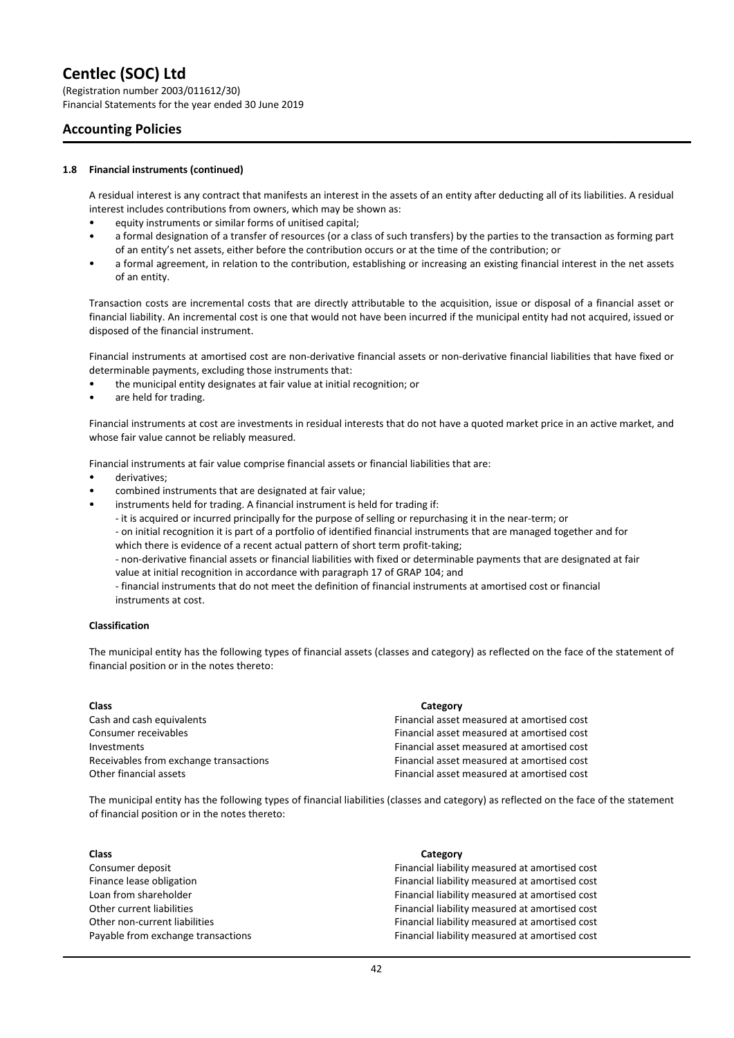# Centlec (SOC) Ltd

(Registration number 2003/011612/30)
Financial Statements for the year ended 30 June 2019

## Accounting Policies

### 1.8 Financial instruments (continued)

A residual interest is any contract that manifests an interest in the assets of an entity after deducting all of its liabilities. A residual interest includes contributions from owners, which may be shown as:

- equity instruments or similar forms of unitised capital;
- a formal designation of a transfer of resources (or a class of such transfers) by the parties to the transaction as forming part of an entity's net assets, either before the contribution occurs or at the time of the contribution; or
- a formal agreement, in relation to the contribution, establishing or increasing an existing financial interest in the net assets of an entity.

Transaction costs are incremental costs that are directly attributable to the acquisition, issue or disposal of a financial asset or financial liability. An incremental cost is one that would not have been incurred if the municipal entity had not acquired, issued or disposed of the financial instrument.

Financial instruments at amortised cost are non-derivative financial assets or non-derivative financial liabilities that have fixed or determinable payments, excluding those instruments that:

- the municipal entity designates at fair value at initial recognition; or
- are held for trading.

Financial instruments at cost are investments in residual interests that do not have a quoted market price in an active market, and whose fair value cannot be reliably measured.

Financial instruments at fair value comprise financial assets or financial liabilities that are:

- derivatives;
- combined instruments that are designated at fair value;
- instruments held for trading. A financial instrument is held for trading if:
  - it is acquired or incurred principally for the purpose of selling or repurchasing it in the near-term; or
  - on initial recognition it is part of a portfolio of identified financial instruments that are managed together and for which there is evidence of a recent actual pattern of short term profit-taking;
  - non-derivative financial assets or financial liabilities with fixed or determinable payments that are designated at fair value at initial recognition in accordance with paragraph 17 of GRAP 104; and
  - financial instruments that do not meet the definition of financial instruments at amortised cost or financial instruments at cost.

**Classification**

The municipal entity has the following types of financial assets (classes and category) as reflected on the face of the statement of financial position or in the notes thereto:

| Class | Category |
|---|---|
| Cash and cash equivalents | Financial asset measured at amortised cost |
| Consumer receivables | Financial asset measured at amortised cost |
| Investments | Financial asset measured at amortised cost |
| Receivables from exchange transactions | Financial asset measured at amortised cost |
| Other financial assets | Financial asset measured at amortised cost |

The municipal entity has the following types of financial liabilities (classes and category) as reflected on the face of the statement of financial position or in the notes thereto:

| Class | Category |
|---|---|
| Consumer deposit | Financial liability measured at amortised cost |
| Finance lease obligation | Financial liability measured at amortised cost |
| Loan from shareholder | Financial liability measured at amortised cost |
| Other current liabilities | Financial liability measured at amortised cost |
| Other non-current liabilities | Financial liability measured at amortised cost |
| Payable from exchange transactions | Financial liability measured at amortised cost |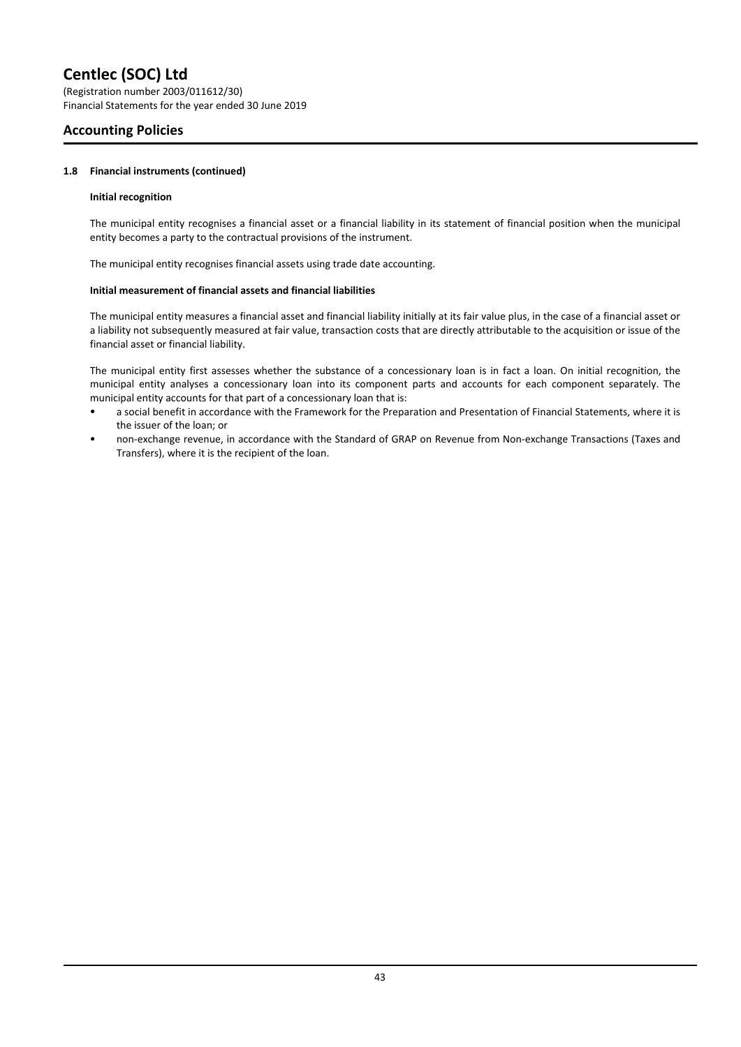### 1.8 Financial instruments (continued)

**Initial recognition**

The municipal entity recognises a financial asset or a financial liability in its statement of financial position when the municipal entity becomes a party to the contractual provisions of the instrument.

The municipal entity recognises financial assets using trade date accounting.

**Initial measurement of financial assets and financial liabilities**

The municipal entity measures a financial asset and financial liability initially at its fair value plus, in the case of a financial asset or a liability not subsequently measured at fair value, transaction costs that are directly attributable to the acquisition or issue of the financial asset or financial liability.

The municipal entity first assesses whether the substance of a concessionary loan is in fact a loan. On initial recognition, the municipal entity analyses a concessionary loan into its component parts and accounts for each component separately. The municipal entity accounts for that part of a concessionary loan that is:

- a social benefit in accordance with the Framework for the Preparation and Presentation of Financial Statements, where it is the issuer of the loan; or
- non-exchange revenue, in accordance with the Standard of GRAP on Revenue from Non-exchange Transactions (Taxes and Transfers), where it is the recipient of the loan.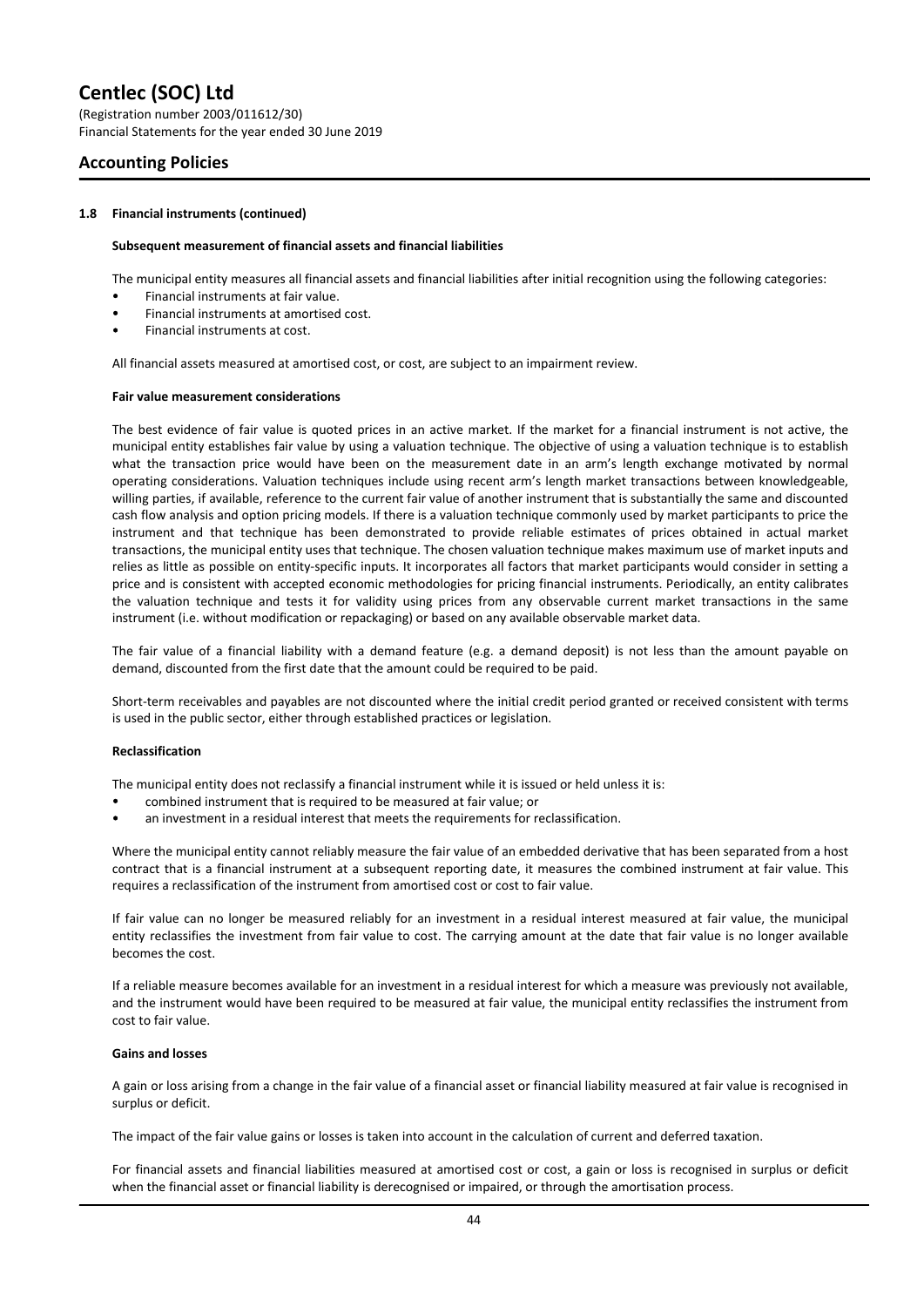# Centlec (SOC) Ltd

(Registration number 2003/011612/30)
Financial Statements for the year ended 30 June 2019

## Accounting Policies

### 1.8 Financial instruments (continued)

**Subsequent measurement of financial assets and financial liabilities**

The municipal entity measures all financial assets and financial liabilities after initial recognition using the following categories:

- Financial instruments at fair value.
- Financial instruments at amortised cost.
- Financial instruments at cost.

All financial assets measured at amortised cost, or cost, are subject to an impairment review.

**Fair value measurement considerations**

The best evidence of fair value is quoted prices in an active market. If the market for a financial instrument is not active, the municipal entity establishes fair value by using a valuation technique. The objective of using a valuation technique is to establish what the transaction price would have been on the measurement date in an arm's length exchange motivated by normal operating considerations. Valuation techniques include using recent arm's length market transactions between knowledgeable, willing parties, if available, reference to the current fair value of another instrument that is substantially the same and discounted cash flow analysis and option pricing models. If there is a valuation technique commonly used by market participants to price the instrument and that technique has been demonstrated to provide reliable estimates of prices obtained in actual market transactions, the municipal entity uses that technique. The chosen valuation technique makes maximum use of market inputs and relies as little as possible on entity-specific inputs. It incorporates all factors that market participants would consider in setting a price and is consistent with accepted economic methodologies for pricing financial instruments. Periodically, an entity calibrates the valuation technique and tests it for validity using prices from any observable current market transactions in the same instrument (i.e. without modification or repackaging) or based on any available observable market data.

The fair value of a financial liability with a demand feature (e.g. a demand deposit) is not less than the amount payable on demand, discounted from the first date that the amount could be required to be paid.

Short-term receivables and payables are not discounted where the initial credit period granted or received consistent with terms is used in the public sector, either through established practices or legislation.

**Reclassification**

The municipal entity does not reclassify a financial instrument while it is issued or held unless it is:

- combined instrument that is required to be measured at fair value; or
- an investment in a residual interest that meets the requirements for reclassification.

Where the municipal entity cannot reliably measure the fair value of an embedded derivative that has been separated from a host contract that is a financial instrument at a subsequent reporting date, it measures the combined instrument at fair value. This requires a reclassification of the instrument from amortised cost or cost to fair value.

If fair value can no longer be measured reliably for an investment in a residual interest measured at fair value, the municipal entity reclassifies the investment from fair value to cost. The carrying amount at the date that fair value is no longer available becomes the cost.

If a reliable measure becomes available for an investment in a residual interest for which a measure was previously not available, and the instrument would have been required to be measured at fair value, the municipal entity reclassifies the instrument from cost to fair value.

**Gains and losses**

A gain or loss arising from a change in the fair value of a financial asset or financial liability measured at fair value is recognised in surplus or deficit.

The impact of the fair value gains or losses is taken into account in the calculation of current and deferred taxation.

For financial assets and financial liabilities measured at amortised cost or cost, a gain or loss is recognised in surplus or deficit when the financial asset or financial liability is derecognised or impaired, or through the amortisation process.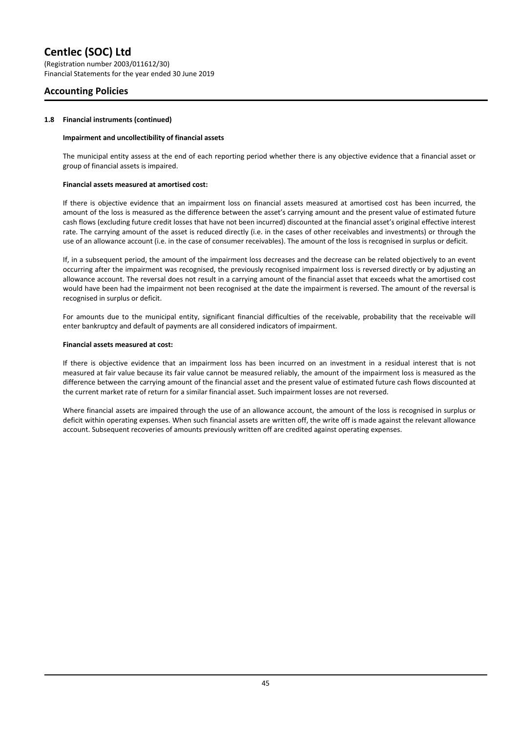## Accounting Policies

### 1.8 Financial instruments (continued)

**Impairment and uncollectibility of financial assets**

The municipal entity assess at the end of each reporting period whether there is any objective evidence that a financial asset or group of financial assets is impaired.

**Financial assets measured at amortised cost:**

If there is objective evidence that an impairment loss on financial assets measured at amortised cost has been incurred, the amount of the loss is measured as the difference between the asset's carrying amount and the present value of estimated future cash flows (excluding future credit losses that have not been incurred) discounted at the financial asset's original effective interest rate. The carrying amount of the asset is reduced directly (i.e. in the cases of other receivables and investments) or through the use of an allowance account (i.e. in the case of consumer receivables). The amount of the loss is recognised in surplus or deficit.

If, in a subsequent period, the amount of the impairment loss decreases and the decrease can be related objectively to an event occurring after the impairment was recognised, the previously recognised impairment loss is reversed directly or by adjusting an allowance account. The reversal does not result in a carrying amount of the financial asset that exceeds what the amortised cost would have been had the impairment not been recognised at the date the impairment is reversed. The amount of the reversal is recognised in surplus or deficit.

For amounts due to the municipal entity, significant financial difficulties of the receivable, probability that the receivable will enter bankruptcy and default of payments are all considered indicators of impairment.

**Financial assets measured at cost:**

If there is objective evidence that an impairment loss has been incurred on an investment in a residual interest that is not measured at fair value because its fair value cannot be measured reliably, the amount of the impairment loss is measured as the difference between the carrying amount of the financial asset and the present value of estimated future cash flows discounted at the current market rate of return for a similar financial asset. Such impairment losses are not reversed.

Where financial assets are impaired through the use of an allowance account, the amount of the loss is recognised in surplus or deficit within operating expenses. When such financial assets are written off, the write off is made against the relevant allowance account. Subsequent recoveries of amounts previously written off are credited against operating expenses.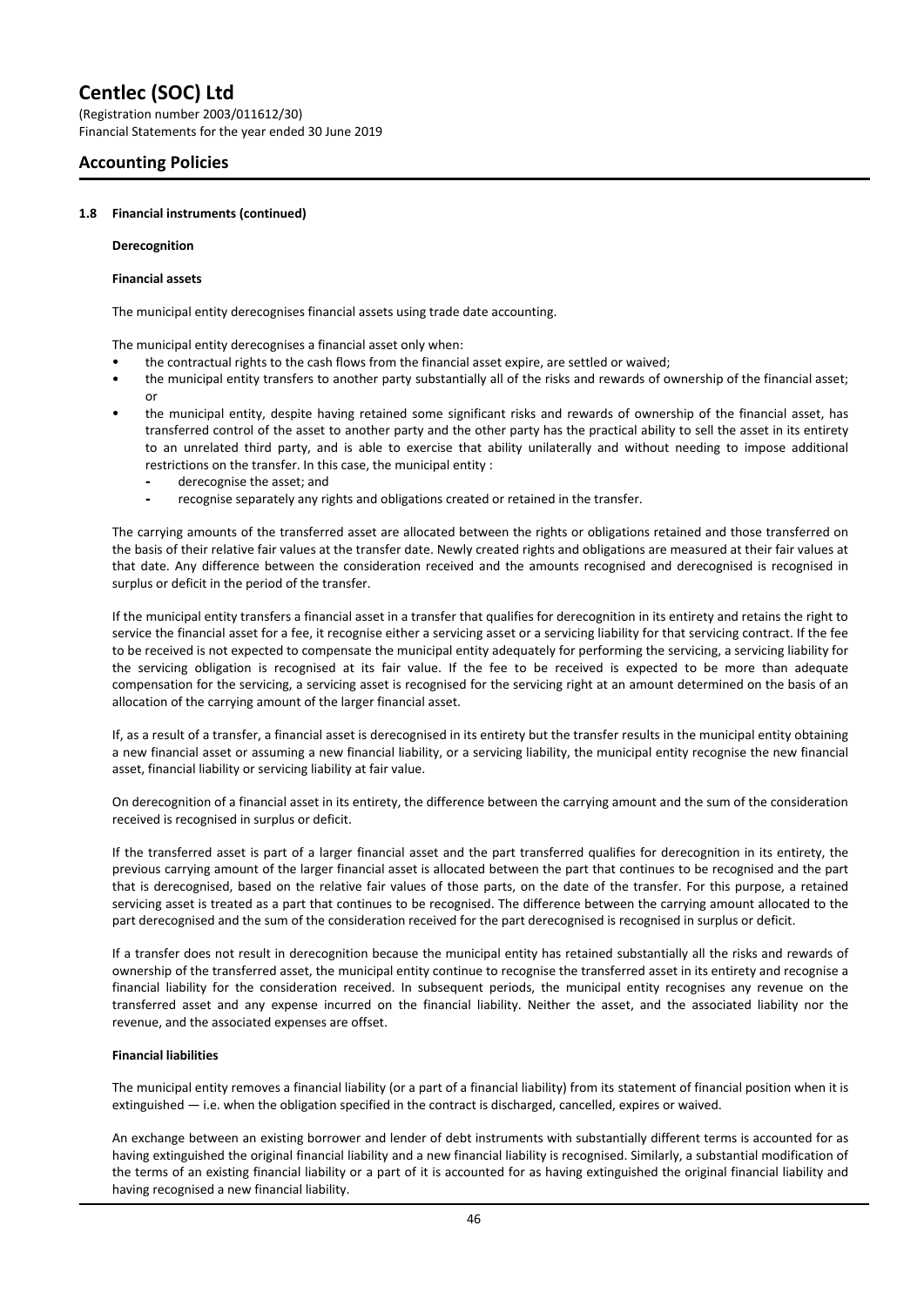## 1.8 Financial instruments (continued)

### Derecognition

#### Financial assets

The municipal entity derecognises financial assets using trade date accounting.

The municipal entity derecognises a financial asset only when:

- the contractual rights to the cash flows from the financial asset expire, are settled or waived;
- the municipal entity transfers to another party substantially all of the risks and rewards of ownership of the financial asset; or
- the municipal entity, despite having retained some significant risks and rewards of ownership of the financial asset, has transferred control of the asset to another party and the other party has the practical ability to sell the asset in its entirety to an unrelated third party, and is able to exercise that ability unilaterally and without needing to impose additional restrictions on the transfer. In this case, the municipal entity :
  - derecognise the asset; and
  - recognise separately any rights and obligations created or retained in the transfer.

The carrying amounts of the transferred asset are allocated between the rights or obligations retained and those transferred on the basis of their relative fair values at the transfer date. Newly created rights and obligations are measured at their fair values at that date. Any difference between the consideration received and the amounts recognised and derecognised is recognised in surplus or deficit in the period of the transfer.

If the municipal entity transfers a financial asset in a transfer that qualifies for derecognition in its entirety and retains the right to service the financial asset for a fee, it recognise either a servicing asset or a servicing liability for that servicing contract. If the fee to be received is not expected to compensate the municipal entity adequately for performing the servicing, a servicing liability for the servicing obligation is recognised at its fair value. If the fee to be received is expected to be more than adequate compensation for the servicing, a servicing asset is recognised for the servicing right at an amount determined on the basis of an allocation of the carrying amount of the larger financial asset.

If, as a result of a transfer, a financial asset is derecognised in its entirety but the transfer results in the municipal entity obtaining a new financial asset or assuming a new financial liability, or a servicing liability, the municipal entity recognise the new financial asset, financial liability or servicing liability at fair value.

On derecognition of a financial asset in its entirety, the difference between the carrying amount and the sum of the consideration received is recognised in surplus or deficit.

If the transferred asset is part of a larger financial asset and the part transferred qualifies for derecognition in its entirety, the previous carrying amount of the larger financial asset is allocated between the part that continues to be recognised and the part that is derecognised, based on the relative fair values of those parts, on the date of the transfer. For this purpose, a retained servicing asset is treated as a part that continues to be recognised. The difference between the carrying amount allocated to the part derecognised and the sum of the consideration received for the part derecognised is recognised in surplus or deficit.

If a transfer does not result in derecognition because the municipal entity has retained substantially all the risks and rewards of ownership of the transferred asset, the municipal entity continue to recognise the transferred asset in its entirety and recognise a financial liability for the consideration received. In subsequent periods, the municipal entity recognises any revenue on the transferred asset and any expense incurred on the financial liability. Neither the asset, and the associated liability nor the revenue, and the associated expenses are offset.

#### Financial liabilities

The municipal entity removes a financial liability (or a part of a financial liability) from its statement of financial position when it is extinguished — i.e. when the obligation specified in the contract is discharged, cancelled, expires or waived.

An exchange between an existing borrower and lender of debt instruments with substantially different terms is accounted for as having extinguished the original financial liability and a new financial liability is recognised. Similarly, a substantial modification of the terms of an existing financial liability or a part of it is accounted for as having extinguished the original financial liability and having recognised a new financial liability.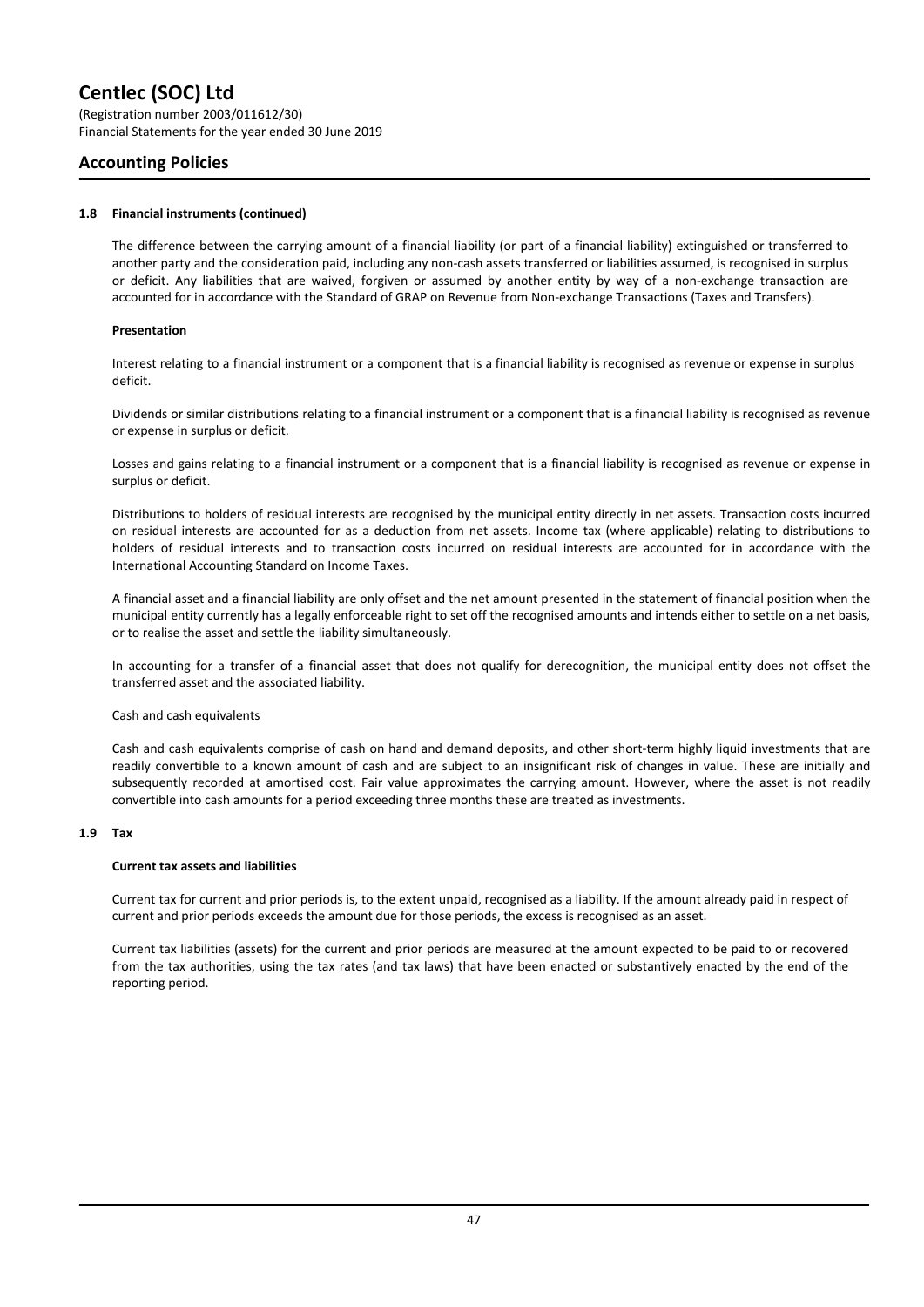### 1.8 Financial instruments (continued)

The difference between the carrying amount of a financial liability (or part of a financial liability) extinguished or transferred to another party and the consideration paid, including any non-cash assets transferred or liabilities assumed, is recognised in surplus or deficit. Any liabilities that are waived, forgiven or assumed by another entity by way of a non-exchange transaction are accounted for in accordance with the Standard of GRAP on Revenue from Non-exchange Transactions (Taxes and Transfers).

**Presentation**

Interest relating to a financial instrument or a component that is a financial liability is recognised as revenue or expense in surplus deficit.

Dividends or similar distributions relating to a financial instrument or a component that is a financial liability is recognised as revenue or expense in surplus or deficit.

Losses and gains relating to a financial instrument or a component that is a financial liability is recognised as revenue or expense in surplus or deficit.

Distributions to holders of residual interests are recognised by the municipal entity directly in net assets. Transaction costs incurred on residual interests are accounted for as a deduction from net assets. Income tax (where applicable) relating to distributions to holders of residual interests and to transaction costs incurred on residual interests are accounted for in accordance with the International Accounting Standard on Income Taxes.

A financial asset and a financial liability are only offset and the net amount presented in the statement of financial position when the municipal entity currently has a legally enforceable right to set off the recognised amounts and intends either to settle on a net basis, or to realise the asset and settle the liability simultaneously.

In accounting for a transfer of a financial asset that does not qualify for derecognition, the municipal entity does not offset the transferred asset and the associated liability.

Cash and cash equivalents

Cash and cash equivalents comprise of cash on hand and demand deposits, and other short-term highly liquid investments that are readily convertible to a known amount of cash and are subject to an insignificant risk of changes in value. These are initially and subsequently recorded at amortised cost. Fair value approximates the carrying amount. However, where the asset is not readily convertible into cash amounts for a period exceeding three months these are treated as investments.

### 1.9 Tax

**Current tax assets and liabilities**

Current tax for current and prior periods is, to the extent unpaid, recognised as a liability. If the amount already paid in respect of current and prior periods exceeds the amount due for those periods, the excess is recognised as an asset.

Current tax liabilities (assets) for the current and prior periods are measured at the amount expected to be paid to or recovered from the tax authorities, using the tax rates (and tax laws) that have been enacted or substantively enacted by the end of the reporting period.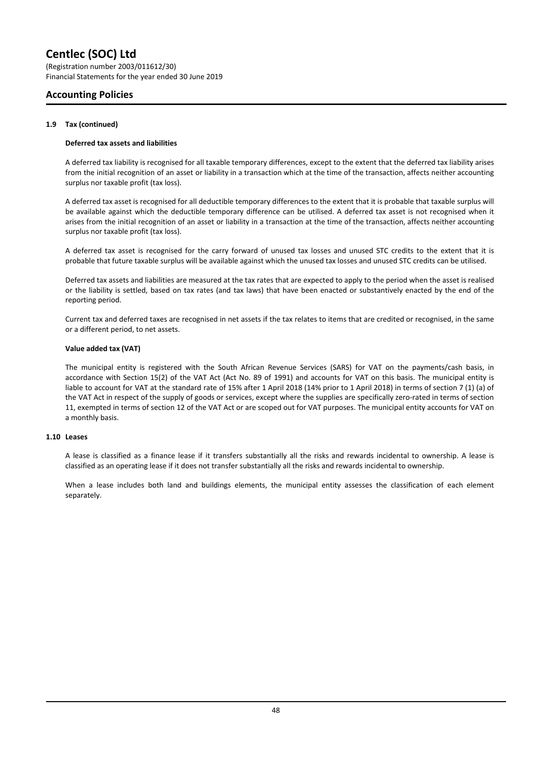### 1.9 Tax (continued)

**Deferred tax assets and liabilities**

A deferred tax liability is recognised for all taxable temporary differences, except to the extent that the deferred tax liability arises from the initial recognition of an asset or liability in a transaction which at the time of the transaction, affects neither accounting surplus nor taxable profit (tax loss).

A deferred tax asset is recognised for all deductible temporary differences to the extent that it is probable that taxable surplus will be available against which the deductible temporary difference can be utilised. A deferred tax asset is not recognised when it arises from the initial recognition of an asset or liability in a transaction at the time of the transaction, affects neither accounting surplus nor taxable profit (tax loss).

A deferred tax asset is recognised for the carry forward of unused tax losses and unused STC credits to the extent that it is probable that future taxable surplus will be available against which the unused tax losses and unused STC credits can be utilised.

Deferred tax assets and liabilities are measured at the tax rates that are expected to apply to the period when the asset is realised or the liability is settled, based on tax rates (and tax laws) that have been enacted or substantively enacted by the end of the reporting period.

Current tax and deferred taxes are recognised in net assets if the tax relates to items that are credited or recognised, in the same or a different period, to net assets.

**Value added tax (VAT)**

The municipal entity is registered with the South African Revenue Services (SARS) for VAT on the payments/cash basis, in accordance with Section 15(2) of the VAT Act (Act No. 89 of 1991) and accounts for VAT on this basis. The municipal entity is liable to account for VAT at the standard rate of 15% after 1 April 2018 (14% prior to 1 April 2018) in terms of section 7 (1) (a) of the VAT Act in respect of the supply of goods or services, except where the supplies are specifically zero-rated in terms of section 11, exempted in terms of section 12 of the VAT Act or are scoped out for VAT purposes. The municipal entity accounts for VAT on a monthly basis.

### 1.10 Leases

A lease is classified as a finance lease if it transfers substantially all the risks and rewards incidental to ownership. A lease is classified as an operating lease if it does not transfer substantially all the risks and rewards incidental to ownership.

When a lease includes both land and buildings elements, the municipal entity assesses the classification of each element separately.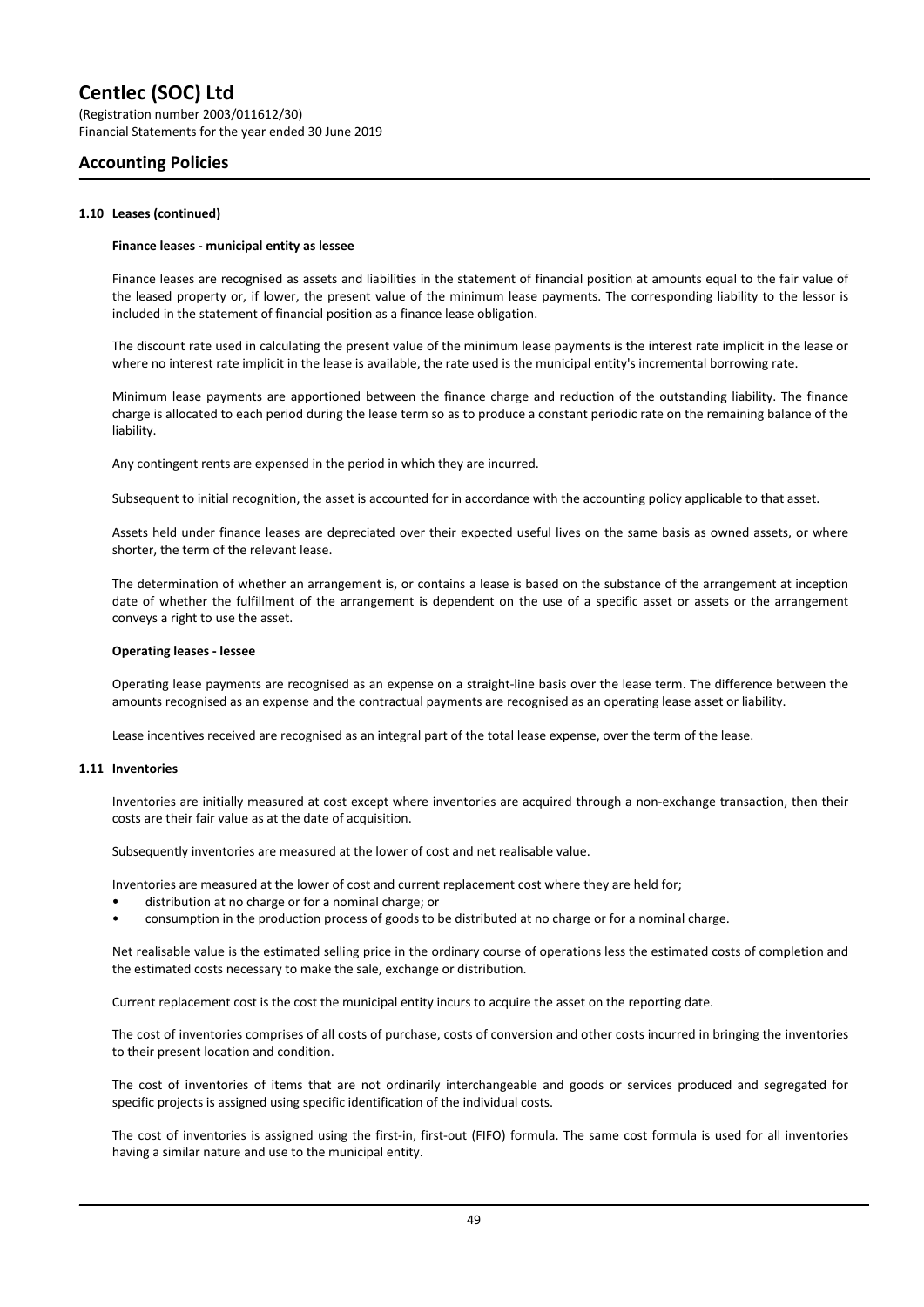## Accounting Policies

### 1.10 Leases (continued)

**Finance leases - municipal entity as lessee**

Finance leases are recognised as assets and liabilities in the statement of financial position at amounts equal to the fair value of the leased property or, if lower, the present value of the minimum lease payments. The corresponding liability to the lessor is included in the statement of financial position as a finance lease obligation.

The discount rate used in calculating the present value of the minimum lease payments is the interest rate implicit in the lease or where no interest rate implicit in the lease is available, the rate used is the municipal entity's incremental borrowing rate.

Minimum lease payments are apportioned between the finance charge and reduction of the outstanding liability. The finance charge is allocated to each period during the lease term so as to produce a constant periodic rate on the remaining balance of the liability.

Any contingent rents are expensed in the period in which they are incurred.

Subsequent to initial recognition, the asset is accounted for in accordance with the accounting policy applicable to that asset.

Assets held under finance leases are depreciated over their expected useful lives on the same basis as owned assets, or where shorter, the term of the relevant lease.

The determination of whether an arrangement is, or contains a lease is based on the substance of the arrangement at inception date of whether the fulfillment of the arrangement is dependent on the use of a specific asset or assets or the arrangement conveys a right to use the asset.

**Operating leases - lessee**

Operating lease payments are recognised as an expense on a straight-line basis over the lease term. The difference between the amounts recognised as an expense and the contractual payments are recognised as an operating lease asset or liability.

Lease incentives received are recognised as an integral part of the total lease expense, over the term of the lease.

### 1.11 Inventories

Inventories are initially measured at cost except where inventories are acquired through a non-exchange transaction, then their costs are their fair value as at the date of acquisition.

Subsequently inventories are measured at the lower of cost and net realisable value.

Inventories are measured at the lower of cost and current replacement cost where they are held for;

- distribution at no charge or for a nominal charge; or
- consumption in the production process of goods to be distributed at no charge or for a nominal charge.

Net realisable value is the estimated selling price in the ordinary course of operations less the estimated costs of completion and the estimated costs necessary to make the sale, exchange or distribution.

Current replacement cost is the cost the municipal entity incurs to acquire the asset on the reporting date.

The cost of inventories comprises of all costs of purchase, costs of conversion and other costs incurred in bringing the inventories to their present location and condition.

The cost of inventories of items that are not ordinarily interchangeable and goods or services produced and segregated for specific projects is assigned using specific identification of the individual costs.

The cost of inventories is assigned using the first-in, first-out (FIFO) formula. The same cost formula is used for all inventories having a similar nature and use to the municipal entity.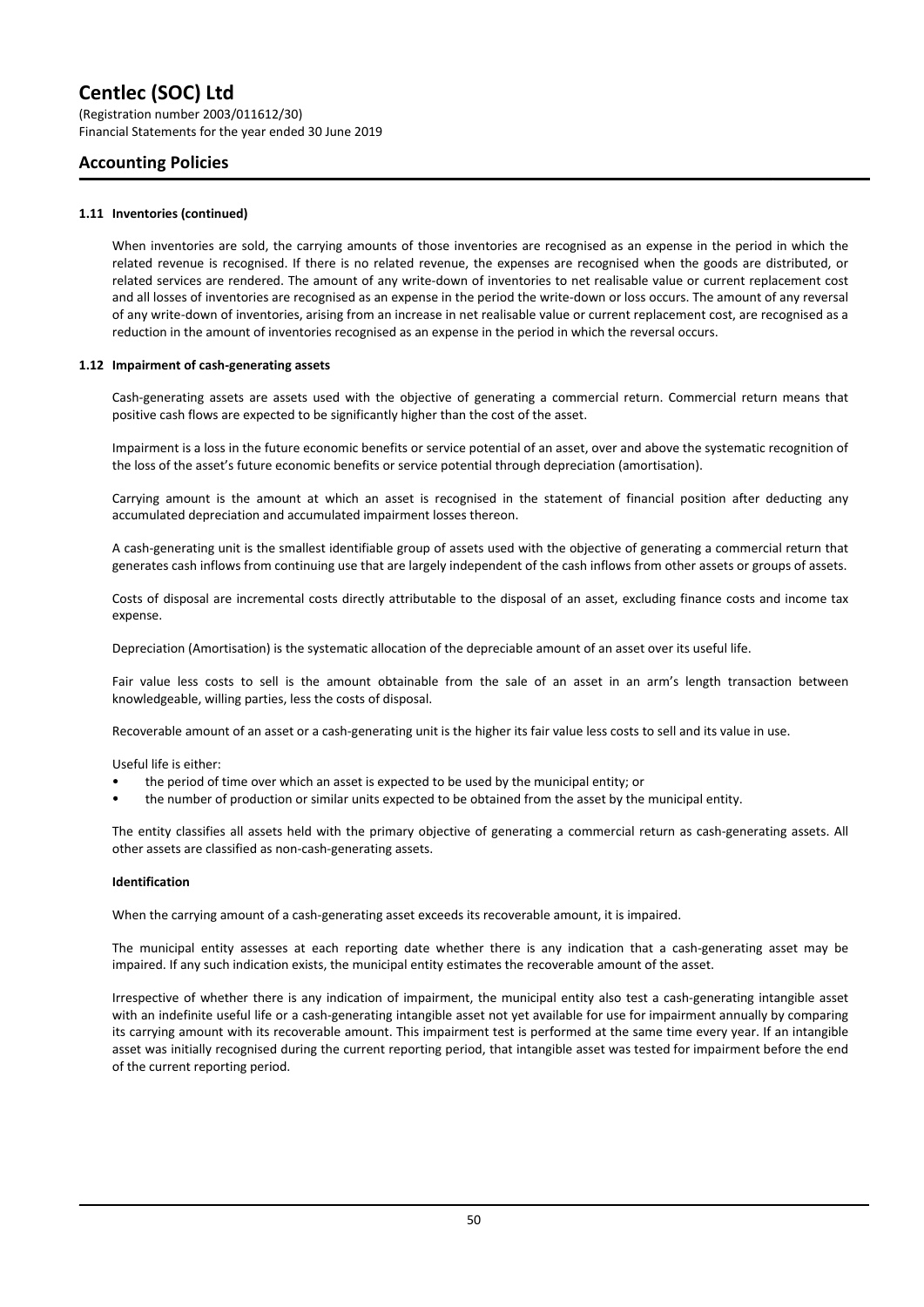#### 1.11 Inventories (continued)

When inventories are sold, the carrying amounts of those inventories are recognised as an expense in the period in which the related revenue is recognised. If there is no related revenue, the expenses are recognised when the goods are distributed, or related services are rendered. The amount of any write-down of inventories to net realisable value or current replacement cost and all losses of inventories are recognised as an expense in the period the write-down or loss occurs. The amount of any reversal of any write-down of inventories, arising from an increase in net realisable value or current replacement cost, are recognised as a reduction in the amount of inventories recognised as an expense in the period in which the reversal occurs.

#### 1.12 Impairment of cash-generating assets

Cash-generating assets are assets used with the objective of generating a commercial return. Commercial return means that positive cash flows are expected to be significantly higher than the cost of the asset.

Impairment is a loss in the future economic benefits or service potential of an asset, over and above the systematic recognition of the loss of the asset's future economic benefits or service potential through depreciation (amortisation).

Carrying amount is the amount at which an asset is recognised in the statement of financial position after deducting any accumulated depreciation and accumulated impairment losses thereon.

A cash-generating unit is the smallest identifiable group of assets used with the objective of generating a commercial return that generates cash inflows from continuing use that are largely independent of the cash inflows from other assets or groups of assets.

Costs of disposal are incremental costs directly attributable to the disposal of an asset, excluding finance costs and income tax expense.

Depreciation (Amortisation) is the systematic allocation of the depreciable amount of an asset over its useful life.

Fair value less costs to sell is the amount obtainable from the sale of an asset in an arm's length transaction between knowledgeable, willing parties, less the costs of disposal.

Recoverable amount of an asset or a cash-generating unit is the higher its fair value less costs to sell and its value in use.

Useful life is either:

- the period of time over which an asset is expected to be used by the municipal entity; or
- the number of production or similar units expected to be obtained from the asset by the municipal entity.

The entity classifies all assets held with the primary objective of generating a commercial return as cash-generating assets. All other assets are classified as non-cash-generating assets.

**Identification**

When the carrying amount of a cash-generating asset exceeds its recoverable amount, it is impaired.

The municipal entity assesses at each reporting date whether there is any indication that a cash-generating asset may be impaired. If any such indication exists, the municipal entity estimates the recoverable amount of the asset.

Irrespective of whether there is any indication of impairment, the municipal entity also test a cash-generating intangible asset with an indefinite useful life or a cash-generating intangible asset not yet available for use for impairment annually by comparing its carrying amount with its recoverable amount. This impairment test is performed at the same time every year. If an intangible asset was initially recognised during the current reporting period, that intangible asset was tested for impairment before the end of the current reporting period.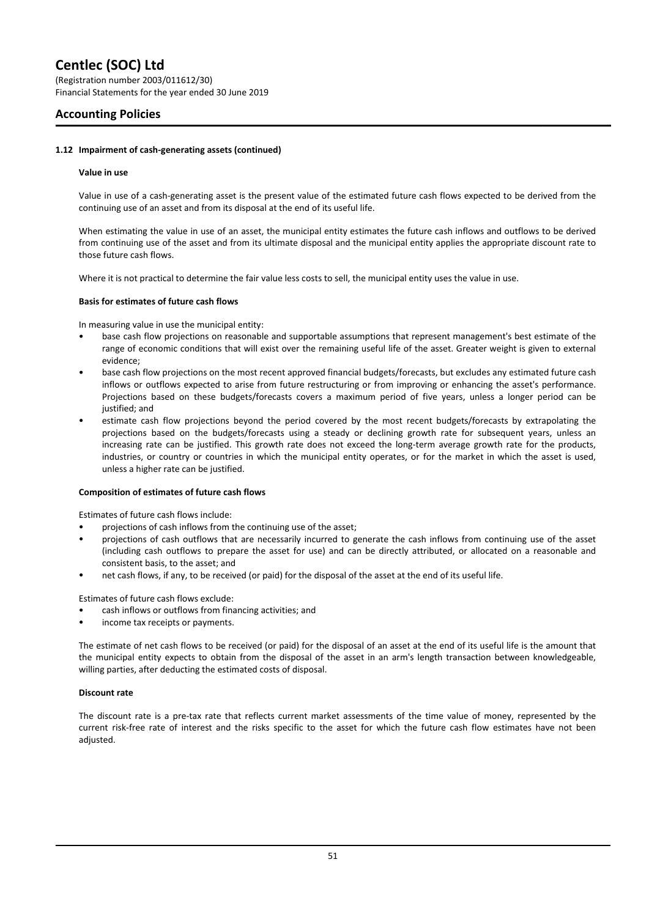#### 1.12 Impairment of cash-generating assets (continued)

**Value in use**

Value in use of a cash-generating asset is the present value of the estimated future cash flows expected to be derived from the continuing use of an asset and from its disposal at the end of its useful life.

When estimating the value in use of an asset, the municipal entity estimates the future cash inflows and outflows to be derived from continuing use of the asset and from its ultimate disposal and the municipal entity applies the appropriate discount rate to those future cash flows.

Where it is not practical to determine the fair value less costs to sell, the municipal entity uses the value in use.

**Basis for estimates of future cash flows**

In measuring value in use the municipal entity:

- base cash flow projections on reasonable and supportable assumptions that represent management's best estimate of the range of economic conditions that will exist over the remaining useful life of the asset. Greater weight is given to external evidence;
- base cash flow projections on the most recent approved financial budgets/forecasts, but excludes any estimated future cash inflows or outflows expected to arise from future restructuring or from improving or enhancing the asset's performance. Projections based on these budgets/forecasts covers a maximum period of five years, unless a longer period can be justified; and
- estimate cash flow projections beyond the period covered by the most recent budgets/forecasts by extrapolating the projections based on the budgets/forecasts using a steady or declining growth rate for subsequent years, unless an increasing rate can be justified. This growth rate does not exceed the long-term average growth rate for the products, industries, or country or countries in which the municipal entity operates, or for the market in which the asset is used, unless a higher rate can be justified.

**Composition of estimates of future cash flows**

Estimates of future cash flows include:

- projections of cash inflows from the continuing use of the asset;
- projections of cash outflows that are necessarily incurred to generate the cash inflows from continuing use of the asset (including cash outflows to prepare the asset for use) and can be directly attributed, or allocated on a reasonable and consistent basis, to the asset; and
- net cash flows, if any, to be received (or paid) for the disposal of the asset at the end of its useful life.

Estimates of future cash flows exclude:

- cash inflows or outflows from financing activities; and
- income tax receipts or payments.

The estimate of net cash flows to be received (or paid) for the disposal of an asset at the end of its useful life is the amount that the municipal entity expects to obtain from the disposal of the asset in an arm's length transaction between knowledgeable, willing parties, after deducting the estimated costs of disposal.

**Discount rate**

The discount rate is a pre-tax rate that reflects current market assessments of the time value of money, represented by the current risk-free rate of interest and the risks specific to the asset for which the future cash flow estimates have not been adjusted.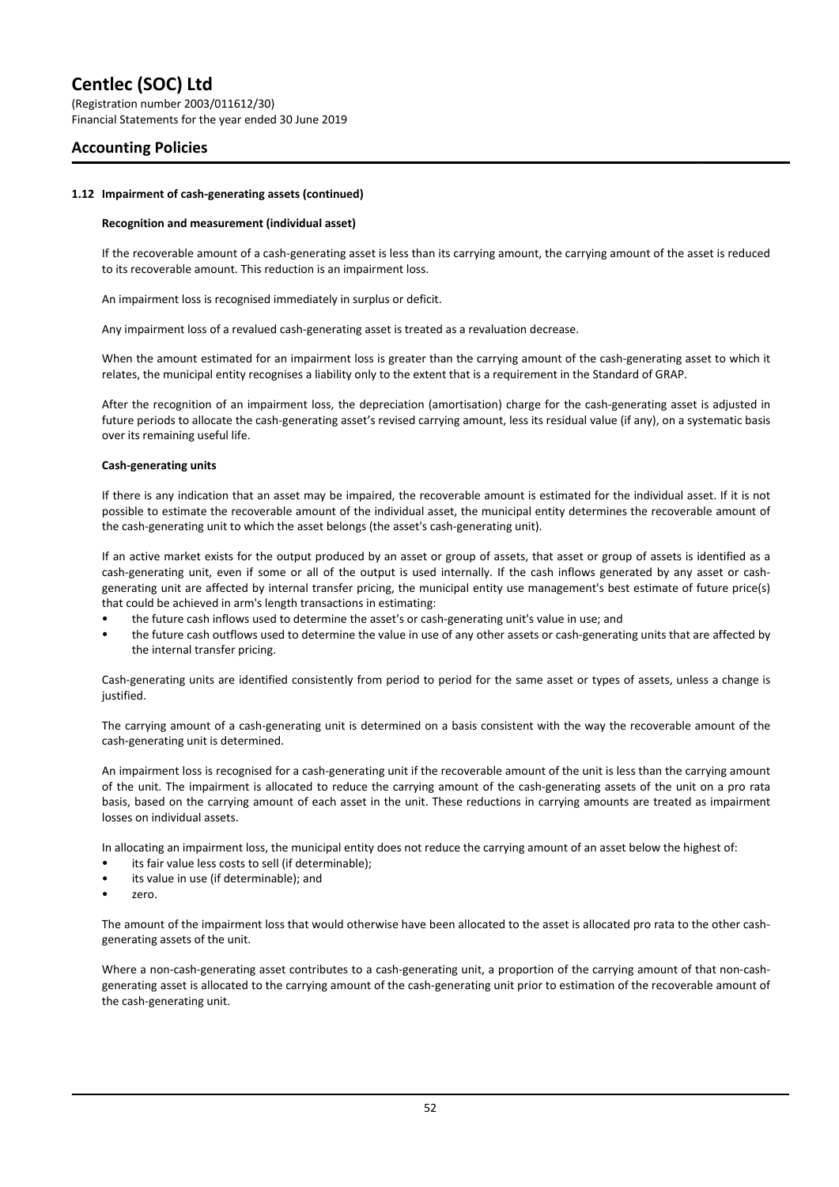#### 1.12 Impairment of cash-generating assets (continued)

**Recognition and measurement (individual asset)**

If the recoverable amount of a cash-generating asset is less than its carrying amount, the carrying amount of the asset is reduced to its recoverable amount. This reduction is an impairment loss.

An impairment loss is recognised immediately in surplus or deficit.

Any impairment loss of a revalued cash-generating asset is treated as a revaluation decrease.

When the amount estimated for an impairment loss is greater than the carrying amount of the cash-generating asset to which it relates, the municipal entity recognises a liability only to the extent that is a requirement in the Standard of GRAP.

After the recognition of an impairment loss, the depreciation (amortisation) charge for the cash-generating asset is adjusted in future periods to allocate the cash-generating asset's revised carrying amount, less its residual value (if any), on a systematic basis over its remaining useful life.

**Cash-generating units**

If there is any indication that an asset may be impaired, the recoverable amount is estimated for the individual asset. If it is not possible to estimate the recoverable amount of the individual asset, the municipal entity determines the recoverable amount of the cash-generating unit to which the asset belongs (the asset's cash-generating unit).

If an active market exists for the output produced by an asset or group of assets, that asset or group of assets is identified as a cash-generating unit, even if some or all of the output is used internally. If the cash inflows generated by any asset or cash-generating unit are affected by internal transfer pricing, the municipal entity use management's best estimate of future price(s) that could be achieved in arm's length transactions in estimating:

- the future cash inflows used to determine the asset's or cash-generating unit's value in use; and
- the future cash outflows used to determine the value in use of any other assets or cash-generating units that are affected by the internal transfer pricing.

Cash-generating units are identified consistently from period to period for the same asset or types of assets, unless a change is justified.

The carrying amount of a cash-generating unit is determined on a basis consistent with the way the recoverable amount of the cash-generating unit is determined.

An impairment loss is recognised for a cash-generating unit if the recoverable amount of the unit is less than the carrying amount of the unit. The impairment is allocated to reduce the carrying amount of the cash-generating assets of the unit on a pro rata basis, based on the carrying amount of each asset in the unit. These reductions in carrying amounts are treated as impairment losses on individual assets.

In allocating an impairment loss, the municipal entity does not reduce the carrying amount of an asset below the highest of:

- its fair value less costs to sell (if determinable);
- its value in use (if determinable); and
- zero.

The amount of the impairment loss that would otherwise have been allocated to the asset is allocated pro rata to the other cash-generating assets of the unit.

Where a non-cash-generating asset contributes to a cash-generating unit, a proportion of the carrying amount of that non-cash-generating asset is allocated to the carrying amount of the cash-generating unit prior to estimation of the recoverable amount of the cash-generating unit.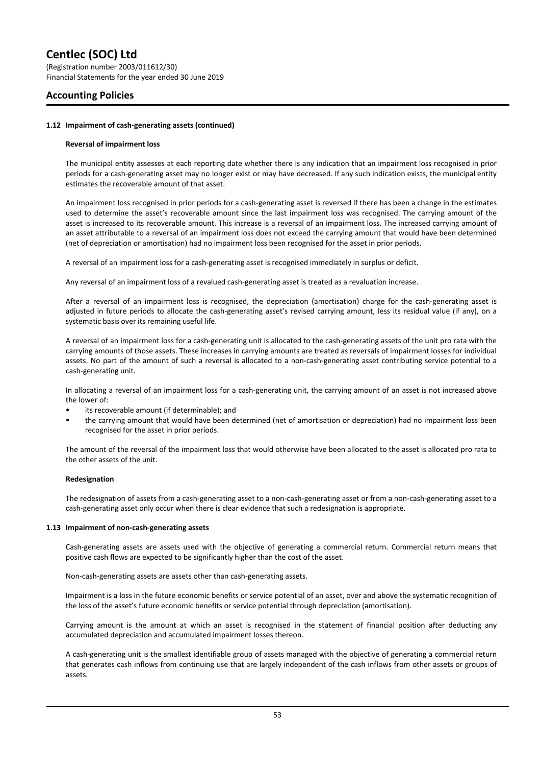#### 1.12 Impairment of cash-generating assets (continued)

**Reversal of impairment loss**

The municipal entity assesses at each reporting date whether there is any indication that an impairment loss recognised in prior periods for a cash-generating asset may no longer exist or may have decreased. If any such indication exists, the municipal entity estimates the recoverable amount of that asset.

An impairment loss recognised in prior periods for a cash-generating asset is reversed if there has been a change in the estimates used to determine the asset's recoverable amount since the last impairment loss was recognised. The carrying amount of the asset is increased to its recoverable amount. This increase is a reversal of an impairment loss. The increased carrying amount of an asset attributable to a reversal of an impairment loss does not exceed the carrying amount that would have been determined (net of depreciation or amortisation) had no impairment loss been recognised for the asset in prior periods.

A reversal of an impairment loss for a cash-generating asset is recognised immediately in surplus or deficit.

Any reversal of an impairment loss of a revalued cash-generating asset is treated as a revaluation increase.

After a reversal of an impairment loss is recognised, the depreciation (amortisation) charge for the cash-generating asset is adjusted in future periods to allocate the cash-generating asset's revised carrying amount, less its residual value (if any), on a systematic basis over its remaining useful life.

A reversal of an impairment loss for a cash-generating unit is allocated to the cash-generating assets of the unit pro rata with the carrying amounts of those assets. These increases in carrying amounts are treated as reversals of impairment losses for individual assets. No part of the amount of such a reversal is allocated to a non-cash-generating asset contributing service potential to a cash-generating unit.

In allocating a reversal of an impairment loss for a cash-generating unit, the carrying amount of an asset is not increased above the lower of:

- its recoverable amount (if determinable); and
- the carrying amount that would have been determined (net of amortisation or depreciation) had no impairment loss been recognised for the asset in prior periods.

The amount of the reversal of the impairment loss that would otherwise have been allocated to the asset is allocated pro rata to the other assets of the unit.

**Redesignation**

The redesignation of assets from a cash-generating asset to a non-cash-generating asset or from a non-cash-generating asset to a cash-generating asset only occur when there is clear evidence that such a redesignation is appropriate.

#### 1.13 Impairment of non-cash-generating assets

Cash-generating assets are assets used with the objective of generating a commercial return. Commercial return means that positive cash flows are expected to be significantly higher than the cost of the asset.

Non-cash-generating assets are assets other than cash-generating assets.

Impairment is a loss in the future economic benefits or service potential of an asset, over and above the systematic recognition of the loss of the asset's future economic benefits or service potential through depreciation (amortisation).

Carrying amount is the amount at which an asset is recognised in the statement of financial position after deducting any accumulated depreciation and accumulated impairment losses thereon.

A cash-generating unit is the smallest identifiable group of assets managed with the objective of generating a commercial return that generates cash inflows from continuing use that are largely independent of the cash inflows from other assets or groups of assets.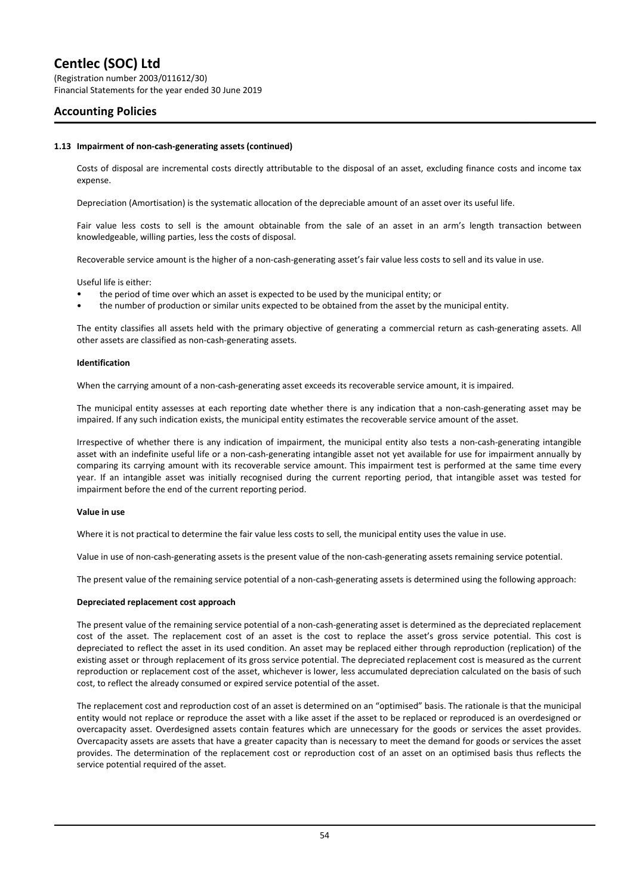#### 1.13 Impairment of non-cash-generating assets (continued)

Costs of disposal are incremental costs directly attributable to the disposal of an asset, excluding finance costs and income tax expense.

Depreciation (Amortisation) is the systematic allocation of the depreciable amount of an asset over its useful life.

Fair value less costs to sell is the amount obtainable from the sale of an asset in an arm's length transaction between knowledgeable, willing parties, less the costs of disposal.

Recoverable service amount is the higher of a non-cash-generating asset's fair value less costs to sell and its value in use.

Useful life is either:

- the period of time over which an asset is expected to be used by the municipal entity; or
- the number of production or similar units expected to be obtained from the asset by the municipal entity.

The entity classifies all assets held with the primary objective of generating a commercial return as cash-generating assets. All other assets are classified as non-cash-generating assets.

**Identification**

When the carrying amount of a non-cash-generating asset exceeds its recoverable service amount, it is impaired.

The municipal entity assesses at each reporting date whether there is any indication that a non-cash-generating asset may be impaired. If any such indication exists, the municipal entity estimates the recoverable service amount of the asset.

Irrespective of whether there is any indication of impairment, the municipal entity also tests a non-cash-generating intangible asset with an indefinite useful life or a non-cash-generating intangible asset not yet available for use for impairment annually by comparing its carrying amount with its recoverable service amount. This impairment test is performed at the same time every year. If an intangible asset was initially recognised during the current reporting period, that intangible asset was tested for impairment before the end of the current reporting period.

**Value in use**

Where it is not practical to determine the fair value less costs to sell, the municipal entity uses the value in use.

Value in use of non-cash-generating assets is the present value of the non-cash-generating assets remaining service potential.

The present value of the remaining service potential of a non-cash-generating assets is determined using the following approach:

**Depreciated replacement cost approach**

The present value of the remaining service potential of a non-cash-generating asset is determined as the depreciated replacement cost of the asset. The replacement cost of an asset is the cost to replace the asset's gross service potential. This cost is depreciated to reflect the asset in its used condition. An asset may be replaced either through reproduction (replication) of the existing asset or through replacement of its gross service potential. The depreciated replacement cost is measured as the current reproduction or replacement cost of the asset, whichever is lower, less accumulated depreciation calculated on the basis of such cost, to reflect the already consumed or expired service potential of the asset.

The replacement cost and reproduction cost of an asset is determined on an "optimised" basis. The rationale is that the municipal entity would not replace or reproduce the asset with a like asset if the asset to be replaced or reproduced is an overdesigned or overcapacity asset. Overdesigned assets contain features which are unnecessary for the goods or services the asset provides. Overcapacity assets are assets that have a greater capacity than is necessary to meet the demand for goods or services the asset provides. The determination of the replacement cost or reproduction cost of an asset on an optimised basis thus reflects the service potential required of the asset.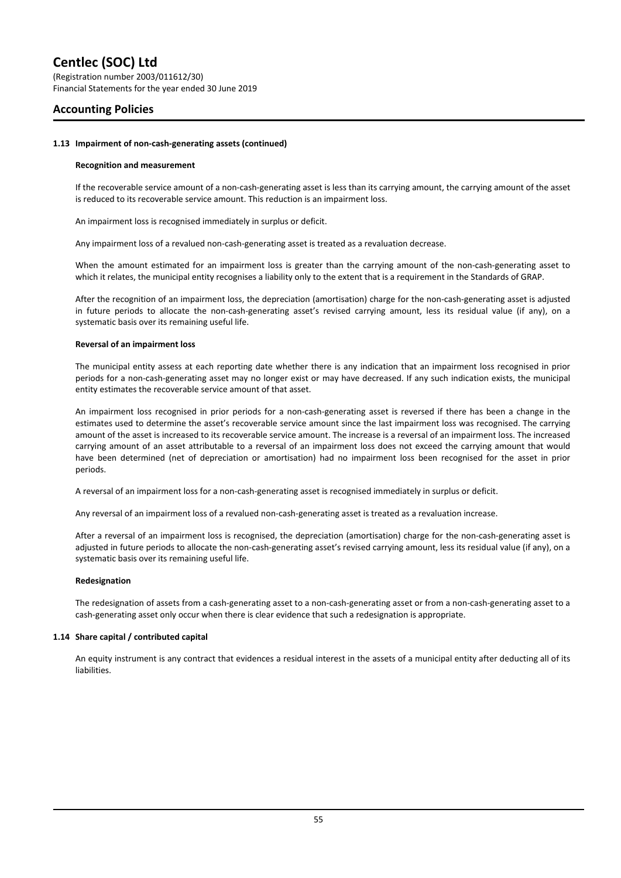# Centlec (SOC) Ltd

(Registration number 2003/011612/30)
Financial Statements for the year ended 30 June 2019

## Accounting Policies

### 1.13 Impairment of non-cash-generating assets (continued)

**Recognition and measurement**

If the recoverable service amount of a non-cash-generating asset is less than its carrying amount, the carrying amount of the asset is reduced to its recoverable service amount. This reduction is an impairment loss.

An impairment loss is recognised immediately in surplus or deficit.

Any impairment loss of a revalued non-cash-generating asset is treated as a revaluation decrease.

When the amount estimated for an impairment loss is greater than the carrying amount of the non-cash-generating asset to which it relates, the municipal entity recognises a liability only to the extent that is a requirement in the Standards of GRAP.

After the recognition of an impairment loss, the depreciation (amortisation) charge for the non-cash-generating asset is adjusted in future periods to allocate the non-cash-generating asset's revised carrying amount, less its residual value (if any), on a systematic basis over its remaining useful life.

**Reversal of an impairment loss**

The municipal entity assess at each reporting date whether there is any indication that an impairment loss recognised in prior periods for a non-cash-generating asset may no longer exist or may have decreased. If any such indication exists, the municipal entity estimates the recoverable service amount of that asset.

An impairment loss recognised in prior periods for a non-cash-generating asset is reversed if there has been a change in the estimates used to determine the asset's recoverable service amount since the last impairment loss was recognised. The carrying amount of the asset is increased to its recoverable service amount. The increase is a reversal of an impairment loss. The increased carrying amount of an asset attributable to a reversal of an impairment loss does not exceed the carrying amount that would have been determined (net of depreciation or amortisation) had no impairment loss been recognised for the asset in prior periods.

A reversal of an impairment loss for a non-cash-generating asset is recognised immediately in surplus or deficit.

Any reversal of an impairment loss of a revalued non-cash-generating asset is treated as a revaluation increase.

After a reversal of an impairment loss is recognised, the depreciation (amortisation) charge for the non-cash-generating asset is adjusted in future periods to allocate the non-cash-generating asset's revised carrying amount, less its residual value (if any), on a systematic basis over its remaining useful life.

**Redesignation**

The redesignation of assets from a cash-generating asset to a non-cash-generating asset or from a non-cash-generating asset to a cash-generating asset only occur when there is clear evidence that such a redesignation is appropriate.

### 1.14 Share capital / contributed capital

An equity instrument is any contract that evidences a residual interest in the assets of a municipal entity after deducting all of its liabilities.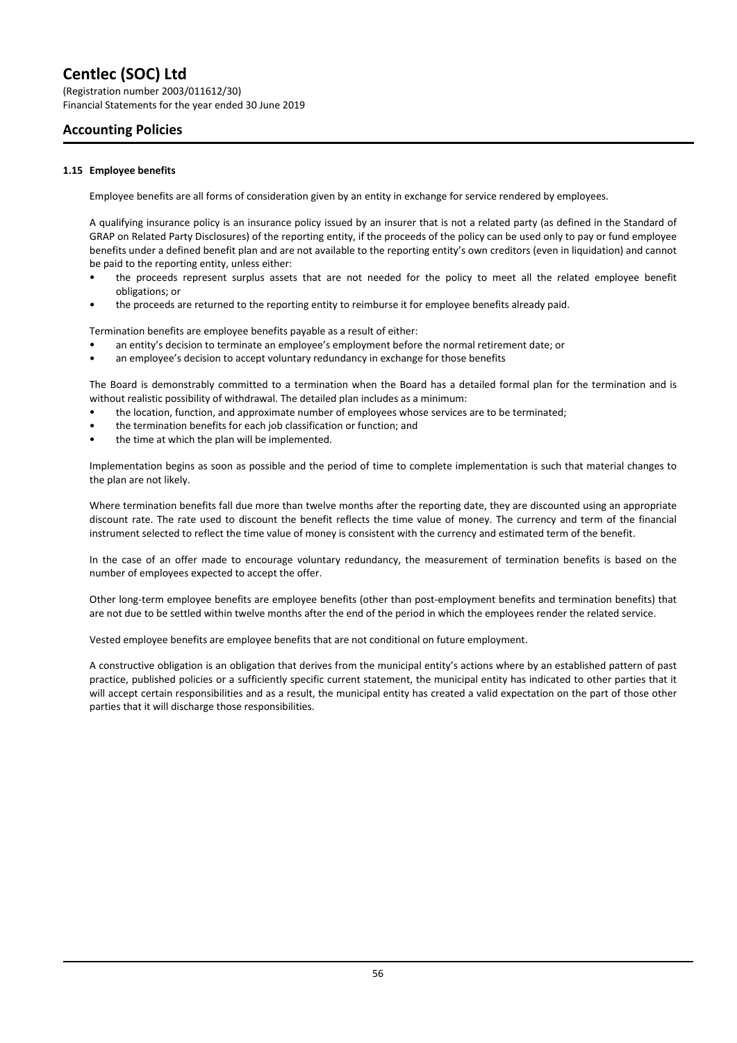### 1.15 Employee benefits

Employee benefits are all forms of consideration given by an entity in exchange for service rendered by employees.

A qualifying insurance policy is an insurance policy issued by an insurer that is not a related party (as defined in the Standard of GRAP on Related Party Disclosures) of the reporting entity, if the proceeds of the policy can be used only to pay or fund employee benefits under a defined benefit plan and are not available to the reporting entity's own creditors (even in liquidation) and cannot be paid to the reporting entity, unless either:

- the proceeds represent surplus assets that are not needed for the policy to meet all the related employee benefit obligations; or
- the proceeds are returned to the reporting entity to reimburse it for employee benefits already paid.

Termination benefits are employee benefits payable as a result of either:

- an entity's decision to terminate an employee's employment before the normal retirement date; or
- an employee's decision to accept voluntary redundancy in exchange for those benefits

The Board is demonstrably committed to a termination when the Board has a detailed formal plan for the termination and is without realistic possibility of withdrawal. The detailed plan includes as a minimum:

- the location, function, and approximate number of employees whose services are to be terminated;
- the termination benefits for each job classification or function; and
- the time at which the plan will be implemented.

Implementation begins as soon as possible and the period of time to complete implementation is such that material changes to the plan are not likely.

Where termination benefits fall due more than twelve months after the reporting date, they are discounted using an appropriate discount rate. The rate used to discount the benefit reflects the time value of money. The currency and term of the financial instrument selected to reflect the time value of money is consistent with the currency and estimated term of the benefit.

In the case of an offer made to encourage voluntary redundancy, the measurement of termination benefits is based on the number of employees expected to accept the offer.

Other long-term employee benefits are employee benefits (other than post-employment benefits and termination benefits) that are not due to be settled within twelve months after the end of the period in which the employees render the related service.

Vested employee benefits are employee benefits that are not conditional on future employment.

A constructive obligation is an obligation that derives from the municipal entity's actions where by an established pattern of past practice, published policies or a sufficiently specific current statement, the municipal entity has indicated to other parties that it will accept certain responsibilities and as a result, the municipal entity has created a valid expectation on the part of those other parties that it will discharge those responsibilities.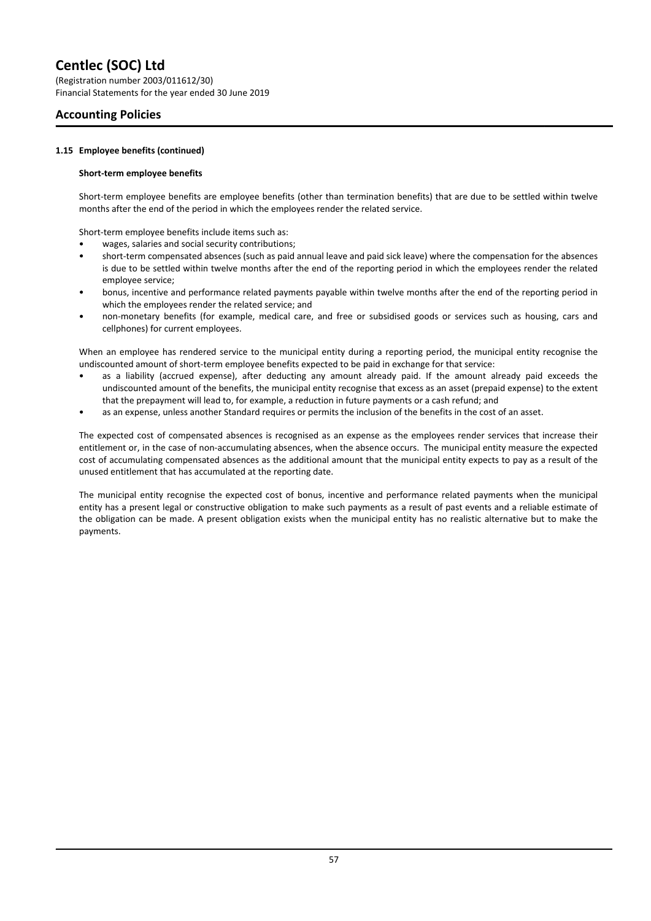# Centlec (SOC) Ltd

(Registration number 2003/011612/30)
Financial Statements for the year ended 30 June 2019

## Accounting Policies

### 1.15 Employee benefits (continued)

**Short-term employee benefits**

Short-term employee benefits are employee benefits (other than termination benefits) that are due to be settled within twelve months after the end of the period in which the employees render the related service.

Short-term employee benefits include items such as:

- wages, salaries and social security contributions;
- short-term compensated absences (such as paid annual leave and paid sick leave) where the compensation for the absences is due to be settled within twelve months after the end of the reporting period in which the employees render the related employee service;
- bonus, incentive and performance related payments payable within twelve months after the end of the reporting period in which the employees render the related service; and
- non-monetary benefits (for example, medical care, and free or subsidised goods or services such as housing, cars and cellphones) for current employees.

When an employee has rendered service to the municipal entity during a reporting period, the municipal entity recognise the undiscounted amount of short-term employee benefits expected to be paid in exchange for that service:

- as a liability (accrued expense), after deducting any amount already paid. If the amount already paid exceeds the undiscounted amount of the benefits, the municipal entity recognise that excess as an asset (prepaid expense) to the extent that the prepayment will lead to, for example, a reduction in future payments or a cash refund; and
- as an expense, unless another Standard requires or permits the inclusion of the benefits in the cost of an asset.

The expected cost of compensated absences is recognised as an expense as the employees render services that increase their entitlement or, in the case of non-accumulating absences, when the absence occurs. The municipal entity measure the expected cost of accumulating compensated absences as the additional amount that the municipal entity expects to pay as a result of the unused entitlement that has accumulated at the reporting date.

The municipal entity recognise the expected cost of bonus, incentive and performance related payments when the municipal entity has a present legal or constructive obligation to make such payments as a result of past events and a reliable estimate of the obligation can be made. A present obligation exists when the municipal entity has no realistic alternative but to make the payments.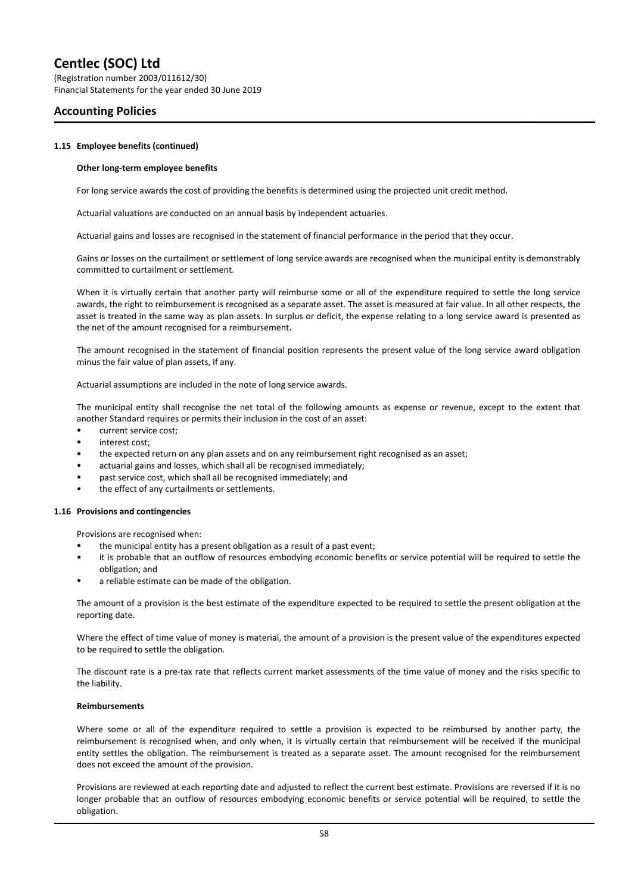#### 1.15 Employee benefits (continued)

**Other long-term employee benefits**

For long service awards the cost of providing the benefits is determined using the projected unit credit method.

Actuarial valuations are conducted on an annual basis by independent actuaries.

Actuarial gains and losses are recognised in the statement of financial performance in the period that they occur.

Gains or losses on the curtailment or settlement of long service awards are recognised when the municipal entity is demonstrably committed to curtailment or settlement.

When it is virtually certain that another party will reimburse some or all of the expenditure required to settle the long service awards, the right to reimbursement is recognised as a separate asset. The asset is measured at fair value. In all other respects, the asset is treated in the same way as plan assets. In surplus or deficit, the expense relating to a long service award is presented as the net of the amount recognised for a reimbursement.

The amount recognised in the statement of financial position represents the present value of the long service award obligation minus the fair value of plan assets, if any.

Actuarial assumptions are included in the note of long service awards.

The municipal entity shall recognise the net total of the following amounts as expense or revenue, except to the extent that another Standard requires or permits their inclusion in the cost of an asset:

- current service cost;
- interest cost;
- the expected return on any plan assets and on any reimbursement right recognised as an asset;
- actuarial gains and losses, which shall all be recognised immediately;
- past service cost, which shall all be recognised immediately; and
- the effect of any curtailments or settlements.

#### 1.16 Provisions and contingencies

Provisions are recognised when:

- the municipal entity has a present obligation as a result of a past event;
- it is probable that an outflow of resources embodying economic benefits or service potential will be required to settle the obligation; and
- a reliable estimate can be made of the obligation.

The amount of a provision is the best estimate of the expenditure expected to be required to settle the present obligation at the reporting date.

Where the effect of time value of money is material, the amount of a provision is the present value of the expenditures expected to be required to settle the obligation.

The discount rate is a pre-tax rate that reflects current market assessments of the time value of money and the risks specific to the liability.

**Reimbursements**

Where some or all of the expenditure required to settle a provision is expected to be reimbursed by another party, the reimbursement is recognised when, and only when, it is virtually certain that reimbursement will be received if the municipal entity settles the obligation. The reimbursement is treated as a separate asset. The amount recognised for the reimbursement does not exceed the amount of the provision.

Provisions are reviewed at each reporting date and adjusted to reflect the current best estimate. Provisions are reversed if it is no longer probable that an outflow of resources embodying economic benefits or service potential will be required, to settle the obligation.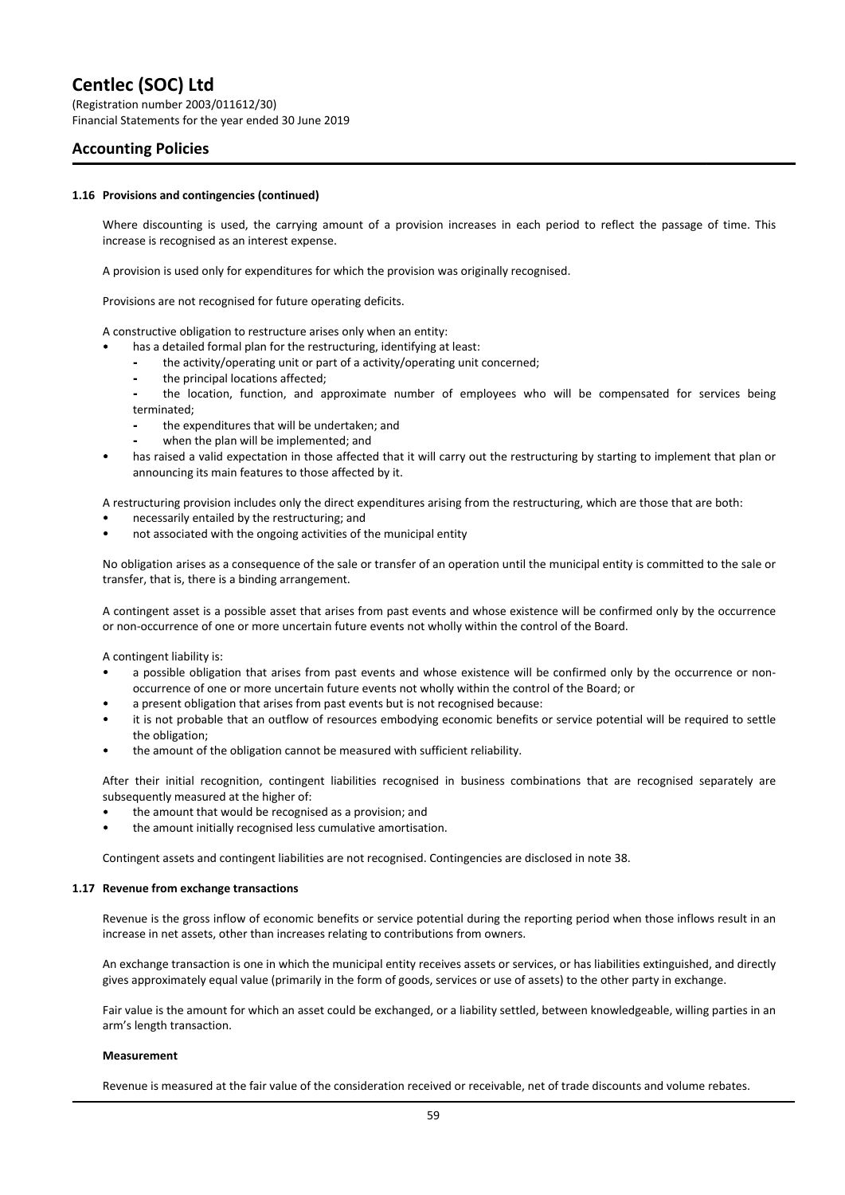#### 1.16 Provisions and contingencies (continued)

Where discounting is used, the carrying amount of a provision increases in each period to reflect the passage of time. This increase is recognised as an interest expense.

A provision is used only for expenditures for which the provision was originally recognised.

Provisions are not recognised for future operating deficits.

A constructive obligation to restructure arises only when an entity:

- has a detailed formal plan for the restructuring, identifying at least:
  - the activity/operating unit or part of a activity/operating unit concerned;
  - the principal locations affected;
  - the location, function, and approximate number of employees who will be compensated for services being terminated;
  - the expenditures that will be undertaken; and
  - when the plan will be implemented; and
- has raised a valid expectation in those affected that it will carry out the restructuring by starting to implement that plan or announcing its main features to those affected by it.

A restructuring provision includes only the direct expenditures arising from the restructuring, which are those that are both:

- necessarily entailed by the restructuring; and
- not associated with the ongoing activities of the municipal entity

No obligation arises as a consequence of the sale or transfer of an operation until the municipal entity is committed to the sale or transfer, that is, there is a binding arrangement.

A contingent asset is a possible asset that arises from past events and whose existence will be confirmed only by the occurrence or non-occurrence of one or more uncertain future events not wholly within the control of the Board.

A contingent liability is:

- a possible obligation that arises from past events and whose existence will be confirmed only by the occurrence or non-occurrence of one or more uncertain future events not wholly within the control of the Board; or
- a present obligation that arises from past events but is not recognised because:
- it is not probable that an outflow of resources embodying economic benefits or service potential will be required to settle the obligation;
- the amount of the obligation cannot be measured with sufficient reliability.

After their initial recognition, contingent liabilities recognised in business combinations that are recognised separately are subsequently measured at the higher of:

- the amount that would be recognised as a provision; and
- the amount initially recognised less cumulative amortisation.

Contingent assets and contingent liabilities are not recognised. Contingencies are disclosed in note 38.

#### 1.17 Revenue from exchange transactions

Revenue is the gross inflow of economic benefits or service potential during the reporting period when those inflows result in an increase in net assets, other than increases relating to contributions from owners.

An exchange transaction is one in which the municipal entity receives assets or services, or has liabilities extinguished, and directly gives approximately equal value (primarily in the form of goods, services or use of assets) to the other party in exchange.

Fair value is the amount for which an asset could be exchanged, or a liability settled, between knowledgeable, willing parties in an arm's length transaction.

**Measurement**

Revenue is measured at the fair value of the consideration received or receivable, net of trade discounts and volume rebates.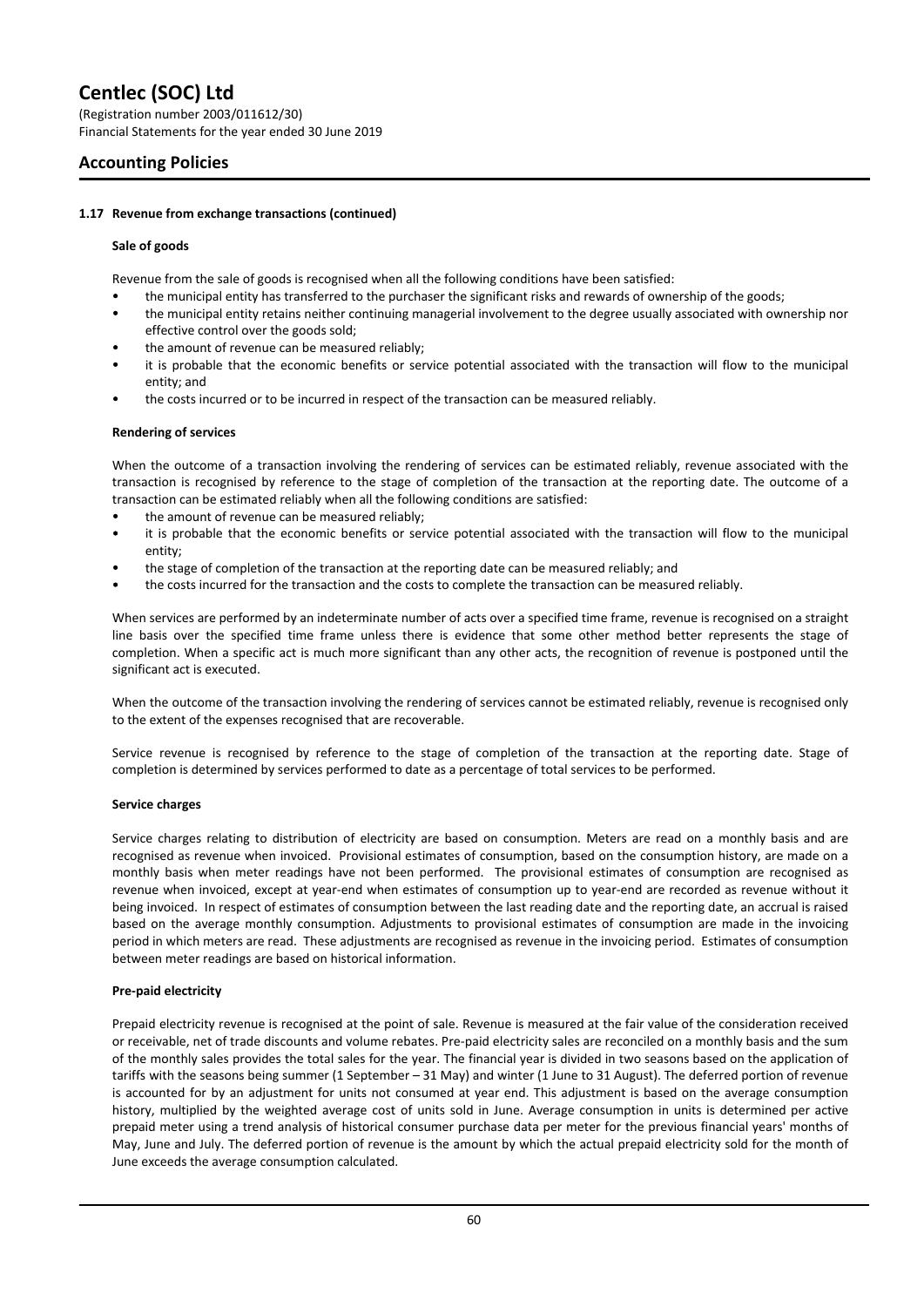### 1.17 Revenue from exchange transactions (continued)

**Sale of goods**

Revenue from the sale of goods is recognised when all the following conditions have been satisfied:

- the municipal entity has transferred to the purchaser the significant risks and rewards of ownership of the goods;
- the municipal entity retains neither continuing managerial involvement to the degree usually associated with ownership nor effective control over the goods sold;
- the amount of revenue can be measured reliably;
- it is probable that the economic benefits or service potential associated with the transaction will flow to the municipal entity; and
- the costs incurred or to be incurred in respect of the transaction can be measured reliably.

**Rendering of services**

When the outcome of a transaction involving the rendering of services can be estimated reliably, revenue associated with the transaction is recognised by reference to the stage of completion of the transaction at the reporting date. The outcome of a transaction can be estimated reliably when all the following conditions are satisfied:

- the amount of revenue can be measured reliably;
- it is probable that the economic benefits or service potential associated with the transaction will flow to the municipal entity;
- the stage of completion of the transaction at the reporting date can be measured reliably; and
- the costs incurred for the transaction and the costs to complete the transaction can be measured reliably.

When services are performed by an indeterminate number of acts over a specified time frame, revenue is recognised on a straight line basis over the specified time frame unless there is evidence that some other method better represents the stage of completion. When a specific act is much more significant than any other acts, the recognition of revenue is postponed until the significant act is executed.

When the outcome of the transaction involving the rendering of services cannot be estimated reliably, revenue is recognised only to the extent of the expenses recognised that are recoverable.

Service revenue is recognised by reference to the stage of completion of the transaction at the reporting date. Stage of completion is determined by services performed to date as a percentage of total services to be performed.

**Service charges**

Service charges relating to distribution of electricity are based on consumption. Meters are read on a monthly basis and are recognised as revenue when invoiced. Provisional estimates of consumption, based on the consumption history, are made on a monthly basis when meter readings have not been performed. The provisional estimates of consumption are recognised as revenue when invoiced, except at year-end when estimates of consumption up to year-end are recorded as revenue without it being invoiced. In respect of estimates of consumption between the last reading date and the reporting date, an accrual is raised based on the average monthly consumption. Adjustments to provisional estimates of consumption are made in the invoicing period in which meters are read. These adjustments are recognised as revenue in the invoicing period. Estimates of consumption between meter readings are based on historical information.

**Pre-paid electricity**

Prepaid electricity revenue is recognised at the point of sale. Revenue is measured at the fair value of the consideration received or receivable, net of trade discounts and volume rebates. Pre-paid electricity sales are reconciled on a monthly basis and the sum of the monthly sales provides the total sales for the year. The financial year is divided in two seasons based on the application of tariffs with the seasons being summer (1 September – 31 May) and winter (1 June to 31 August). The deferred portion of revenue is accounted for by an adjustment for units not consumed at year end. This adjustment is based on the average consumption history, multiplied by the weighted average cost of units sold in June. Average consumption in units is determined per active prepaid meter using a trend analysis of historical consumer purchase data per meter for the previous financial years' months of May, June and July. The deferred portion of revenue is the amount by which the actual prepaid electricity sold for the month of June exceeds the average consumption calculated.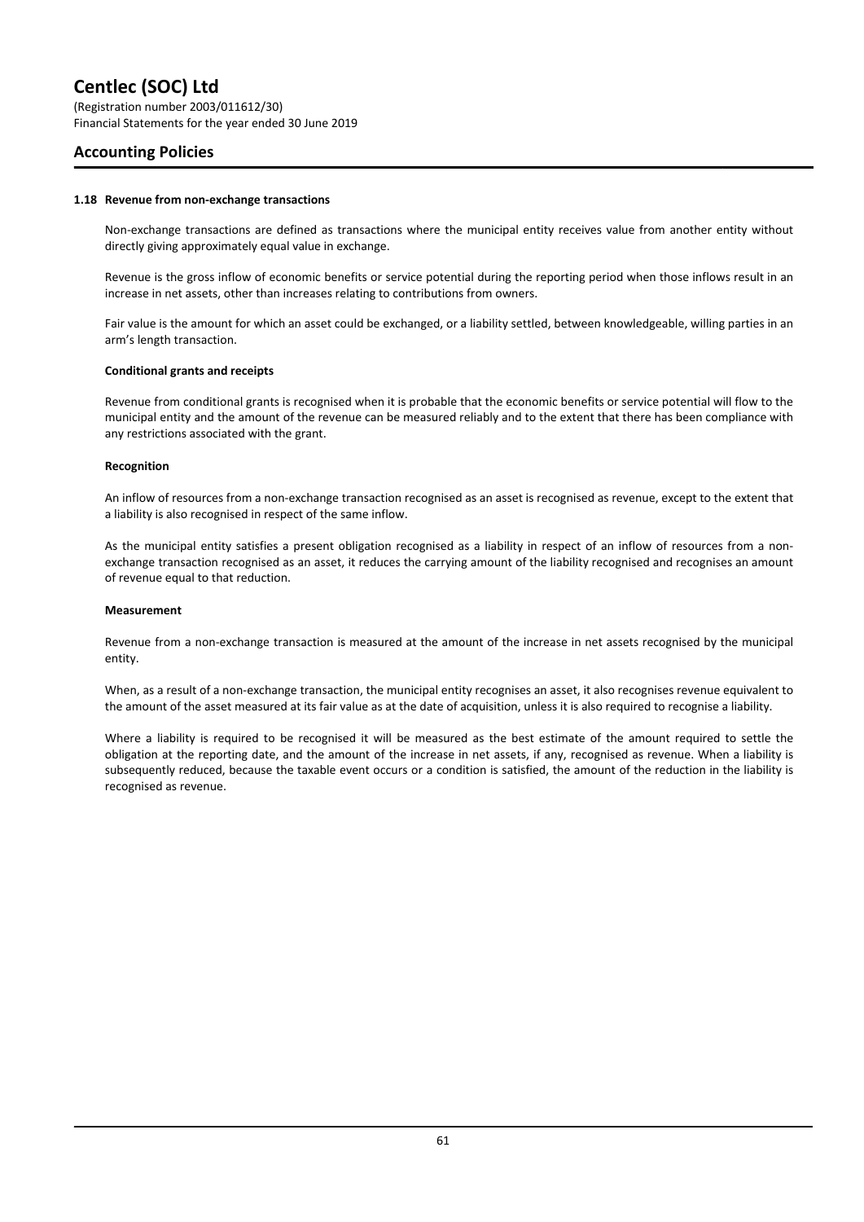# Centlec (SOC) Ltd

(Registration number 2003/011612/30)
Financial Statements for the year ended 30 June 2019

## Accounting Policies

### 1.18 Revenue from non-exchange transactions

Non-exchange transactions are defined as transactions where the municipal entity receives value from another entity without directly giving approximately equal value in exchange.

Revenue is the gross inflow of economic benefits or service potential during the reporting period when those inflows result in an increase in net assets, other than increases relating to contributions from owners.

Fair value is the amount for which an asset could be exchanged, or a liability settled, between knowledgeable, willing parties in an arm's length transaction.

#### Conditional grants and receipts

Revenue from conditional grants is recognised when it is probable that the economic benefits or service potential will flow to the municipal entity and the amount of the revenue can be measured reliably and to the extent that there has been compliance with any restrictions associated with the grant.

#### Recognition

An inflow of resources from a non-exchange transaction recognised as an asset is recognised as revenue, except to the extent that a liability is also recognised in respect of the same inflow.

As the municipal entity satisfies a present obligation recognised as a liability in respect of an inflow of resources from a non-exchange transaction recognised as an asset, it reduces the carrying amount of the liability recognised and recognises an amount of revenue equal to that reduction.

#### Measurement

Revenue from a non-exchange transaction is measured at the amount of the increase in net assets recognised by the municipal entity.

When, as a result of a non-exchange transaction, the municipal entity recognises an asset, it also recognises revenue equivalent to the amount of the asset measured at its fair value as at the date of acquisition, unless it is also required to recognise a liability.

Where a liability is required to be recognised it will be measured as the best estimate of the amount required to settle the obligation at the reporting date, and the amount of the increase in net assets, if any, recognised as revenue. When a liability is subsequently reduced, because the taxable event occurs or a condition is satisfied, the amount of the reduction in the liability is recognised as revenue.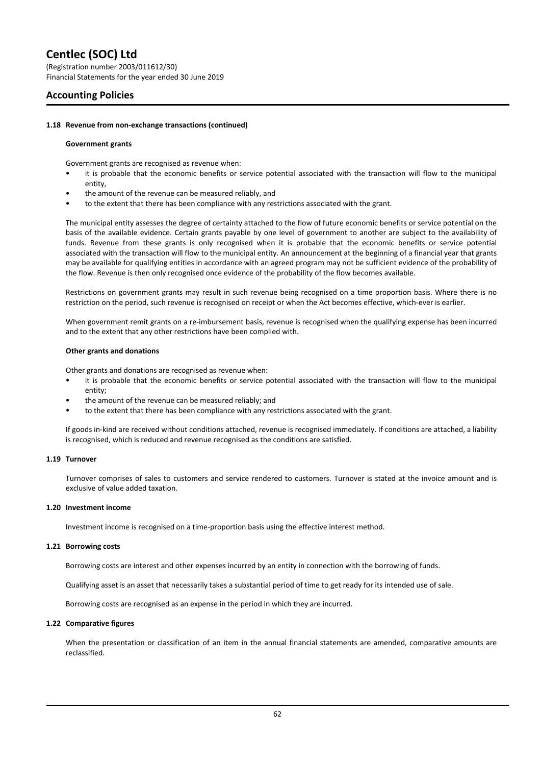# Centlec (SOC) Ltd

(Registration number 2003/011612/30)
Financial Statements for the year ended 30 June 2019

## Accounting Policies

### 1.18 Revenue from non-exchange transactions (continued)

**Government grants**

Government grants are recognised as revenue when:

- it is probable that the economic benefits or service potential associated with the transaction will flow to the municipal entity,
- the amount of the revenue can be measured reliably, and
- to the extent that there has been compliance with any restrictions associated with the grant.

The municipal entity assesses the degree of certainty attached to the flow of future economic benefits or service potential on the basis of the available evidence. Certain grants payable by one level of government to another are subject to the availability of funds. Revenue from these grants is only recognised when it is probable that the economic benefits or service potential associated with the transaction will flow to the municipal entity. An announcement at the beginning of a financial year that grants may be available for qualifying entities in accordance with an agreed program may not be sufficient evidence of the probability of the flow. Revenue is then only recognised once evidence of the probability of the flow becomes available.

Restrictions on government grants may result in such revenue being recognised on a time proportion basis. Where there is no restriction on the period, such revenue is recognised on receipt or when the Act becomes effective, which-ever is earlier.

When government remit grants on a re-imbursement basis, revenue is recognised when the qualifying expense has been incurred and to the extent that any other restrictions have been complied with.

**Other grants and donations**

Other grants and donations are recognised as revenue when:

- it is probable that the economic benefits or service potential associated with the transaction will flow to the municipal entity;
- the amount of the revenue can be measured reliably; and
- to the extent that there has been compliance with any restrictions associated with the grant.

If goods in-kind are received without conditions attached, revenue is recognised immediately. If conditions are attached, a liability is recognised, which is reduced and revenue recognised as the conditions are satisfied.

### 1.19 Turnover

Turnover comprises of sales to customers and service rendered to customers. Turnover is stated at the invoice amount and is exclusive of value added taxation.

### 1.20 Investment income

Investment income is recognised on a time-proportion basis using the effective interest method.

### 1.21 Borrowing costs

Borrowing costs are interest and other expenses incurred by an entity in connection with the borrowing of funds.

Qualifying asset is an asset that necessarily takes a substantial period of time to get ready for its intended use of sale.

Borrowing costs are recognised as an expense in the period in which they are incurred.

### 1.22 Comparative figures

When the presentation or classification of an item in the annual financial statements are amended, comparative amounts are reclassified.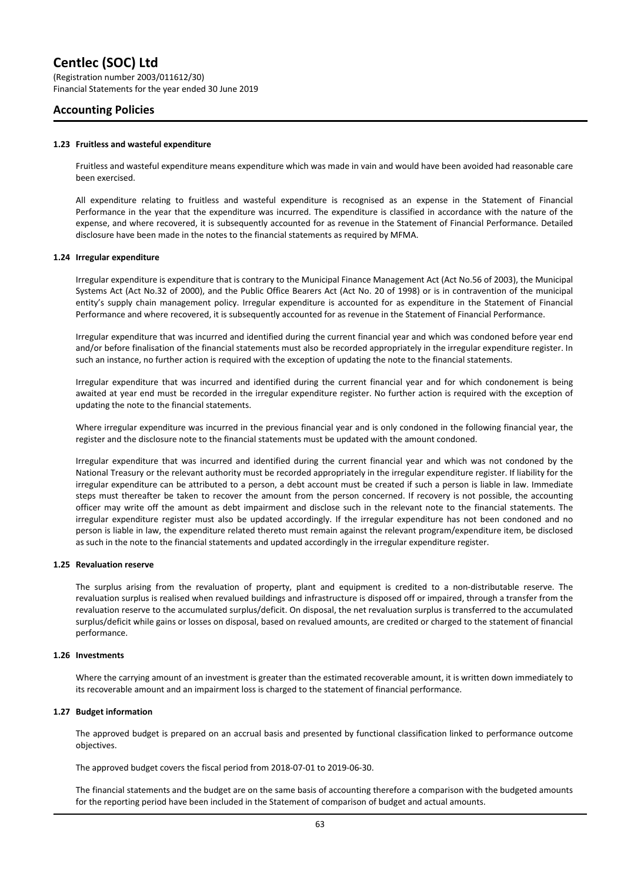## Accounting Policies

### 1.23 Fruitless and wasteful expenditure

Fruitless and wasteful expenditure means expenditure which was made in vain and would have been avoided had reasonable care been exercised.

All expenditure relating to fruitless and wasteful expenditure is recognised as an expense in the Statement of Financial Performance in the year that the expenditure was incurred. The expenditure is classified in accordance with the nature of the expense, and where recovered, it is subsequently accounted for as revenue in the Statement of Financial Performance. Detailed disclosure have been made in the notes to the financial statements as required by MFMA.

### 1.24 Irregular expenditure

Irregular expenditure is expenditure that is contrary to the Municipal Finance Management Act (Act No.56 of 2003), the Municipal Systems Act (Act No.32 of 2000), and the Public Office Bearers Act (Act No. 20 of 1998) or is in contravention of the municipal entity's supply chain management policy. Irregular expenditure is accounted for as expenditure in the Statement of Financial Performance and where recovered, it is subsequently accounted for as revenue in the Statement of Financial Performance.

Irregular expenditure that was incurred and identified during the current financial year and which was condoned before year end and/or before finalisation of the financial statements must also be recorded appropriately in the irregular expenditure register. In such an instance, no further action is required with the exception of updating the note to the financial statements.

Irregular expenditure that was incurred and identified during the current financial year and for which condonement is being awaited at year end must be recorded in the irregular expenditure register. No further action is required with the exception of updating the note to the financial statements.

Where irregular expenditure was incurred in the previous financial year and is only condoned in the following financial year, the register and the disclosure note to the financial statements must be updated with the amount condoned.

Irregular expenditure that was incurred and identified during the current financial year and which was not condoned by the National Treasury or the relevant authority must be recorded appropriately in the irregular expenditure register. If liability for the irregular expenditure can be attributed to a person, a debt account must be created if such a person is liable in law. Immediate steps must thereafter be taken to recover the amount from the person concerned. If recovery is not possible, the accounting officer may write off the amount as debt impairment and disclose such in the relevant note to the financial statements. The irregular expenditure register must also be updated accordingly. If the irregular expenditure has not been condoned and no person is liable in law, the expenditure related thereto must remain against the relevant program/expenditure item, be disclosed as such in the note to the financial statements and updated accordingly in the irregular expenditure register.

### 1.25 Revaluation reserve

The surplus arising from the revaluation of property, plant and equipment is credited to a non-distributable reserve. The revaluation surplus is realised when revalued buildings and infrastructure is disposed off or impaired, through a transfer from the revaluation reserve to the accumulated surplus/deficit. On disposal, the net revaluation surplus is transferred to the accumulated surplus/deficit while gains or losses on disposal, based on revalued amounts, are credited or charged to the statement of financial performance.

### 1.26 Investments

Where the carrying amount of an investment is greater than the estimated recoverable amount, it is written down immediately to its recoverable amount and an impairment loss is charged to the statement of financial performance.

### 1.27 Budget information

The approved budget is prepared on an accrual basis and presented by functional classification linked to performance outcome objectives.

The approved budget covers the fiscal period from 2018-07-01 to 2019-06-30.

The financial statements and the budget are on the same basis of accounting therefore a comparison with the budgeted amounts for the reporting period have been included in the Statement of comparison of budget and actual amounts.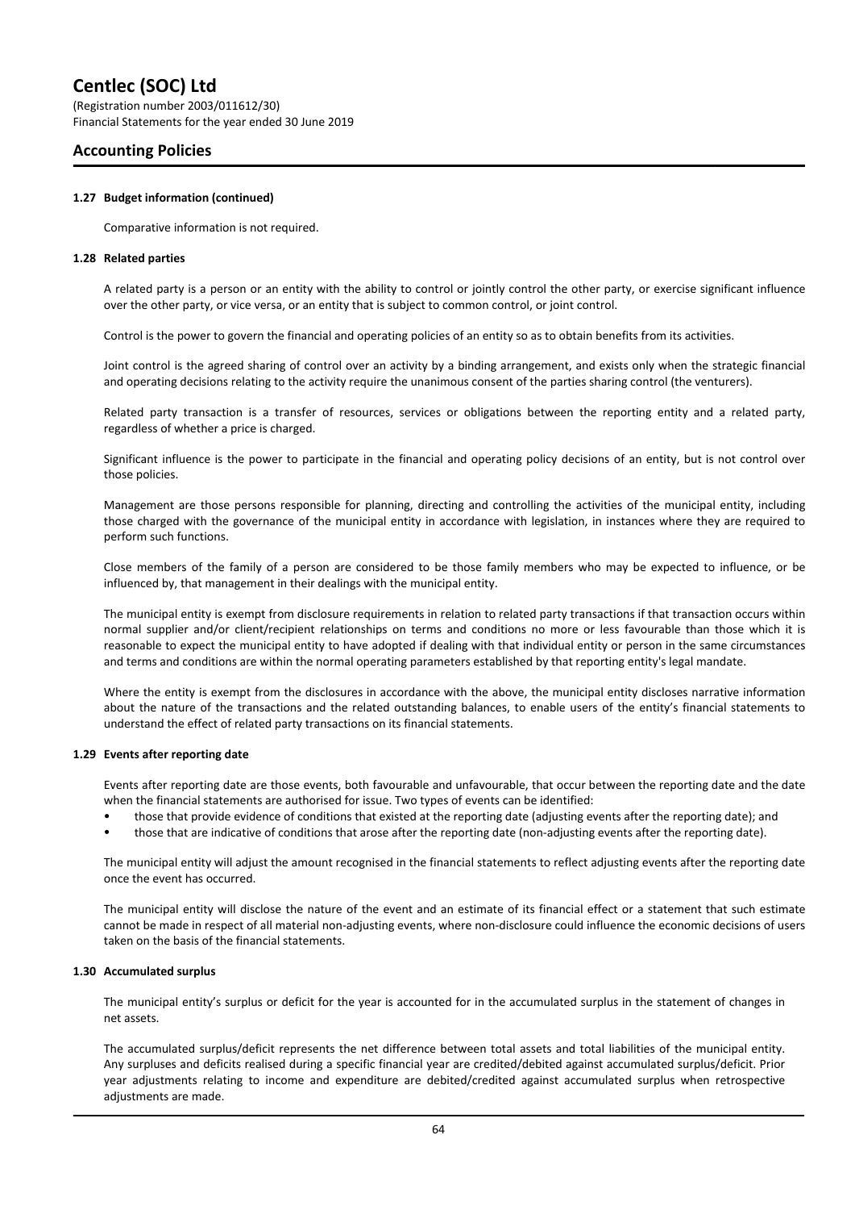### 1.27 Budget information (continued)

Comparative information is not required.

### 1.28 Related parties

A related party is a person or an entity with the ability to control or jointly control the other party, or exercise significant influence over the other party, or vice versa, or an entity that is subject to common control, or joint control.

Control is the power to govern the financial and operating policies of an entity so as to obtain benefits from its activities.

Joint control is the agreed sharing of control over an activity by a binding arrangement, and exists only when the strategic financial and operating decisions relating to the activity require the unanimous consent of the parties sharing control (the venturers).

Related party transaction is a transfer of resources, services or obligations between the reporting entity and a related party, regardless of whether a price is charged.

Significant influence is the power to participate in the financial and operating policy decisions of an entity, but is not control over those policies.

Management are those persons responsible for planning, directing and controlling the activities of the municipal entity, including those charged with the governance of the municipal entity in accordance with legislation, in instances where they are required to perform such functions.

Close members of the family of a person are considered to be those family members who may be expected to influence, or be influenced by, that management in their dealings with the municipal entity.

The municipal entity is exempt from disclosure requirements in relation to related party transactions if that transaction occurs within normal supplier and/or client/recipient relationships on terms and conditions no more or less favourable than those which it is reasonable to expect the municipal entity to have adopted if dealing with that individual entity or person in the same circumstances and terms and conditions are within the normal operating parameters established by that reporting entity's legal mandate.

Where the entity is exempt from the disclosures in accordance with the above, the municipal entity discloses narrative information about the nature of the transactions and the related outstanding balances, to enable users of the entity's financial statements to understand the effect of related party transactions on its financial statements.

### 1.29 Events after reporting date

Events after reporting date are those events, both favourable and unfavourable, that occur between the reporting date and the date when the financial statements are authorised for issue. Two types of events can be identified:

- those that provide evidence of conditions that existed at the reporting date (adjusting events after the reporting date); and
- those that are indicative of conditions that arose after the reporting date (non-adjusting events after the reporting date).

The municipal entity will adjust the amount recognised in the financial statements to reflect adjusting events after the reporting date once the event has occurred.

The municipal entity will disclose the nature of the event and an estimate of its financial effect or a statement that such estimate cannot be made in respect of all material non-adjusting events, where non-disclosure could influence the economic decisions of users taken on the basis of the financial statements.

### 1.30 Accumulated surplus

The municipal entity's surplus or deficit for the year is accounted for in the accumulated surplus in the statement of changes in net assets.

The accumulated surplus/deficit represents the net difference between total assets and total liabilities of the municipal entity. Any surpluses and deficits realised during a specific financial year are credited/debited against accumulated surplus/deficit. Prior year adjustments relating to income and expenditure are debited/credited against accumulated surplus when retrospective adjustments are made.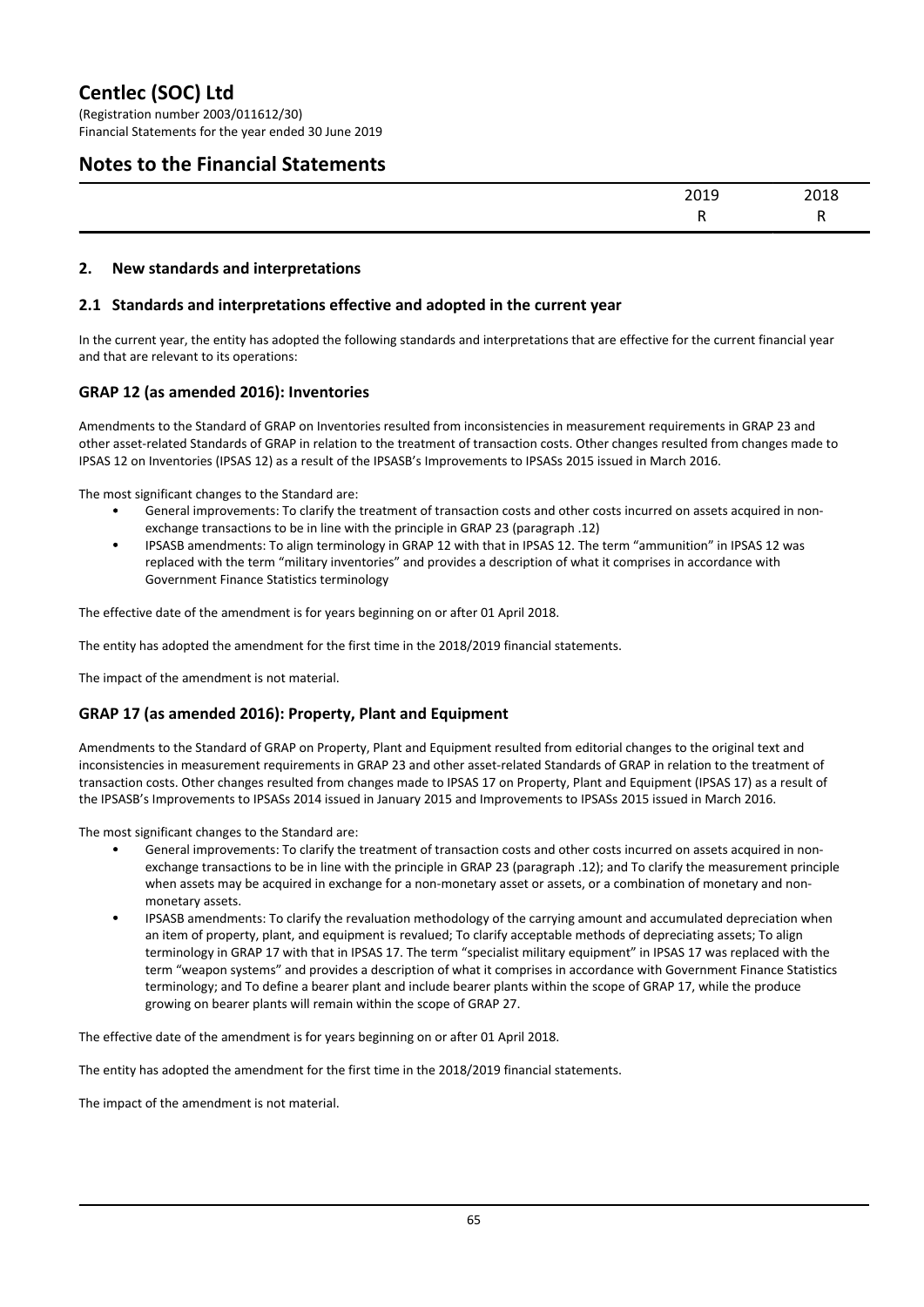## 2. New standards and interpretations

### 2.1 Standards and interpretations effective and adopted in the current year

In the current year, the entity has adopted the following standards and interpretations that are effective for the current financial year and that are relevant to its operations:

#### GRAP 12 (as amended 2016): Inventories

Amendments to the Standard of GRAP on Inventories resulted from inconsistencies in measurement requirements in GRAP 23 and other asset-related Standards of GRAP in relation to the treatment of transaction costs. Other changes resulted from changes made to IPSAS 12 on Inventories (IPSAS 12) as a result of the IPSASB's Improvements to IPSASs 2015 issued in March 2016.

The most significant changes to the Standard are:

- General improvements: To clarify the treatment of transaction costs and other costs incurred on assets acquired in non-exchange transactions to be in line with the principle in GRAP 23 (paragraph .12)
- IPSASB amendments: To align terminology in GRAP 12 with that in IPSAS 12. The term "ammunition" in IPSAS 12 was replaced with the term "military inventories" and provides a description of what it comprises in accordance with Government Finance Statistics terminology

The effective date of the amendment is for years beginning on or after 01 April 2018.

The entity has adopted the amendment for the first time in the 2018/2019 financial statements.

The impact of the amendment is not material.

#### GRAP 17 (as amended 2016): Property, Plant and Equipment

Amendments to the Standard of GRAP on Property, Plant and Equipment resulted from editorial changes to the original text and inconsistencies in measurement requirements in GRAP 23 and other asset-related Standards of GRAP in relation to the treatment of transaction costs. Other changes resulted from changes made to IPSAS 17 on Property, Plant and Equipment (IPSAS 17) as a result of the IPSASB's Improvements to IPSASs 2014 issued in January 2015 and Improvements to IPSASs 2015 issued in March 2016.

The most significant changes to the Standard are:

- General improvements: To clarify the treatment of transaction costs and other costs incurred on assets acquired in non-exchange transactions to be in line with the principle in GRAP 23 (paragraph .12); and To clarify the measurement principle when assets may be acquired in exchange for a non-monetary asset or assets, or a combination of monetary and non-monetary assets.
- IPSASB amendments: To clarify the revaluation methodology of the carrying amount and accumulated depreciation when an item of property, plant, and equipment is revalued; To clarify acceptable methods of depreciating assets; To align terminology in GRAP 17 with that in IPSAS 17. The term "specialist military equipment" in IPSAS 17 was replaced with the term "weapon systems" and provides a description of what it comprises in accordance with Government Finance Statistics terminology; and To define a bearer plant and include bearer plants within the scope of GRAP 17, while the produce growing on bearer plants will remain within the scope of GRAP 27.

The effective date of the amendment is for years beginning on or after 01 April 2018.

The entity has adopted the amendment for the first time in the 2018/2019 financial statements.

The impact of the amendment is not material.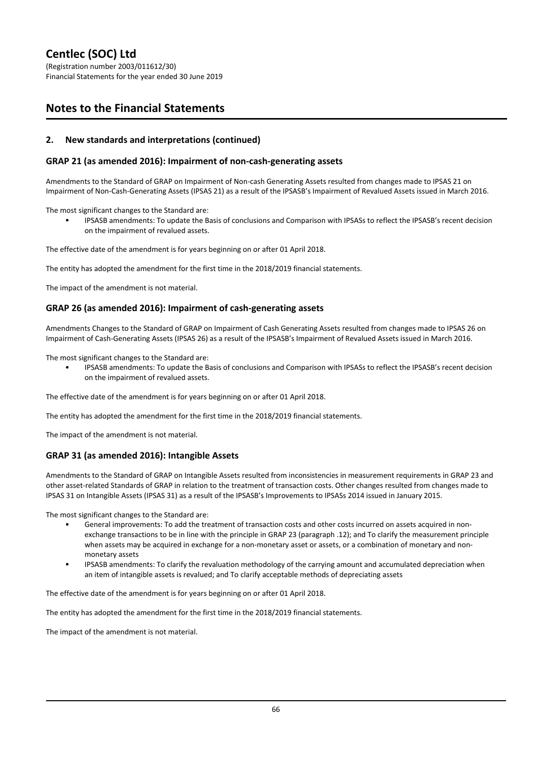## 2. New standards and interpretations (continued)

### GRAP 21 (as amended 2016): Impairment of non-cash-generating assets

Amendments to the Standard of GRAP on Impairment of Non-cash Generating Assets resulted from changes made to IPSAS 21 on Impairment of Non-Cash-Generating Assets (IPSAS 21) as a result of the IPSASB's Impairment of Revalued Assets issued in March 2016.

The most significant changes to the Standard are:

- IPSASB amendments: To update the Basis of conclusions and Comparison with IPSASs to reflect the IPSASB's recent decision on the impairment of revalued assets.

The effective date of the amendment is for years beginning on or after 01 April 2018.

The entity has adopted the amendment for the first time in the 2018/2019 financial statements.

The impact of the amendment is not material.

### GRAP 26 (as amended 2016): Impairment of cash-generating assets

Amendments Changes to the Standard of GRAP on Impairment of Cash Generating Assets resulted from changes made to IPSAS 26 on Impairment of Cash-Generating Assets (IPSAS 26) as a result of the IPSASB's Impairment of Revalued Assets issued in March 2016.

The most significant changes to the Standard are:

- IPSASB amendments: To update the Basis of conclusions and Comparison with IPSASs to reflect the IPSASB's recent decision on the impairment of revalued assets.

The effective date of the amendment is for years beginning on or after 01 April 2018.

The entity has adopted the amendment for the first time in the 2018/2019 financial statements.

The impact of the amendment is not material.

### GRAP 31 (as amended 2016): Intangible Assets

Amendments to the Standard of GRAP on Intangible Assets resulted from inconsistencies in measurement requirements in GRAP 23 and other asset-related Standards of GRAP in relation to the treatment of transaction costs. Other changes resulted from changes made to IPSAS 31 on Intangible Assets (IPSAS 31) as a result of the IPSASB's Improvements to IPSASs 2014 issued in January 2015.

The most significant changes to the Standard are:

- General improvements: To add the treatment of transaction costs and other costs incurred on assets acquired in non-exchange transactions to be in line with the principle in GRAP 23 (paragraph .12); and To clarify the measurement principle when assets may be acquired in exchange for a non-monetary asset or assets, or a combination of monetary and non-monetary assets
- IPSASB amendments: To clarify the revaluation methodology of the carrying amount and accumulated depreciation when an item of intangible assets is revalued; and To clarify acceptable methods of depreciating assets

The effective date of the amendment is for years beginning on or after 01 April 2018.

The entity has adopted the amendment for the first time in the 2018/2019 financial statements.

The impact of the amendment is not material.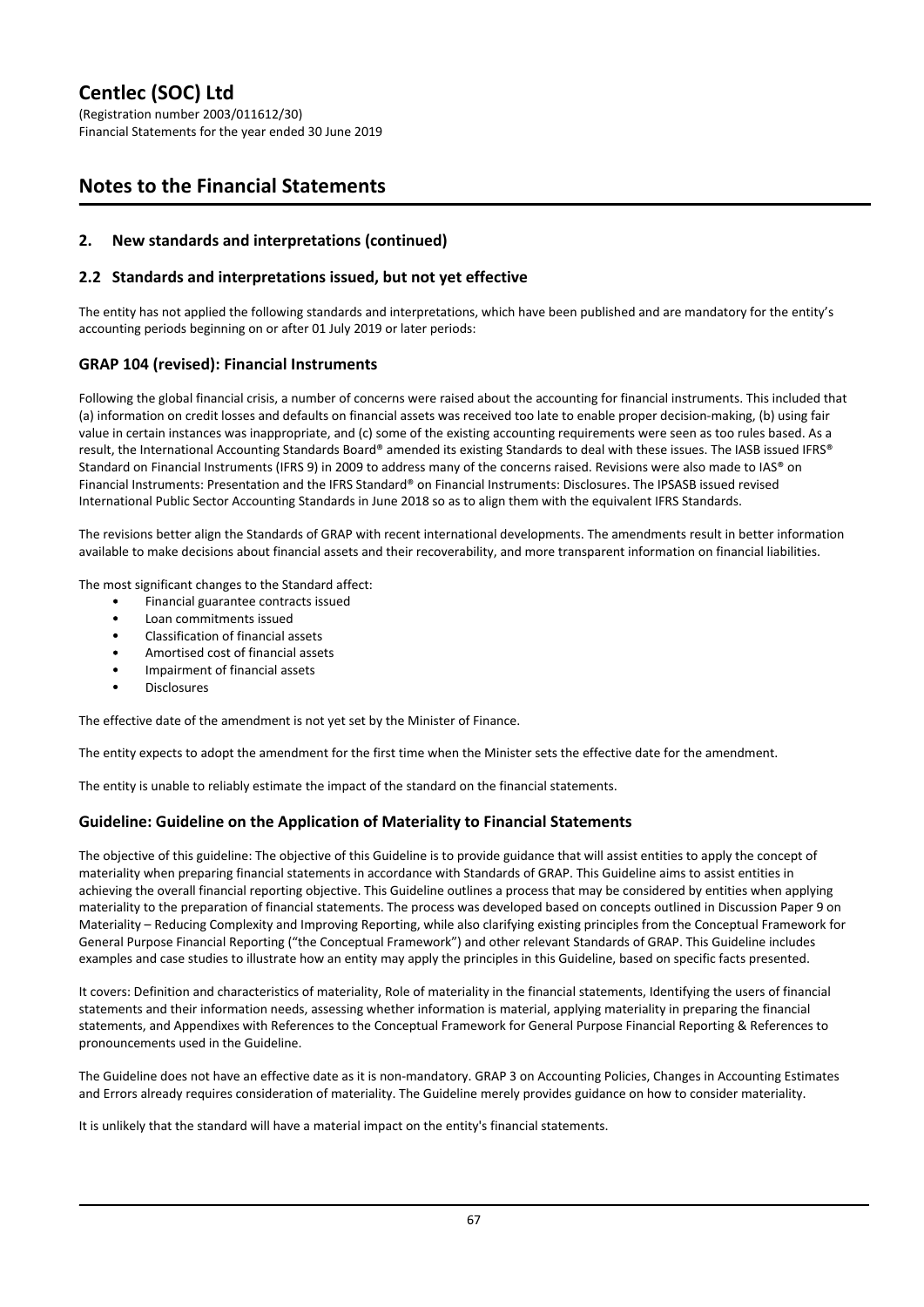## 2. New standards and interpretations (continued)

### 2.2 Standards and interpretations issued, but not yet effective

The entity has not applied the following standards and interpretations, which have been published and are mandatory for the entity's accounting periods beginning on or after 01 July 2019 or later periods:

### GRAP 104 (revised): Financial Instruments

Following the global financial crisis, a number of concerns were raised about the accounting for financial instruments. This included that (a) information on credit losses and defaults on financial assets was received too late to enable proper decision-making, (b) using fair value in certain instances was inappropriate, and (c) some of the existing accounting requirements were seen as too rules based. As a result, the International Accounting Standards Board® amended its existing Standards to deal with these issues. The IASB issued IFRS® Standard on Financial Instruments (IFRS 9) in 2009 to address many of the concerns raised. Revisions were also made to IAS® on Financial Instruments: Presentation and the IFRS Standard® on Financial Instruments: Disclosures. The IPSASB issued revised International Public Sector Accounting Standards in June 2018 so as to align them with the equivalent IFRS Standards.

The revisions better align the Standards of GRAP with recent international developments. The amendments result in better information available to make decisions about financial assets and their recoverability, and more transparent information on financial liabilities.

The most significant changes to the Standard affect:

- Financial guarantee contracts issued
- Loan commitments issued
- Classification of financial assets
- Amortised cost of financial assets
- Impairment of financial assets
- Disclosures

The effective date of the amendment is not yet set by the Minister of Finance.

The entity expects to adopt the amendment for the first time when the Minister sets the effective date for the amendment.

The entity is unable to reliably estimate the impact of the standard on the financial statements.

### Guideline: Guideline on the Application of Materiality to Financial Statements

The objective of this guideline: The objective of this Guideline is to provide guidance that will assist entities to apply the concept of materiality when preparing financial statements in accordance with Standards of GRAP. This Guideline aims to assist entities in achieving the overall financial reporting objective. This Guideline outlines a process that may be considered by entities when applying materiality to the preparation of financial statements. The process was developed based on concepts outlined in Discussion Paper 9 on Materiality – Reducing Complexity and Improving Reporting, while also clarifying existing principles from the Conceptual Framework for General Purpose Financial Reporting ("the Conceptual Framework") and other relevant Standards of GRAP. This Guideline includes examples and case studies to illustrate how an entity may apply the principles in this Guideline, based on specific facts presented.

It covers: Definition and characteristics of materiality, Role of materiality in the financial statements, Identifying the users of financial statements and their information needs, assessing whether information is material, applying materiality in preparing the financial statements, and Appendixes with References to the Conceptual Framework for General Purpose Financial Reporting & References to pronouncements used in the Guideline.

The Guideline does not have an effective date as it is non-mandatory. GRAP 3 on Accounting Policies, Changes in Accounting Estimates and Errors already requires consideration of materiality. The Guideline merely provides guidance on how to consider materiality.

It is unlikely that the standard will have a material impact on the entity's financial statements.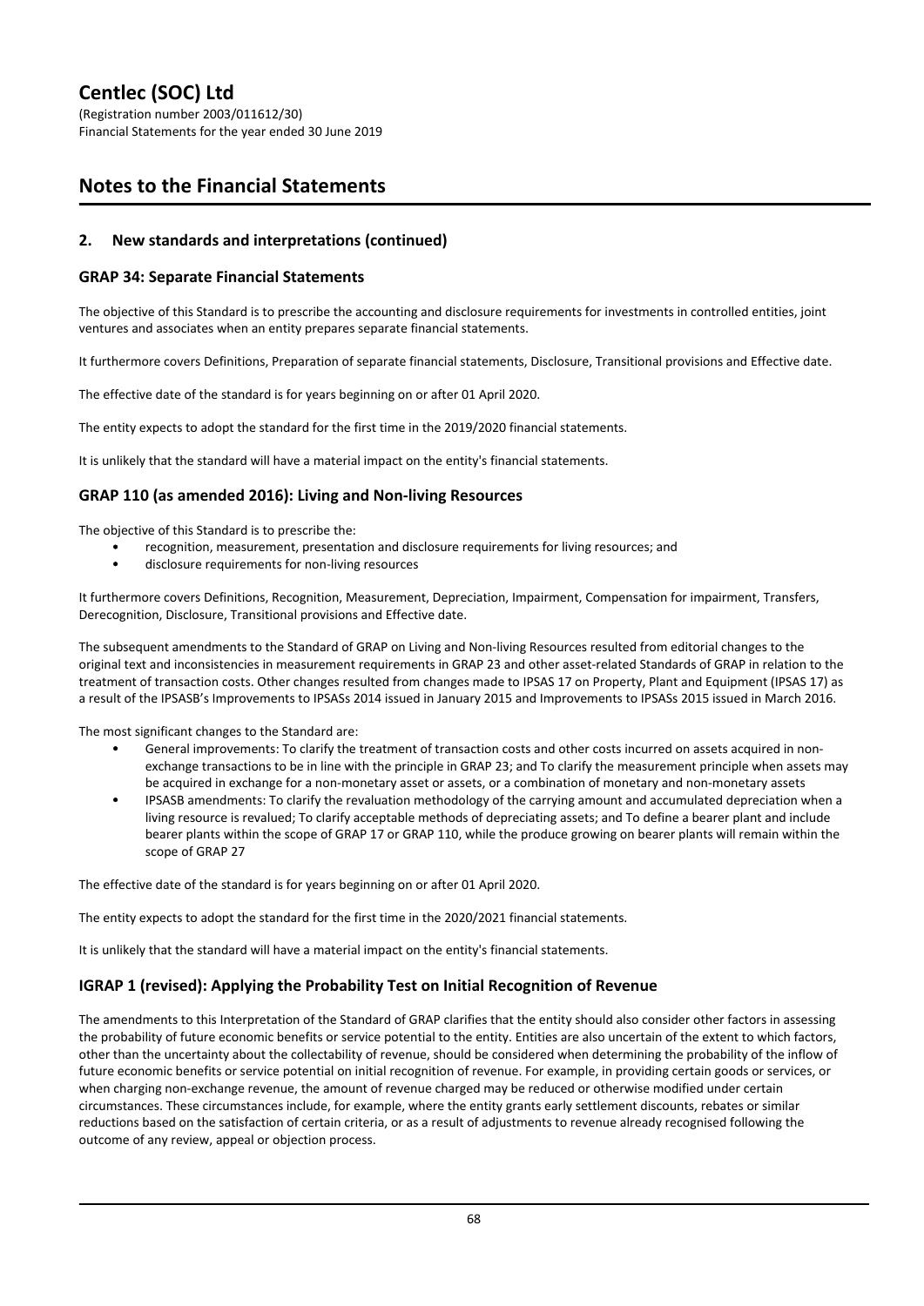## 2. New standards and interpretations (continued)

### GRAP 34: Separate Financial Statements

The objective of this Standard is to prescribe the accounting and disclosure requirements for investments in controlled entities, joint ventures and associates when an entity prepares separate financial statements.

It furthermore covers Definitions, Preparation of separate financial statements, Disclosure, Transitional provisions and Effective date.

The effective date of the standard is for years beginning on or after 01 April 2020.

The entity expects to adopt the standard for the first time in the 2019/2020 financial statements.

It is unlikely that the standard will have a material impact on the entity's financial statements.

### GRAP 110 (as amended 2016): Living and Non-living Resources

The objective of this Standard is to prescribe the:

- recognition, measurement, presentation and disclosure requirements for living resources; and
- disclosure requirements for non-living resources

It furthermore covers Definitions, Recognition, Measurement, Depreciation, Impairment, Compensation for impairment, Transfers, Derecognition, Disclosure, Transitional provisions and Effective date.

The subsequent amendments to the Standard of GRAP on Living and Non-living Resources resulted from editorial changes to the original text and inconsistencies in measurement requirements in GRAP 23 and other asset-related Standards of GRAP in relation to the treatment of transaction costs. Other changes resulted from changes made to IPSAS 17 on Property, Plant and Equipment (IPSAS 17) as a result of the IPSASB's Improvements to IPSASs 2014 issued in January 2015 and Improvements to IPSASs 2015 issued in March 2016.

The most significant changes to the Standard are:

- General improvements: To clarify the treatment of transaction costs and other costs incurred on assets acquired in non-exchange transactions to be in line with the principle in GRAP 23; and To clarify the measurement principle when assets may be acquired in exchange for a non-monetary asset or assets, or a combination of monetary and non-monetary assets
- IPSASB amendments: To clarify the revaluation methodology of the carrying amount and accumulated depreciation when a living resource is revalued; To clarify acceptable methods of depreciating assets; and To define a bearer plant and include bearer plants within the scope of GRAP 17 or GRAP 110, while the produce growing on bearer plants will remain within the scope of GRAP 27

The effective date of the standard is for years beginning on or after 01 April 2020.

The entity expects to adopt the standard for the first time in the 2020/2021 financial statements.

It is unlikely that the standard will have a material impact on the entity's financial statements.

### IGRAP 1 (revised): Applying the Probability Test on Initial Recognition of Revenue

The amendments to this Interpretation of the Standard of GRAP clarifies that the entity should also consider other factors in assessing the probability of future economic benefits or service potential to the entity. Entities are also uncertain of the extent to which factors, other than the uncertainty about the collectability of revenue, should be considered when determining the probability of the inflow of future economic benefits or service potential on initial recognition of revenue. For example, in providing certain goods or services, or when charging non-exchange revenue, the amount of revenue charged may be reduced or otherwise modified under certain circumstances. These circumstances include, for example, where the entity grants early settlement discounts, rebates or similar reductions based on the satisfaction of certain criteria, or as a result of adjustments to revenue already recognised following the outcome of any review, appeal or objection process.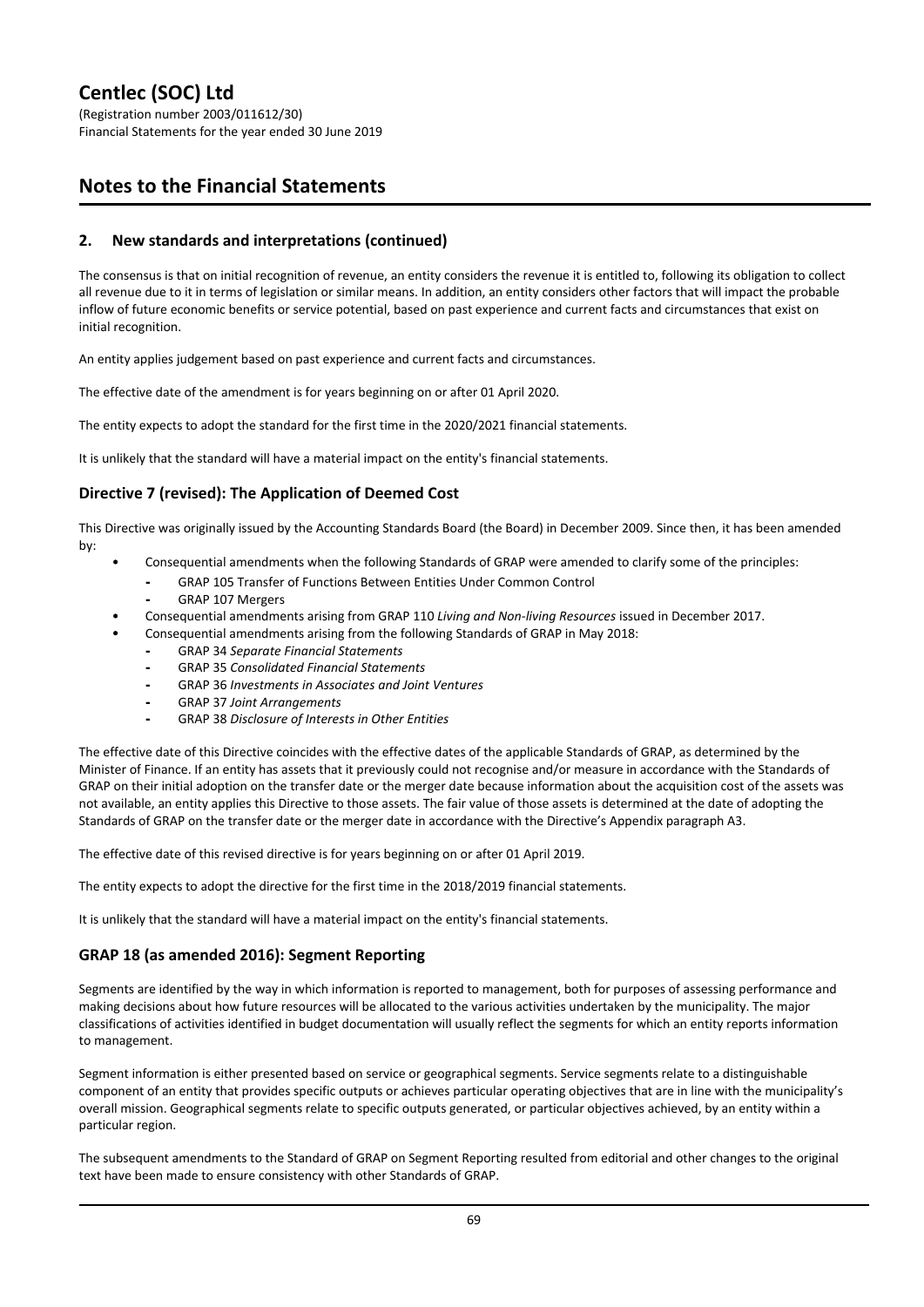## 2. New standards and interpretations (continued)

The consensus is that on initial recognition of revenue, an entity considers the revenue it is entitled to, following its obligation to collect all revenue due to it in terms of legislation or similar means. In addition, an entity considers other factors that will impact the probable inflow of future economic benefits or service potential, based on past experience and current facts and circumstances that exist on initial recognition.

An entity applies judgement based on past experience and current facts and circumstances.

The effective date of the amendment is for years beginning on or after 01 April 2020.

The entity expects to adopt the standard for the first time in the 2020/2021 financial statements.

It is unlikely that the standard will have a material impact on the entity's financial statements.

### Directive 7 (revised): The Application of Deemed Cost

This Directive was originally issued by the Accounting Standards Board (the Board) in December 2009. Since then, it has been amended by:

- Consequential amendments when the following Standards of GRAP were amended to clarify some of the principles:
  - GRAP 105 Transfer of Functions Between Entities Under Common Control
  - GRAP 107 Mergers
- Consequential amendments arising from GRAP 110 *Living and Non-living Resources* issued in December 2017.
- Consequential amendments arising from the following Standards of GRAP in May 2018:
  - GRAP 34 *Separate Financial Statements*
  - GRAP 35 *Consolidated Financial Statements*
  - GRAP 36 *Investments in Associates and Joint Ventures*
  - GRAP 37 *Joint Arrangements*
  - GRAP 38 *Disclosure of Interests in Other Entities*

The effective date of this Directive coincides with the effective dates of the applicable Standards of GRAP, as determined by the Minister of Finance. If an entity has assets that it previously could not recognise and/or measure in accordance with the Standards of GRAP on their initial adoption on the transfer date or the merger date because information about the acquisition cost of the assets was not available, an entity applies this Directive to those assets. The fair value of those assets is determined at the date of adopting the Standards of GRAP on the transfer date or the merger date in accordance with the Directive's Appendix paragraph A3.

The effective date of this revised directive is for years beginning on or after 01 April 2019.

The entity expects to adopt the directive for the first time in the 2018/2019 financial statements.

It is unlikely that the standard will have a material impact on the entity's financial statements.

### GRAP 18 (as amended 2016): Segment Reporting

Segments are identified by the way in which information is reported to management, both for purposes of assessing performance and making decisions about how future resources will be allocated to the various activities undertaken by the municipality. The major classifications of activities identified in budget documentation will usually reflect the segments for which an entity reports information to management.

Segment information is either presented based on service or geographical segments. Service segments relate to a distinguishable component of an entity that provides specific outputs or achieves particular operating objectives that are in line with the municipality's overall mission. Geographical segments relate to specific outputs generated, or particular objectives achieved, by an entity within a particular region.

The subsequent amendments to the Standard of GRAP on Segment Reporting resulted from editorial and other changes to the original text have been made to ensure consistency with other Standards of GRAP.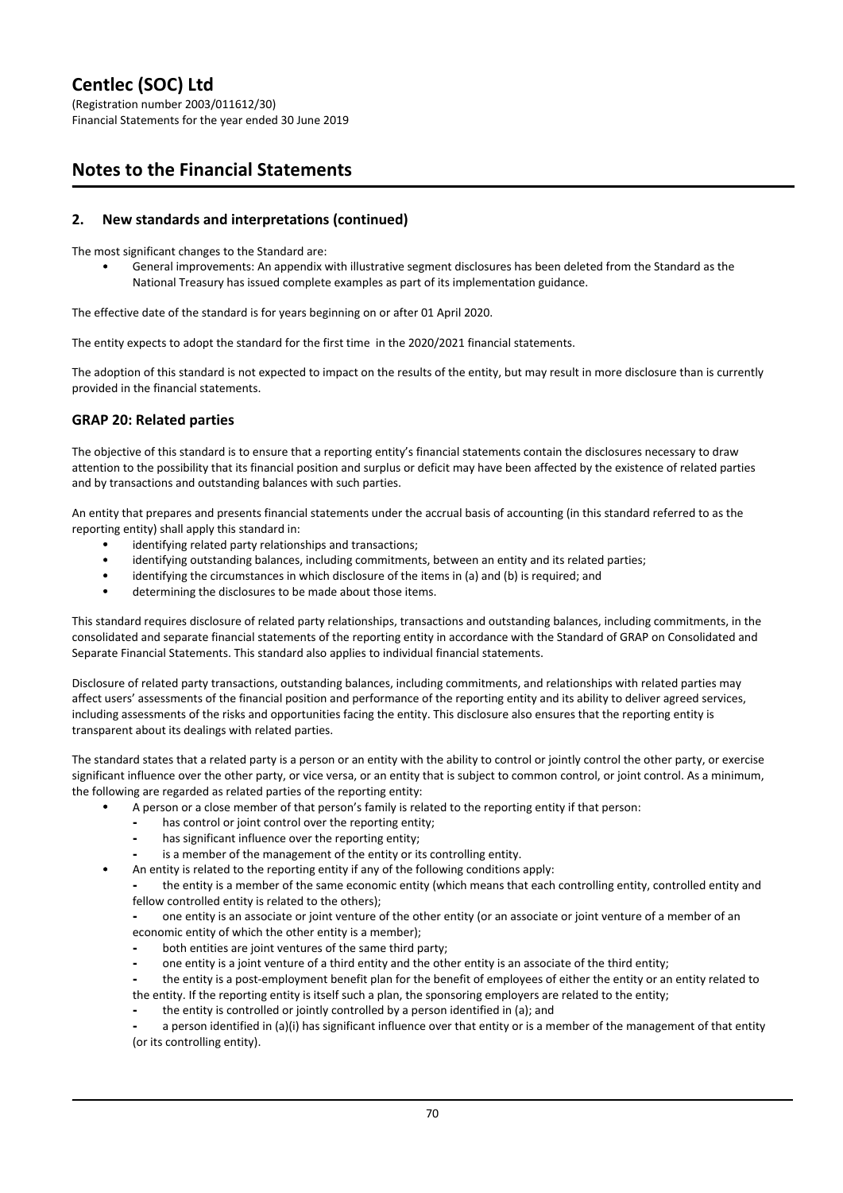## 2. New standards and interpretations (continued)

The most significant changes to the Standard are:

- General improvements: An appendix with illustrative segment disclosures has been deleted from the Standard as the National Treasury has issued complete examples as part of its implementation guidance.

The effective date of the standard is for years beginning on or after 01 April 2020.

The entity expects to adopt the standard for the first time in the 2020/2021 financial statements.

The adoption of this standard is not expected to impact on the results of the entity, but may result in more disclosure than is currently provided in the financial statements.

### GRAP 20: Related parties

The objective of this standard is to ensure that a reporting entity's financial statements contain the disclosures necessary to draw attention to the possibility that its financial position and surplus or deficit may have been affected by the existence of related parties and by transactions and outstanding balances with such parties.

An entity that prepares and presents financial statements under the accrual basis of accounting (in this standard referred to as the reporting entity) shall apply this standard in:

- identifying related party relationships and transactions;
- identifying outstanding balances, including commitments, between an entity and its related parties;
- identifying the circumstances in which disclosure of the items in (a) and (b) is required; and
- determining the disclosures to be made about those items.

This standard requires disclosure of related party relationships, transactions and outstanding balances, including commitments, in the consolidated and separate financial statements of the reporting entity in accordance with the Standard of GRAP on Consolidated and Separate Financial Statements. This standard also applies to individual financial statements.

Disclosure of related party transactions, outstanding balances, including commitments, and relationships with related parties may affect users' assessments of the financial position and performance of the reporting entity and its ability to deliver agreed services, including assessments of the risks and opportunities facing the entity. This disclosure also ensures that the reporting entity is transparent about its dealings with related parties.

The standard states that a related party is a person or an entity with the ability to control or jointly control the other party, or exercise significant influence over the other party, or vice versa, or an entity that is subject to common control, or joint control. As a minimum, the following are regarded as related parties of the reporting entity:

- A person or a close member of that person's family is related to the reporting entity if that person:
  - has control or joint control over the reporting entity;
  - has significant influence over the reporting entity;
  - is a member of the management of the entity or its controlling entity.
- An entity is related to the reporting entity if any of the following conditions apply:
  - the entity is a member of the same economic entity (which means that each controlling entity, controlled entity and fellow controlled entity is related to the others);
  - one entity is an associate or joint venture of the other entity (or an associate or joint venture of a member of an economic entity of which the other entity is a member);
  - both entities are joint ventures of the same third party;
  - one entity is a joint venture of a third entity and the other entity is an associate of the third entity;
  - the entity is a post-employment benefit plan for the benefit of employees of either the entity or an entity related to the entity. If the reporting entity is itself such a plan, the sponsoring employers are related to the entity;
  - the entity is controlled or jointly controlled by a person identified in (a); and
  - a person identified in (a)(i) has significant influence over that entity or is a member of the management of that entity (or its controlling entity).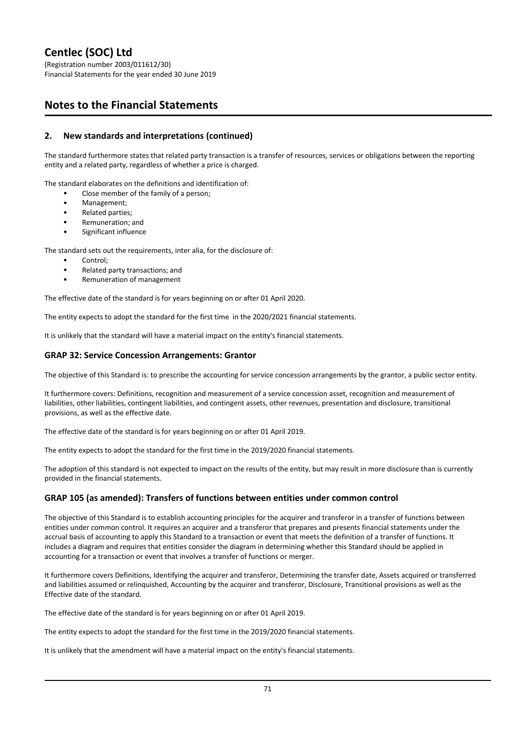## 2. New standards and interpretations (continued)

The standard furthermore states that related party transaction is a transfer of resources, services or obligations between the reporting entity and a related party, regardless of whether a price is charged.

The standard elaborates on the definitions and identification of:

- Close member of the family of a person;
- Management;
- Related parties;
- Remuneration; and
- Significant influence

The standard sets out the requirements, inter alia, for the disclosure of:

- Control;
- Related party transactions; and
- Remuneration of management

The effective date of the standard is for years beginning on or after 01 April 2020.

The entity expects to adopt the standard for the first time in the 2020/2021 financial statements.

It is unlikely that the standard will have a material impact on the entity's financial statements.

### GRAP 32: Service Concession Arrangements: Grantor

The objective of this Standard is: to prescribe the accounting for service concession arrangements by the grantor, a public sector entity.

It furthermore covers: Definitions, recognition and measurement of a service concession asset, recognition and measurement of liabilities, other liabilities, contingent liabilities, and contingent assets, other revenues, presentation and disclosure, transitional provisions, as well as the effective date.

The effective date of the standard is for years beginning on or after 01 April 2019.

The entity expects to adopt the standard for the first time in the 2019/2020 financial statements.

The adoption of this standard is not expected to impact on the results of the entity, but may result in more disclosure than is currently provided in the financial statements.

### GRAP 105 (as amended): Transfers of functions between entities under common control

The objective of this Standard is to establish accounting principles for the acquirer and transferor in a transfer of functions between entities under common control. It requires an acquirer and a transferor that prepares and presents financial statements under the accrual basis of accounting to apply this Standard to a transaction or event that meets the definition of a transfer of functions. It includes a diagram and requires that entities consider the diagram in determining whether this Standard should be applied in accounting for a transaction or event that involves a transfer of functions or merger.

It furthermore covers Definitions, Identifying the acquirer and transferor, Determining the transfer date, Assets acquired or transferred and liabilities assumed or relinquished, Accounting by the acquirer and transferor, Disclosure, Transitional provisions as well as the Effective date of the standard.

The effective date of the standard is for years beginning on or after 01 April 2019.

The entity expects to adopt the standard for the first time in the 2019/2020 financial statements.

It is unlikely that the amendment will have a material impact on the entity's financial statements.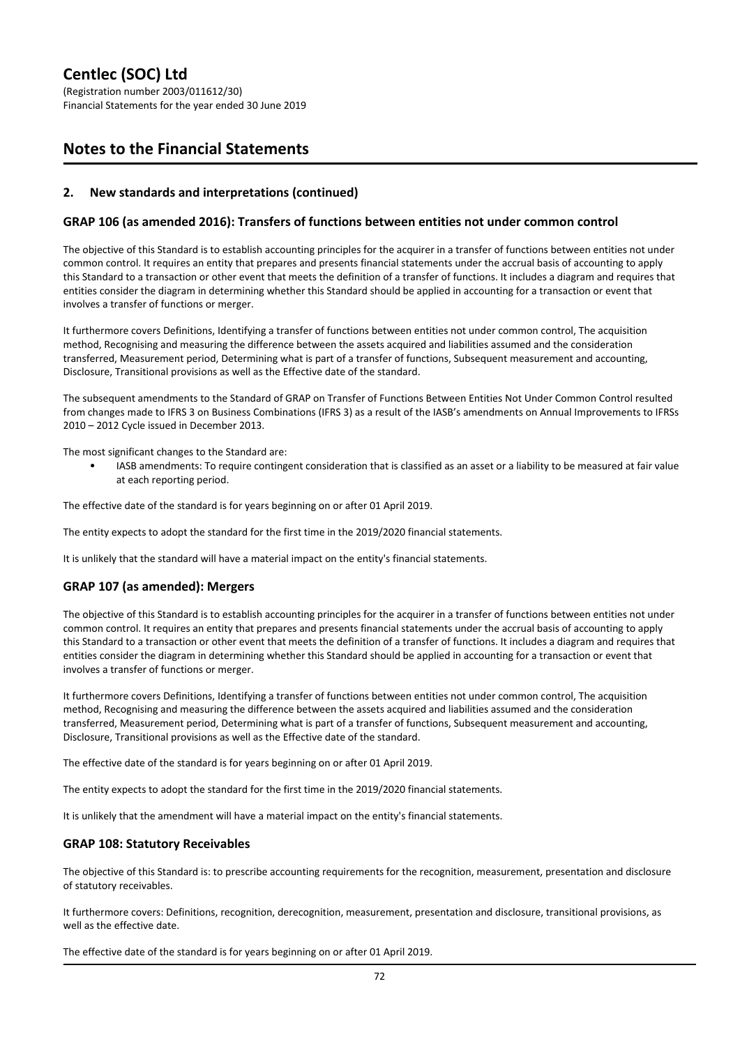## 2. New standards and interpretations (continued)

### GRAP 106 (as amended 2016): Transfers of functions between entities not under common control

The objective of this Standard is to establish accounting principles for the acquirer in a transfer of functions between entities not under common control. It requires an entity that prepares and presents financial statements under the accrual basis of accounting to apply this Standard to a transaction or other event that meets the definition of a transfer of functions. It includes a diagram and requires that entities consider the diagram in determining whether this Standard should be applied in accounting for a transaction or event that involves a transfer of functions or merger.

It furthermore covers Definitions, Identifying a transfer of functions between entities not under common control, The acquisition method, Recognising and measuring the difference between the assets acquired and liabilities assumed and the consideration transferred, Measurement period, Determining what is part of a transfer of functions, Subsequent measurement and accounting, Disclosure, Transitional provisions as well as the Effective date of the standard.

The subsequent amendments to the Standard of GRAP on Transfer of Functions Between Entities Not Under Common Control resulted from changes made to IFRS 3 on Business Combinations (IFRS 3) as a result of the IASB's amendments on Annual Improvements to IFRSs 2010 – 2012 Cycle issued in December 2013.

The most significant changes to the Standard are:

- IASB amendments: To require contingent consideration that is classified as an asset or a liability to be measured at fair value at each reporting period.

The effective date of the standard is for years beginning on or after 01 April 2019.

The entity expects to adopt the standard for the first time in the 2019/2020 financial statements.

It is unlikely that the standard will have a material impact on the entity's financial statements.

### GRAP 107 (as amended): Mergers

The objective of this Standard is to establish accounting principles for the acquirer in a transfer of functions between entities not under common control. It requires an entity that prepares and presents financial statements under the accrual basis of accounting to apply this Standard to a transaction or other event that meets the definition of a transfer of functions. It includes a diagram and requires that entities consider the diagram in determining whether this Standard should be applied in accounting for a transaction or event that involves a transfer of functions or merger.

It furthermore covers Definitions, Identifying a transfer of functions between entities not under common control, The acquisition method, Recognising and measuring the difference between the assets acquired and liabilities assumed and the consideration transferred, Measurement period, Determining what is part of a transfer of functions, Subsequent measurement and accounting, Disclosure, Transitional provisions as well as the Effective date of the standard.

The effective date of the standard is for years beginning on or after 01 April 2019.

The entity expects to adopt the standard for the first time in the 2019/2020 financial statements.

It is unlikely that the amendment will have a material impact on the entity's financial statements.

### GRAP 108: Statutory Receivables

The objective of this Standard is: to prescribe accounting requirements for the recognition, measurement, presentation and disclosure of statutory receivables.

It furthermore covers: Definitions, recognition, derecognition, measurement, presentation and disclosure, transitional provisions, as well as the effective date.

The effective date of the standard is for years beginning on or after 01 April 2019.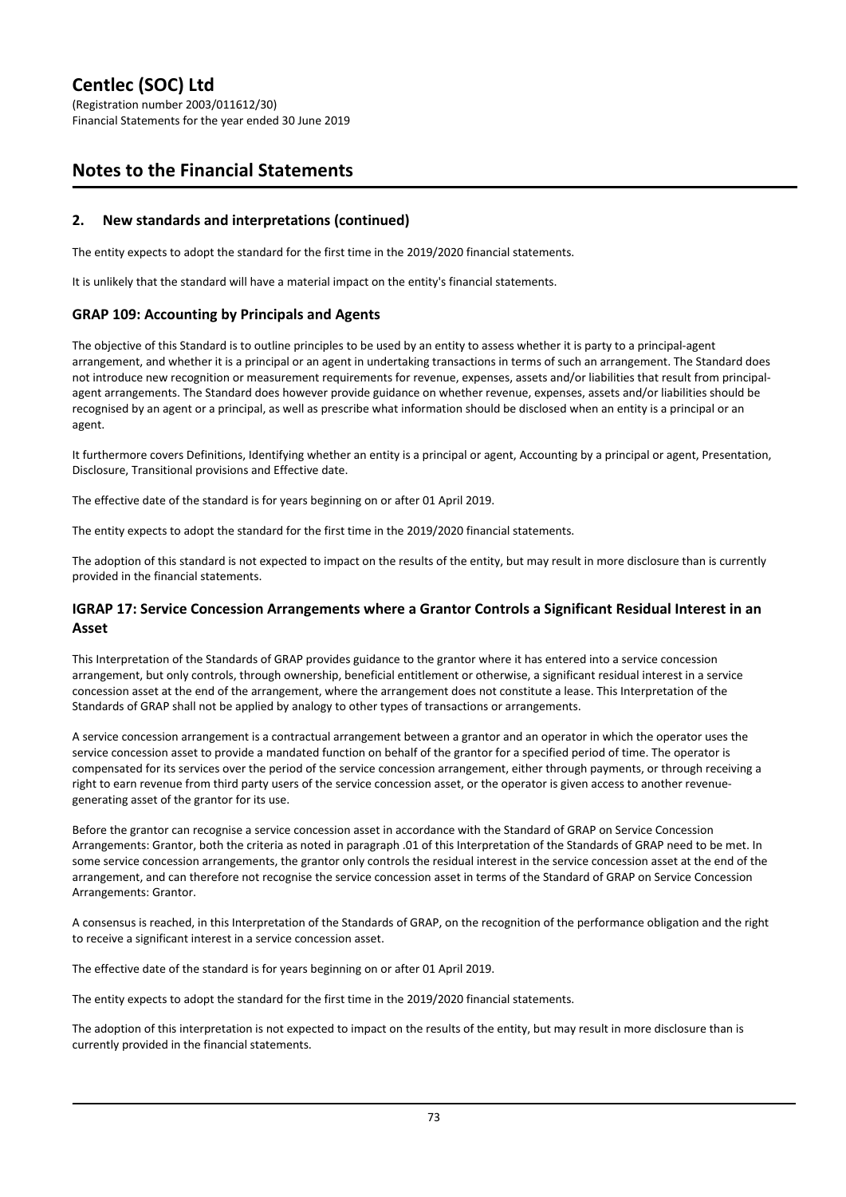## 2. New standards and interpretations (continued)

The entity expects to adopt the standard for the first time in the 2019/2020 financial statements.

It is unlikely that the standard will have a material impact on the entity's financial statements.

### GRAP 109: Accounting by Principals and Agents

The objective of this Standard is to outline principles to be used by an entity to assess whether it is party to a principal-agent arrangement, and whether it is a principal or an agent in undertaking transactions in terms of such an arrangement. The Standard does not introduce new recognition or measurement requirements for revenue, expenses, assets and/or liabilities that result from principal-agent arrangements. The Standard does however provide guidance on whether revenue, expenses, assets and/or liabilities should be recognised by an agent or a principal, as well as prescribe what information should be disclosed when an entity is a principal or an agent.

It furthermore covers Definitions, Identifying whether an entity is a principal or agent, Accounting by a principal or agent, Presentation, Disclosure, Transitional provisions and Effective date.

The effective date of the standard is for years beginning on or after 01 April 2019.

The entity expects to adopt the standard for the first time in the 2019/2020 financial statements.

The adoption of this standard is not expected to impact on the results of the entity, but may result in more disclosure than is currently provided in the financial statements.

### IGRAP 17: Service Concession Arrangements where a Grantor Controls a Significant Residual Interest in an Asset

This Interpretation of the Standards of GRAP provides guidance to the grantor where it has entered into a service concession arrangement, but only controls, through ownership, beneficial entitlement or otherwise, a significant residual interest in a service concession asset at the end of the arrangement, where the arrangement does not constitute a lease. This Interpretation of the Standards of GRAP shall not be applied by analogy to other types of transactions or arrangements.

A service concession arrangement is a contractual arrangement between a grantor and an operator in which the operator uses the service concession asset to provide a mandated function on behalf of the grantor for a specified period of time. The operator is compensated for its services over the period of the service concession arrangement, either through payments, or through receiving a right to earn revenue from third party users of the service concession asset, or the operator is given access to another revenue-generating asset of the grantor for its use.

Before the grantor can recognise a service concession asset in accordance with the Standard of GRAP on Service Concession Arrangements: Grantor, both the criteria as noted in paragraph .01 of this Interpretation of the Standards of GRAP need to be met. In some service concession arrangements, the grantor only controls the residual interest in the service concession asset at the end of the arrangement, and can therefore not recognise the service concession asset in terms of the Standard of GRAP on Service Concession Arrangements: Grantor.

A consensus is reached, in this Interpretation of the Standards of GRAP, on the recognition of the performance obligation and the right to receive a significant interest in a service concession asset.

The effective date of the standard is for years beginning on or after 01 April 2019.

The entity expects to adopt the standard for the first time in the 2019/2020 financial statements.

The adoption of this interpretation is not expected to impact on the results of the entity, but may result in more disclosure than is currently provided in the financial statements.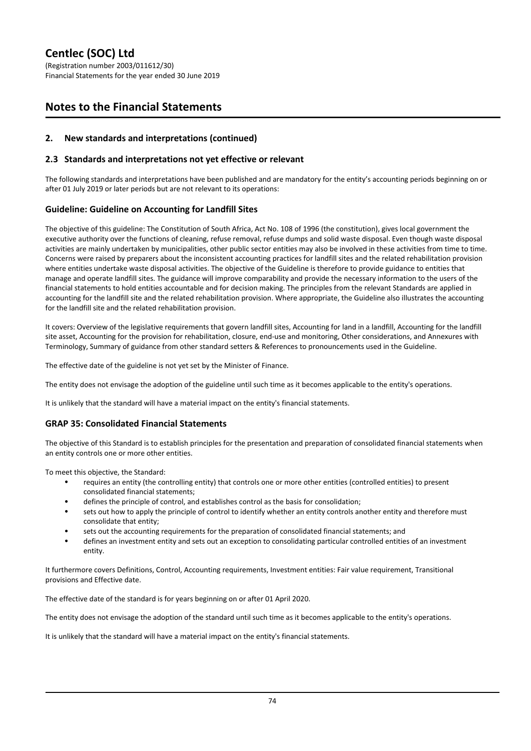## 2. New standards and interpretations (continued)

### 2.3 Standards and interpretations not yet effective or relevant

The following standards and interpretations have been published and are mandatory for the entity's accounting periods beginning on or after 01 July 2019 or later periods but are not relevant to its operations:

### Guideline: Guideline on Accounting for Landfill Sites

The objective of this guideline: The Constitution of South Africa, Act No. 108 of 1996 (the constitution), gives local government the executive authority over the functions of cleaning, refuse removal, refuse dumps and solid waste disposal. Even though waste disposal activities are mainly undertaken by municipalities, other public sector entities may also be involved in these activities from time to time. Concerns were raised by preparers about the inconsistent accounting practices for landfill sites and the related rehabilitation provision where entities undertake waste disposal activities. The objective of the Guideline is therefore to provide guidance to entities that manage and operate landfill sites. The guidance will improve comparability and provide the necessary information to the users of the financial statements to hold entities accountable and for decision making. The principles from the relevant Standards are applied in accounting for the landfill site and the related rehabilitation provision. Where appropriate, the Guideline also illustrates the accounting for the landfill site and the related rehabilitation provision.

It covers: Overview of the legislative requirements that govern landfill sites, Accounting for land in a landfill, Accounting for the landfill site asset, Accounting for the provision for rehabilitation, closure, end-use and monitoring, Other considerations, and Annexures with Terminology, Summary of guidance from other standard setters & References to pronouncements used in the Guideline.

The effective date of the guideline is not yet set by the Minister of Finance.

The entity does not envisage the adoption of the guideline until such time as it becomes applicable to the entity's operations.

It is unlikely that the standard will have a material impact on the entity's financial statements.

### GRAP 35: Consolidated Financial Statements

The objective of this Standard is to establish principles for the presentation and preparation of consolidated financial statements when an entity controls one or more other entities.

To meet this objective, the Standard:

- requires an entity (the controlling entity) that controls one or more other entities (controlled entities) to present consolidated financial statements;
- defines the principle of control, and establishes control as the basis for consolidation;
- sets out how to apply the principle of control to identify whether an entity controls another entity and therefore must consolidate that entity;
- sets out the accounting requirements for the preparation of consolidated financial statements; and
- defines an investment entity and sets out an exception to consolidating particular controlled entities of an investment entity.

It furthermore covers Definitions, Control, Accounting requirements, Investment entities: Fair value requirement, Transitional provisions and Effective date.

The effective date of the standard is for years beginning on or after 01 April 2020.

The entity does not envisage the adoption of the standard until such time as it becomes applicable to the entity's operations.

It is unlikely that the standard will have a material impact on the entity's financial statements.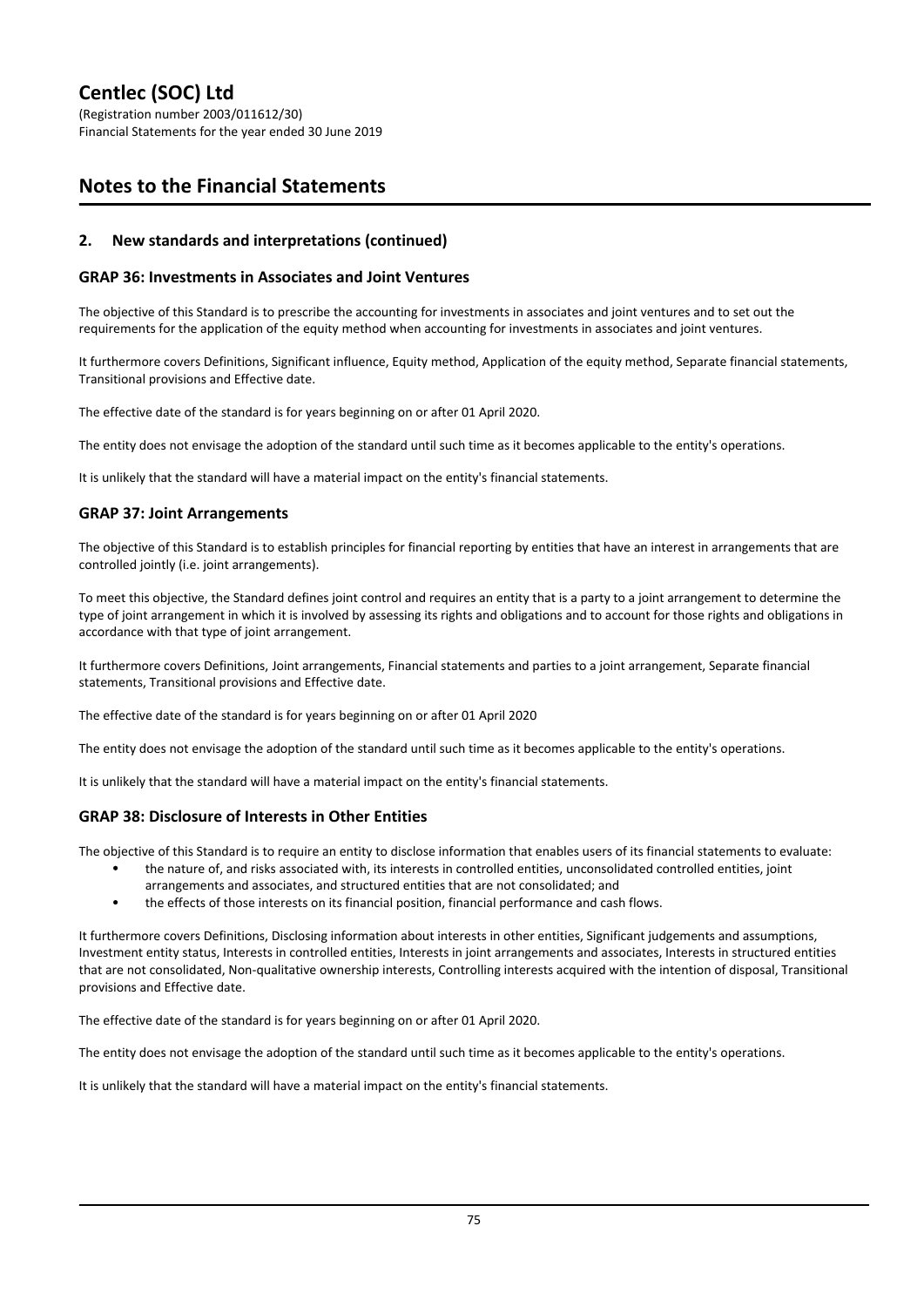## 2. New standards and interpretations (continued)

### GRAP 36: Investments in Associates and Joint Ventures

The objective of this Standard is to prescribe the accounting for investments in associates and joint ventures and to set out the requirements for the application of the equity method when accounting for investments in associates and joint ventures.

It furthermore covers Definitions, Significant influence, Equity method, Application of the equity method, Separate financial statements, Transitional provisions and Effective date.

The effective date of the standard is for years beginning on or after 01 April 2020.

The entity does not envisage the adoption of the standard until such time as it becomes applicable to the entity's operations.

It is unlikely that the standard will have a material impact on the entity's financial statements.

### GRAP 37: Joint Arrangements

The objective of this Standard is to establish principles for financial reporting by entities that have an interest in arrangements that are controlled jointly (i.e. joint arrangements).

To meet this objective, the Standard defines joint control and requires an entity that is a party to a joint arrangement to determine the type of joint arrangement in which it is involved by assessing its rights and obligations and to account for those rights and obligations in accordance with that type of joint arrangement.

It furthermore covers Definitions, Joint arrangements, Financial statements and parties to a joint arrangement, Separate financial statements, Transitional provisions and Effective date.

The effective date of the standard is for years beginning on or after 01 April 2020

The entity does not envisage the adoption of the standard until such time as it becomes applicable to the entity's operations.

It is unlikely that the standard will have a material impact on the entity's financial statements.

### GRAP 38: Disclosure of Interests in Other Entities

The objective of this Standard is to require an entity to disclose information that enables users of its financial statements to evaluate:

- the nature of, and risks associated with, its interests in controlled entities, unconsolidated controlled entities, joint arrangements and associates, and structured entities that are not consolidated; and
- the effects of those interests on its financial position, financial performance and cash flows.

It furthermore covers Definitions, Disclosing information about interests in other entities, Significant judgements and assumptions, Investment entity status, Interests in controlled entities, Interests in joint arrangements and associates, Interests in structured entities that are not consolidated, Non-qualitative ownership interests, Controlling interests acquired with the intention of disposal, Transitional provisions and Effective date.

The effective date of the standard is for years beginning on or after 01 April 2020.

The entity does not envisage the adoption of the standard until such time as it becomes applicable to the entity's operations.

It is unlikely that the standard will have a material impact on the entity's financial statements.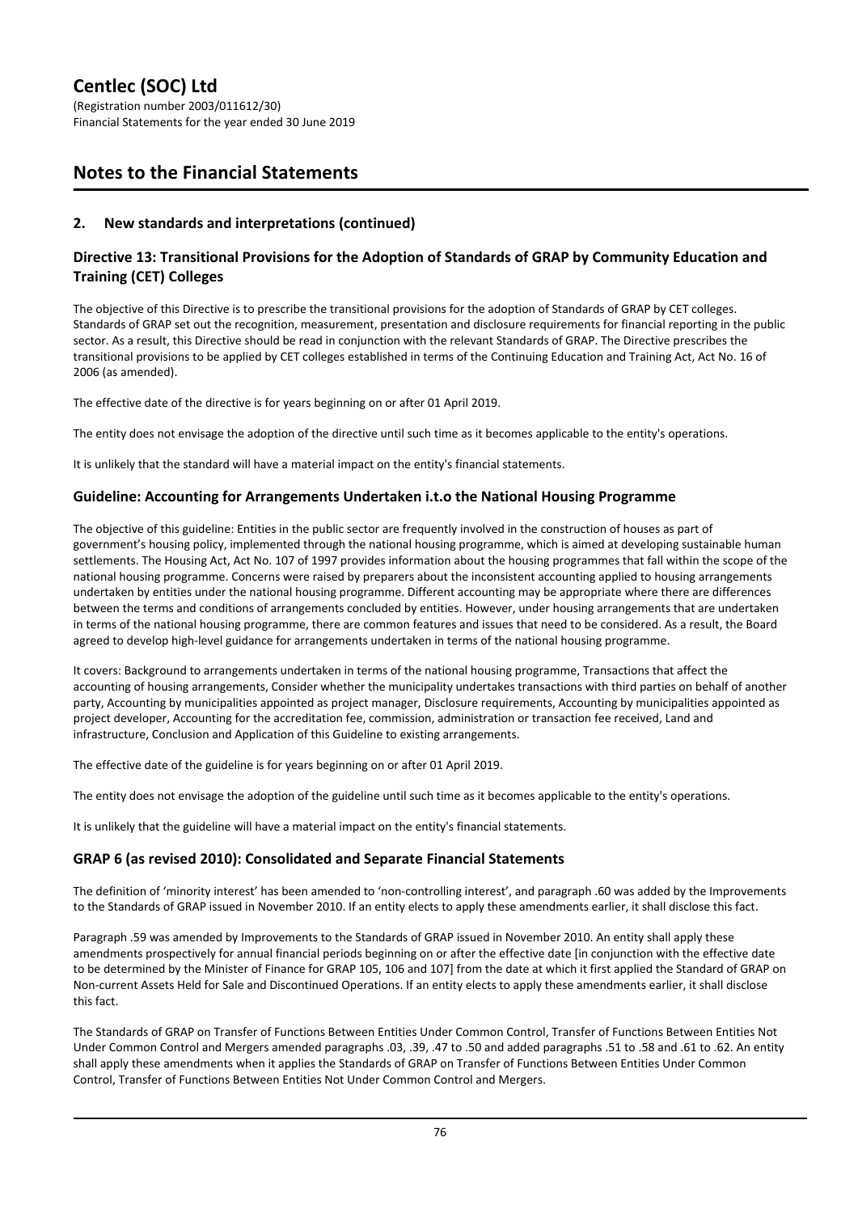## 2. New standards and interpretations (continued)

### Directive 13: Transitional Provisions for the Adoption of Standards of GRAP by Community Education and Training (CET) Colleges

The objective of this Directive is to prescribe the transitional provisions for the adoption of Standards of GRAP by CET colleges. Standards of GRAP set out the recognition, measurement, presentation and disclosure requirements for financial reporting in the public sector. As a result, this Directive should be read in conjunction with the relevant Standards of GRAP. The Directive prescribes the transitional provisions to be applied by CET colleges established in terms of the Continuing Education and Training Act, Act No. 16 of 2006 (as amended).

The effective date of the directive is for years beginning on or after 01 April 2019.

The entity does not envisage the adoption of the directive until such time as it becomes applicable to the entity's operations.

It is unlikely that the standard will have a material impact on the entity's financial statements.

### Guideline: Accounting for Arrangements Undertaken i.t.o the National Housing Programme

The objective of this guideline: Entities in the public sector are frequently involved in the construction of houses as part of government's housing policy, implemented through the national housing programme, which is aimed at developing sustainable human settlements. The Housing Act, Act No. 107 of 1997 provides information about the housing programmes that fall within the scope of the national housing programme. Concerns were raised by preparers about the inconsistent accounting applied to housing arrangements undertaken by entities under the national housing programme. Different accounting may be appropriate where there are differences between the terms and conditions of arrangements concluded by entities. However, under housing arrangements that are undertaken in terms of the national housing programme, there are common features and issues that need to be considered. As a result, the Board agreed to develop high-level guidance for arrangements undertaken in terms of the national housing programme.

It covers: Background to arrangements undertaken in terms of the national housing programme, Transactions that affect the accounting of housing arrangements, Consider whether the municipality undertakes transactions with third parties on behalf of another party, Accounting by municipalities appointed as project manager, Disclosure requirements, Accounting by municipalities appointed as project developer, Accounting for the accreditation fee, commission, administration or transaction fee received, Land and infrastructure, Conclusion and Application of this Guideline to existing arrangements.

The effective date of the guideline is for years beginning on or after 01 April 2019.

The entity does not envisage the adoption of the guideline until such time as it becomes applicable to the entity's operations.

It is unlikely that the guideline will have a material impact on the entity's financial statements.

### GRAP 6 (as revised 2010): Consolidated and Separate Financial Statements

The definition of 'minority interest' has been amended to 'non-controlling interest', and paragraph .60 was added by the Improvements to the Standards of GRAP issued in November 2010. If an entity elects to apply these amendments earlier, it shall disclose this fact.

Paragraph .59 was amended by Improvements to the Standards of GRAP issued in November 2010. An entity shall apply these amendments prospectively for annual financial periods beginning on or after the effective date [in conjunction with the effective date to be determined by the Minister of Finance for GRAP 105, 106 and 107] from the date at which it first applied the Standard of GRAP on Non-current Assets Held for Sale and Discontinued Operations. If an entity elects to apply these amendments earlier, it shall disclose this fact.

The Standards of GRAP on Transfer of Functions Between Entities Under Common Control, Transfer of Functions Between Entities Not Under Common Control and Mergers amended paragraphs .03, .39, .47 to .50 and added paragraphs .51 to .58 and .61 to .62. An entity shall apply these amendments when it applies the Standards of GRAP on Transfer of Functions Between Entities Under Common Control, Transfer of Functions Between Entities Not Under Common Control and Mergers.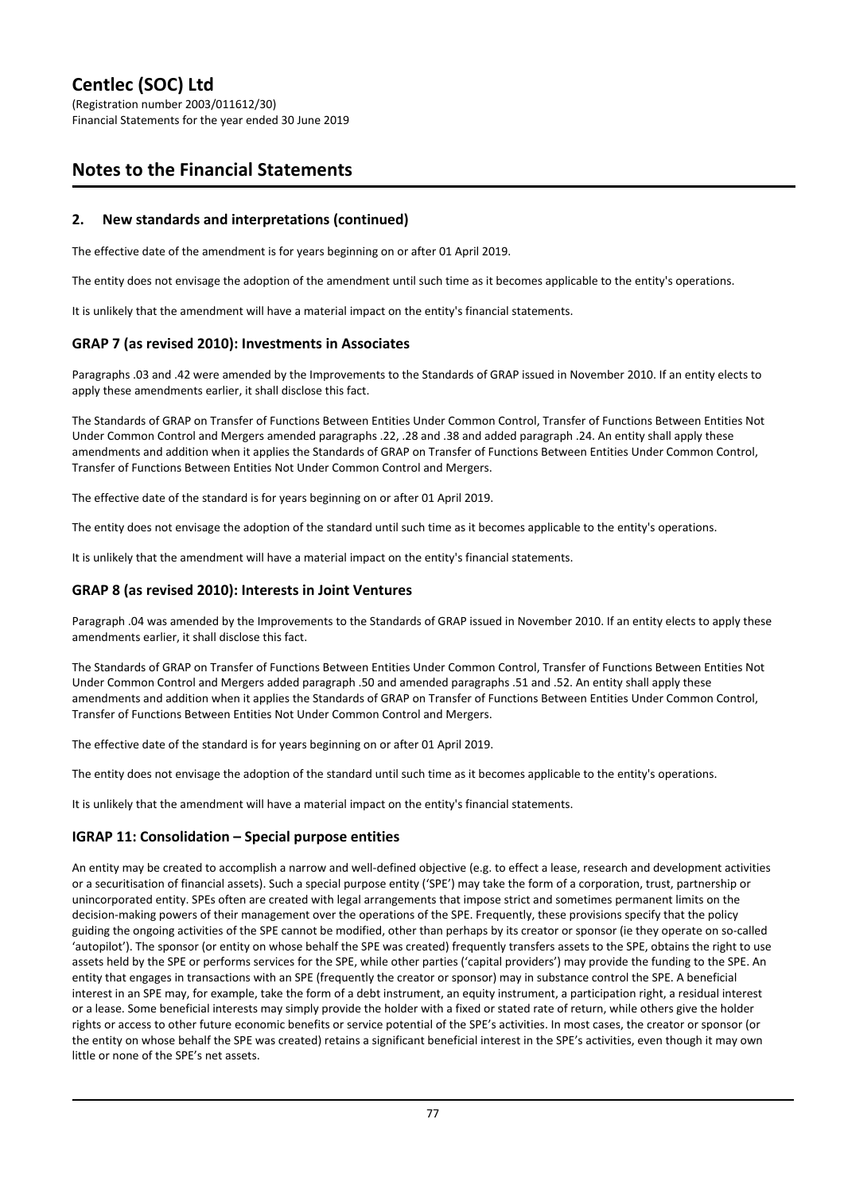## 2. New standards and interpretations (continued)

The effective date of the amendment is for years beginning on or after 01 April 2019.

The entity does not envisage the adoption of the amendment until such time as it becomes applicable to the entity's operations.

It is unlikely that the amendment will have a material impact on the entity's financial statements.

### GRAP 7 (as revised 2010): Investments in Associates

Paragraphs .03 and .42 were amended by the Improvements to the Standards of GRAP issued in November 2010. If an entity elects to apply these amendments earlier, it shall disclose this fact.

The Standards of GRAP on Transfer of Functions Between Entities Under Common Control, Transfer of Functions Between Entities Not Under Common Control and Mergers amended paragraphs .22, .28 and .38 and added paragraph .24. An entity shall apply these amendments and addition when it applies the Standards of GRAP on Transfer of Functions Between Entities Under Common Control, Transfer of Functions Between Entities Not Under Common Control and Mergers.

The effective date of the standard is for years beginning on or after 01 April 2019.

The entity does not envisage the adoption of the standard until such time as it becomes applicable to the entity's operations.

It is unlikely that the amendment will have a material impact on the entity's financial statements.

### GRAP 8 (as revised 2010): Interests in Joint Ventures

Paragraph .04 was amended by the Improvements to the Standards of GRAP issued in November 2010. If an entity elects to apply these amendments earlier, it shall disclose this fact.

The Standards of GRAP on Transfer of Functions Between Entities Under Common Control, Transfer of Functions Between Entities Not Under Common Control and Mergers added paragraph .50 and amended paragraphs .51 and .52. An entity shall apply these amendments and addition when it applies the Standards of GRAP on Transfer of Functions Between Entities Under Common Control, Transfer of Functions Between Entities Not Under Common Control and Mergers.

The effective date of the standard is for years beginning on or after 01 April 2019.

The entity does not envisage the adoption of the standard until such time as it becomes applicable to the entity's operations.

It is unlikely that the amendment will have a material impact on the entity's financial statements.

### IGRAP 11: Consolidation – Special purpose entities

An entity may be created to accomplish a narrow and well-defined objective (e.g. to effect a lease, research and development activities or a securitisation of financial assets). Such a special purpose entity ('SPE') may take the form of a corporation, trust, partnership or unincorporated entity. SPEs often are created with legal arrangements that impose strict and sometimes permanent limits on the decision-making powers of their management over the operations of the SPE. Frequently, these provisions specify that the policy guiding the ongoing activities of the SPE cannot be modified, other than perhaps by its creator or sponsor (ie they operate on so-called 'autopilot'). The sponsor (or entity on whose behalf the SPE was created) frequently transfers assets to the SPE, obtains the right to use assets held by the SPE or performs services for the SPE, while other parties ('capital providers') may provide the funding to the SPE. An entity that engages in transactions with an SPE (frequently the creator or sponsor) may in substance control the SPE. A beneficial interest in an SPE may, for example, take the form of a debt instrument, an equity instrument, a participation right, a residual interest or a lease. Some beneficial interests may simply provide the holder with a fixed or stated rate of return, while others give the holder rights or access to other future economic benefits or service potential of the SPE's activities. In most cases, the creator or sponsor (or the entity on whose behalf the SPE was created) retains a significant beneficial interest in the SPE's activities, even though it may own little or none of the SPE's net assets.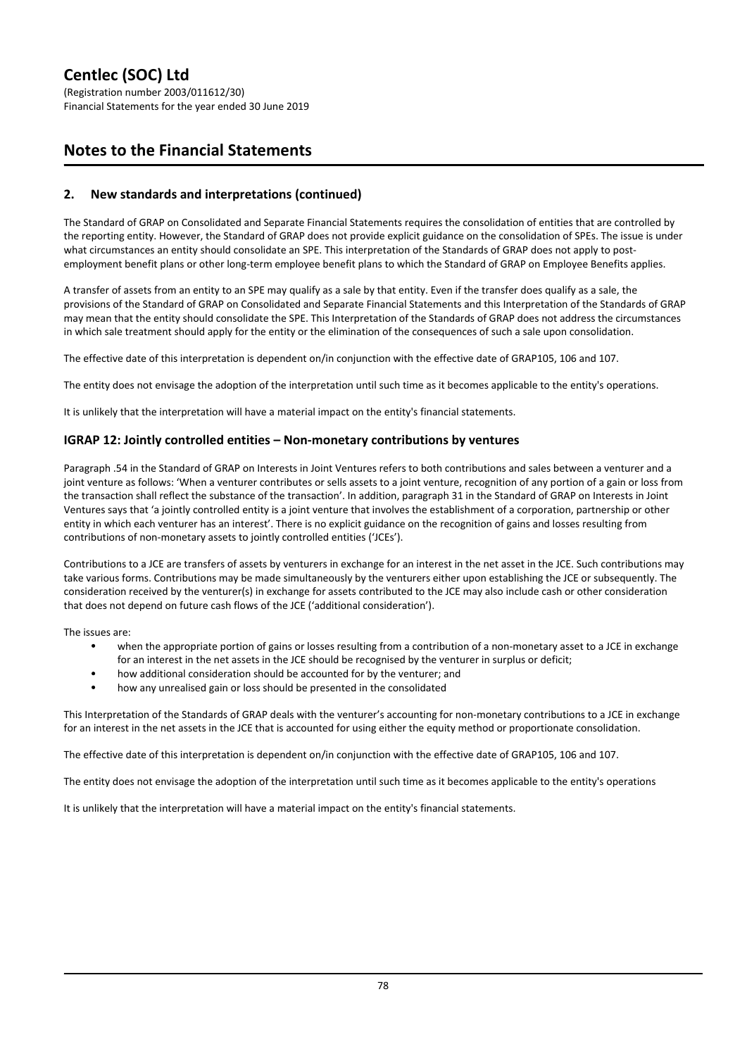## 2. New standards and interpretations (continued)

The Standard of GRAP on Consolidated and Separate Financial Statements requires the consolidation of entities that are controlled by the reporting entity. However, the Standard of GRAP does not provide explicit guidance on the consolidation of SPEs. The issue is under what circumstances an entity should consolidate an SPE. This interpretation of the Standards of GRAP does not apply to post-employment benefit plans or other long-term employee benefit plans to which the Standard of GRAP on Employee Benefits applies.

A transfer of assets from an entity to an SPE may qualify as a sale by that entity. Even if the transfer does qualify as a sale, the provisions of the Standard of GRAP on Consolidated and Separate Financial Statements and this Interpretation of the Standards of GRAP may mean that the entity should consolidate the SPE. This Interpretation of the Standards of GRAP does not address the circumstances in which sale treatment should apply for the entity or the elimination of the consequences of such a sale upon consolidation.

The effective date of this interpretation is dependent on/in conjunction with the effective date of GRAP105, 106 and 107.

The entity does not envisage the adoption of the interpretation until such time as it becomes applicable to the entity's operations.

It is unlikely that the interpretation will have a material impact on the entity's financial statements.

### IGRAP 12: Jointly controlled entities – Non-monetary contributions by ventures

Paragraph .54 in the Standard of GRAP on Interests in Joint Ventures refers to both contributions and sales between a venturer and a joint venture as follows: 'When a venturer contributes or sells assets to a joint venture, recognition of any portion of a gain or loss from the transaction shall reflect the substance of the transaction'. In addition, paragraph 31 in the Standard of GRAP on Interests in Joint Ventures says that 'a jointly controlled entity is a joint venture that involves the establishment of a corporation, partnership or other entity in which each venturer has an interest'. There is no explicit guidance on the recognition of gains and losses resulting from contributions of non-monetary assets to jointly controlled entities ('JCEs').

Contributions to a JCE are transfers of assets by venturers in exchange for an interest in the net asset in the JCE. Such contributions may take various forms. Contributions may be made simultaneously by the venturers either upon establishing the JCE or subsequently. The consideration received by the venturer(s) in exchange for assets contributed to the JCE may also include cash or other consideration that does not depend on future cash flows of the JCE ('additional consideration').

The issues are:

- when the appropriate portion of gains or losses resulting from a contribution of a non-monetary asset to a JCE in exchange for an interest in the net assets in the JCE should be recognised by the venturer in surplus or deficit;
- how additional consideration should be accounted for by the venturer; and
- how any unrealised gain or loss should be presented in the consolidated

This Interpretation of the Standards of GRAP deals with the venturer's accounting for non-monetary contributions to a JCE in exchange for an interest in the net assets in the JCE that is accounted for using either the equity method or proportionate consolidation.

The effective date of this interpretation is dependent on/in conjunction with the effective date of GRAP105, 106 and 107.

The entity does not envisage the adoption of the interpretation until such time as it becomes applicable to the entity's operations

It is unlikely that the interpretation will have a material impact on the entity's financial statements.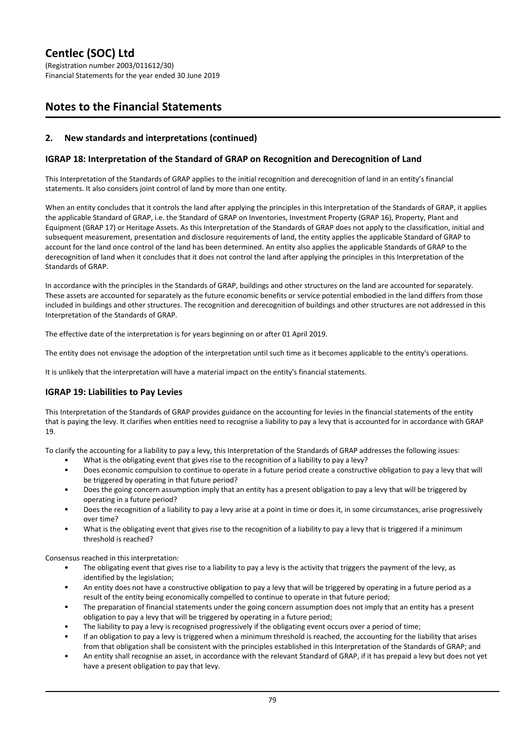## Notes to the Financial Statements

### 2. New standards and interpretations (continued)

### IGRAP 18: Interpretation of the Standard of GRAP on Recognition and Derecognition of Land

This Interpretation of the Standards of GRAP applies to the initial recognition and derecognition of land in an entity's financial statements. It also considers joint control of land by more than one entity.

When an entity concludes that it controls the land after applying the principles in this Interpretation of the Standards of GRAP, it applies the applicable Standard of GRAP, i.e. the Standard of GRAP on Inventories, Investment Property (GRAP 16), Property, Plant and Equipment (GRAP 17) or Heritage Assets. As this Interpretation of the Standards of GRAP does not apply to the classification, initial and subsequent measurement, presentation and disclosure requirements of land, the entity applies the applicable Standard of GRAP to account for the land once control of the land has been determined. An entity also applies the applicable Standards of GRAP to the derecognition of land when it concludes that it does not control the land after applying the principles in this Interpretation of the Standards of GRAP.

In accordance with the principles in the Standards of GRAP, buildings and other structures on the land are accounted for separately. These assets are accounted for separately as the future economic benefits or service potential embodied in the land differs from those included in buildings and other structures. The recognition and derecognition of buildings and other structures are not addressed in this Interpretation of the Standards of GRAP.

The effective date of the interpretation is for years beginning on or after 01 April 2019.

The entity does not envisage the adoption of the interpretation until such time as it becomes applicable to the entity's operations.

It is unlikely that the interpretation will have a material impact on the entity's financial statements.

### IGRAP 19: Liabilities to Pay Levies

This Interpretation of the Standards of GRAP provides guidance on the accounting for levies in the financial statements of the entity that is paying the levy. It clarifies when entities need to recognise a liability to pay a levy that is accounted for in accordance with GRAP 19.

To clarify the accounting for a liability to pay a levy, this Interpretation of the Standards of GRAP addresses the following issues:

- What is the obligating event that gives rise to the recognition of a liability to pay a levy?
- Does economic compulsion to continue to operate in a future period create a constructive obligation to pay a levy that will be triggered by operating in that future period?
- Does the going concern assumption imply that an entity has a present obligation to pay a levy that will be triggered by operating in a future period?
- Does the recognition of a liability to pay a levy arise at a point in time or does it, in some circumstances, arise progressively over time?
- What is the obligating event that gives rise to the recognition of a liability to pay a levy that is triggered if a minimum threshold is reached?

Consensus reached in this interpretation:

- The obligating event that gives rise to a liability to pay a levy is the activity that triggers the payment of the levy, as identified by the legislation;
- An entity does not have a constructive obligation to pay a levy that will be triggered by operating in a future period as a result of the entity being economically compelled to continue to operate in that future period;
- The preparation of financial statements under the going concern assumption does not imply that an entity has a present obligation to pay a levy that will be triggered by operating in a future period;
- The liability to pay a levy is recognised progressively if the obligating event occurs over a period of time;
- If an obligation to pay a levy is triggered when a minimum threshold is reached, the accounting for the liability that arises from that obligation shall be consistent with the principles established in this Interpretation of the Standards of GRAP; and
- An entity shall recognise an asset, in accordance with the relevant Standard of GRAP, if it has prepaid a levy but does not yet have a present obligation to pay that levy.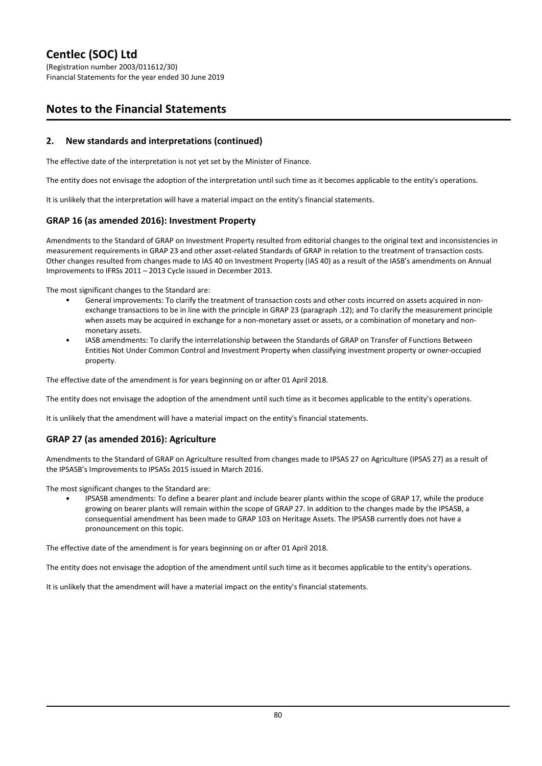## 2. New standards and interpretations (continued)

The effective date of the interpretation is not yet set by the Minister of Finance.

The entity does not envisage the adoption of the interpretation until such time as it becomes applicable to the entity's operations.

It is unlikely that the interpretation will have a material impact on the entity's financial statements.

### GRAP 16 (as amended 2016): Investment Property

Amendments to the Standard of GRAP on Investment Property resulted from editorial changes to the original text and inconsistencies in measurement requirements in GRAP 23 and other asset-related Standards of GRAP in relation to the treatment of transaction costs. Other changes resulted from changes made to IAS 40 on Investment Property (IAS 40) as a result of the IASB's amendments on Annual Improvements to IFRSs 2011 – 2013 Cycle issued in December 2013.

The most significant changes to the Standard are:

- General improvements: To clarify the treatment of transaction costs and other costs incurred on assets acquired in non-exchange transactions to be in line with the principle in GRAP 23 (paragraph .12); and To clarify the measurement principle when assets may be acquired in exchange for a non-monetary asset or assets, or a combination of monetary and non-monetary assets.
- IASB amendments: To clarify the interrelationship between the Standards of GRAP on Transfer of Functions Between Entities Not Under Common Control and Investment Property when classifying investment property or owner-occupied property.

The effective date of the amendment is for years beginning on or after 01 April 2018.

The entity does not envisage the adoption of the amendment until such time as it becomes applicable to the entity's operations.

It is unlikely that the amendment will have a material impact on the entity's financial statements.

### GRAP 27 (as amended 2016): Agriculture

Amendments to the Standard of GRAP on Agriculture resulted from changes made to IPSAS 27 on Agriculture (IPSAS 27) as a result of the IPSASB's Improvements to IPSASs 2015 issued in March 2016.

The most significant changes to the Standard are:

- IPSASB amendments: To define a bearer plant and include bearer plants within the scope of GRAP 17, while the produce growing on bearer plants will remain within the scope of GRAP 27. In addition to the changes made by the IPSASB, a consequential amendment has been made to GRAP 103 on Heritage Assets. The IPSASB currently does not have a pronouncement on this topic.

The effective date of the amendment is for years beginning on or after 01 April 2018.

The entity does not envisage the adoption of the amendment until such time as it becomes applicable to the entity's operations.

It is unlikely that the amendment will have a material impact on the entity's financial statements.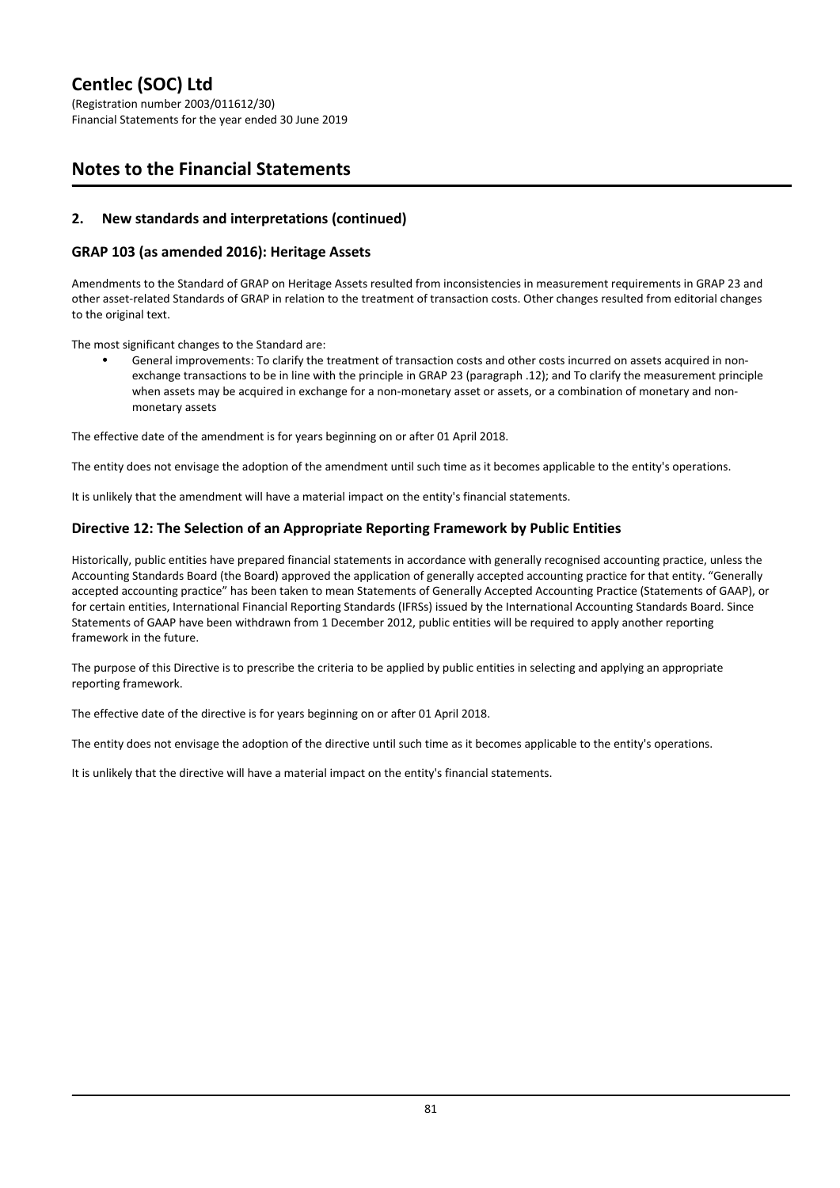## 2. New standards and interpretations (continued)

### GRAP 103 (as amended 2016): Heritage Assets

Amendments to the Standard of GRAP on Heritage Assets resulted from inconsistencies in measurement requirements in GRAP 23 and other asset-related Standards of GRAP in relation to the treatment of transaction costs. Other changes resulted from editorial changes to the original text.

The most significant changes to the Standard are:

- General improvements: To clarify the treatment of transaction costs and other costs incurred on assets acquired in non-exchange transactions to be in line with the principle in GRAP 23 (paragraph .12); and To clarify the measurement principle when assets may be acquired in exchange for a non-monetary asset or assets, or a combination of monetary and non-monetary assets

The effective date of the amendment is for years beginning on or after 01 April 2018.

The entity does not envisage the adoption of the amendment until such time as it becomes applicable to the entity's operations.

It is unlikely that the amendment will have a material impact on the entity's financial statements.

### Directive 12: The Selection of an Appropriate Reporting Framework by Public Entities

Historically, public entities have prepared financial statements in accordance with generally recognised accounting practice, unless the Accounting Standards Board (the Board) approved the application of generally accepted accounting practice for that entity. “Generally accepted accounting practice” has been taken to mean Statements of Generally Accepted Accounting Practice (Statements of GAAP), or for certain entities, International Financial Reporting Standards (IFRSs) issued by the International Accounting Standards Board. Since Statements of GAAP have been withdrawn from 1 December 2012, public entities will be required to apply another reporting framework in the future.

The purpose of this Directive is to prescribe the criteria to be applied by public entities in selecting and applying an appropriate reporting framework.

The effective date of the directive is for years beginning on or after 01 April 2018.

The entity does not envisage the adoption of the directive until such time as it becomes applicable to the entity's operations.

It is unlikely that the directive will have a material impact on the entity's financial statements.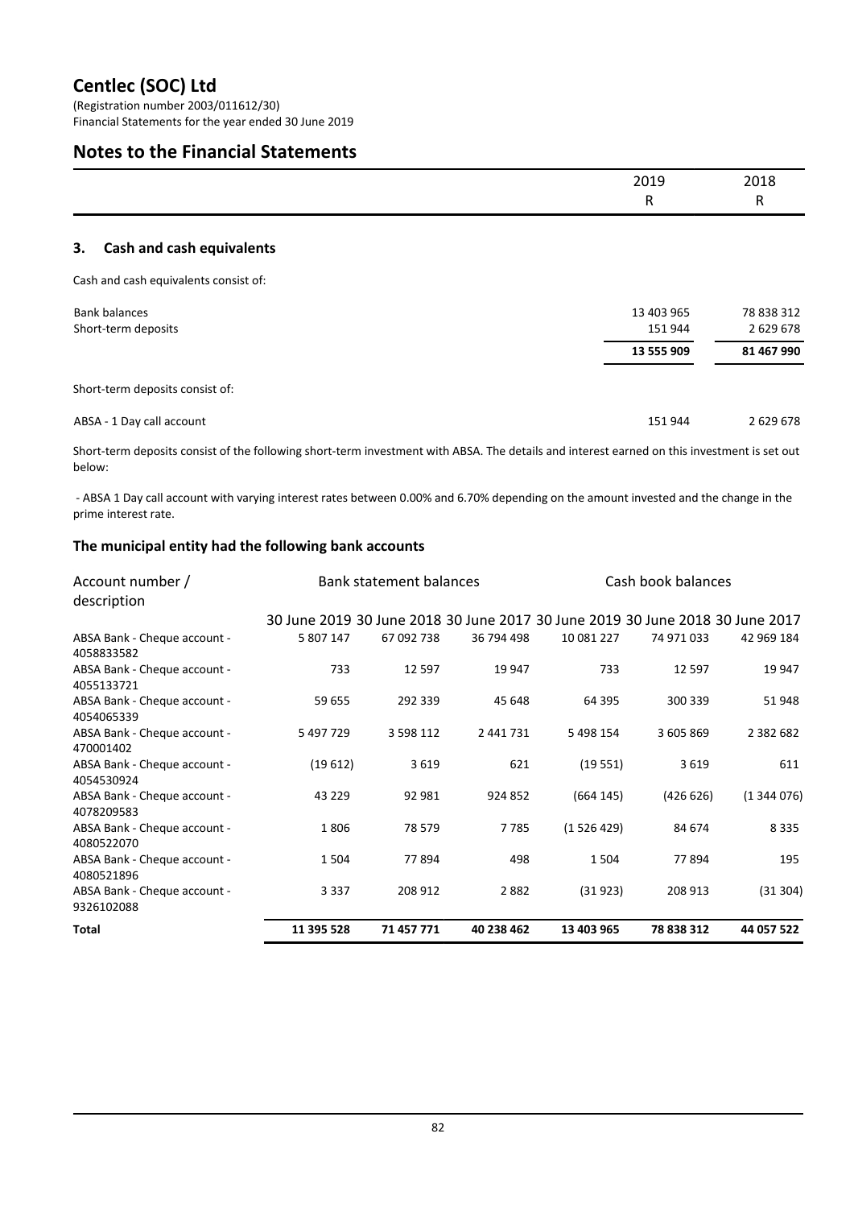# Centlec (SOC) Ltd

(Registration number 2003/011612/30)
Financial Statements for the year ended 30 June 2019

## Notes to the Financial Statements

| | 2019<br>R | 2018<br>R |
|---|---|---|

### 3. Cash and cash equivalents

Cash and cash equivalents consist of:

| | 2019<br>R | 2018<br>R |
|---|---|---|
| Bank balances | 13 403 965 | 78 838 312 |
| Short-term deposits | 151 944 | 2 629 678 |
| | **13 555 909** | **81 467 990** |

Short-term deposits consist of:

| | 2019<br>R | 2018<br>R |
|---|---|---|
| ABSA - 1 Day call account | 151 944 | 2 629 678 |

Short-term deposits consist of the following short-term investment with ABSA. The details and interest earned on this investment is set out below:

- ABSA 1 Day call account with varying interest rates between 0.00% and 6.70% depending on the amount invested and the change in the prime interest rate.

### The municipal entity had the following bank accounts

| Account number / description | Bank statement balances | | | Cash book balances | | |
|---|---|---|---|---|---|---|
| | 30 June 2019 | 30 June 2018 | 30 June 2017 | 30 June 2019 | 30 June 2018 | 30 June 2017 |
| ABSA Bank - Cheque account - 4058833582 | 5 807 147 | 67 092 738 | 36 794 498 | 10 081 227 | 74 971 033 | 42 969 184 |
| ABSA Bank - Cheque account - 4055133721 | 733 | 12 597 | 19 947 | 733 | 12 597 | 19 947 |
| ABSA Bank - Cheque account - 4054065339 | 59 655 | 292 339 | 45 648 | 64 395 | 300 339 | 51 948 |
| ABSA Bank - Cheque account - 470001402 | 5 497 729 | 3 598 112 | 2 441 731 | 5 498 154 | 3 605 869 | 2 382 682 |
| ABSA Bank - Cheque account - 4054530924 | (19 612) | 3 619 | 621 | (19 551) | 3 619 | 611 |
| ABSA Bank - Cheque account - 4078209583 | 43 229 | 92 981 | 924 852 | (664 145) | (426 626) | (1 344 076) |
| ABSA Bank - Cheque account - 4080522070 | 1 806 | 78 579 | 7 785 | (1 526 429) | 84 674 | 8 335 |
| ABSA Bank - Cheque account - 4080521896 | 1 504 | 77 894 | 498 | 1 504 | 77 894 | 195 |
| ABSA Bank - Cheque account - 9326102088 | 3 337 | 208 912 | 2 882 | (31 923) | 208 913 | (31 304) |
| **Total** | **11 395 528** | **71 457 771** | **40 238 462** | **13 403 965** | **78 838 312** | **44 057 522** |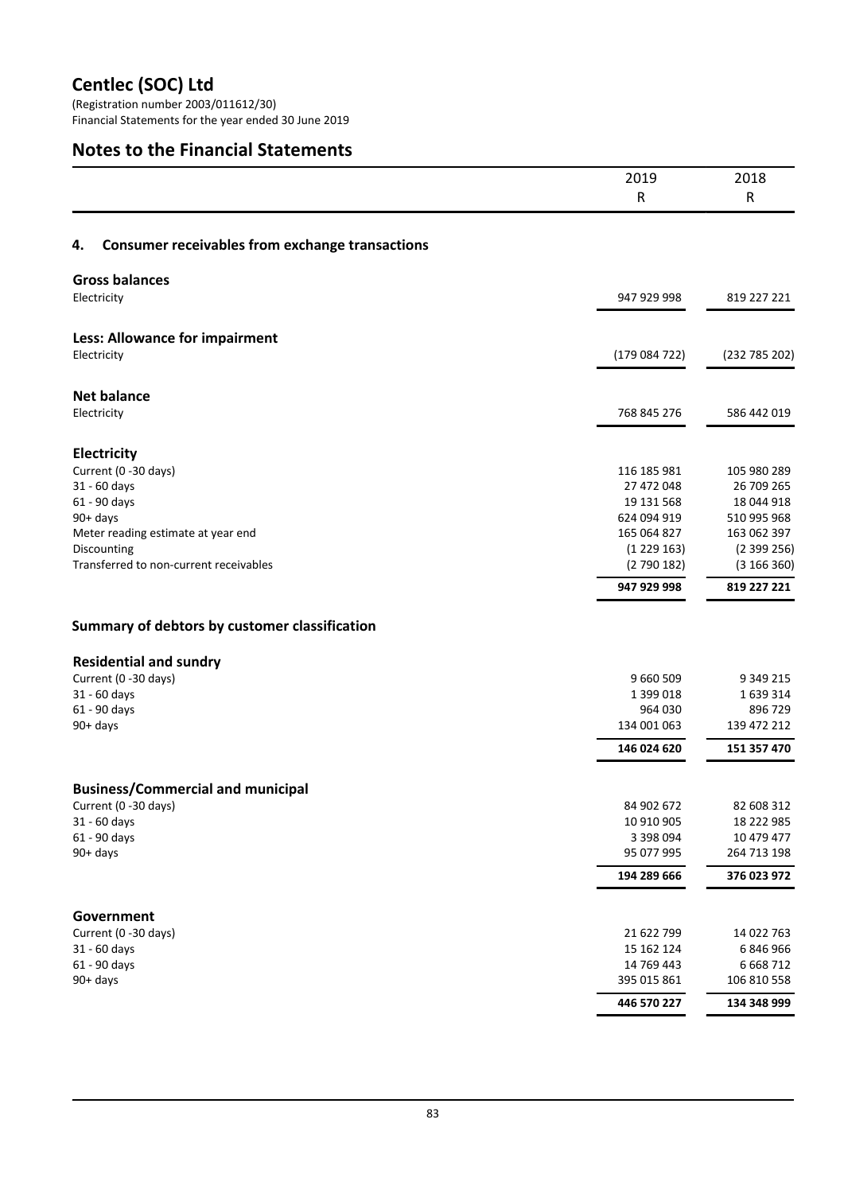# Centlec (SOC) Ltd

(Registration number 2003/011612/30)
Financial Statements for the year ended 30 June 2019

## Notes to the Financial Statements

| | 2019 R | 2018 R |
|---|---|---|

### 4. Consumer receivables from exchange transactions

| | 2019 R | 2018 R |
|---|---|---|
| **Gross balances** | | |
| Electricity | 947 929 998 | 819 227 221 |
| | | |
| **Less: Allowance for impairment** | | |
| Electricity | (179 084 722) | (232 785 202) |
| | | |
| **Net balance** | | |
| Electricity | 768 845 276 | 586 442 019 |
| | | |
| **Electricity** | | |
| Current (0 -30 days) | 116 185 981 | 105 980 289 |
| 31 - 60 days | 27 472 048 | 26 709 265 |
| 61 - 90 days | 19 131 568 | 18 044 918 |
| 90+ days | 624 094 919 | 510 995 968 |
| Meter reading estimate at year end | 165 064 827 | 163 062 397 |
| Discounting | (1 229 163) | (2 399 256) |
| Transferred to non-current receivables | (2 790 182) | (3 166 360) |
| | **947 929 998** | **819 227 221** |

### Summary of debtors by customer classification

| | 2019 R | 2018 R |
|---|---|---|
| **Residential and sundry** | | |
| Current (0 -30 days) | 9 660 509 | 9 349 215 |
| 31 - 60 days | 1 399 018 | 1 639 314 |
| 61 - 90 days | 964 030 | 896 729 |
| 90+ days | 134 001 063 | 139 472 212 |
| | **146 024 620** | **151 357 470** |
| | | |
| **Business/Commercial and municipal** | | |
| Current (0 -30 days) | 84 902 672 | 82 608 312 |
| 31 - 60 days | 10 910 905 | 18 222 985 |
| 61 - 90 days | 3 398 094 | 10 479 477 |
| 90+ days | 95 077 995 | 264 713 198 |
| | **194 289 666** | **376 023 972** |
| | | |
| **Government** | | |
| Current (0 -30 days) | 21 622 799 | 14 022 763 |
| 31 - 60 days | 15 162 124 | 6 846 966 |
| 61 - 90 days | 14 769 443 | 6 668 712 |
| 90+ days | 395 015 861 | 106 810 558 |
| | **446 570 227** | **134 348 999** |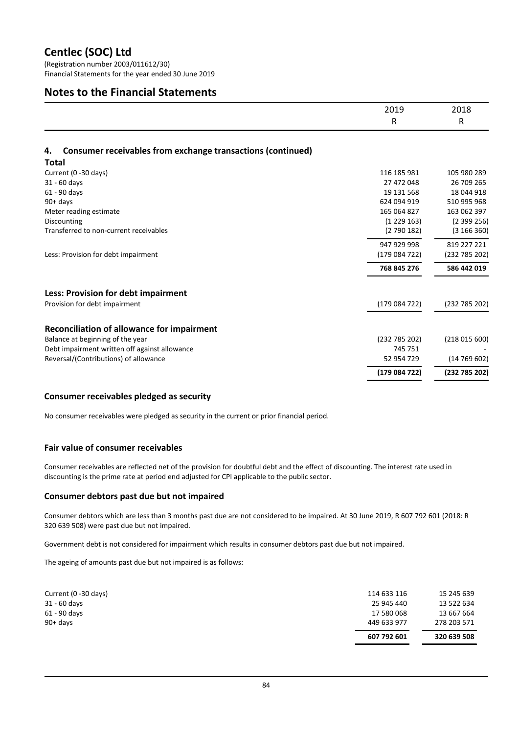# Centlec (SOC) Ltd

(Registration number 2003/011612/30)
Financial Statements for the year ended 30 June 2019

## Notes to the Financial Statements

| | 2019 R | 2018 R |
|---|---|---|

### 4. Consumer receivables from exchange transactions (continued)

**Total**

| | 2019 R | 2018 R |
|---|---|---|
| Current (0 -30 days) | 116 185 981 | 105 980 289 |
| 31 - 60 days | 27 472 048 | 26 709 265 |
| 61 - 90 days | 19 131 568 | 18 044 918 |
| 90+ days | 624 094 919 | 510 995 968 |
| Meter reading estimate | 165 064 827 | 163 062 397 |
| Discounting | (1 229 163) | (2 399 256) |
| Transferred to non-current receivables | (2 790 182) | (3 166 360) |
| | 947 929 998 | 819 227 221 |
| Less: Provision for debt impairment | (179 084 722) | (232 785 202) |
| | **768 845 276** | **586 442 019** |

**Less: Provision for debt impairment**

| | 2019 R | 2018 R |
|---|---|---|
| Provision for debt impairment | (179 084 722) | (232 785 202) |

**Reconciliation of allowance for impairment**

| | 2019 R | 2018 R |
|---|---|---|
| Balance at beginning of the year | (232 785 202) | (218 015 600) |
| Debt impairment written off against allowance | 745 751 | - |
| Reversal/(Contributions) of allowance | 52 954 729 | (14 769 602) |
| | **(179 084 722)** | **(232 785 202)** |

**Consumer receivables pledged as security**

No consumer receivables were pledged as security in the current or prior financial period.

**Fair value of consumer receivables**

Consumer receivables are reflected net of the provision for doubtful debt and the effect of discounting. The interest rate used in discounting is the prime rate at period end adjusted for CPI applicable to the public sector.

**Consumer debtors past due but not impaired**

Consumer debtors which are less than 3 months past due are not considered to be impaired. At 30 June 2019, R 607 792 601 (2018: R 320 639 508) were past due but not impaired.

Government debt is not considered for impairment which results in consumer debtors past due but not impaired.

The ageing of amounts past due but not impaired is as follows:

| | 2019 R | 2018 R |
|---|---|---|
| Current (0 -30 days) | 114 633 116 | 15 245 639 |
| 31 - 60 days | 25 945 440 | 13 522 634 |
| 61 - 90 days | 17 580 068 | 13 667 664 |
| 90+ days | 449 633 977 | 278 203 571 |
| | **607 792 601** | **320 639 508** |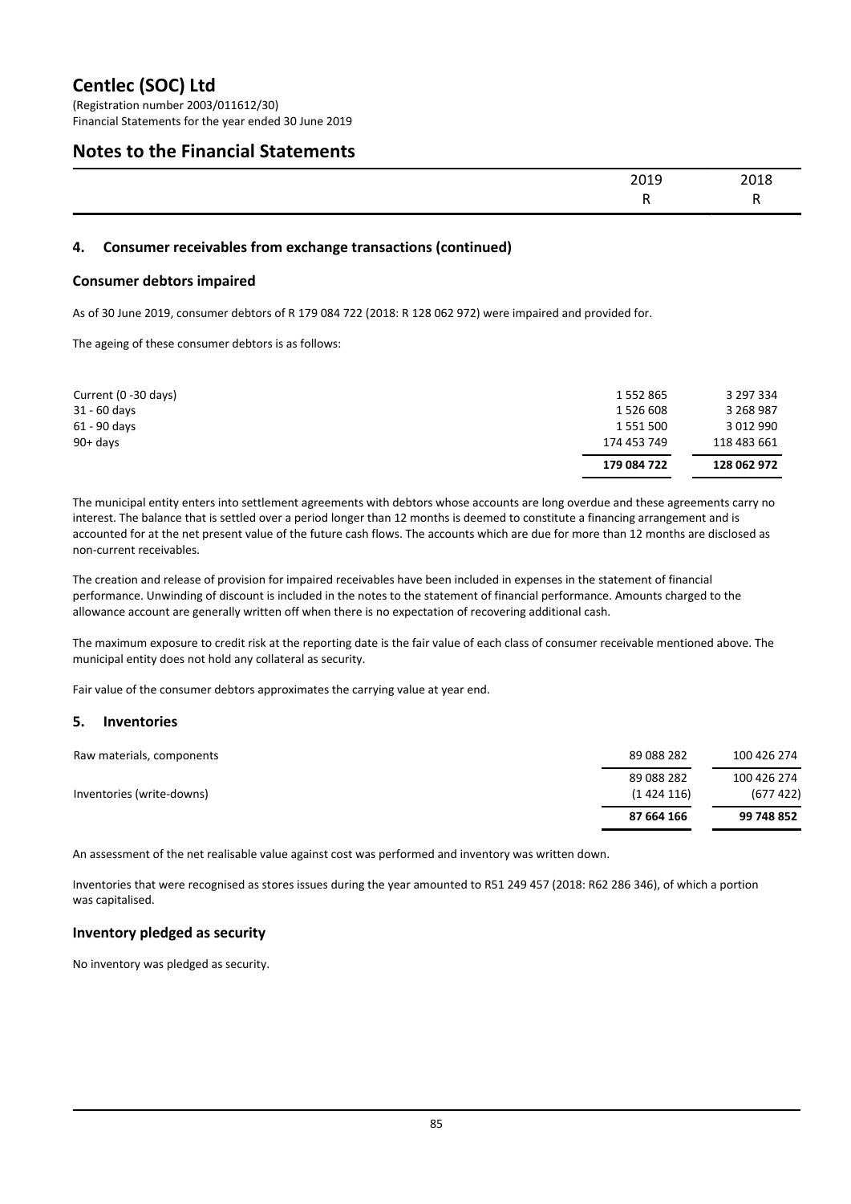# Centlec (SOC) Ltd

(Registration number 2003/011612/30)
Financial Statements for the year ended 30 June 2019

## Notes to the Financial Statements

| | 2019 | 2018 |
|---|---|---|
| | R | R |

### 4. Consumer receivables from exchange transactions (continued)

### Consumer debtors impaired

As of 30 June 2019, consumer debtors of R 179 084 722 (2018: R 128 062 972) were impaired and provided for.

The ageing of these consumer debtors is as follows:

| | 2019 | 2018 |
|---|---|---|
| Current (0 -30 days) | 1 552 865 | 3 297 334 |
| 31 - 60 days | 1 526 608 | 3 268 987 |
| 61 - 90 days | 1 551 500 | 3 012 990 |
| 90+ days | 174 453 749 | 118 483 661 |
| | **179 084 722** | **128 062 972** |

The municipal entity enters into settlement agreements with debtors whose accounts are long overdue and these agreements carry no interest. The balance that is settled over a period longer than 12 months is deemed to constitute a financing arrangement and is accounted for at the net present value of the future cash flows. The accounts which are due for more than 12 months are disclosed as non-current receivables.

The creation and release of provision for impaired receivables have been included in expenses in the statement of financial performance. Unwinding of discount is included in the notes to the statement of financial performance. Amounts charged to the allowance account are generally written off when there is no expectation of recovering additional cash.

The maximum exposure to credit risk at the reporting date is the fair value of each class of consumer receivable mentioned above. The municipal entity does not hold any collateral as security.

Fair value of the consumer debtors approximates the carrying value at year end.

### 5. Inventories

| | 2019 | 2018 |
|---|---|---|
| Raw materials, components | 89 088 282 | 100 426 274 |
| | 89 088 282 | 100 426 274 |
| Inventories (write-downs) | (1 424 116) | (677 422) |
| | **87 664 166** | **99 748 852** |

An assessment of the net realisable value against cost was performed and inventory was written down.

Inventories that were recognised as stores issues during the year amounted to R51 249 457 (2018: R62 286 346), of which a portion was capitalised.

### Inventory pledged as security

No inventory was pledged as security.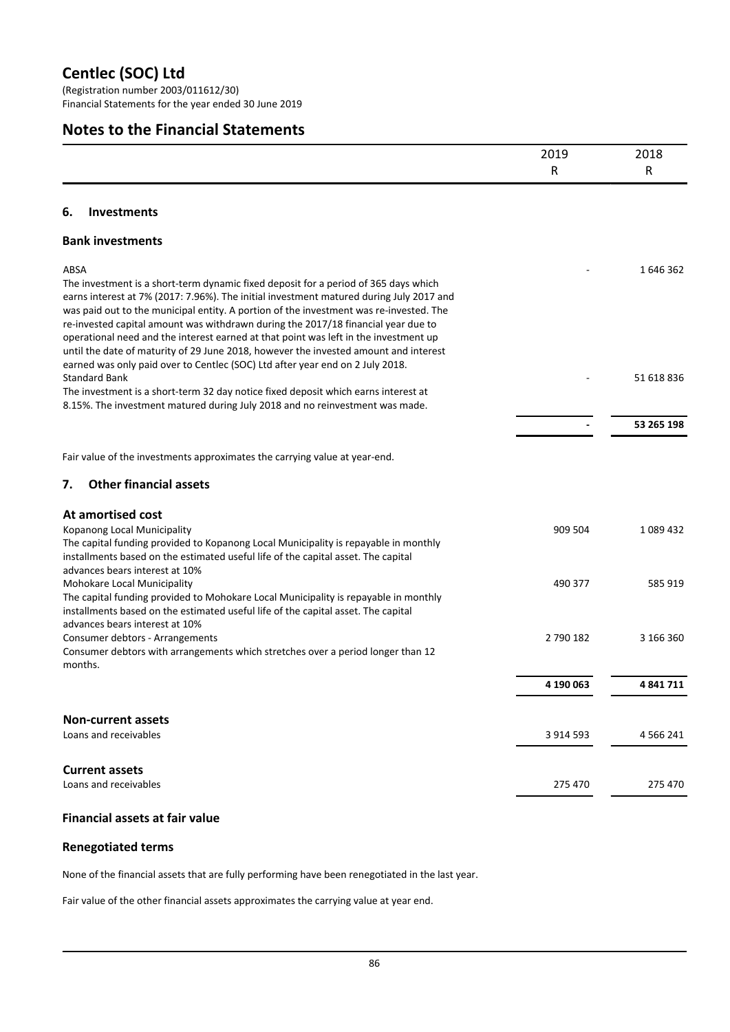# Centlec (SOC) Ltd

(Registration number 2003/011612/30)
Financial Statements for the year ended 30 June 2019

## Notes to the Financial Statements

| | 2019<br>R | 2018<br>R |
|---|---|---|

### 6. Investments

#### Bank investments

| | 2019<br>R | 2018<br>R |
|---|---|---|
| ABSA<br>The investment is a short-term dynamic fixed deposit for a period of 365 days which earns interest at 7% (2017: 7.96%). The initial investment matured during July 2017 and was paid out to the municipal entity. A portion of the investment was re-invested. The re-invested capital amount was withdrawn during the 2017/18 financial year due to operational need and the interest earned at that point was left in the investment up until the date of maturity of 29 June 2018, however the invested amount and interest earned was only paid over to Centlec (SOC) Ltd after year end on 2 July 2018. | - | 1 646 362 |
| Standard Bank<br>The investment is a short-term 32 day notice fixed deposit which earns interest at 8.15%. The investment matured during July 2018 and no reinvestment was made. | - | 51 618 836 |
| | **-** | **53 265 198** |

Fair value of the investments approximates the carrying value at year-end.

### 7. Other financial assets

| | 2019<br>R | 2018<br>R |
|---|---|---|
| **At amortised cost** | | |
| Kopanong Local Municipality<br>The capital funding provided to Kopanong Local Municipality is repayable in monthly installments based on the estimated useful life of the capital asset. The capital advances bears interest at 10% | 909 504 | 1 089 432 |
| Mohokare Local Municipality<br>The capital funding provided to Mohokare Local Municipality is repayable in monthly installments based on the estimated useful life of the capital asset. The capital advances bears interest at 10% | 490 377 | 585 919 |
| Consumer debtors - Arrangements<br>Consumer debtors with arrangements which stretches over a period longer than 12 months. | 2 790 182 | 3 166 360 |
| | **4 190 063** | **4 841 711** |
| **Non-current assets** | | |
| Loans and receivables | 3 914 593 | 4 566 241 |
| **Current assets** | | |
| Loans and receivables | 275 470 | 275 470 |

#### Financial assets at fair value

#### Renegotiated terms

None of the financial assets that are fully performing have been renegotiated in the last year.

Fair value of the other financial assets approximates the carrying value at year end.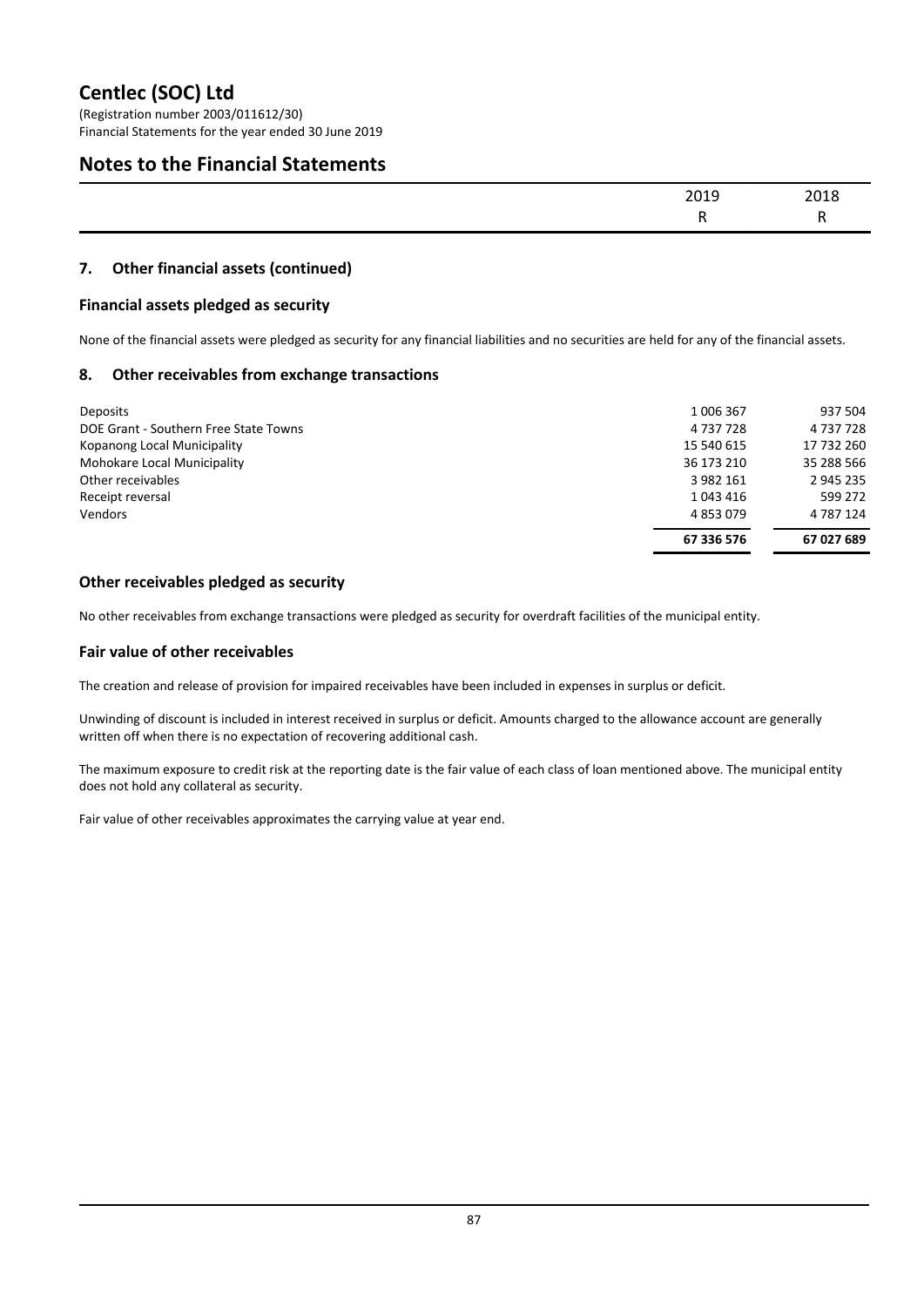## 7. Other financial assets (continued)

### Financial assets pledged as security

None of the financial assets were pledged as security for any financial liabilities and no securities are held for any of the financial assets.

## 8. Other receivables from exchange transactions

| | 2019<br>R | 2018<br>R |
|---|---|---|
| Deposits | 1 006 367 | 937 504 |
| DOE Grant - Southern Free State Towns | 4 737 728 | 4 737 728 |
| Kopanong Local Municipality | 15 540 615 | 17 732 260 |
| Mohokare Local Municipality | 36 173 210 | 35 288 566 |
| Other receivables | 3 982 161 | 2 945 235 |
| Receipt reversal | 1 043 416 | 599 272 |
| Vendors | 4 853 079 | 4 787 124 |
| | **67 336 576** | **67 027 689** |

### Other receivables pledged as security

No other receivables from exchange transactions were pledged as security for overdraft facilities of the municipal entity.

### Fair value of other receivables

The creation and release of provision for impaired receivables have been included in expenses in surplus or deficit.

Unwinding of discount is included in interest received in surplus or deficit. Amounts charged to the allowance account are generally written off when there is no expectation of recovering additional cash.

The maximum exposure to credit risk at the reporting date is the fair value of each class of loan mentioned above. The municipal entity does not hold any collateral as security.

Fair value of other receivables approximates the carrying value at year end.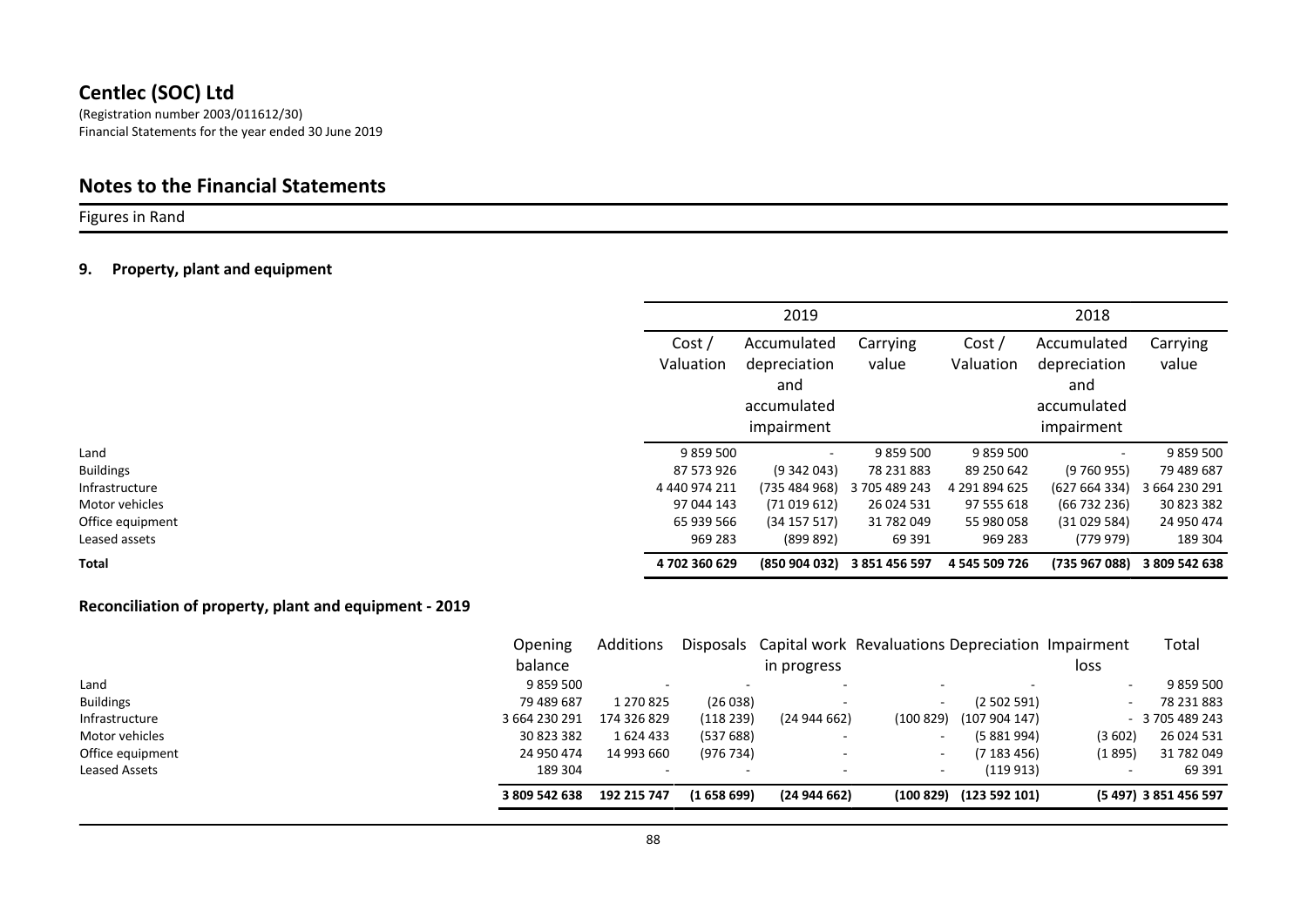# Centlec (SOC) Ltd

(Registration number 2003/011612/30)
Financial Statements for the year ended 30 June 2019

## Notes to the Financial Statements

Figures in Rand

### 9. Property, plant and equipment

| | 2019 | | | 2018 | | |
|---|---|---|---|---|---|---|
| | Cost / Valuation | Accumulated depreciation and accumulated impairment | Carrying value | Cost / Valuation | Accumulated depreciation and accumulated impairment | Carrying value |
| Land | 9 859 500 | - | 9 859 500 | 9 859 500 | - | 9 859 500 |
| Buildings | 87 573 926 | (9 342 043) | 78 231 883 | 89 250 642 | (9 760 955) | 79 489 687 |
| Infrastructure | 4 440 974 211 | (735 484 968) | 3 705 489 243 | 4 291 894 625 | (627 664 334) | 3 664 230 291 |
| Motor vehicles | 97 044 143 | (71 019 612) | 26 024 531 | 97 555 618 | (66 732 236) | 30 823 382 |
| Office equipment | 65 939 566 | (34 157 517) | 31 782 049 | 55 980 058 | (31 029 584) | 24 950 474 |
| Leased assets | 969 283 | (899 892) | 69 391 | 969 283 | (779 979) | 189 304 |
| **Total** | **4 702 360 629** | **(850 904 032)** | **3 851 456 597** | **4 545 509 726** | **(735 967 088)** | **3 809 542 638** |

### Reconciliation of property, plant and equipment - 2019

| | Opening balance | Additions | Disposals | Capital work in progress | Revaluations | Depreciation | Impairment loss | Total |
|---|---|---|---|---|---|---|---|---|
| Land | 9 859 500 | - | - | - | - | - | - | 9 859 500 |
| Buildings | 79 489 687 | 1 270 825 | (26 038) | - | - | (2 502 591) | - | 78 231 883 |
| Infrastructure | 3 664 230 291 | 174 326 829 | (118 239) | (24 944 662) | (100 829) | (107 904 147) | - | 3 705 489 243 |
| Motor vehicles | 30 823 382 | 1 624 433 | (537 688) | - | - | (5 881 994) | (3 602) | 26 024 531 |
| Office equipment | 24 950 474 | 14 993 660 | (976 734) | - | - | (7 183 456) | (1 895) | 31 782 049 |
| Leased Assets | 189 304 | - | - | - | - | (119 913) | - | 69 391 |
| | **3 809 542 638** | **192 215 747** | **(1 658 699)** | **(24 944 662)** | **(100 829)** | **(123 592 101)** | **(5 497)** | **3 851 456 597** |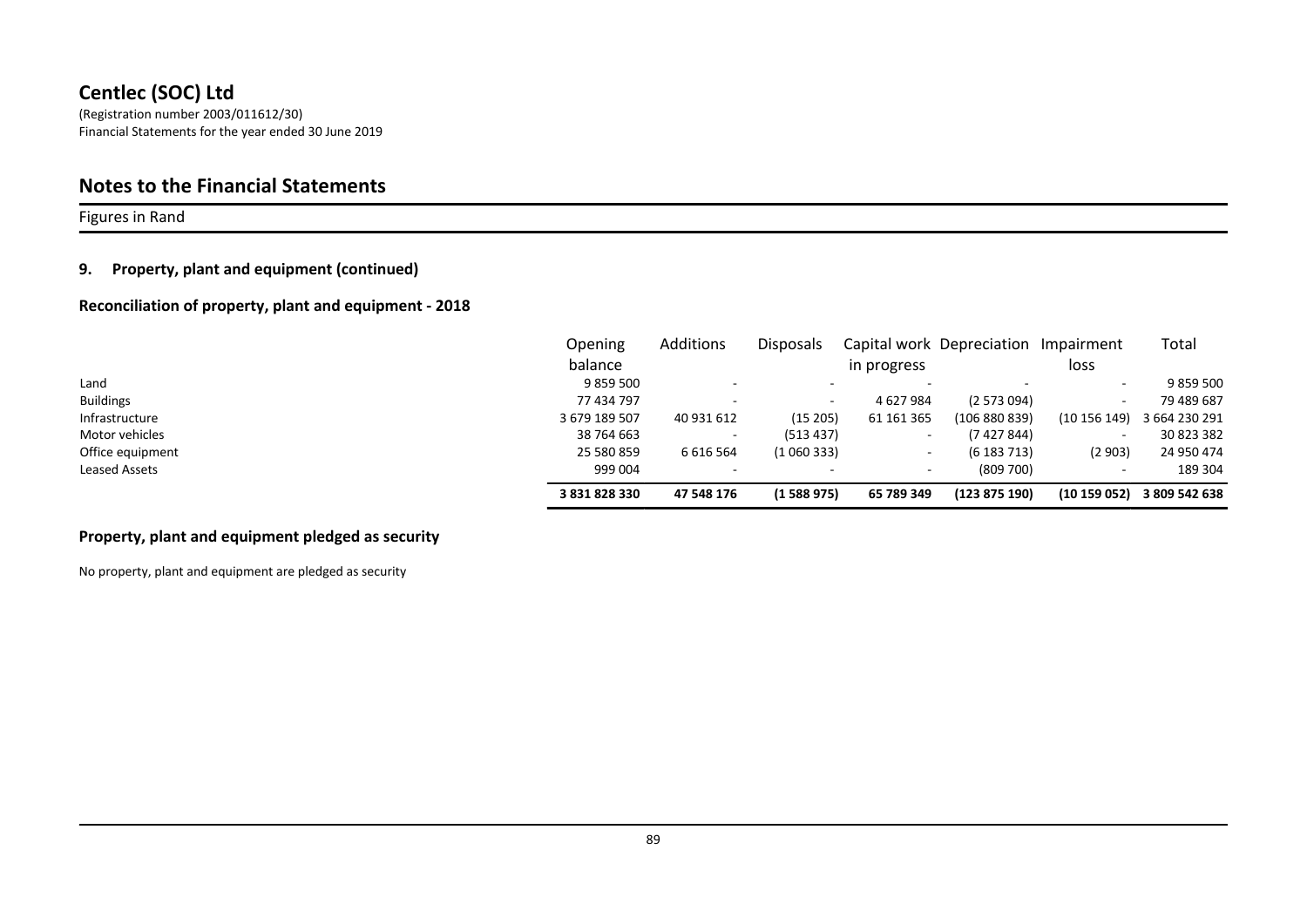## Centlec (SOC) Ltd

(Registration number 2003/011612/30)
Financial Statements for the year ended 30 June 2019

## Notes to the Financial Statements

Figures in Rand

### 9. Property, plant and equipment (continued)

### Reconciliation of property, plant and equipment - 2018

| | Opening balance | Additions | Disposals | Capital work in progress | Depreciation | Impairment loss | Total |
|---|---|---|---|---|---|---|---|
| Land | 9 859 500 | - | - | - | - | - | 9 859 500 |
| Buildings | 77 434 797 | - | - | 4 627 984 | (2 573 094) | - | 79 489 687 |
| Infrastructure | 3 679 189 507 | 40 931 612 | (15 205) | 61 161 365 | (106 880 839) | (10 156 149) | 3 664 230 291 |
| Motor vehicles | 38 764 663 | - | (513 437) | - | (7 427 844) | - | 30 823 382 |
| Office equipment | 25 580 859 | 6 616 564 | (1 060 333) | - | (6 183 713) | (2 903) | 24 950 474 |
| Leased Assets | 999 004 | - | - | - | (809 700) | - | 189 304 |
| | **3 831 828 330** | **47 548 176** | **(1 588 975)** | **65 789 349** | **(123 875 190)** | **(10 159 052)** | **3 809 542 638** |

### Property, plant and equipment pledged as security

No property, plant and equipment are pledged as security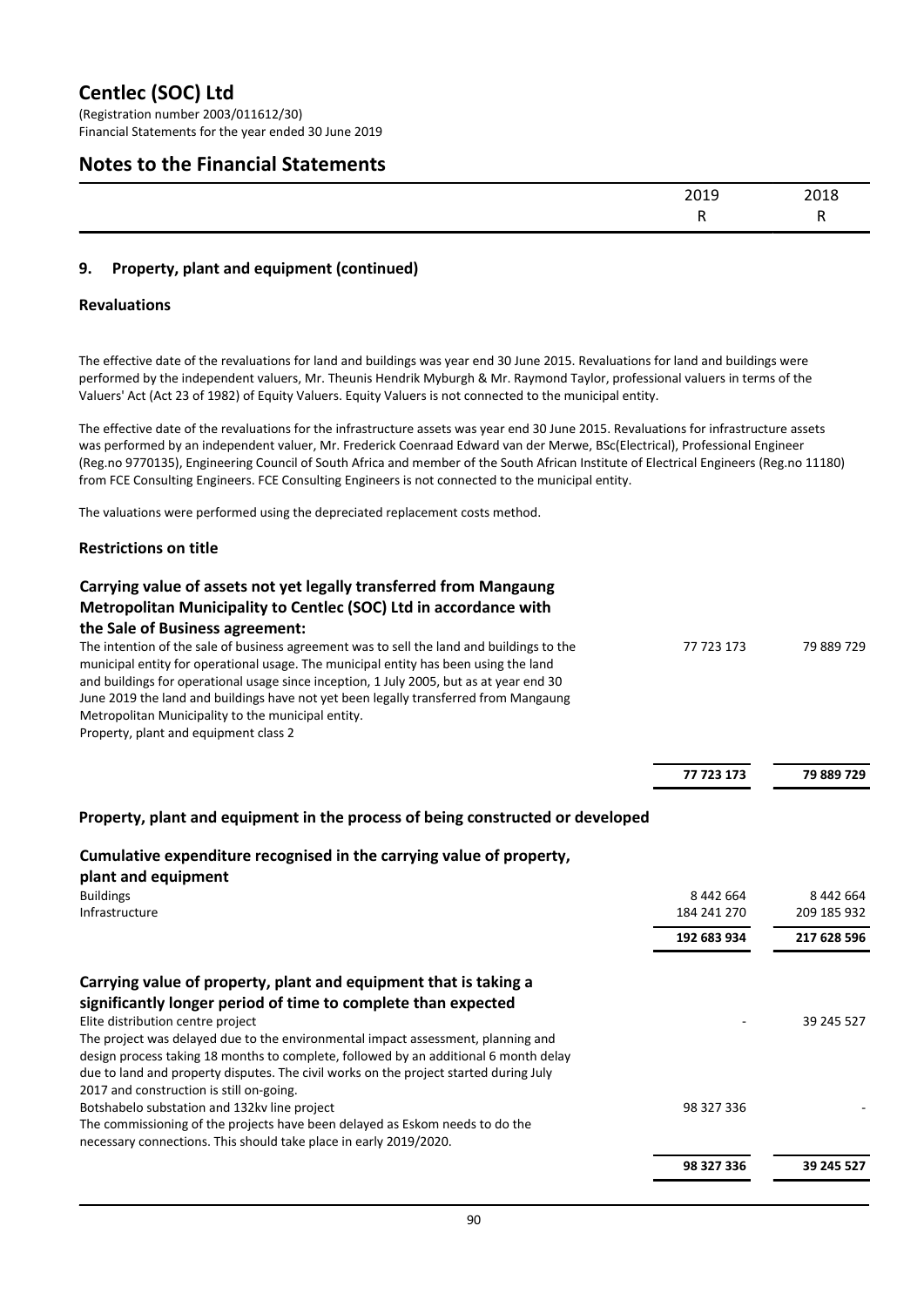## Notes to the Financial Statements

|  | 2019 R | 2018 R |
|---|---|---|

### 9. Property, plant and equipment (continued)

#### Revaluations

The effective date of the revaluations for land and buildings was year end 30 June 2015. Revaluations for land and buildings were performed by the independent valuers, Mr. Theunis Hendrik Myburgh & Mr. Raymond Taylor, professional valuers in terms of the Valuers' Act (Act 23 of 1982) of Equity Valuers. Equity Valuers is not connected to the municipal entity.

The effective date of the revaluations for the infrastructure assets was year end 30 June 2015. Revaluations for infrastructure assets was performed by an independent valuer, Mr. Frederick Coenraad Edward van der Merwe, BSc(Electrical), Professional Engineer (Reg.no 9770135), Engineering Council of South Africa and member of the South African Institute of Electrical Engineers (Reg.no 11180) from FCE Consulting Engineers. FCE Consulting Engineers is not connected to the municipal entity.

The valuations were performed using the depreciated replacement costs method.

#### Restrictions on title

| | 2019 R | 2018 R |
|---|---|---|
| **Carrying value of assets not yet legally transferred from Mangaung Metropolitan Municipality to Centlec (SOC) Ltd in accordance with the Sale of Business agreement:** | | |
| The intention of the sale of business agreement was to sell the land and buildings to the municipal entity for operational usage. The municipal entity has been using the land and buildings for operational usage since inception, 1 July 2005, but as at year end 30 June 2019 the land and buildings have not yet been legally transferred from Mangaung Metropolitan Municipality to the municipal entity.<br>Property, plant and equipment class 2 | 77 723 173 | 79 889 729 |
| | **77 723 173** | **79 889 729** |

#### Property, plant and equipment in the process of being constructed or developed

| | 2019 R | 2018 R |
|---|---|---|
| **Cumulative expenditure recognised in the carrying value of property, plant and equipment** | | |
| Buildings | 8 442 664 | 8 442 664 |
| Infrastructure | 184 241 270 | 209 185 932 |
| | **192 683 934** | **217 628 596** |

| | 2019 R | 2018 R |
|---|---|---|
| **Carrying value of property, plant and equipment that is taking a significantly longer period of time to complete than expected** | | |
| Elite distribution centre project<br>The project was delayed due to the environmental impact assessment, planning and design process taking 18 months to complete, followed by an additional 6 month delay due to land and property disputes. The civil works on the project started during July 2017 and construction is still on-going. | - | 39 245 527 |
| Botshabelo substation and 132kv line project<br>The commissioning of the projects have been delayed as Eskom needs to do the necessary connections. This should take place in early 2019/2020. | 98 327 336 | - |
| | **98 327 336** | **39 245 527** |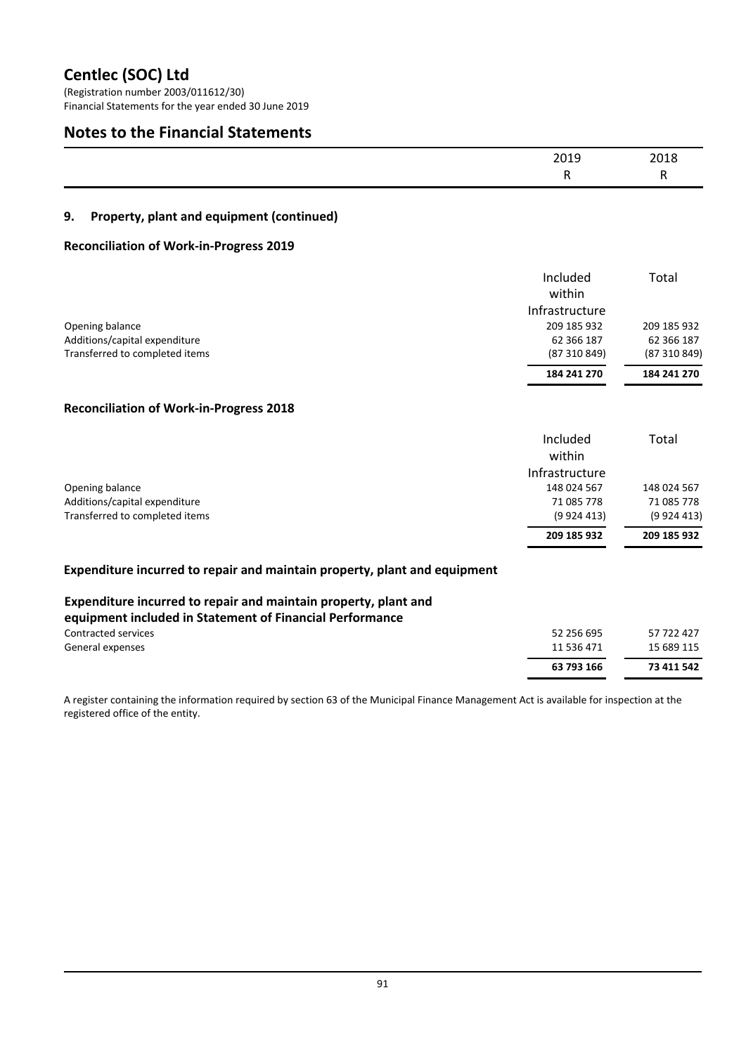# Centlec (SOC) Ltd

(Registration number 2003/011612/30)
Financial Statements for the year ended 30 June 2019

## Notes to the Financial Statements

| | 2019 | 2018 |
|---|---|---|
| | R | R |

### 9. Property, plant and equipment (continued)

#### Reconciliation of Work-in-Progress 2019

| | Included within Infrastructure | Total |
|---|---|---|
| Opening balance | 209 185 932 | 209 185 932 |
| Additions/capital expenditure | 62 366 187 | 62 366 187 |
| Transferred to completed items | (87 310 849) | (87 310 849) |
| | **184 241 270** | **184 241 270** |

#### Reconciliation of Work-in-Progress 2018

| | Included within Infrastructure | Total |
|---|---|---|
| Opening balance | 148 024 567 | 148 024 567 |
| Additions/capital expenditure | 71 085 778 | 71 085 778 |
| Transferred to completed items | (9 924 413) | (9 924 413) |
| | **209 185 932** | **209 185 932** |

#### Expenditure incurred to repair and maintain property, plant and equipment

**Expenditure incurred to repair and maintain property, plant and equipment included in Statement of Financial Performance**

| | 2019 | 2018 |
|---|---|---|
| Contracted services | 52 256 695 | 57 722 427 |
| General expenses | 11 536 471 | 15 689 115 |
| | **63 793 166** | **73 411 542** |

A register containing the information required by section 63 of the Municipal Finance Management Act is available for inspection at the registered office of the entity.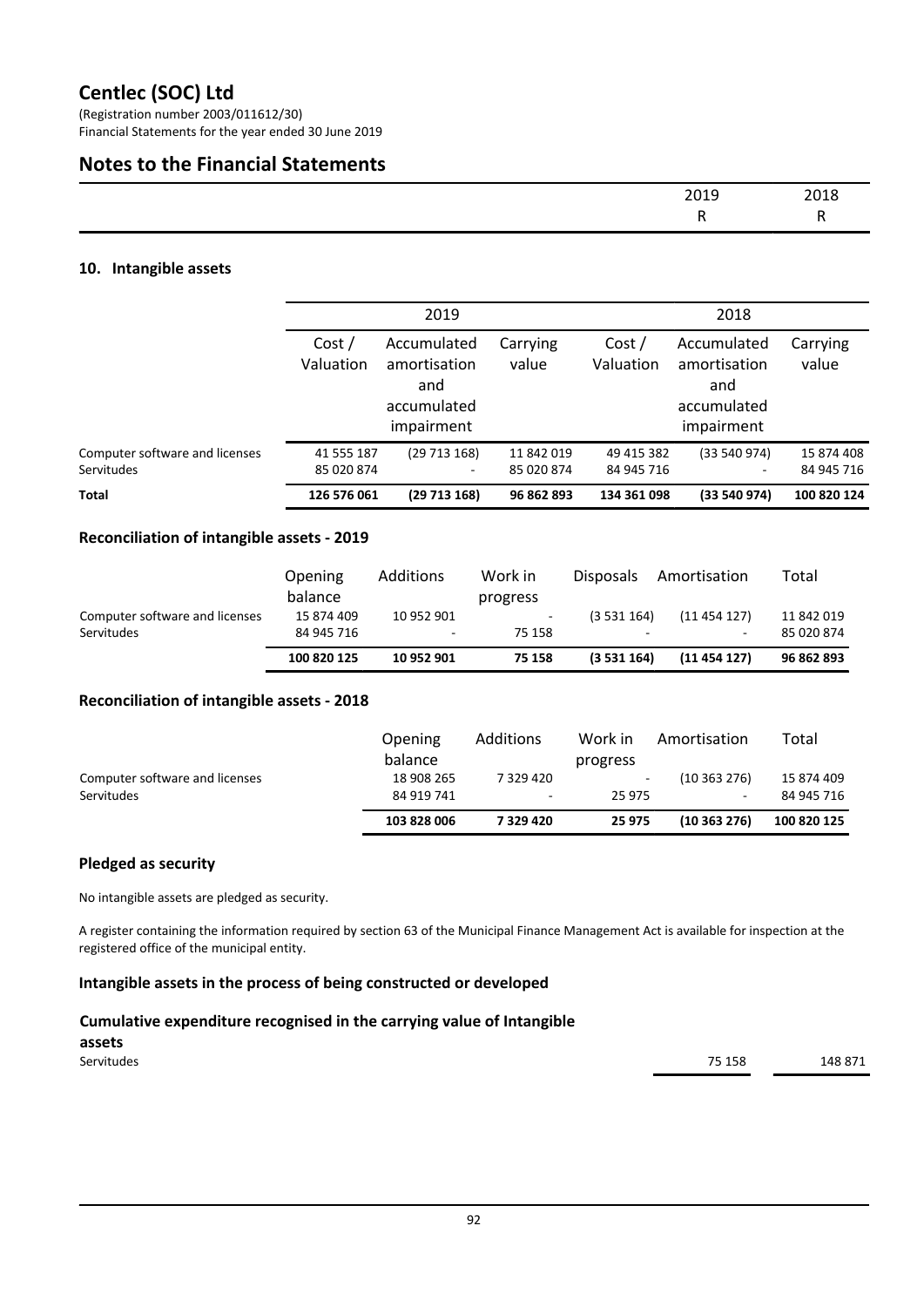## Notes to the Financial Statements

| | 2019 | 2018 |
|---|---|---|
| | R | R |

### 10. Intangible assets

| | 2019 | | | 2018 | | |
|---|---|---|---|---|---|---|
| | Cost / Valuation | Accumulated amortisation and accumulated impairment | Carrying value | Cost / Valuation | Accumulated amortisation and accumulated impairment | Carrying value |
| Computer software and licenses | 41 555 187 | (29 713 168) | 11 842 019 | 49 415 382 | (33 540 974) | 15 874 408 |
| Servitudes | 85 020 874 | - | 85 020 874 | 84 945 716 | - | 84 945 716 |
| **Total** | **126 576 061** | **(29 713 168)** | **96 862 893** | **134 361 098** | **(33 540 974)** | **100 820 124** |

#### Reconciliation of intangible assets - 2019

| | Opening balance | Additions | Work in progress | Disposals | Amortisation | Total |
|---|---|---|---|---|---|---|
| Computer software and licenses | 15 874 409 | 10 952 901 | - | (3 531 164) | (11 454 127) | 11 842 019 |
| Servitudes | 84 945 716 | - | 75 158 | - | - | 85 020 874 |
| | **100 820 125** | **10 952 901** | **75 158** | **(3 531 164)** | **(11 454 127)** | **96 862 893** |

#### Reconciliation of intangible assets - 2018

| | Opening balance | Additions | Work in progress | Amortisation | Total |
|---|---|---|---|---|---|
| Computer software and licenses | 18 908 265 | 7 329 420 | - | (10 363 276) | 15 874 409 |
| Servitudes | 84 919 741 | - | 25 975 | - | 84 945 716 |
| | **103 828 006** | **7 329 420** | **25 975** | **(10 363 276)** | **100 820 125** |

#### Pledged as security

No intangible assets are pledged as security.

A register containing the information required by section 63 of the Municipal Finance Management Act is available for inspection at the registered office of the municipal entity.

#### Intangible assets in the process of being constructed or developed

**Cumulative expenditure recognised in the carrying value of Intangible assets**

| | 2019 | 2018 |
|---|---|---|
| Servitudes | 75 158 | 148 871 |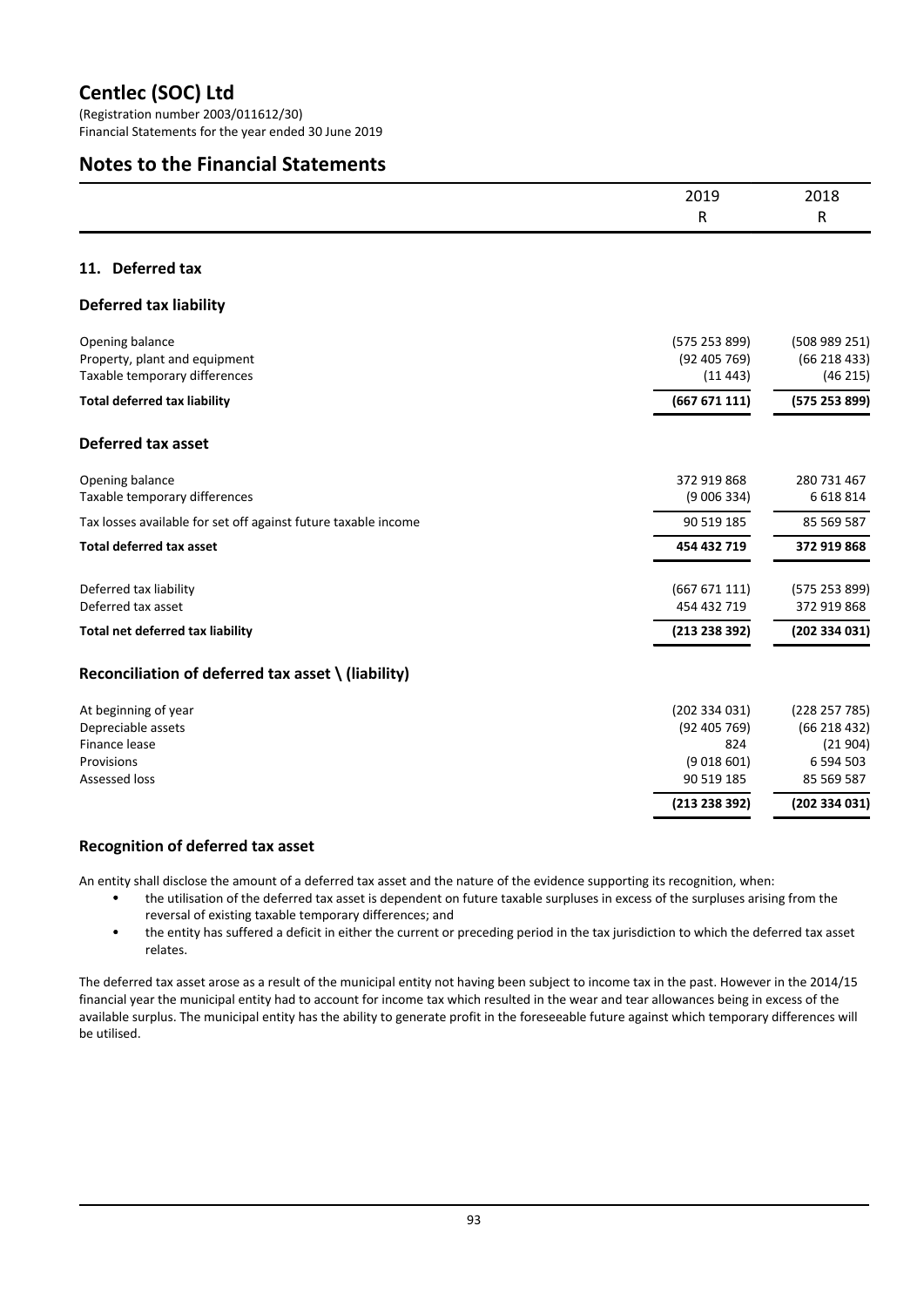# Centlec (SOC) Ltd

(Registration number 2003/011612/30)
Financial Statements for the year ended 30 June 2019

## Notes to the Financial Statements

| | 2019 R | 2018 R |
|---|---|---|

### 11. Deferred tax

#### Deferred tax liability

| | 2019 R | 2018 R |
|---|---|---|
| Opening balance | (575 253 899) | (508 989 251) |
| Property, plant and equipment | (92 405 769) | (66 218 433) |
| Taxable temporary differences | (11 443) | (46 215) |
| **Total deferred tax liability** | **(667 671 111)** | **(575 253 899)** |

#### Deferred tax asset

| | 2019 R | 2018 R |
|---|---|---|
| Opening balance | 372 919 868 | 280 731 467 |
| Taxable temporary differences | (9 006 334) | 6 618 814 |
| Tax losses available for set off against future taxable income | 90 519 185 | 85 569 587 |
| **Total deferred tax asset** | **454 432 719** | **372 919 868** |

| | 2019 R | 2018 R |
|---|---|---|
| Deferred tax liability | (667 671 111) | (575 253 899) |
| Deferred tax asset | 454 432 719 | 372 919 868 |
| **Total net deferred tax liability** | **(213 238 392)** | **(202 334 031)** |

#### Reconciliation of deferred tax asset \ (liability)

| | 2019 R | 2018 R |
|---|---|---|
| At beginning of year | (202 334 031) | (228 257 785) |
| Depreciable assets | (92 405 769) | (66 218 432) |
| Finance lease | 824 | (21 904) |
| Provisions | (9 018 601) | 6 594 503 |
| Assessed loss | 90 519 185 | 85 569 587 |
| | **(213 238 392)** | **(202 334 031)** |

#### Recognition of deferred tax asset

An entity shall disclose the amount of a deferred tax asset and the nature of the evidence supporting its recognition, when:

- the utilisation of the deferred tax asset is dependent on future taxable surpluses in excess of the surpluses arising from the reversal of existing taxable temporary differences; and
- the entity has suffered a deficit in either the current or preceding period in the tax jurisdiction to which the deferred tax asset relates.

The deferred tax asset arose as a result of the municipal entity not having been subject to income tax in the past. However in the 2014/15 financial year the municipal entity had to account for income tax which resulted in the wear and tear allowances being in excess of the available surplus. The municipal entity has the ability to generate profit in the foreseeable future against which temporary differences will be utilised.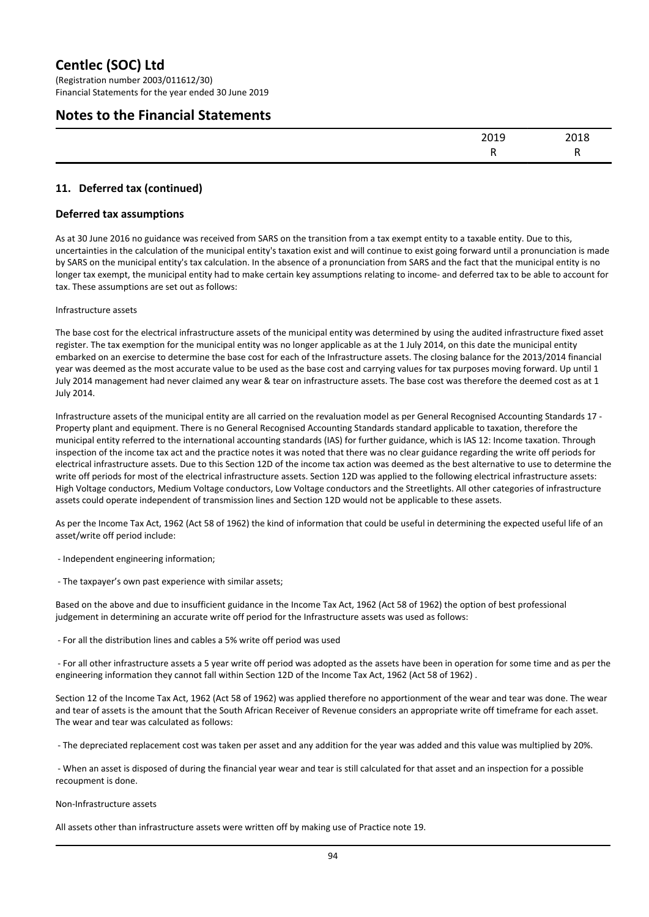## 11. Deferred tax (continued)

### Deferred tax assumptions

As at 30 June 2016 no guidance was received from SARS on the transition from a tax exempt entity to a taxable entity. Due to this, uncertainties in the calculation of the municipal entity's taxation exist and will continue to exist going forward until a pronunciation is made by SARS on the municipal entity's tax calculation. In the absence of a pronunciation from SARS and the fact that the municipal entity is no longer tax exempt, the municipal entity had to make certain key assumptions relating to income- and deferred tax to be able to account for tax. These assumptions are set out as follows:

Infrastructure assets

The base cost for the electrical infrastructure assets of the municipal entity was determined by using the audited infrastructure fixed asset register. The tax exemption for the municipal entity was no longer applicable as at the 1 July 2014, on this date the municipal entity embarked on an exercise to determine the base cost for each of the Infrastructure assets. The closing balance for the 2013/2014 financial year was deemed as the most accurate value to be used as the base cost and carrying values for tax purposes moving forward. Up until 1 July 2014 management had never claimed any wear & tear on infrastructure assets. The base cost was therefore the deemed cost as at 1 July 2014.

Infrastructure assets of the municipal entity are all carried on the revaluation model as per General Recognised Accounting Standards 17 - Property plant and equipment. There is no General Recognised Accounting Standards standard applicable to taxation, therefore the municipal entity referred to the international accounting standards (IAS) for further guidance, which is IAS 12: Income taxation. Through inspection of the income tax act and the practice notes it was noted that there was no clear guidance regarding the write off periods for electrical infrastructure assets. Due to this Section 12D of the income tax action was deemed as the best alternative to use to determine the write off periods for most of the electrical infrastructure assets. Section 12D was applied to the following electrical infrastructure assets: High Voltage conductors, Medium Voltage conductors, Low Voltage conductors and the Streetlights. All other categories of infrastructure assets could operate independent of transmission lines and Section 12D would not be applicable to these assets.

As per the Income Tax Act, 1962 (Act 58 of 1962) the kind of information that could be useful in determining the expected useful life of an asset/write off period include:

- Independent engineering information;

- The taxpayer’s own past experience with similar assets;

Based on the above and due to insufficient guidance in the Income Tax Act, 1962 (Act 58 of 1962) the option of best professional judgement in determining an accurate write off period for the Infrastructure assets was used as follows:

- For all the distribution lines and cables a 5% write off period was used

- For all other infrastructure assets a 5 year write off period was adopted as the assets have been in operation for some time and as per the engineering information they cannot fall within Section 12D of the Income Tax Act, 1962 (Act 58 of 1962) .

Section 12 of the Income Tax Act, 1962 (Act 58 of 1962) was applied therefore no apportionment of the wear and tear was done. The wear and tear of assets is the amount that the South African Receiver of Revenue considers an appropriate write off timeframe for each asset. The wear and tear was calculated as follows:

- The depreciated replacement cost was taken per asset and any addition for the year was added and this value was multiplied by 20%.

- When an asset is disposed of during the financial year wear and tear is still calculated for that asset and an inspection for a possible recoupment is done.

Non-Infrastructure assets

All assets other than infrastructure assets were written off by making use of Practice note 19.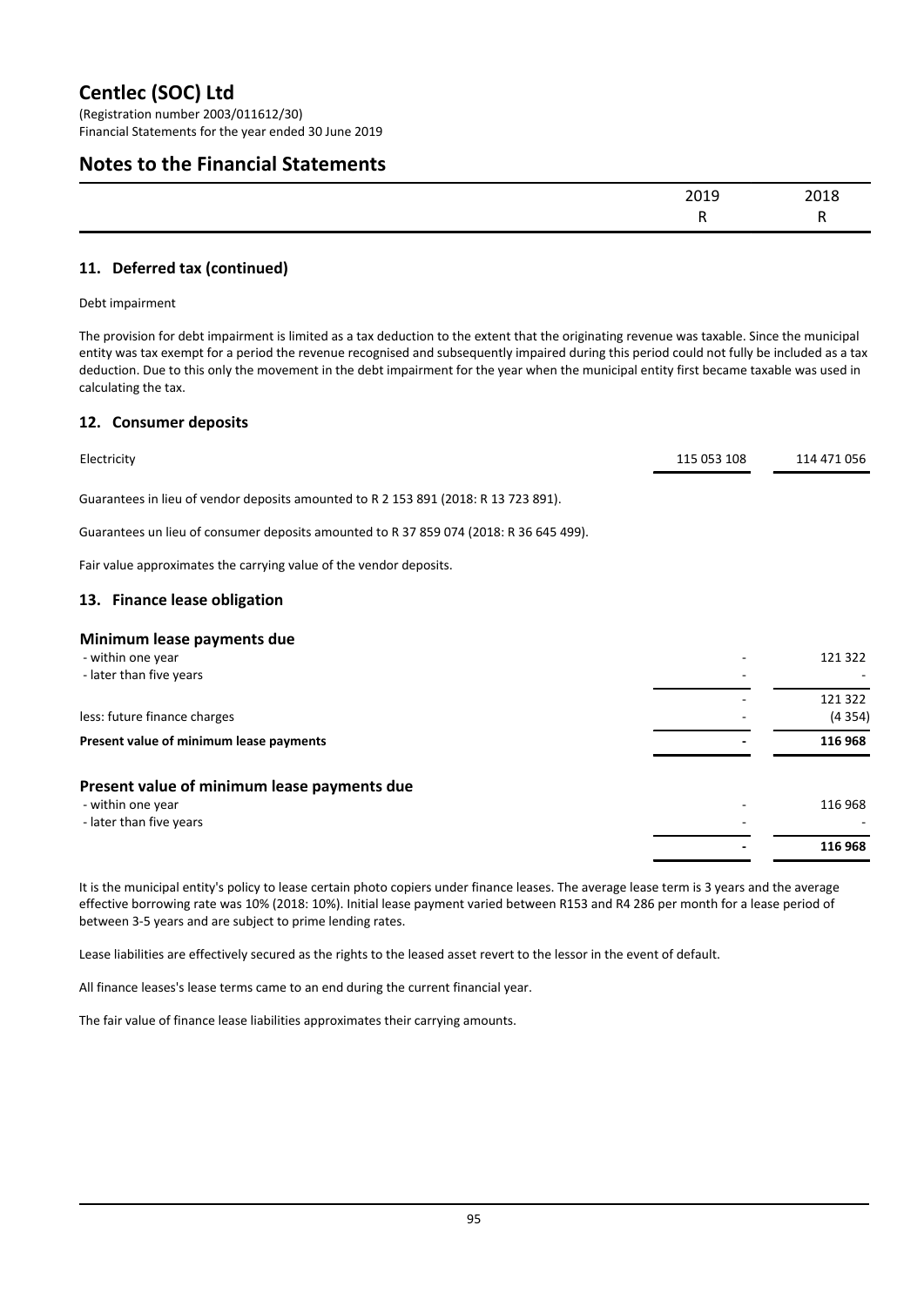# Centlec (SOC) Ltd

(Registration number 2003/011612/30)
Financial Statements for the year ended 30 June 2019

## Notes to the Financial Statements

| | 2019 | 2018 |
|---|---|---|
| | R | R |

### 11. Deferred tax (continued)

Debt impairment

The provision for debt impairment is limited as a tax deduction to the extent that the originating revenue was taxable. Since the municipal entity was tax exempt for a period the revenue recognised and subsequently impaired during this period could not fully be included as a tax deduction. Due to this only the movement in the debt impairment for the year when the municipal entity first became taxable was used in calculating the tax.

### 12. Consumer deposits

| | 2019 | 2018 |
|---|---|---|
| Electricity | 115 053 108 | 114 471 056 |

Guarantees in lieu of vendor deposits amounted to R 2 153 891 (2018: R 13 723 891).

Guarantees un lieu of consumer deposits amounted to R 37 859 074 (2018: R 36 645 499).

Fair value approximates the carrying value of the vendor deposits.

### 13. Finance lease obligation

| | 2019 | 2018 |
|---|---|---|
| **Minimum lease payments due** | | |
| - within one year | - | 121 322 |
| - later than five years | - | - |
| | - | 121 322 |
| less: future finance charges | - | (4 354) |
| **Present value of minimum lease payments** | **-** | **116 968** |
| | | |
| **Present value of minimum lease payments due** | | |
| - within one year | - | 116 968 |
| - later than five years | - | - |
| | **-** | **116 968** |

It is the municipal entity's policy to lease certain photo copiers under finance leases. The average lease term is 3 years and the average effective borrowing rate was 10% (2018: 10%). Initial lease payment varied between R153 and R4 286 per month for a lease period of between 3-5 years and are subject to prime lending rates.

Lease liabilities are effectively secured as the rights to the leased asset revert to the lessor in the event of default.

All finance leases's lease terms came to an end during the current financial year.

The fair value of finance lease liabilities approximates their carrying amounts.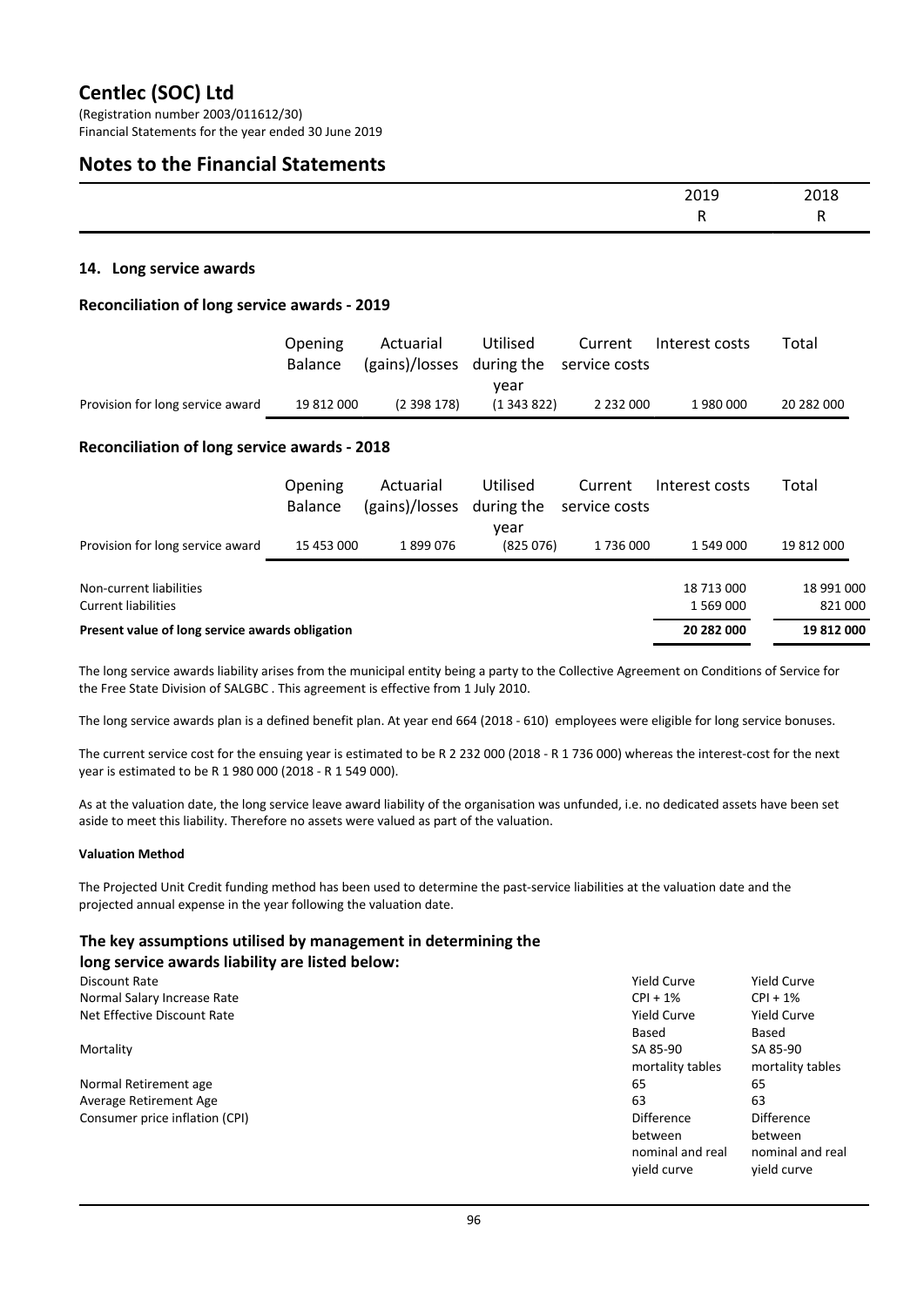# Centlec (SOC) Ltd

(Registration number 2003/011612/30)
Financial Statements for the year ended 30 June 2019

## Notes to the Financial Statements

| | 2019 | 2018 |
|---|---|---|
| | R | R |

### 14. Long service awards

#### Reconciliation of long service awards - 2019

| | Opening Balance | Actuarial (gains)/losses | Utilised during the year | Current service costs | Interest costs | Total |
|---|---|---|---|---|---|---|
| Provision for long service award | 19 812 000 | (2 398 178) | (1 343 822) | 2 232 000 | 1 980 000 | 20 282 000 |

#### Reconciliation of long service awards - 2018

| | Opening Balance | Actuarial (gains)/losses | Utilised during the year | Current service costs | Interest costs | Total |
|---|---|---|---|---|---|---|
| Provision for long service award | 15 453 000 | 1 899 076 | (825 076) | 1 736 000 | 1 549 000 | 19 812 000 |

| | 2019 | 2018 |
|---|---|---|
| Non-current liabilities | 18 713 000 | 18 991 000 |
| Current liabilities | 1 569 000 | 821 000 |
| **Present value of long service awards obligation** | **20 282 000** | **19 812 000** |

The long service awards liability arises from the municipal entity being a party to the Collective Agreement on Conditions of Service for the Free State Division of SALGBC . This agreement is effective from 1 July 2010.

The long service awards plan is a defined benefit plan. At year end 664 (2018 - 610) employees were eligible for long service bonuses.

The current service cost for the ensuing year is estimated to be R 2 232 000 (2018 - R 1 736 000) whereas the interest-cost for the next year is estimated to be R 1 980 000 (2018 - R 1 549 000).

As at the valuation date, the long service leave award liability of the organisation was unfunded, i.e. no dedicated assets have been set aside to meet this liability. Therefore no assets were valued as part of the valuation.

**Valuation Method**

The Projected Unit Credit funding method has been used to determine the past-service liabilities at the valuation date and the projected annual expense in the year following the valuation date.

#### The key assumptions utilised by management in determining the long service awards liability are listed below:

| | 2019 | 2018 |
|---|---|---|
| Discount Rate | Yield Curve | Yield Curve |
| Normal Salary Increase Rate | CPI + 1% | CPI + 1% |
| Net Effective Discount Rate | Yield Curve Based | Yield Curve Based |
| Mortality | SA 85-90 mortality tables | SA 85-90 mortality tables |
| Normal Retirement age | 65 | 65 |
| Average Retirement Age | 63 | 63 |
| Consumer price inflation (CPI) | Difference between nominal and real yield curve | Difference between nominal and real yield curve |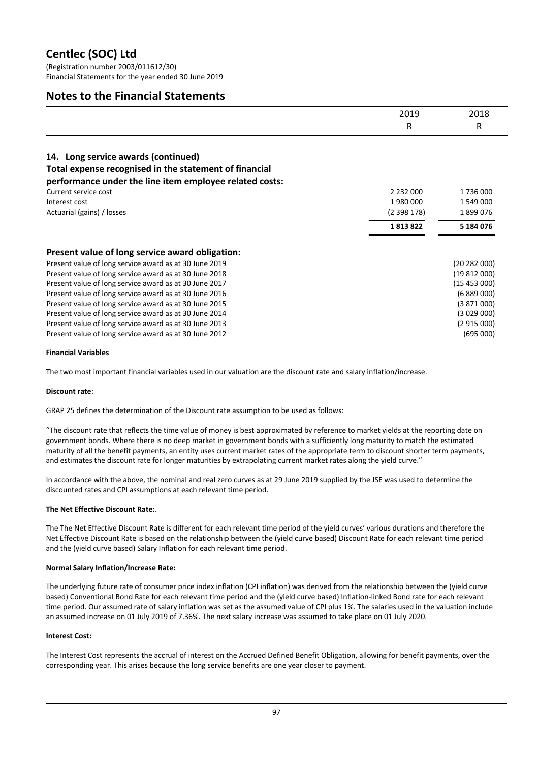| | 2019 R | 2018 R |
|---|---|---|

## 14. Long service awards (continued)

### Total expense recognised in the statement of financial performance under the line item employee related costs:

| | 2019 R | 2018 R |
|---|---|---|
| Current service cost | 2 232 000 | 1 736 000 |
| Interest cost | 1 980 000 | 1 549 000 |
| Actuarial (gains) / losses | (2 398 178) | 1 899 076 |
| | **1 813 822** | **5 184 076** |

### Present value of long service award obligation:

| | |
|---|---|
| Present value of long service award as at 30 June 2019 | (20 282 000) |
| Present value of long service award as at 30 June 2018 | (19 812 000) |
| Present value of long service award as at 30 June 2017 | (15 453 000) |
| Present value of long service award as at 30 June 2016 | (6 889 000) |
| Present value of long service award as at 30 June 2015 | (3 871 000) |
| Present value of long service award as at 30 June 2014 | (3 029 000) |
| Present value of long service award as at 30 June 2013 | (2 915 000) |
| Present value of long service award as at 30 June 2012 | (695 000) |

**Financial Variables**

The two most important financial variables used in our valuation are the discount rate and salary inflation/increase.

**Discount rate**:

GRAP 25 defines the determination of the Discount rate assumption to be used as follows:

"The discount rate that reflects the time value of money is best approximated by reference to market yields at the reporting date on government bonds. Where there is no deep market in government bonds with a sufficiently long maturity to match the estimated maturity of all the benefit payments, an entity uses current market rates of the appropriate term to discount shorter term payments, and estimates the discount rate for longer maturities by extrapolating current market rates along the yield curve."

In accordance with the above, the nominal and real zero curves as at 29 June 2019 supplied by the JSE was used to determine the discounted rates and CPI assumptions at each relevant time period.

**The Net Effective Discount Rate:**.

The The Net Effective Discount Rate is different for each relevant time period of the yield curves' various durations and therefore the Net Effective Discount Rate is based on the relationship between the (yield curve based) Discount Rate for each relevant time period and the (yield curve based) Salary Inflation for each relevant time period.

**Normal Salary Inflation/Increase Rate:**

The underlying future rate of consumer price index inflation (CPI inflation) was derived from the relationship between the (yield curve based) Conventional Bond Rate for each relevant time period and the (yield curve based) Inflation-linked Bond rate for each relevant time period. Our assumed rate of salary inflation was set as the assumed value of CPI plus 1%. The salaries used in the valuation include an assumed increase on 01 July 2019 of 7.36%. The next salary increase was assumed to take place on 01 July 2020.

**Interest Cost:**

The Interest Cost represents the accrual of interest on the Accrued Defined Benefit Obligation, allowing for benefit payments, over the corresponding year. This arises because the long service benefits are one year closer to payment.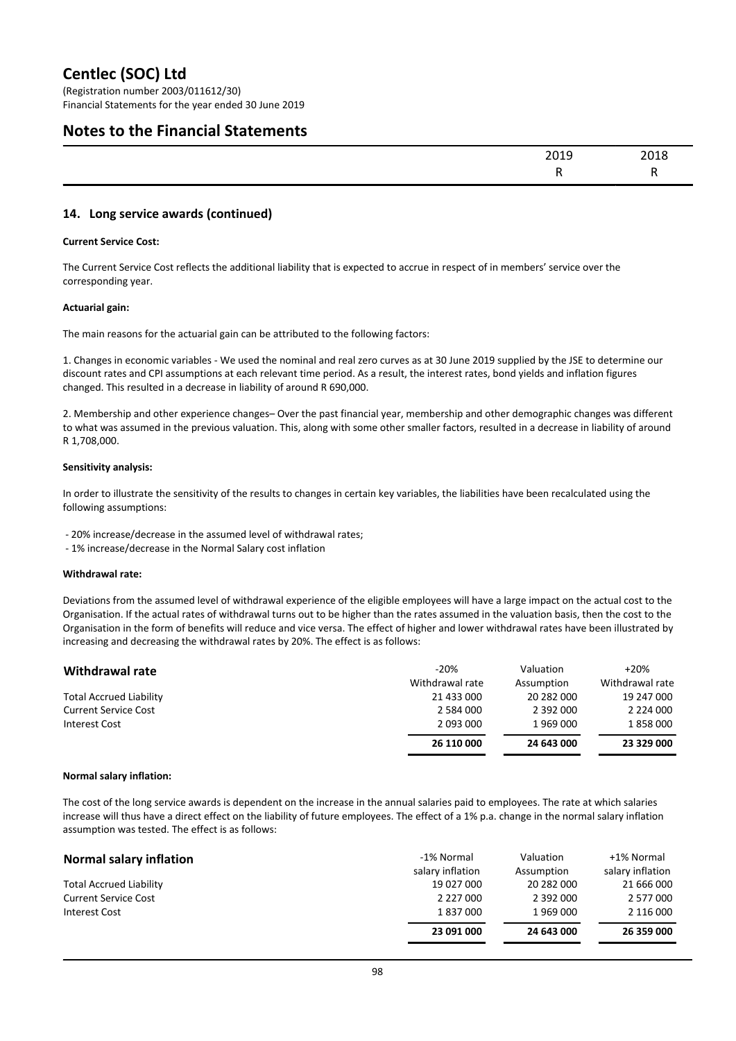# Centlec (SOC) Ltd

(Registration number 2003/011612/30)
Financial Statements for the year ended 30 June 2019

## Notes to the Financial Statements

| | 2019 | 2018 |
|---|---|---|
| | R | R |

### 14. Long service awards (continued)

**Current Service Cost:**

The Current Service Cost reflects the additional liability that is expected to accrue in respect of in members' service over the corresponding year.

**Actuarial gain:**

The main reasons for the actuarial gain can be attributed to the following factors:

1. Changes in economic variables - We used the nominal and real zero curves as at 30 June 2019 supplied by the JSE to determine our discount rates and CPI assumptions at each relevant time period. As a result, the interest rates, bond yields and inflation figures changed. This resulted in a decrease in liability of around R 690,000.

2. Membership and other experience changes– Over the past financial year, membership and other demographic changes was different to what was assumed in the previous valuation. This, along with some other smaller factors, resulted in a decrease in liability of around R 1,708,000.

**Sensitivity analysis:**

In order to illustrate the sensitivity of the results to changes in certain key variables, the liabilities have been recalculated using the following assumptions:

- 20% increase/decrease in the assumed level of withdrawal rates;
- 1% increase/decrease in the Normal Salary cost inflation

**Withdrawal rate:**

Deviations from the assumed level of withdrawal experience of the eligible employees will have a large impact on the actual cost to the Organisation. If the actual rates of withdrawal turns out to be higher than the rates assumed in the valuation basis, then the cost to the Organisation in the form of benefits will reduce and vice versa. The effect of higher and lower withdrawal rates have been illustrated by increasing and decreasing the withdrawal rates by 20%. The effect is as follows:

| Withdrawal rate | -20% Withdrawal rate | Valuation Assumption | +20% Withdrawal rate |
|---|---|---|---|
| Total Accrued Liability | 21 433 000 | 20 282 000 | 19 247 000 |
| Current Service Cost | 2 584 000 | 2 392 000 | 2 224 000 |
| Interest Cost | 2 093 000 | 1 969 000 | 1 858 000 |
| | **26 110 000** | **24 643 000** | **23 329 000** |

**Normal salary inflation:**

The cost of the long service awards is dependent on the increase in the annual salaries paid to employees. The rate at which salaries increase will thus have a direct effect on the liability of future employees. The effect of a 1% p.a. change in the normal salary inflation assumption was tested. The effect is as follows:

| Normal salary inflation | -1% Normal salary inflation | Valuation Assumption | +1% Normal salary inflation |
|---|---|---|---|
| Total Accrued Liability | 19 027 000 | 20 282 000 | 21 666 000 |
| Current Service Cost | 2 227 000 | 2 392 000 | 2 577 000 |
| Interest Cost | 1 837 000 | 1 969 000 | 2 116 000 |
| | **23 091 000** | **24 643 000** | **26 359 000** |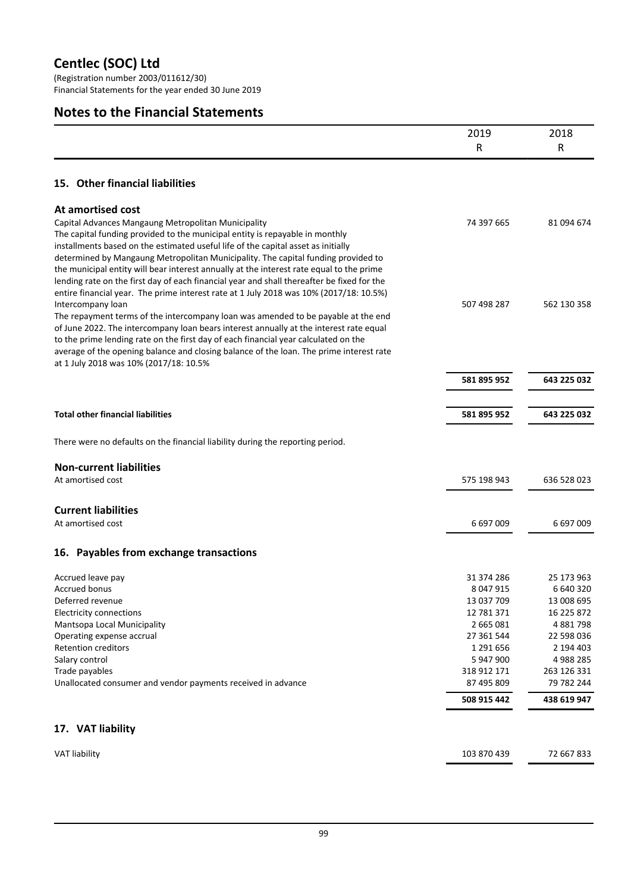# Centlec (SOC) Ltd

(Registration number 2003/011612/30)
Financial Statements for the year ended 30 June 2019

## Notes to the Financial Statements

| | 2019 R | 2018 R |
|---|---|---|

### 15. Other financial liabilities

| | 2019 R | 2018 R |
|---|---|---|
| **At amortised cost** | | |
| Capital Advances Mangaung Metropolitan Municipality<br>The capital funding provided to the municipal entity is repayable in monthly installments based on the estimated useful life of the capital asset as initially determined by Mangaung Metropolitan Municipality. The capital funding provided to the municipal entity will bear interest annually at the interest rate equal to the prime lending rate on the first day of each financial year and shall thereafter be fixed for the entire financial year. The prime interest rate at 1 July 2018 was 10% (2017/18: 10.5%) | 74 397 665 | 81 094 674 |
| Intercompany loan<br>The repayment terms of the intercompany loan was amended to be payable at the end of June 2022. The intercompany loan bears interest annually at the interest rate equal to the prime lending rate on the first day of each financial year calculated on the average of the opening balance and closing balance of the loan. The prime interest rate at 1 July 2018 was 10% (2017/18: 10.5% | 507 498 287 | 562 130 358 |
| | **581 895 952** | **643 225 032** |
| **Total other financial liabilities** | **581 895 952** | **643 225 032** |

There were no defaults on the financial liability during the reporting period.

| | 2019 R | 2018 R |
|---|---|---|
| **Non-current liabilities** | | |
| At amortised cost | 575 198 943 | 636 528 023 |
| **Current liabilities** | | |
| At amortised cost | 6 697 009 | 6 697 009 |

### 16. Payables from exchange transactions

| | 2019 R | 2018 R |
|---|---|---|
| Accrued leave pay | 31 374 286 | 25 173 963 |
| Accrued bonus | 8 047 915 | 6 640 320 |
| Deferred revenue | 13 037 709 | 13 008 695 |
| Electricity connections | 12 781 371 | 16 225 872 |
| Mantsopa Local Municipality | 2 665 081 | 4 881 798 |
| Operating expense accrual | 27 361 544 | 22 598 036 |
| Retention creditors | 1 291 656 | 2 194 403 |
| Salary control | 5 947 900 | 4 988 285 |
| Trade payables | 318 912 171 | 263 126 331 |
| Unallocated consumer and vendor payments received in advance | 87 495 809 | 79 782 244 |
| | **508 915 442** | **438 619 947** |

### 17. VAT liability

| | 2019 R | 2018 R |
|---|---|---|
| VAT liability | 103 870 439 | 72 667 833 |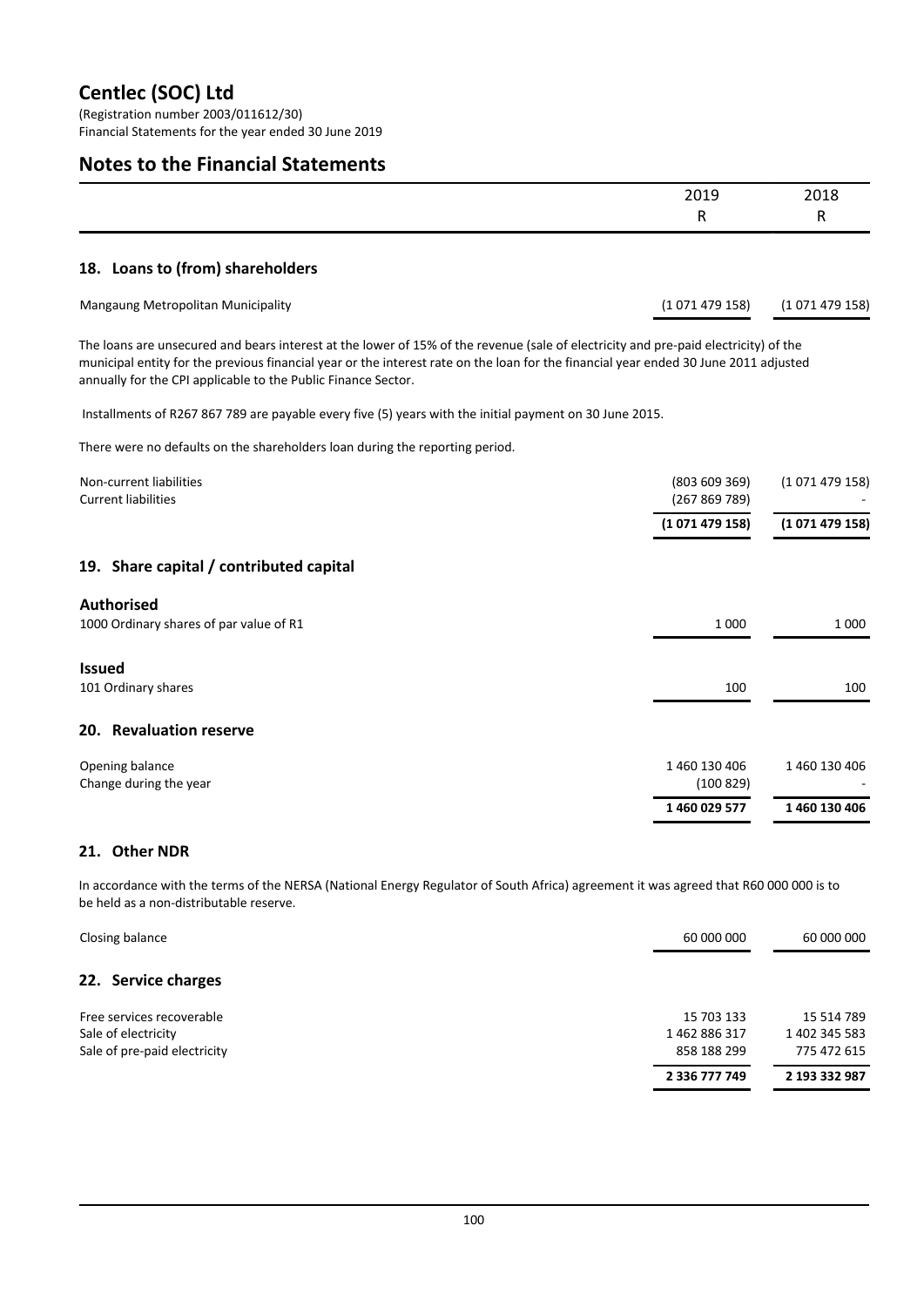# Centlec (SOC) Ltd

(Registration number 2003/011612/30)
Financial Statements for the year ended 30 June 2019

## Notes to the Financial Statements

| | 2019 R | 2018 R |
|---|---|---|

### 18. Loans to (from) shareholders

| | 2019 R | 2018 R |
|---|---|---|
| Mangaung Metropolitan Municipality | (1 071 479 158) | (1 071 479 158) |

The loans are unsecured and bears interest at the lower of 15% of the revenue (sale of electricity and pre-paid electricity) of the municipal entity for the previous financial year or the interest rate on the loan for the financial year ended 30 June 2011 adjusted annually for the CPI applicable to the Public Finance Sector.

Installments of R267 867 789 are payable every five (5) years with the initial payment on 30 June 2015.

There were no defaults on the shareholders loan during the reporting period.

| | 2019 R | 2018 R |
|---|---|---|
| Non-current liabilities | (803 609 369) | (1 071 479 158) |
| Current liabilities | (267 869 789) | - |
| | **(1 071 479 158)** | **(1 071 479 158)** |

### 19. Share capital / contributed capital

**Authorised**

| | 2019 R | 2018 R |
|---|---|---|
| 1000 Ordinary shares of par value of R1 | 1 000 | 1 000 |

**Issued**

| | 2019 R | 2018 R |
|---|---|---|
| 101 Ordinary shares | 100 | 100 |

### 20. Revaluation reserve

| | 2019 R | 2018 R |
|---|---|---|
| Opening balance | 1 460 130 406 | 1 460 130 406 |
| Change during the year | (100 829) | - |
| | **1 460 029 577** | **1 460 130 406** |

### 21. Other NDR

In accordance with the terms of the NERSA (National Energy Regulator of South Africa) agreement it was agreed that R60 000 000 is to be held as a non-distributable reserve.

| | 2019 R | 2018 R |
|---|---|---|
| Closing balance | 60 000 000 | 60 000 000 |

### 22. Service charges

| | 2019 R | 2018 R |
|---|---|---|
| Free services recoverable | 15 703 133 | 15 514 789 |
| Sale of electricity | 1 462 886 317 | 1 402 345 583 |
| Sale of pre-paid electricity | 858 188 299 | 775 472 615 |
| | **2 336 777 749** | **2 193 332 987** |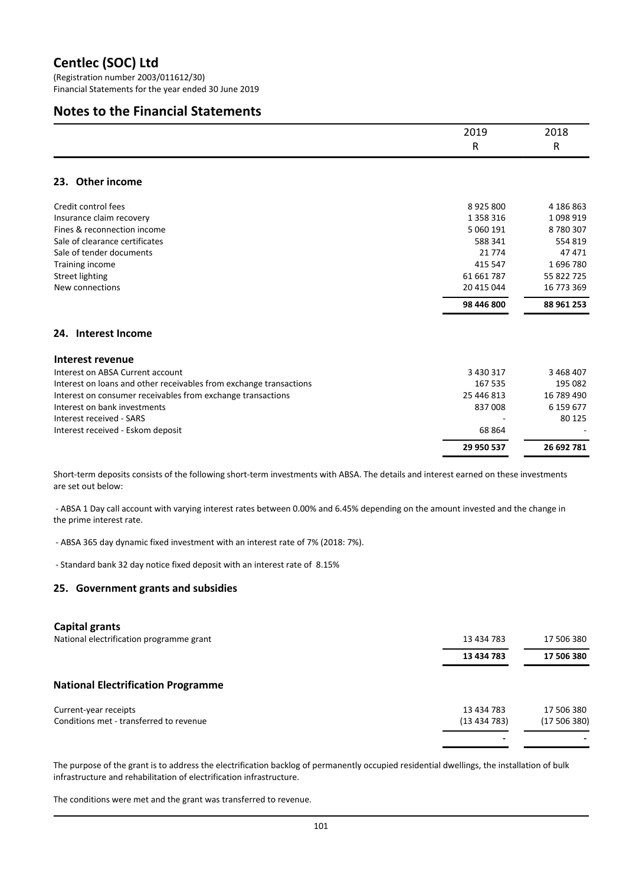# Centlec (SOC) Ltd

(Registration number 2003/011612/30)
Financial Statements for the year ended 30 June 2019

## Notes to the Financial Statements

| | 2019 R | 2018 R |
|---|---|---|

### 23. Other income

| | 2019 R | 2018 R |
|---|---|---|
| Credit control fees | 8 925 800 | 4 186 863 |
| Insurance claim recovery | 1 358 316 | 1 098 919 |
| Fines & reconnection income | 5 060 191 | 8 780 307 |
| Sale of clearance certificates | 588 341 | 554 819 |
| Sale of tender documents | 21 774 | 47 471 |
| Training income | 415 547 | 1 696 780 |
| Street lighting | 61 661 787 | 55 822 725 |
| New connections | 20 415 044 | 16 773 369 |
| | **98 446 800** | **88 961 253** |

### 24. Interest Income

| **Interest revenue** | 2019 R | 2018 R |
|---|---|---|
| Interest on ABSA Current account | 3 430 317 | 3 468 407 |
| Interest on loans and other receivables from exchange transactions | 167 535 | 195 082 |
| Interest on consumer receivables from exchange transactions | 25 446 813 | 16 789 490 |
| Interest on bank investments | 837 008 | 6 159 677 |
| Interest received - SARS | - | 80 125 |
| Interest received - Eskom deposit | 68 864 | - |
| | **29 950 537** | **26 692 781** |

Short-term deposits consists of the following short-term investments with ABSA. The details and interest earned on these investments are set out below:

- ABSA 1 Day call account with varying interest rates between 0.00% and 6.45% depending on the amount invested and the change in the prime interest rate.

- ABSA 365 day dynamic fixed investment with an interest rate of 7% (2018: 7%).

- Standard bank 32 day notice fixed deposit with an interest rate of 8.15%

### 25. Government grants and subsidies

| **Capital grants** | 2019 R | 2018 R |
|---|---|---|
| National electrification programme grant | 13 434 783 | 17 506 380 |
| | **13 434 783** | **17 506 380** |

#### National Electrification Programme

| | 2019 R | 2018 R |
|---|---|---|
| Current-year receipts | 13 434 783 | 17 506 380 |
| Conditions met - transferred to revenue | (13 434 783) | (17 506 380) |
| | - | - |

The purpose of the grant is to address the electrification backlog of permanently occupied residential dwellings, the installation of bulk infrastructure and rehabilitation of electrification infrastructure.

The conditions were met and the grant was transferred to revenue.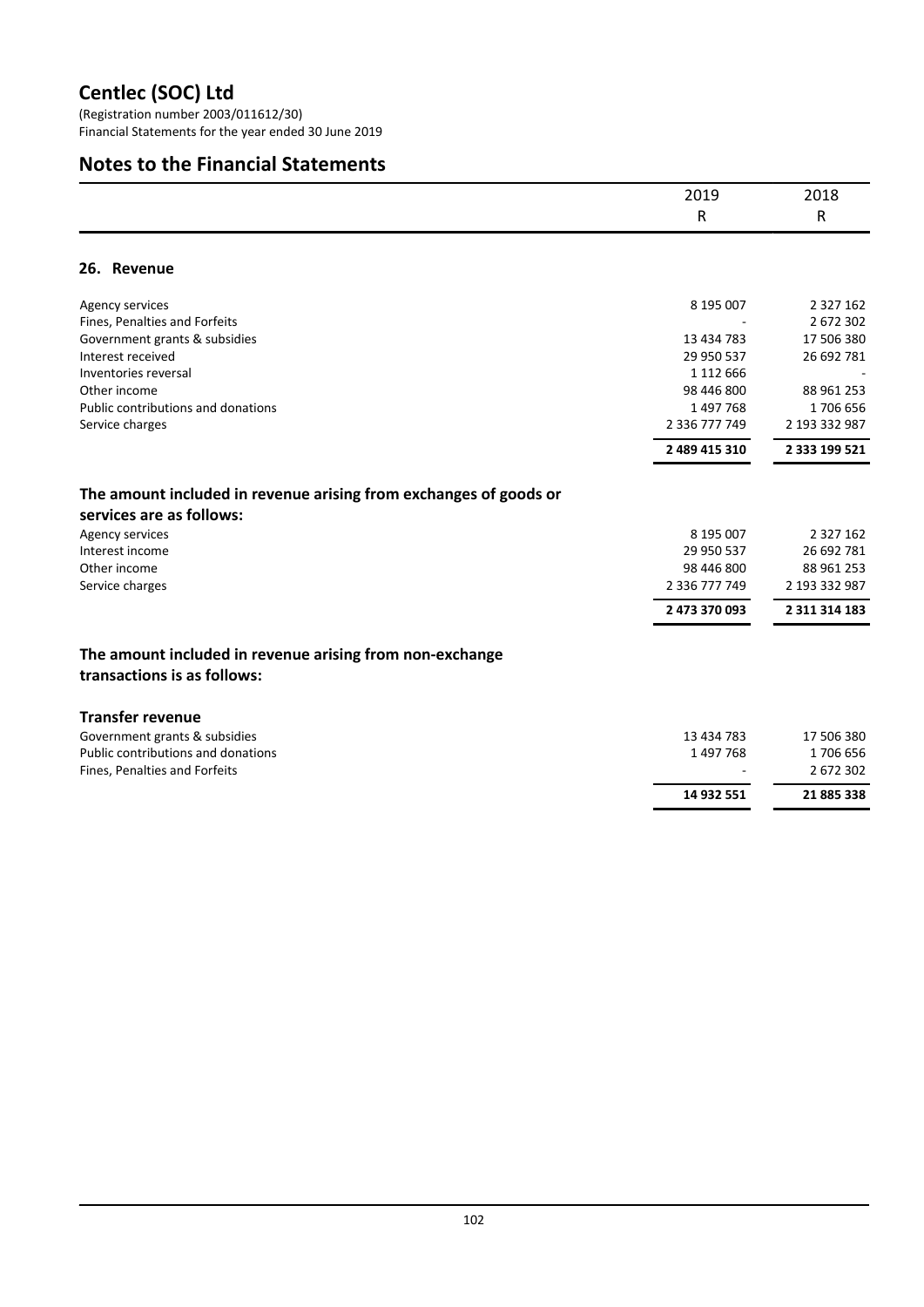# Centlec (SOC) Ltd

(Registration number 2003/011612/30)
Financial Statements for the year ended 30 June 2019

## Notes to the Financial Statements

| | 2019 | 2018 |
|---|---|---|
| | R | R |

### 26. Revenue

| | 2019 | 2018 |
|---|---|---|
| Agency services | 8 195 007 | 2 327 162 |
| Fines, Penalties and Forfeits | - | 2 672 302 |
| Government grants & subsidies | 13 434 783 | 17 506 380 |
| Interest received | 29 950 537 | 26 692 781 |
| Inventories reversal | 1 112 666 | - |
| Other income | 98 446 800 | 88 961 253 |
| Public contributions and donations | 1 497 768 | 1 706 656 |
| Service charges | 2 336 777 749 | 2 193 332 987 |
| | **2 489 415 310** | **2 333 199 521** |

**The amount included in revenue arising from exchanges of goods or services are as follows:**

| | 2019 | 2018 |
|---|---|---|
| Agency services | 8 195 007 | 2 327 162 |
| Interest income | 29 950 537 | 26 692 781 |
| Other income | 98 446 800 | 88 961 253 |
| Service charges | 2 336 777 749 | 2 193 332 987 |
| | **2 473 370 093** | **2 311 314 183** |

**The amount included in revenue arising from non-exchange transactions is as follows:**

**Transfer revenue**

| | 2019 | 2018 |
|---|---|---|
| Government grants & subsidies | 13 434 783 | 17 506 380 |
| Public contributions and donations | 1 497 768 | 1 706 656 |
| Fines, Penalties and Forfeits | - | 2 672 302 |
| | **14 932 551** | **21 885 338** |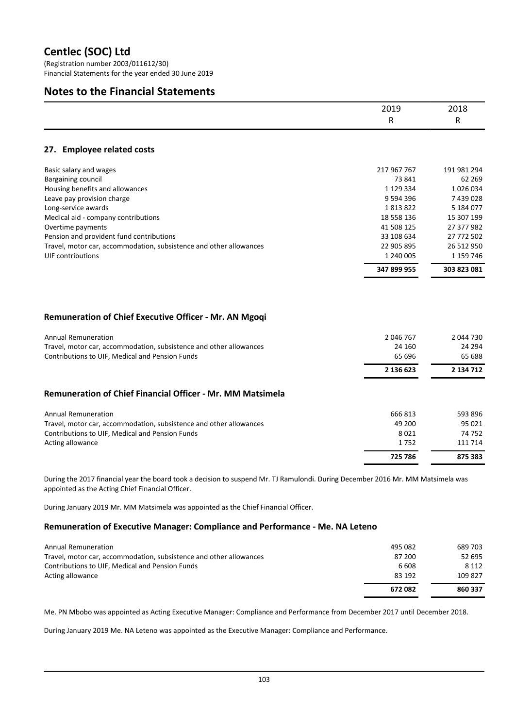# Centlec (SOC) Ltd

(Registration number 2003/011612/30)
Financial Statements for the year ended 30 June 2019

## Notes to the Financial Statements

| | 2019 | 2018 |
|---|---|---|
| | R | R |

### 27. Employee related costs

| | 2019 | 2018 |
|---|---|---|
| Basic salary and wages | 217 967 767 | 191 981 294 |
| Bargaining council | 73 841 | 62 269 |
| Housing benefits and allowances | 1 129 334 | 1 026 034 |
| Leave pay provision charge | 9 594 396 | 7 439 028 |
| Long-service awards | 1 813 822 | 5 184 077 |
| Medical aid - company contributions | 18 558 136 | 15 307 199 |
| Overtime payments | 41 508 125 | 27 377 982 |
| Pension and provident fund contributions | 33 108 634 | 27 772 502 |
| Travel, motor car, accommodation, subsistence and other allowances | 22 905 895 | 26 512 950 |
| UIF contributions | 1 240 005 | 1 159 746 |
| | **347 899 955** | **303 823 081** |

### Remuneration of Chief Executive Officer - Mr. AN Mgoqi

| | 2019 | 2018 |
|---|---|---|
| Annual Remuneration | 2 046 767 | 2 044 730 |
| Travel, motor car, accommodation, subsistence and other allowances | 24 160 | 24 294 |
| Contributions to UIF, Medical and Pension Funds | 65 696 | 65 688 |
| | **2 136 623** | **2 134 712** |

### Remuneration of Chief Financial Officer - Mr. MM Matsimela

| | 2019 | 2018 |
|---|---|---|
| Annual Remuneration | 666 813 | 593 896 |
| Travel, motor car, accommodation, subsistence and other allowances | 49 200 | 95 021 |
| Contributions to UIF, Medical and Pension Funds | 8 021 | 74 752 |
| Acting allowance | 1 752 | 111 714 |
| | **725 786** | **875 383** |

During the 2017 financial year the board took a decision to suspend Mr. TJ Ramulondi. During December 2016 Mr. MM Matsimela was appointed as the Acting Chief Financial Officer.

During January 2019 Mr. MM Matsimela was appointed as the Chief Financial Officer.

### Remuneration of Executive Manager: Compliance and Performance - Me. NA Leteno

| | 2019 | 2018 |
|---|---|---|
| Annual Remuneration | 495 082 | 689 703 |
| Travel, motor car, accommodation, subsistence and other allowances | 87 200 | 52 695 |
| Contributions to UIF, Medical and Pension Funds | 6 608 | 8 112 |
| Acting allowance | 83 192 | 109 827 |
| | **672 082** | **860 337** |

Me. PN Mbobo was appointed as Acting Executive Manager: Compliance and Performance from December 2017 until December 2018.

During January 2019 Me. NA Leteno was appointed as the Executive Manager: Compliance and Performance.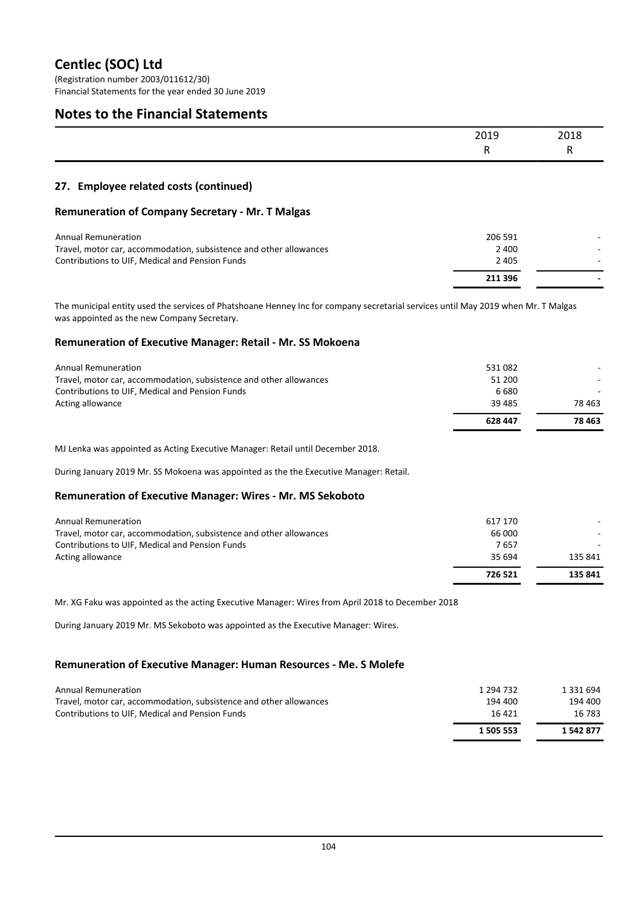# Centlec (SOC) Ltd

(Registration number 2003/011612/30)
Financial Statements for the year ended 30 June 2019

## Notes to the Financial Statements

| | 2019 R | 2018 R |
|---|---|---|

### 27. Employee related costs (continued)

#### Remuneration of Company Secretary - Mr. T Malgas

| | 2019 R | 2018 R |
|---|---|---|
| Annual Remuneration | 206 591 | - |
| Travel, motor car, accommodation, subsistence and other allowances | 2 400 | - |
| Contributions to UIF, Medical and Pension Funds | 2 405 | - |
| | **211 396** | **-** |

The municipal entity used the services of Phatshoane Henney Inc for company secretarial services until May 2019 when Mr. T Malgas was appointed as the new Company Secretary.

#### Remuneration of Executive Manager: Retail - Mr. SS Mokoena

| | 2019 R | 2018 R |
|---|---|---|
| Annual Remuneration | 531 082 | - |
| Travel, motor car, accommodation, subsistence and other allowances | 51 200 | - |
| Contributions to UIF, Medical and Pension Funds | 6 680 | - |
| Acting allowance | 39 485 | 78 463 |
| | **628 447** | **78 463** |

MJ Lenka was appointed as Acting Executive Manager: Retail until December 2018.

During January 2019 Mr. SS Mokoena was appointed as the the Executive Manager: Retail.

#### Remuneration of Executive Manager: Wires - Mr. MS Sekoboto

| | 2019 R | 2018 R |
|---|---|---|
| Annual Remuneration | 617 170 | - |
| Travel, motor car, accommodation, subsistence and other allowances | 66 000 | - |
| Contributions to UIF, Medical and Pension Funds | 7 657 | - |
| Acting allowance | 35 694 | 135 841 |
| | **726 521** | **135 841** |

Mr. XG Faku was appointed as the acting Executive Manager: Wires from April 2018 to December 2018

During January 2019 Mr. MS Sekoboto was appointed as the Executive Manager: Wires.

#### Remuneration of Executive Manager: Human Resources - Me. S Molefe

| | 2019 R | 2018 R |
|---|---|---|
| Annual Remuneration | 1 294 732 | 1 331 694 |
| Travel, motor car, accommodation, subsistence and other allowances | 194 400 | 194 400 |
| Contributions to UIF, Medical and Pension Funds | 16 421 | 16 783 |
| | **1 505 553** | **1 542 877** |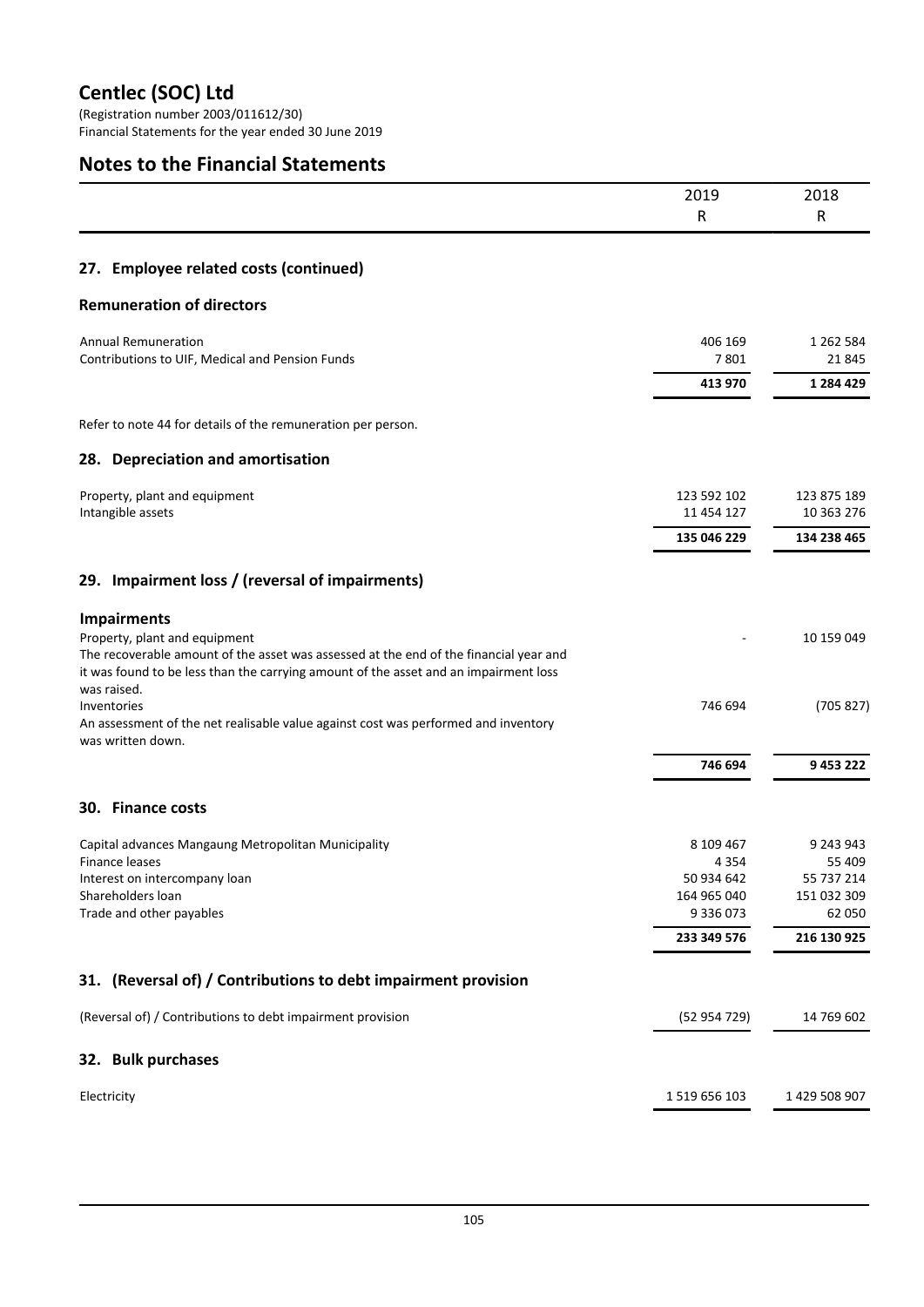# Centlec (SOC) Ltd

(Registration number 2003/011612/30)
Financial Statements for the year ended 30 June 2019

## Notes to the Financial Statements

| | 2019 R | 2018 R |
|---|---|---|

### 27. Employee related costs (continued)

#### Remuneration of directors

| | 2019 R | 2018 R |
|---|---|---|
| Annual Remuneration | 406 169 | 1 262 584 |
| Contributions to UIF, Medical and Pension Funds | 7 801 | 21 845 |
| | **413 970** | **1 284 429** |

Refer to note 44 for details of the remuneration per person.

### 28. Depreciation and amortisation

| | 2019 R | 2018 R |
|---|---|---|
| Property, plant and equipment | 123 592 102 | 123 875 189 |
| Intangible assets | 11 454 127 | 10 363 276 |
| | **135 046 229** | **134 238 465** |

### 29. Impairment loss / (reversal of impairments)

#### Impairments

| | 2019 R | 2018 R |
|---|---|---|
| Property, plant and equipment<br>The recoverable amount of the asset was assessed at the end of the financial year and it was found to be less than the carrying amount of the asset and an impairment loss was raised. | - | 10 159 049 |
| Inventories<br>An assessment of the net realisable value against cost was performed and inventory was written down. | 746 694 | (705 827) |
| | **746 694** | **9 453 222** |

### 30. Finance costs

| | 2019 R | 2018 R |
|---|---|---|
| Capital advances Mangaung Metropolitan Municipality | 8 109 467 | 9 243 943 |
| Finance leases | 4 354 | 55 409 |
| Interest on intercompany loan | 50 934 642 | 55 737 214 |
| Shareholders loan | 164 965 040 | 151 032 309 |
| Trade and other payables | 9 336 073 | 62 050 |
| | **233 349 576** | **216 130 925** |

### 31. (Reversal of) / Contributions to debt impairment provision

| | 2019 R | 2018 R |
|---|---|---|
| (Reversal of) / Contributions to debt impairment provision | (52 954 729) | 14 769 602 |

### 32. Bulk purchases

| | 2019 R | 2018 R |
|---|---|---|
| Electricity | 1 519 656 103 | 1 429 508 907 |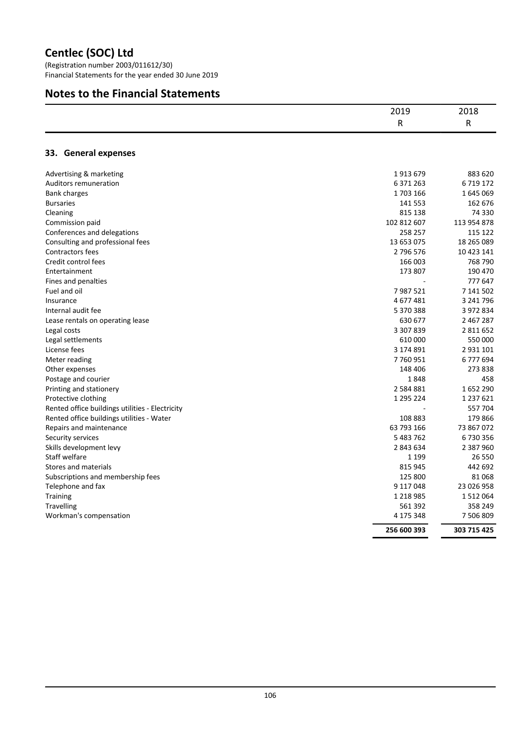# Centlec (SOC) Ltd

(Registration number 2003/011612/30)
Financial Statements for the year ended 30 June 2019

## Notes to the Financial Statements

### 33. General expenses

| | 2019<br>R | 2018<br>R |
|---|---|---|
| Advertising & marketing | 1 913 679 | 883 620 |
| Auditors remuneration | 6 371 263 | 6 719 172 |
| Bank charges | 1 703 166 | 1 645 069 |
| Bursaries | 141 553 | 162 676 |
| Cleaning | 815 138 | 74 330 |
| Commission paid | 102 812 607 | 113 954 878 |
| Conferences and delegations | 258 257 | 115 122 |
| Consulting and professional fees | 13 653 075 | 18 265 089 |
| Contractors fees | 2 796 576 | 10 423 141 |
| Credit control fees | 166 003 | 768 790 |
| Entertainment | 173 807 | 190 470 |
| Fines and penalties | - | 777 647 |
| Fuel and oil | 7 987 521 | 7 141 502 |
| Insurance | 4 677 481 | 3 241 796 |
| Internal audit fee | 5 370 388 | 3 972 834 |
| Lease rentals on operating lease | 630 677 | 2 467 287 |
| Legal costs | 3 307 839 | 2 811 652 |
| Legal settlements | 610 000 | 550 000 |
| License fees | 3 174 891 | 2 931 101 |
| Meter reading | 7 760 951 | 6 777 694 |
| Other expenses | 148 406 | 273 838 |
| Postage and courier | 1 848 | 458 |
| Printing and stationery | 2 584 881 | 1 652 290 |
| Protective clothing | 1 295 224 | 1 237 621 |
| Rented office buildings utilities - Electricity | - | 557 704 |
| Rented office buildings utilities - Water | 108 883 | 179 866 |
| Repairs and maintenance | 63 793 166 | 73 867 072 |
| Security services | 5 483 762 | 6 730 356 |
| Skills development levy | 2 843 634 | 2 387 960 |
| Staff welfare | 1 199 | 26 550 |
| Stores and materials | 815 945 | 442 692 |
| Subscriptions and membership fees | 125 800 | 81 068 |
| Telephone and fax | 9 117 048 | 23 026 958 |
| Training | 1 218 985 | 1 512 064 |
| Travelling | 561 392 | 358 249 |
| Workman's compensation | 4 175 348 | 7 506 809 |
| | **256 600 393** | **303 715 425** |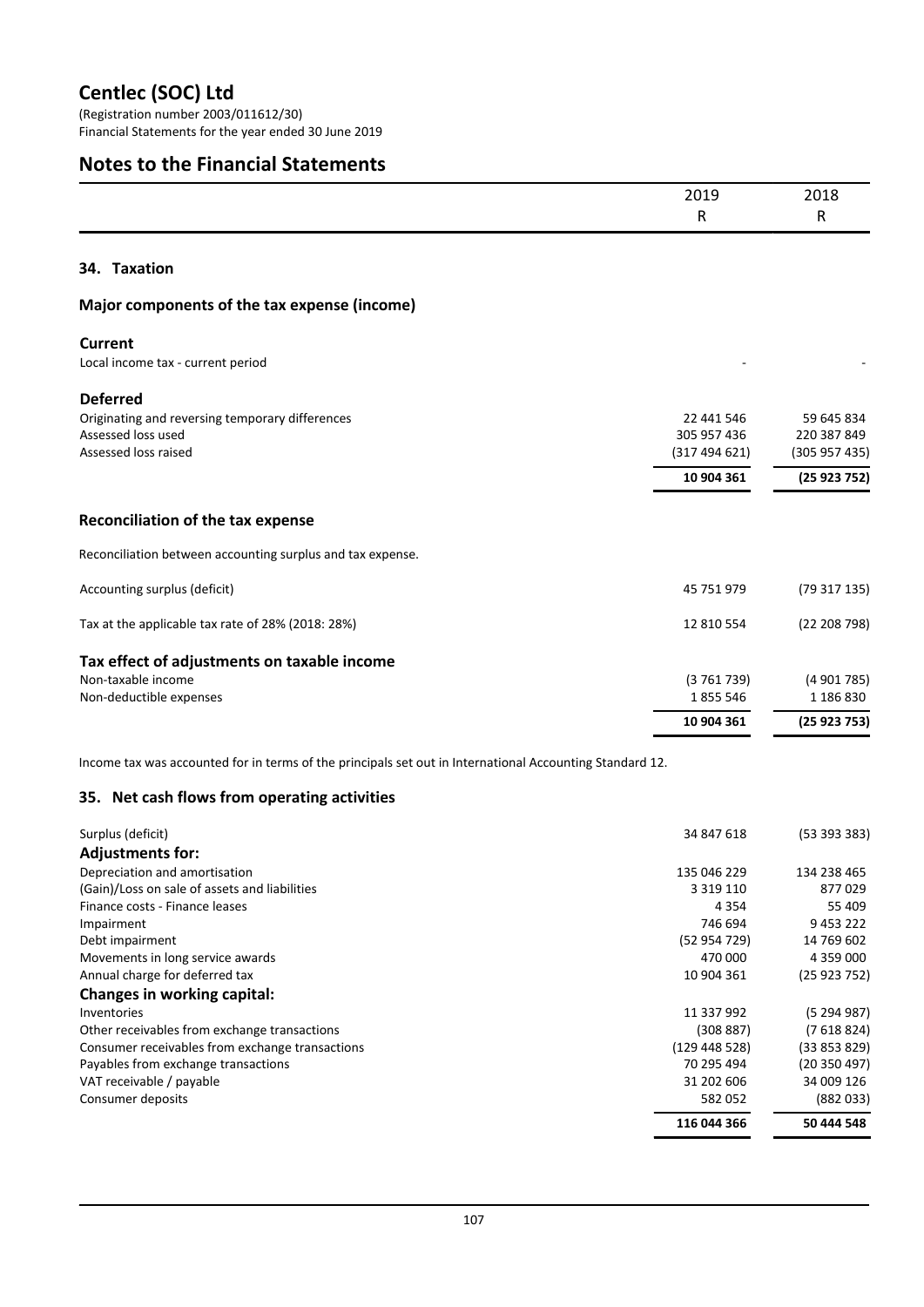# Centlec (SOC) Ltd

(Registration number 2003/011612/30)
Financial Statements for the year ended 30 June 2019

# Notes to the Financial Statements

|  | 2019<br>R | 2018<br>R |
|---|---|---|

## 34. Taxation

### Major components of the tax expense (income)

|  | 2019<br>R | 2018<br>R |
|---|---|---|
| **Current** | | |
| Local income tax - current period | - | - |
| **Deferred** | | |
| Originating and reversing temporary differences | 22 441 546 | 59 645 834 |
| Assessed loss used | 305 957 436 | 220 387 849 |
| Assessed loss raised | (317 494 621) | (305 957 435) |
| | **10 904 361** | **(25 923 752)** |

### Reconciliation of the tax expense

Reconciliation between accounting surplus and tax expense.

|  | 2019<br>R | 2018<br>R |
|---|---|---|
| Accounting surplus (deficit) | 45 751 979 | (79 317 135) |
| Tax at the applicable tax rate of 28% (2018: 28%) | 12 810 554 | (22 208 798) |
| **Tax effect of adjustments on taxable income** | | |
| Non-taxable income | (3 761 739) | (4 901 785) |
| Non-deductible expenses | 1 855 546 | 1 186 830 |
| | **10 904 361** | **(25 923 753)** |

Income tax was accounted for in terms of the principals set out in International Accounting Standard 12.

## 35. Net cash flows from operating activities

|  | 2019<br>R | 2018<br>R |
|---|---|---|
| Surplus (deficit) | 34 847 618 | (53 393 383) |
| **Adjustments for:** | | |
| Depreciation and amortisation | 135 046 229 | 134 238 465 |
| (Gain)/Loss on sale of assets and liabilities | 3 319 110 | 877 029 |
| Finance costs - Finance leases | 4 354 | 55 409 |
| Impairment | 746 694 | 9 453 222 |
| Debt impairment | (52 954 729) | 14 769 602 |
| Movements in long service awards | 470 000 | 4 359 000 |
| Annual charge for deferred tax | 10 904 361 | (25 923 752) |
| **Changes in working capital:** | | |
| Inventories | 11 337 992 | (5 294 987) |
| Other receivables from exchange transactions | (308 887) | (7 618 824) |
| Consumer receivables from exchange transactions | (129 448 528) | (33 853 829) |
| Payables from exchange transactions | 70 295 494 | (20 350 497) |
| VAT receivable / payable | 31 202 606 | 34 009 126 |
| Consumer deposits | 582 052 | (882 033) |
| | **116 044 366** | **50 444 548** |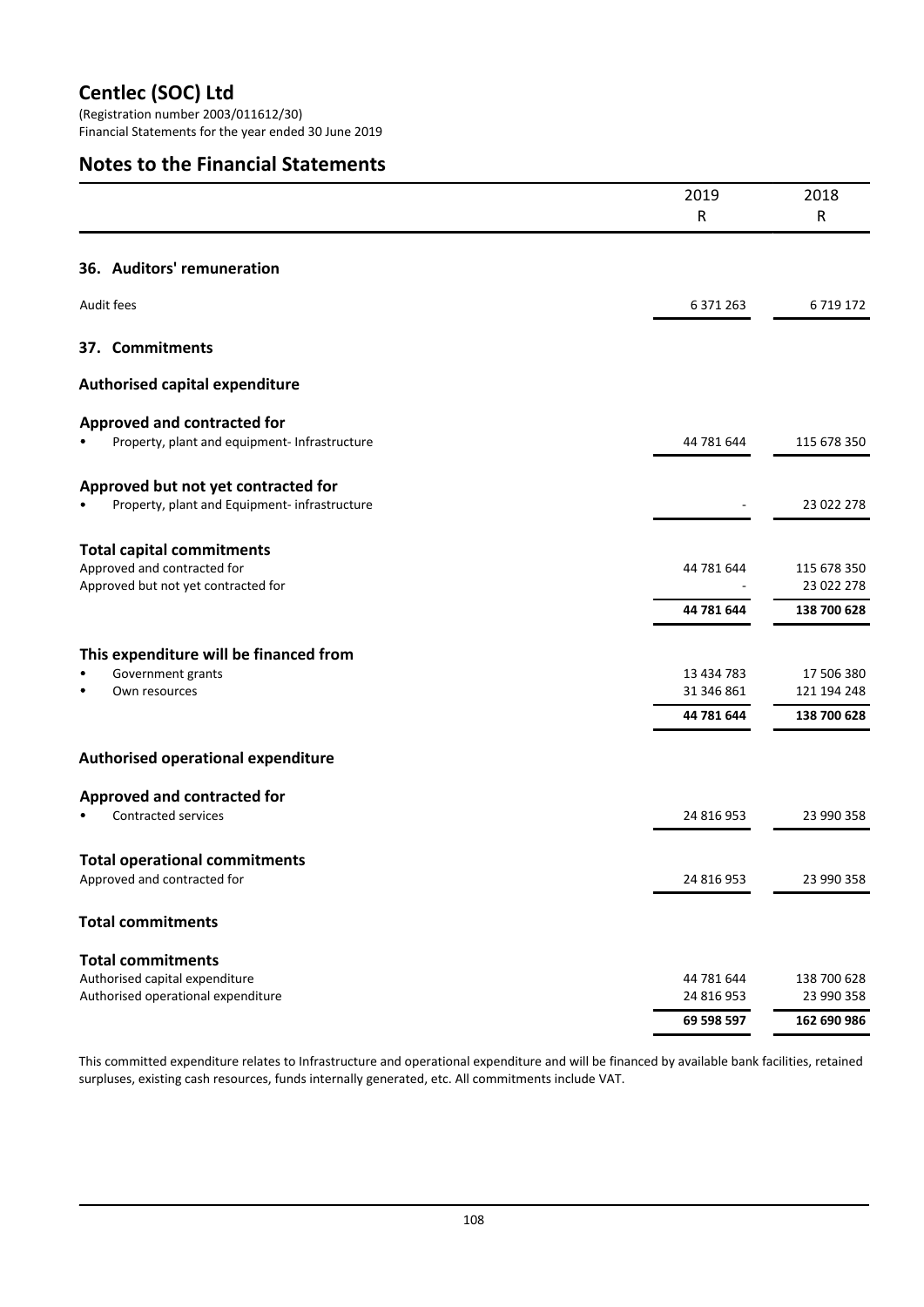# Centlec (SOC) Ltd

(Registration number 2003/011612/30)
Financial Statements for the year ended 30 June 2019

## Notes to the Financial Statements

| | 2019<br>R | 2018<br>R |
|---|---|---|
| **36. Auditors' remuneration** | | |
| Audit fees | 6 371 263 | 6 719 172 |
| **37. Commitments** | | |
| **Authorised capital expenditure** | | |
| **Approved and contracted for** | | |
| • Property, plant and equipment- Infrastructure | 44 781 644 | 115 678 350 |
| **Approved but not yet contracted for** | | |
| • Property, plant and Equipment- infrastructure | - | 23 022 278 |
| **Total capital commitments** | | |
| Approved and contracted for | 44 781 644 | 115 678 350 |
| Approved but not yet contracted for | - | 23 022 278 |
| | **44 781 644** | **138 700 628** |
| **This expenditure will be financed from** | | |
| • Government grants | 13 434 783 | 17 506 380 |
| • Own resources | 31 346 861 | 121 194 248 |
| | **44 781 644** | **138 700 628** |
| **Authorised operational expenditure** | | |
| **Approved and contracted for** | | |
| • Contracted services | 24 816 953 | 23 990 358 |
| **Total operational commitments** | | |
| Approved and contracted for | 24 816 953 | 23 990 358 |
| **Total commitments** | | |
| **Total commitments** | | |
| Authorised capital expenditure | 44 781 644 | 138 700 628 |
| Authorised operational expenditure | 24 816 953 | 23 990 358 |
| | **69 598 597** | **162 690 986** |

This committed expenditure relates to Infrastructure and operational expenditure and will be financed by available bank facilities, retained surpluses, existing cash resources, funds internally generated, etc. All commitments include VAT.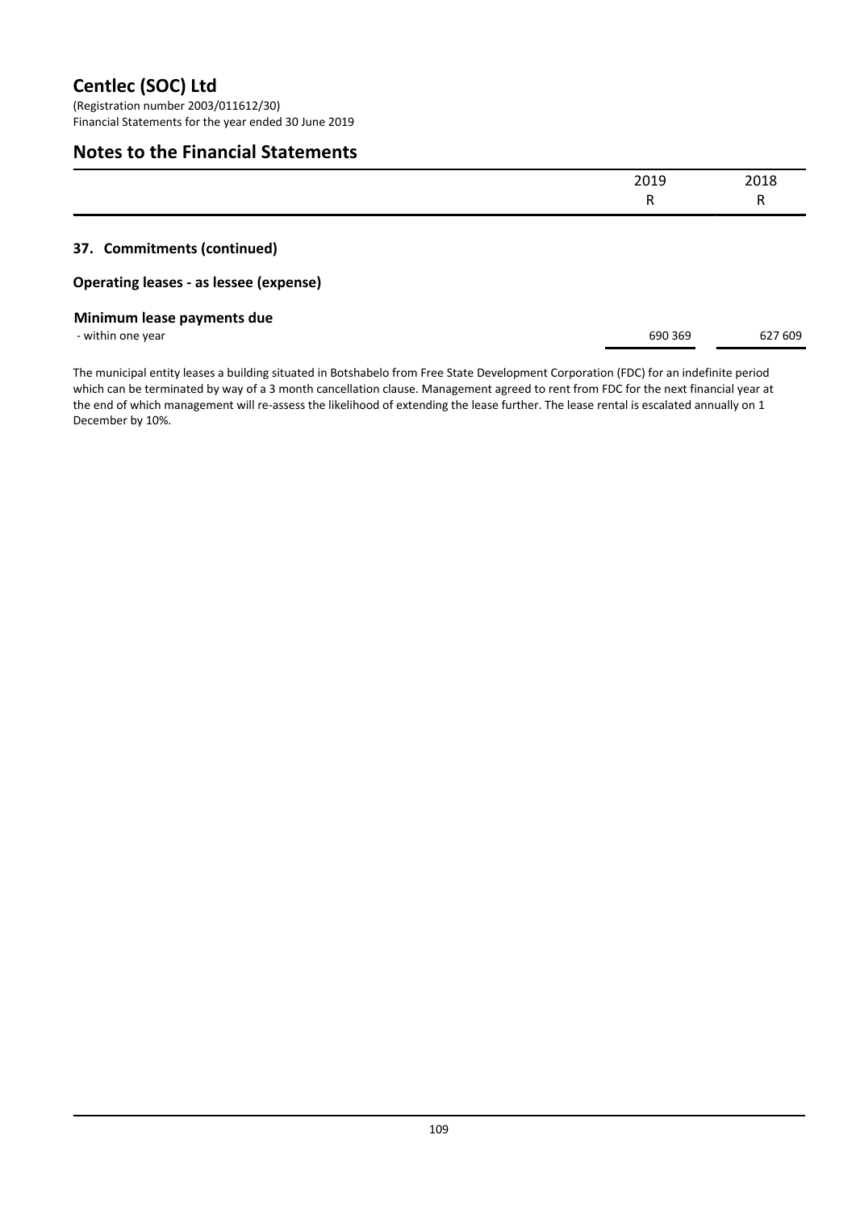# Centlec (SOC) Ltd

(Registration number 2003/011612/30)
Financial Statements for the year ended 30 June 2019

## Notes to the Financial Statements

| | 2019 R | 2018 R |
|---|---|---|

### 37. Commitments (continued)

### Operating leases - as lessee (expense)

| Minimum lease payments due | 2019 R | 2018 R |
|---|---|---|
| - within one year | 690 369 | 627 609 |

The municipal entity leases a building situated in Botshabelo from Free State Development Corporation (FDC) for an indefinite period which can be terminated by way of a 3 month cancellation clause. Management agreed to rent from FDC for the next financial year at the end of which management will re-assess the likelihood of extending the lease further. The lease rental is escalated annually on 1 December by 10%.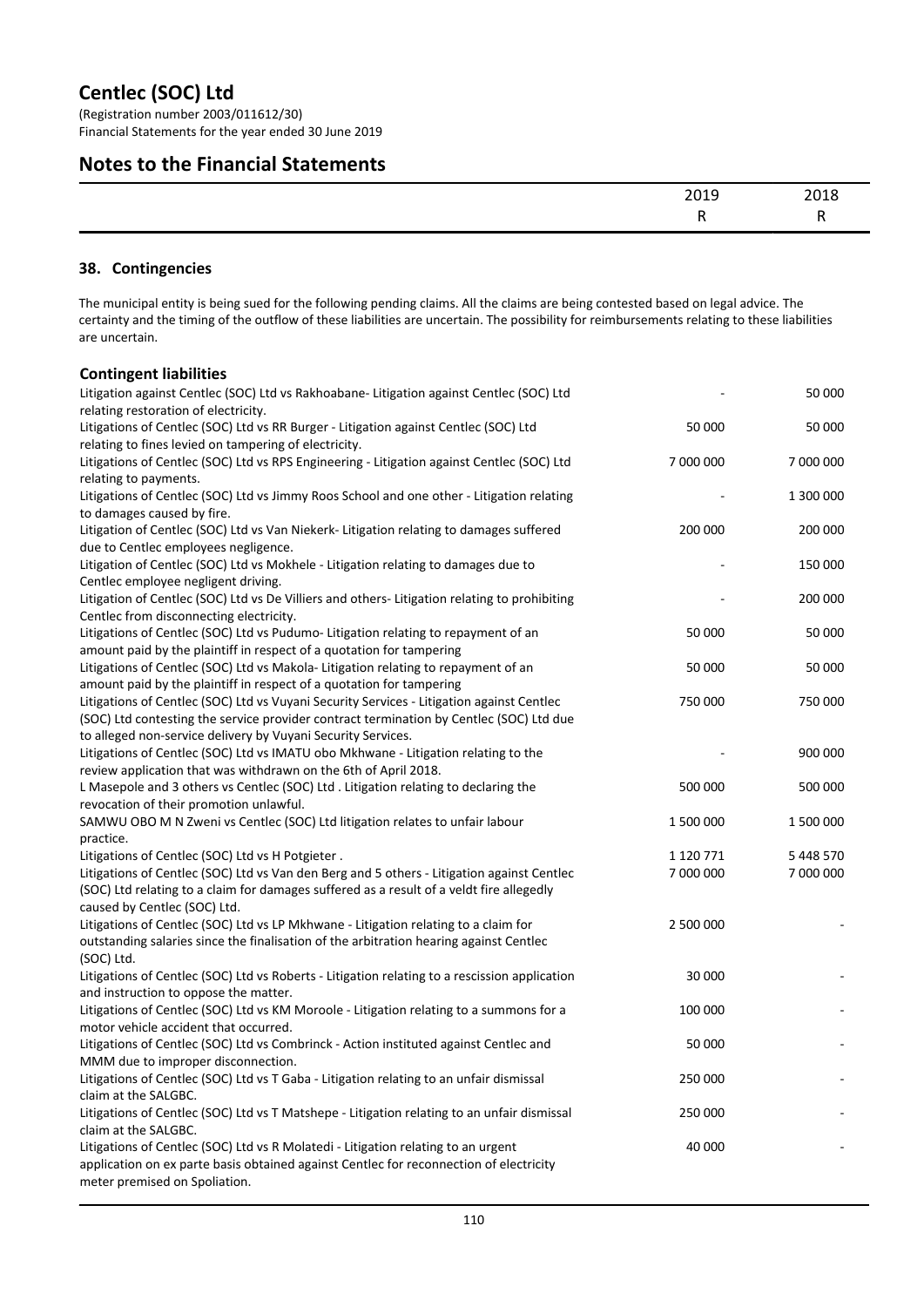# Centlec (SOC) Ltd

(Registration number 2003/011612/30)
Financial Statements for the year ended 30 June 2019

## Notes to the Financial Statements

| | 2019 | 2018 |
|---|---|---|
| | R | R |

### 38. Contingencies

The municipal entity is being sued for the following pending claims. All the claims are being contested based on legal advice. The certainty and the timing of the outflow of these liabilities are uncertain. The possibility for reimbursements relating to these liabilities are uncertain.

#### Contingent liabilities

| | 2019 | 2018 |
|---|---|---|
| Litigation against Centlec (SOC) Ltd vs Rakhoabane- Litigation against Centlec (SOC) Ltd relating restoration of electricity. | - | 50 000 |
| Litigations of Centlec (SOC) Ltd vs RR Burger - Litigation against Centlec (SOC) Ltd relating to fines levied on tampering of electricity. | 50 000 | 50 000 |
| Litigations of Centlec (SOC) Ltd vs RPS Engineering - Litigation against Centlec (SOC) Ltd relating to payments. | 7 000 000 | 7 000 000 |
| Litigations of Centlec (SOC) Ltd vs Jimmy Roos School and one other - Litigation relating to damages caused by fire. | - | 1 300 000 |
| Litigation of Centlec (SOC) Ltd vs Van Niekerk- Litigation relating to damages suffered due to Centlec employees negligence. | 200 000 | 200 000 |
| Litigation of Centlec (SOC) Ltd vs Mokhele - Litigation relating to damages due to Centlec employee negligent driving. | - | 150 000 |
| Litigation of Centlec (SOC) Ltd vs De Villiers and others- Litigation relating to prohibiting Centlec from disconnecting electricity. | - | 200 000 |
| Litigations of Centlec (SOC) Ltd vs Pudumo- Litigation relating to repayment of an amount paid by the plaintiff in respect of a quotation for tampering | 50 000 | 50 000 |
| Litigations of Centlec (SOC) Ltd vs Makola- Litigation relating to repayment of an amount paid by the plaintiff in respect of a quotation for tampering | 50 000 | 50 000 |
| Litigations of Centlec (SOC) Ltd vs Vuyani Security Services - Litigation against Centlec (SOC) Ltd contesting the service provider contract termination by Centlec (SOC) Ltd due to alleged non-service delivery by Vuyani Security Services. | 750 000 | 750 000 |
| Litigations of Centlec (SOC) Ltd vs IMATU obo Mkhwane - Litigation relating to the review application that was withdrawn on the 6th of April 2018. | - | 900 000 |
| L Masepole and 3 others vs Centlec (SOC) Ltd . Litigation relating to declaring the revocation of their promotion unlawful. | 500 000 | 500 000 |
| SAMWU OBO M N Zweni vs Centlec (SOC) Ltd litigation relates to unfair labour practice. | 1 500 000 | 1 500 000 |
| Litigations of Centlec (SOC) Ltd vs H Potgieter . | 1 120 771 | 5 448 570 |
| Litigations of Centlec (SOC) Ltd vs Van den Berg and 5 others - Litigation against Centlec (SOC) Ltd relating to a claim for damages suffered as a result of a veldt fire allegedly caused by Centlec (SOC) Ltd. | 7 000 000 | 7 000 000 |
| Litigations of Centlec (SOC) Ltd vs LP Mkhwane - Litigation relating to a claim for outstanding salaries since the finalisation of the arbitration hearing against Centlec (SOC) Ltd. | 2 500 000 | - |
| Litigations of Centlec (SOC) Ltd vs Roberts - Litigation relating to a rescission application and instruction to oppose the matter. | 30 000 | - |
| Litigations of Centlec (SOC) Ltd vs KM Moroole - Litigation relating to a summons for a motor vehicle accident that occurred. | 100 000 | - |
| Litigations of Centlec (SOC) Ltd vs Combrinck - Action instituted against Centlec and MMM due to improper disconnection. | 50 000 | - |
| Litigations of Centlec (SOC) Ltd vs T Gaba - Litigation relating to an unfair dismissal claim at the SALGBC. | 250 000 | - |
| Litigations of Centlec (SOC) Ltd vs T Matshepe - Litigation relating to an unfair dismissal claim at the SALGBC. | 250 000 | - |
| Litigations of Centlec (SOC) Ltd vs R Molatedi - Litigation relating to an urgent application on ex parte basis obtained against Centlec for reconnection of electricity meter premised on Spoliation. | 40 000 | - |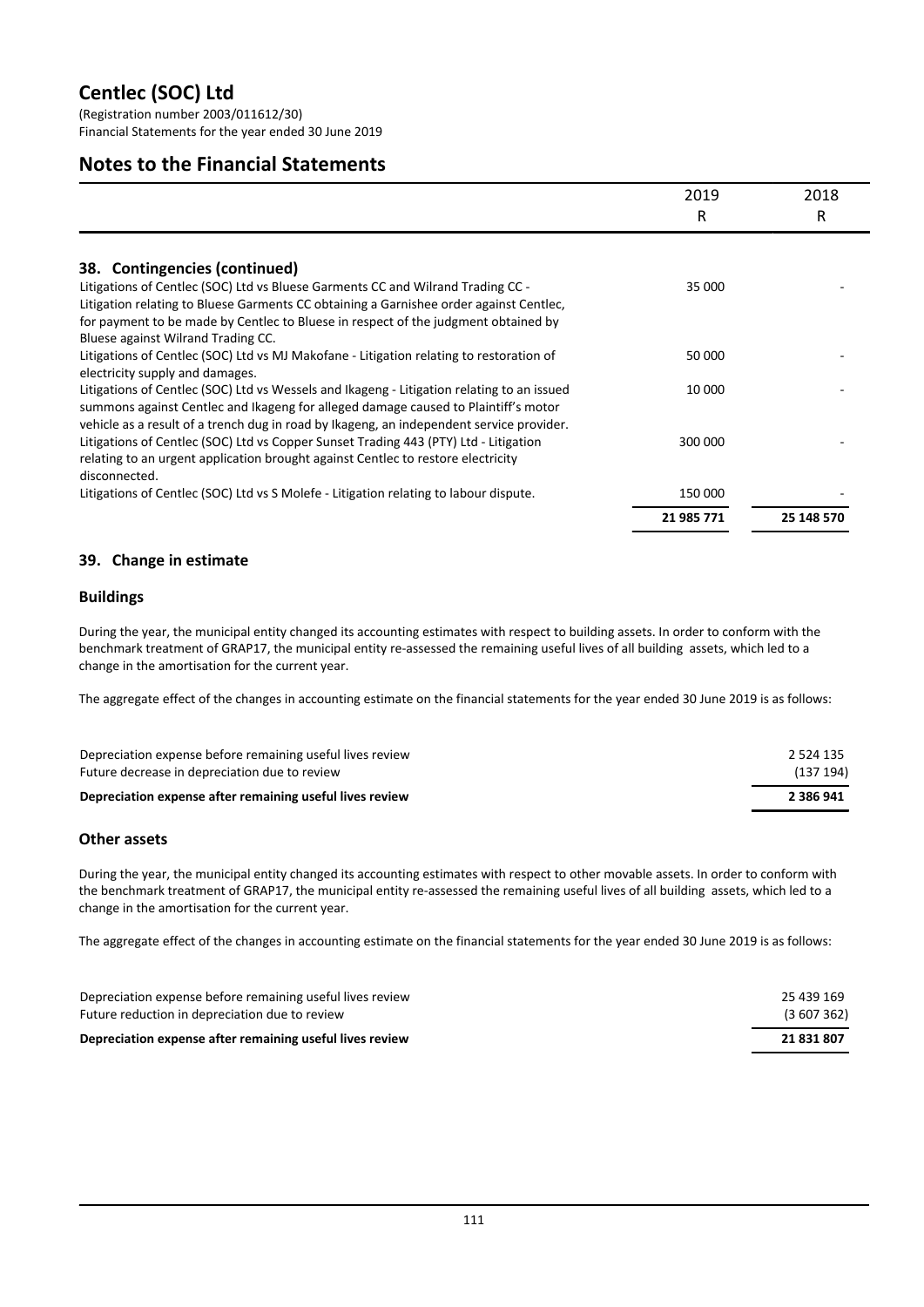## Notes to the Financial Statements

| | 2019<br>R | 2018<br>R |
|---|---|---|
| **38. Contingencies (continued)** | | |
| Litigations of Centlec (SOC) Ltd vs Bluese Garments CC and Wilrand Trading CC - Litigation relating to Bluese Garments CC obtaining a Garnishee order against Centlec, for payment to be made by Centlec to Bluese in respect of the judgment obtained by Bluese against Wilrand Trading CC. | 35 000 | - |
| Litigations of Centlec (SOC) Ltd vs MJ Makofane - Litigation relating to restoration of electricity supply and damages. | 50 000 | - |
| Litigations of Centlec (SOC) Ltd vs Wessels and Ikageng - Litigation relating to an issued summons against Centlec and Ikageng for alleged damage caused to Plaintiff's motor vehicle as a result of a trench dug in road by Ikageng, an independent service provider. | 10 000 | - |
| Litigations of Centlec (SOC) Ltd vs Copper Sunset Trading 443 (PTY) Ltd - Litigation relating to an urgent application brought against Centlec to restore electricity disconnected. | 300 000 | - |
| Litigations of Centlec (SOC) Ltd vs S Molefe - Litigation relating to labour dispute. | 150 000 | - |
| | **21 985 771** | **25 148 570** |

## 39. Change in estimate

### Buildings

During the year, the municipal entity changed its accounting estimates with respect to building assets. In order to conform with the benchmark treatment of GRAP17, the municipal entity re-assessed the remaining useful lives of all building assets, which led to a change in the amortisation for the current year.

The aggregate effect of the changes in accounting estimate on the financial statements for the year ended 30 June 2019 is as follows:

| | |
|---|---|
| Depreciation expense before remaining useful lives review | 2 524 135 |
| Future decrease in depreciation due to review | (137 194) |
| **Depreciation expense after remaining useful lives review** | **2 386 941** |

### Other assets

During the year, the municipal entity changed its accounting estimates with respect to other movable assets. In order to conform with the benchmark treatment of GRAP17, the municipal entity re-assessed the remaining useful lives of all building assets, which led to a change in the amortisation for the current year.

The aggregate effect of the changes in accounting estimate on the financial statements for the year ended 30 June 2019 is as follows:

| | |
|---|---|
| Depreciation expense before remaining useful lives review | 25 439 169 |
| Future reduction in depreciation due to review | (3 607 362) |
| **Depreciation expense after remaining useful lives review** | **21 831 807** |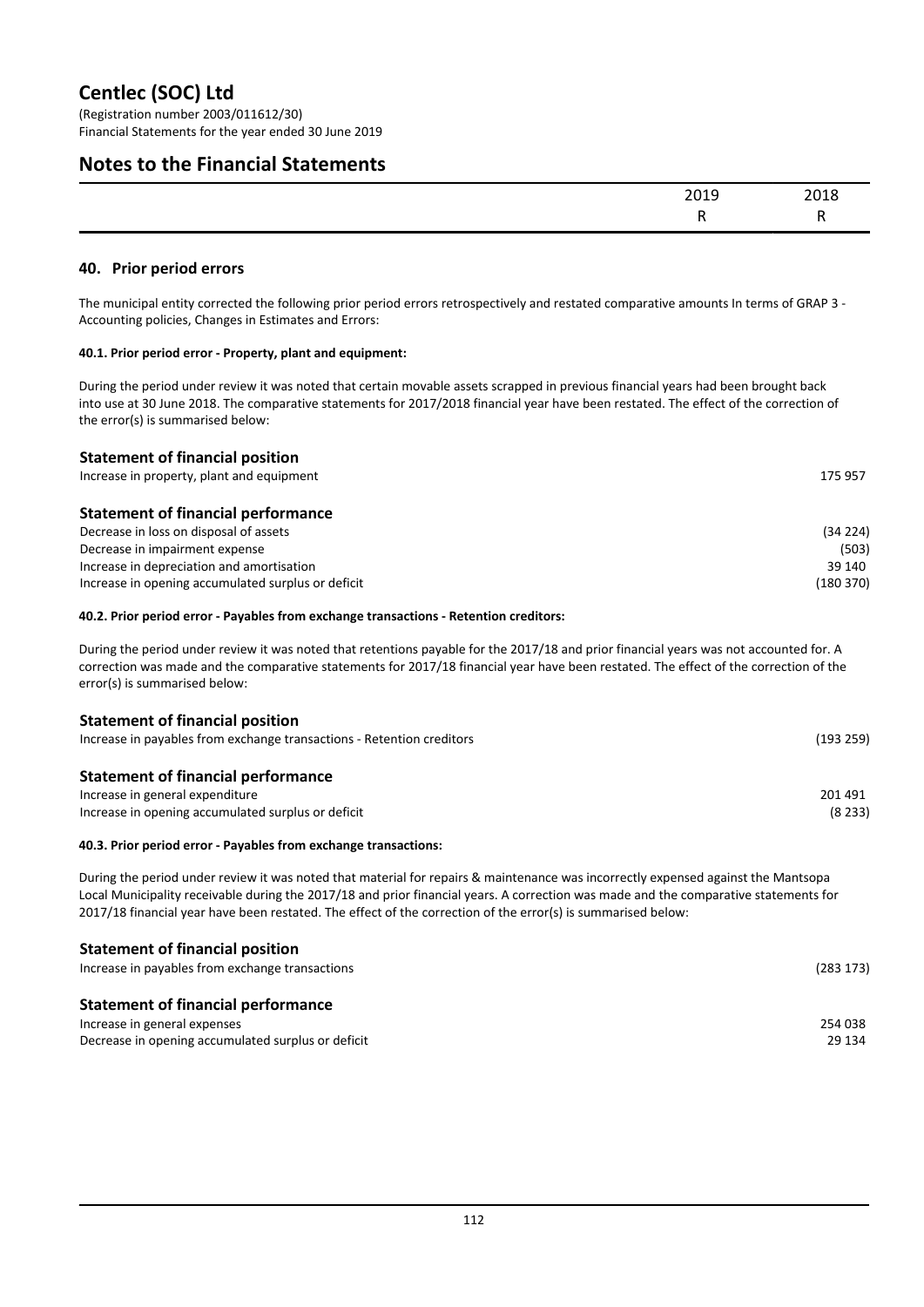# Centlec (SOC) Ltd

(Registration number 2003/011612/30)
Financial Statements for the year ended 30 June 2019

## Notes to the Financial Statements

| | 2019 | 2018 |
|---|---|---|
| | R | R |

### 40. Prior period errors

The municipal entity corrected the following prior period errors retrospectively and restated comparative amounts In terms of GRAP 3 - Accounting policies, Changes in Estimates and Errors:

**40.1. Prior period error - Property, plant and equipment:**

During the period under review it was noted that certain movable assets scrapped in previous financial years had been brought back into use at 30 June 2018. The comparative statements for 2017/2018 financial year have been restated. The effect of the correction of the error(s) is summarised below:

**Statement of financial position**

| | |
|---|---|
| Increase in property, plant and equipment | 175 957 |

**Statement of financial performance**

| | |
|---|---|
| Decrease in loss on disposal of assets | (34 224) |
| Decrease in impairment expense | (503) |
| Increase in depreciation and amortisation | 39 140 |
| Increase in opening accumulated surplus or deficit | (180 370) |

**40.2. Prior period error - Payables from exchange transactions - Retention creditors:**

During the period under review it was noted that retentions payable for the 2017/18 and prior financial years was not accounted for. A correction was made and the comparative statements for 2017/18 financial year have been restated. The effect of the correction of the error(s) is summarised below:

**Statement of financial position**

| | |
|---|---|
| Increase in payables from exchange transactions - Retention creditors | (193 259) |

**Statement of financial performance**

| | |
|---|---|
| Increase in general expenditure | 201 491 |
| Increase in opening accumulated surplus or deficit | (8 233) |

**40.3. Prior period error - Payables from exchange transactions:**

During the period under review it was noted that material for repairs & maintenance was incorrectly expensed against the Mantsopa Local Municipality receivable during the 2017/18 and prior financial years. A correction was made and the comparative statements for 2017/18 financial year have been restated. The effect of the correction of the error(s) is summarised below:

**Statement of financial position**

| | |
|---|---|
| Increase in payables from exchange transactions | (283 173) |

**Statement of financial performance**

| | |
|---|---|
| Increase in general expenses | 254 038 |
| Decrease in opening accumulated surplus or deficit | 29 134 |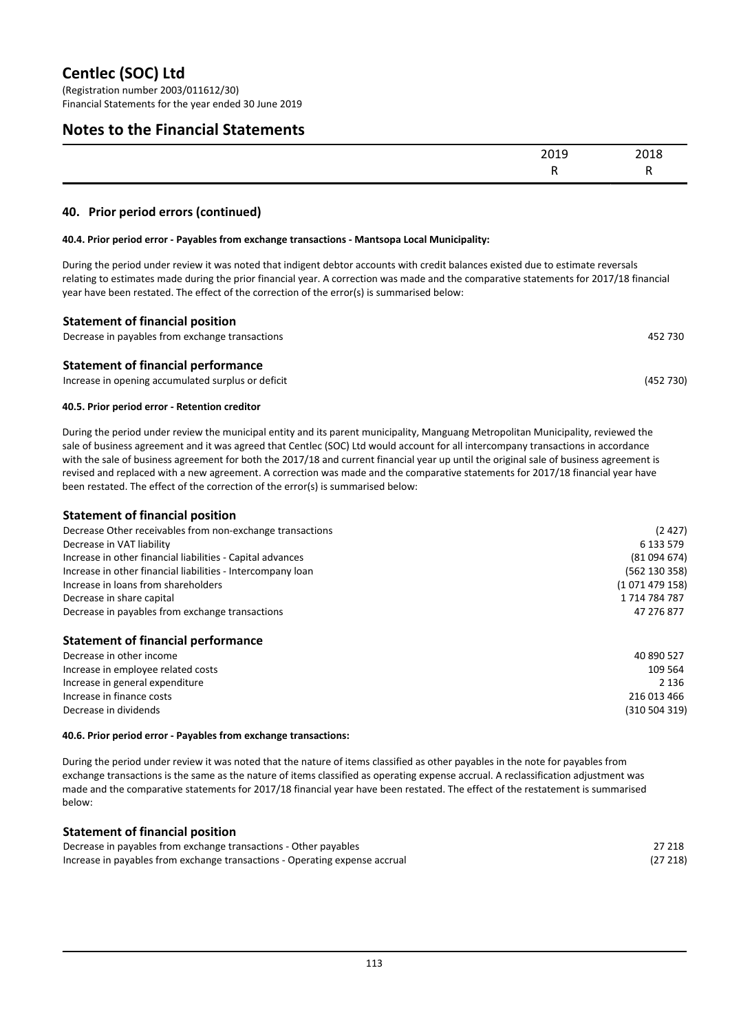# Centlec (SOC) Ltd

(Registration number 2003/011612/30)
Financial Statements for the year ended 30 June 2019

## Notes to the Financial Statements

| | 2019 | 2018 |
|---|---|---|
| | R | R |

### 40. Prior period errors (continued)

**40.4. Prior period error - Payables from exchange transactions - Mantsopa Local Municipality:**

During the period under review it was noted that indigent debtor accounts with credit balances existed due to estimate reversals relating to estimates made during the prior financial year. A correction was made and the comparative statements for 2017/18 financial year have been restated. The effect of the correction of the error(s) is summarised below:

**Statement of financial position**

| | |
|---|---|
| Decrease in payables from exchange transactions | 452 730 |

**Statement of financial performance**

| | |
|---|---|
| Increase in opening accumulated surplus or deficit | (452 730) |

**40.5. Prior period error - Retention creditor**

During the period under review the municipal entity and its parent municipality, Manguang Metropolitan Municipality, reviewed the sale of business agreement and it was agreed that Centlec (SOC) Ltd would account for all intercompany transactions in accordance with the sale of business agreement for both the 2017/18 and current financial year up until the original sale of business agreement is revised and replaced with a new agreement. A correction was made and the comparative statements for 2017/18 financial year have been restated. The effect of the correction of the error(s) is summarised below:

**Statement of financial position**

| | |
|---|---|
| Decrease Other receivables from non-exchange transactions | (2 427) |
| Decrease in VAT liability | 6 133 579 |
| Increase in other financial liabilities - Capital advances | (81 094 674) |
| Increase in other financial liabilities - Intercompany loan | (562 130 358) |
| Increase in loans from shareholders | (1 071 479 158) |
| Decrease in share capital | 1 714 784 787 |
| Decrease in payables from exchange transactions | 47 276 877 |

**Statement of financial performance**

| | |
|---|---|
| Decrease in other income | 40 890 527 |
| Increase in employee related costs | 109 564 |
| Increase in general expenditure | 2 136 |
| Increase in finance costs | 216 013 466 |
| Decrease in dividends | (310 504 319) |

**40.6. Prior period error - Payables from exchange transactions:**

During the period under review it was noted that the nature of items classified as other payables in the note for payables from exchange transactions is the same as the nature of items classified as operating expense accrual. A reclassification adjustment was made and the comparative statements for 2017/18 financial year have been restated. The effect of the restatement is summarised below:

**Statement of financial position**

| | |
|---|---|
| Decrease in payables from exchange transactions - Other payables | 27 218 |
| Increase in payables from exchange transactions - Operating expense accrual | (27 218) |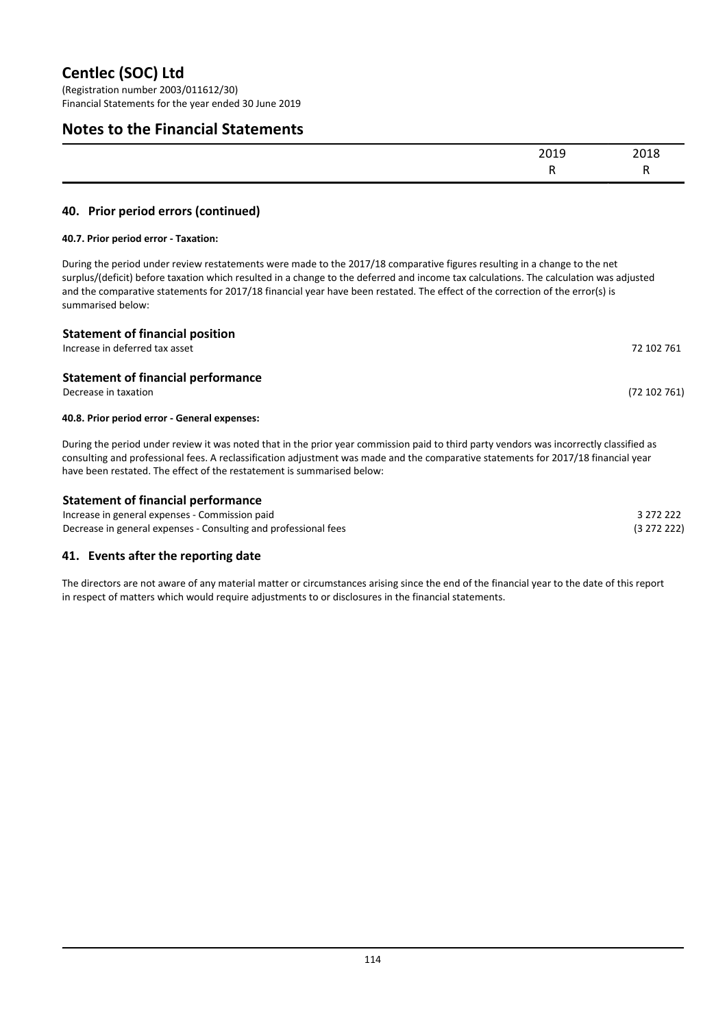# Centlec (SOC) Ltd

(Registration number 2003/011612/30)
Financial Statements for the year ended 30 June 2019

## Notes to the Financial Statements

| | 2019 | 2018 |
|---|---|---|
| | R | R |

### 40. Prior period errors (continued)

**40.7. Prior period error - Taxation:**

During the period under review restatements were made to the 2017/18 comparative figures resulting in a change to the net surplus/(deficit) before taxation which resulted in a change to the deferred and income tax calculations. The calculation was adjusted and the comparative statements for 2017/18 financial year have been restated. The effect of the correction of the error(s) is summarised below:

| | 2019 | 2018 |
|---|---|---|
| **Statement of financial position** | | |
| Increase in deferred tax asset | | 72 102 761 |
| **Statement of financial performance** | | |
| Decrease in taxation | | (72 102 761) |

**40.8. Prior period error - General expenses:**

During the period under review it was noted that in the prior year commission paid to third party vendors was incorrectly classified as consulting and professional fees. A reclassification adjustment was made and the comparative statements for 2017/18 financial year have been restated. The effect of the restatement is summarised below:

| | 2019 | 2018 |
|---|---|---|
| **Statement of financial performance** | | |
| Increase in general expenses - Commission paid | | 3 272 222 |
| Decrease in general expenses - Consulting and professional fees | | (3 272 222) |

### 41. Events after the reporting date

The directors are not aware of any material matter or circumstances arising since the end of the financial year to the date of this report in respect of matters which would require adjustments to or disclosures in the financial statements.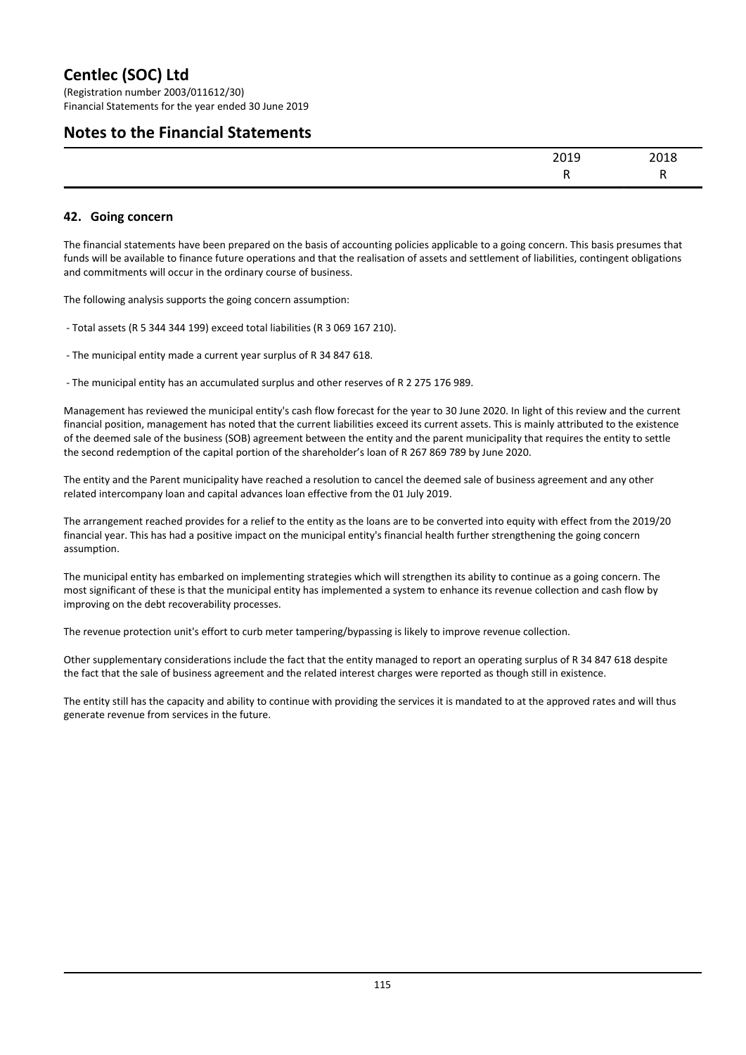# Centlec (SOC) Ltd

(Registration number 2003/011612/30)
Financial Statements for the year ended 30 June 2019

## Notes to the Financial Statements

| | 2019 | 2018 |
|---|---|---|
| | R | R |

### 42. Going concern

The financial statements have been prepared on the basis of accounting policies applicable to a going concern. This basis presumes that funds will be available to finance future operations and that the realisation of assets and settlement of liabilities, contingent obligations and commitments will occur in the ordinary course of business.

The following analysis supports the going concern assumption:

- Total assets (R 5 344 344 199) exceed total liabilities (R 3 069 167 210).
- The municipal entity made a current year surplus of R 34 847 618.
- The municipal entity has an accumulated surplus and other reserves of R 2 275 176 989.

Management has reviewed the municipal entity's cash flow forecast for the year to 30 June 2020. In light of this review and the current financial position, management has noted that the current liabilities exceed its current assets. This is mainly attributed to the existence of the deemed sale of the business (SOB) agreement between the entity and the parent municipality that requires the entity to settle the second redemption of the capital portion of the shareholder's loan of R 267 869 789 by June 2020.

The entity and the Parent municipality have reached a resolution to cancel the deemed sale of business agreement and any other related intercompany loan and capital advances loan effective from the 01 July 2019.

The arrangement reached provides for a relief to the entity as the loans are to be converted into equity with effect from the 2019/20 financial year. This has had a positive impact on the municipal entity's financial health further strengthening the going concern assumption.

The municipal entity has embarked on implementing strategies which will strengthen its ability to continue as a going concern. The most significant of these is that the municipal entity has implemented a system to enhance its revenue collection and cash flow by improving on the debt recoverability processes.

The revenue protection unit's effort to curb meter tampering/bypassing is likely to improve revenue collection.

Other supplementary considerations include the fact that the entity managed to report an operating surplus of R 34 847 618 despite the fact that the sale of business agreement and the related interest charges were reported as though still in existence.

The entity still has the capacity and ability to continue with providing the services it is mandated to at the approved rates and will thus generate revenue from services in the future.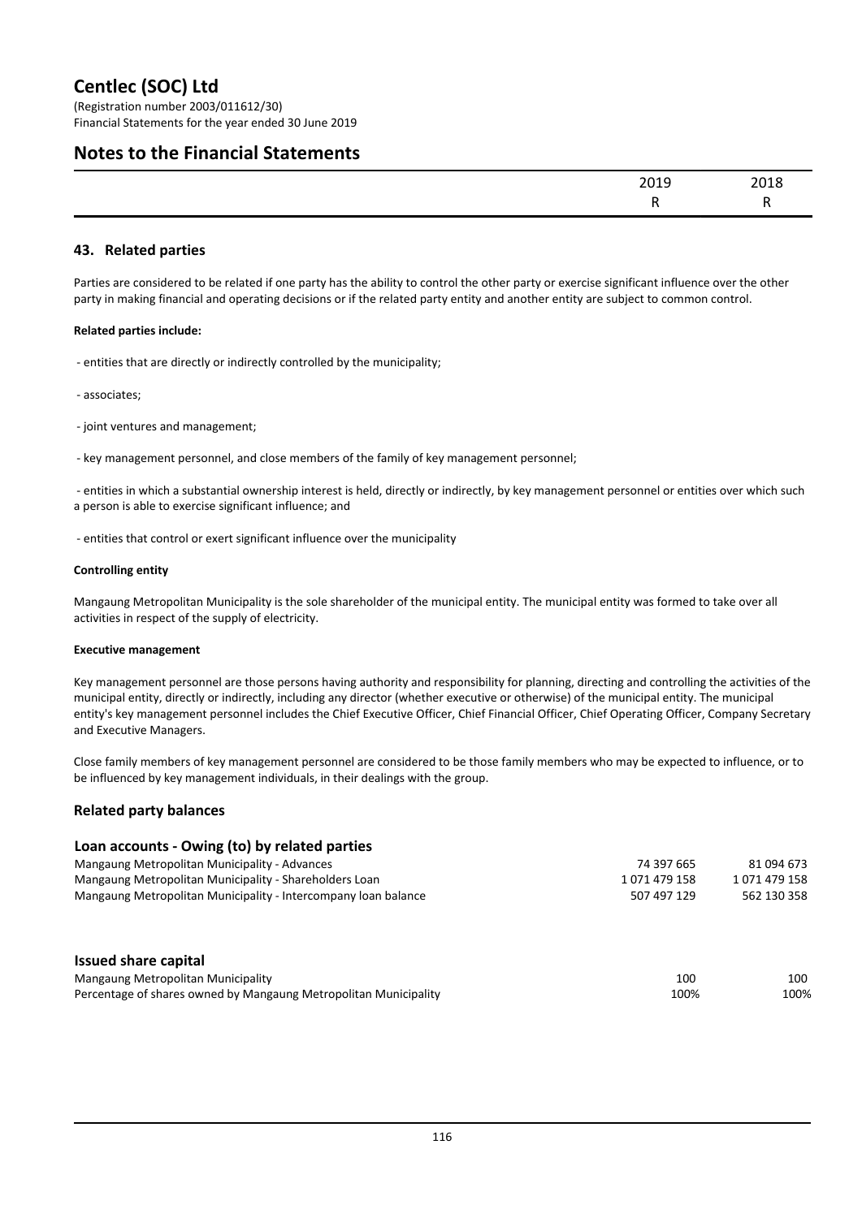# Centlec (SOC) Ltd

(Registration number 2003/011612/30)
Financial Statements for the year ended 30 June 2019

## Notes to the Financial Statements

| | 2019 | 2018 |
|---|---|---|
| | R | R |

### 43. Related parties

Parties are considered to be related if one party has the ability to control the other party or exercise significant influence over the other party in making financial and operating decisions or if the related party entity and another entity are subject to common control.

**Related parties include:**

- entities that are directly or indirectly controlled by the municipality;

- associates;

- joint ventures and management;

- key management personnel, and close members of the family of key management personnel;

- entities in which a substantial ownership interest is held, directly or indirectly, by key management personnel or entities over which such a person is able to exercise significant influence; and

- entities that control or exert significant influence over the municipality

**Controlling entity**

Mangaung Metropolitan Municipality is the sole shareholder of the municipal entity. The municipal entity was formed to take over all activities in respect of the supply of electricity.

**Executive management**

Key management personnel are those persons having authority and responsibility for planning, directing and controlling the activities of the municipal entity, directly or indirectly, including any director (whether executive or otherwise) of the municipal entity. The municipal entity's key management personnel includes the Chief Executive Officer, Chief Financial Officer, Chief Operating Officer, Company Secretary and Executive Managers.

Close family members of key management personnel are considered to be those family members who may be expected to influence, or to be influenced by key management individuals, in their dealings with the group.

### Related party balances

| Loan accounts - Owing (to) by related parties | 2019 | 2018 |
|---|---|---|
| Mangaung Metropolitan Municipality - Advances | 74 397 665 | 81 094 673 |
| Mangaung Metropolitan Municipality - Shareholders Loan | 1 071 479 158 | 1 071 479 158 |
| Mangaung Metropolitan Municipality - Intercompany loan balance | 507 497 129 | 562 130 358 |

| Issued share capital | 2019 | 2018 |
|---|---|---|
| Mangaung Metropolitan Municipality | 100 | 100 |
| Percentage of shares owned by Mangaung Metropolitan Municipality | 100% | 100% |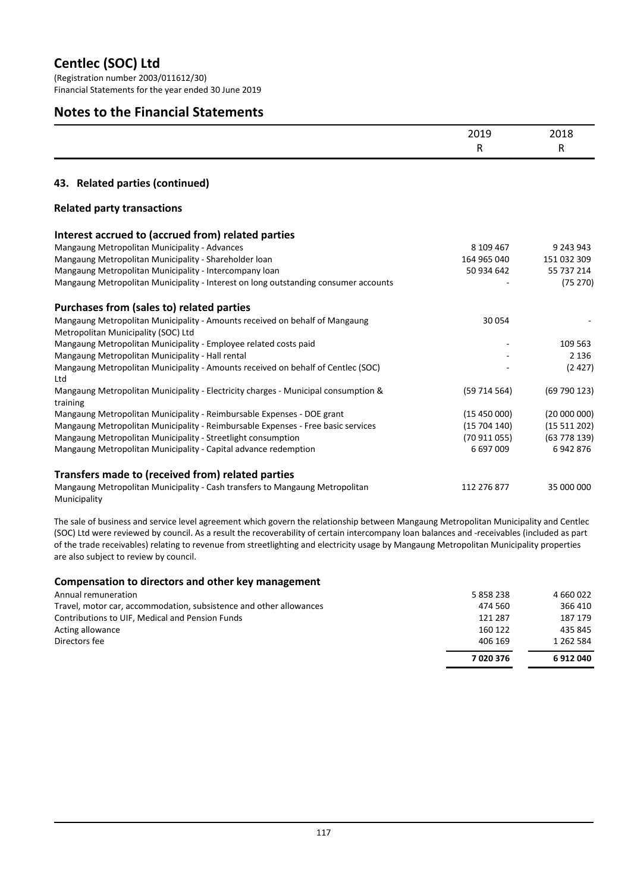# Centlec (SOC) Ltd

(Registration number 2003/011612/30)
Financial Statements for the year ended 30 June 2019

## Notes to the Financial Statements

| | 2019 R | 2018 R |
|---|---|---|

### 43. Related parties (continued)

#### Related party transactions

| | 2019 R | 2018 R |
|---|---|---|
| **Interest accrued to (accrued from) related parties** | | |
| Mangaung Metropolitan Municipality - Advances | 8 109 467 | 9 243 943 |
| Mangaung Metropolitan Municipality - Shareholder loan | 164 965 040 | 151 032 309 |
| Mangaung Metropolitan Municipality - Intercompany loan | 50 934 642 | 55 737 214 |
| Mangaung Metropolitan Municipality - Interest on long outstanding consumer accounts | - | (75 270) |
| **Purchases from (sales to) related parties** | | |
| Mangaung Metropolitan Municipality - Amounts received on behalf of Mangaung Metropolitan Municipality (SOC) Ltd | 30 054 | - |
| Mangaung Metropolitan Municipality - Employee related costs paid | - | 109 563 |
| Mangaung Metropolitan Municipality - Hall rental | - | 2 136 |
| Mangaung Metropolitan Municipality - Amounts received on behalf of Centlec (SOC) Ltd | - | (2 427) |
| Mangaung Metropolitan Municipality - Electricity charges - Municipal consumption & training | (59 714 564) | (69 790 123) |
| Mangaung Metropolitan Municipality - Reimbursable Expenses - DOE grant | (15 450 000) | (20 000 000) |
| Mangaung Metropolitan Municipality - Reimbursable Expenses - Free basic services | (15 704 140) | (15 511 202) |
| Mangaung Metropolitan Municipality - Streetlight consumption | (70 911 055) | (63 778 139) |
| Mangaung Metropolitan Municipality - Capital advance redemption | 6 697 009 | 6 942 876 |
| **Transfers made to (received from) related parties** | | |
| Mangaung Metropolitan Municipality - Cash transfers to Mangaung Metropolitan Municipality | 112 276 877 | 35 000 000 |

The sale of business and service level agreement which govern the relationship between Mangaung Metropolitan Municipality and Centlec (SOC) Ltd were reviewed by council. As a result the recoverability of certain intercompany loan balances and -receivables (included as part of the trade receivables) relating to revenue from streetlighting and electricity usage by Mangaung Metropolitan Municipality properties are also subject to review by council.

#### Compensation to directors and other key management

| | 2019 R | 2018 R |
|---|---|---|
| Annual remuneration | 5 858 238 | 4 660 022 |
| Travel, motor car, accommodation, subsistence and other allowances | 474 560 | 366 410 |
| Contributions to UIF, Medical and Pension Funds | 121 287 | 187 179 |
| Acting allowance | 160 122 | 435 845 |
| Directors fee | 406 169 | 1 262 584 |
| | **7 020 376** | **6 912 040** |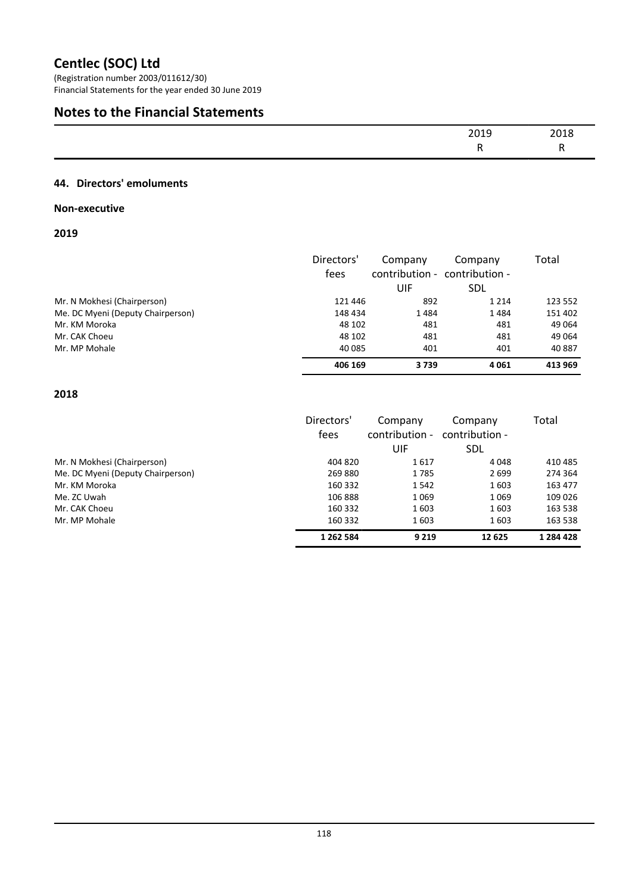# Centlec (SOC) Ltd

(Registration number 2003/011612/30)
Financial Statements for the year ended 30 June 2019

## Notes to the Financial Statements

| | 2019 | 2018 |
|---|---|---|
| | R | R |

### 44. Directors' emoluments

**Non-executive**

**2019**

| | Directors' fees | Company contribution - UIF | Company contribution - SDL | Total |
|---|---|---|---|---|
| Mr. N Mokhesi (Chairperson) | 121 446 | 892 | 1 214 | 123 552 |
| Me. DC Myeni (Deputy Chairperson) | 148 434 | 1 484 | 1 484 | 151 402 |
| Mr. KM Moroka | 48 102 | 481 | 481 | 49 064 |
| Mr. CAK Choeu | 48 102 | 481 | 481 | 49 064 |
| Mr. MP Mohale | 40 085 | 401 | 401 | 40 887 |
| | **406 169** | **3 739** | **4 061** | **413 969** |

**2018**

| | Directors' fees | Company contribution - UIF | Company contribution - SDL | Total |
|---|---|---|---|---|
| Mr. N Mokhesi (Chairperson) | 404 820 | 1 617 | 4 048 | 410 485 |
| Me. DC Myeni (Deputy Chairperson) | 269 880 | 1 785 | 2 699 | 274 364 |
| Mr. KM Moroka | 160 332 | 1 542 | 1 603 | 163 477 |
| Me. ZC Uwah | 106 888 | 1 069 | 1 069 | 109 026 |
| Mr. CAK Choeu | 160 332 | 1 603 | 1 603 | 163 538 |
| Mr. MP Mohale | 160 332 | 1 603 | 1 603 | 163 538 |
| | **1 262 584** | **9 219** | **12 625** | **1 284 428** |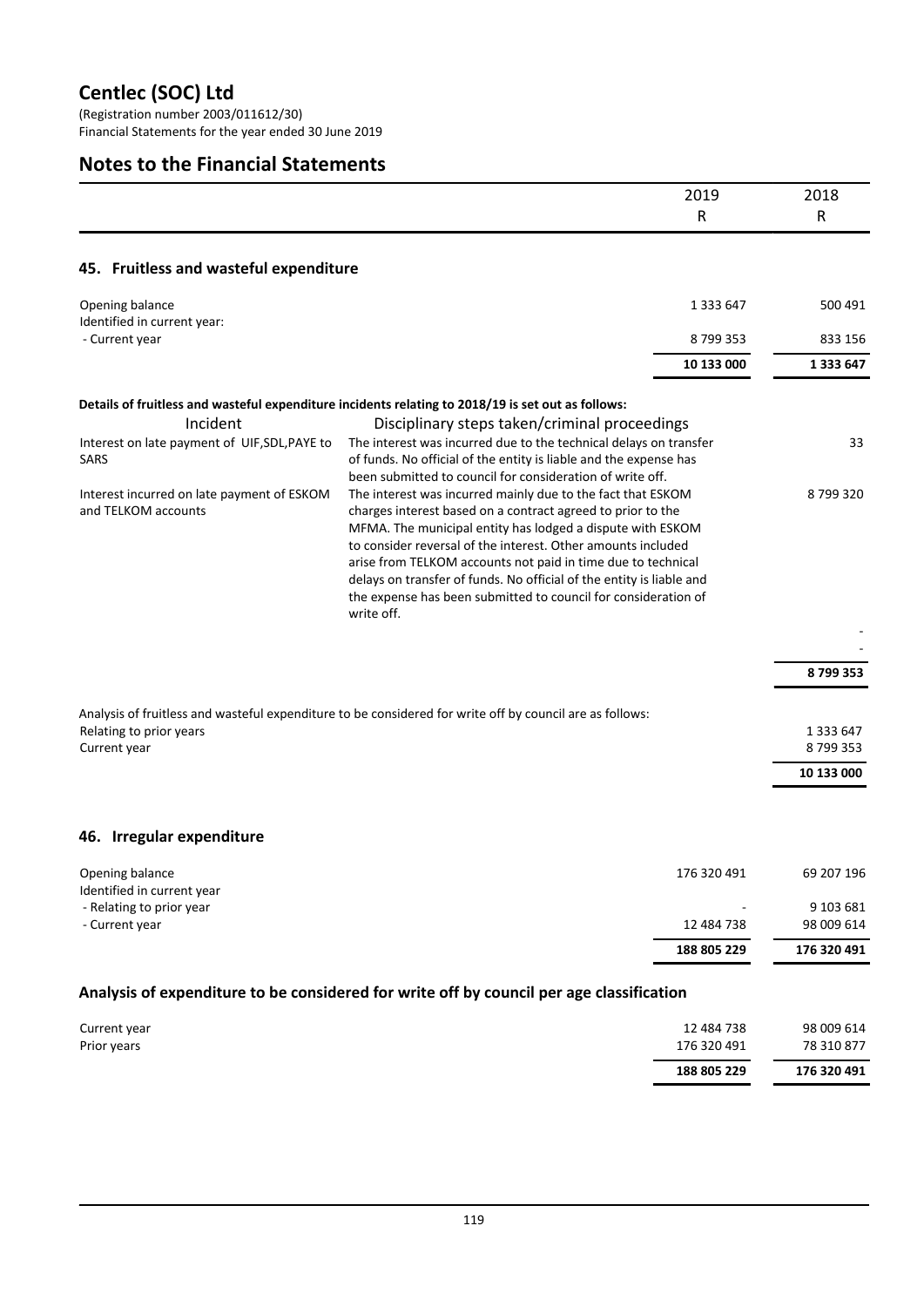# Centlec (SOC) Ltd

(Registration number 2003/011612/30)
Financial Statements for the year ended 30 June 2019

## Notes to the Financial Statements

| | 2019 R | 2018 R |
|---|---|---|

### 45. Fruitless and wasteful expenditure

| | 2019 R | 2018 R |
|---|---|---|
| Opening balance | 1 333 647 | 500 491 |
| Identified in current year: | | |
| - Current year | 8 799 353 | 833 156 |
| | **10 133 000** | **1 333 647** |

**Details of fruitless and wasteful expenditure incidents relating to 2018/19 is set out as follows:**

| Incident | Disciplinary steps taken/criminal proceedings | |
|---|---|---|
| Interest on late payment of UIF,SDL,PAYE to SARS | The interest was incurred due to the technical delays on transfer of funds. No official of the entity is liable and the expense has been submitted to council for consideration of write off. | 33 |
| Interest incurred on late payment of ESKOM and TELKOM accounts | The interest was incurred mainly due to the fact that ESKOM charges interest based on a contract agreed to prior to the MFMA. The municipal entity has lodged a dispute with ESKOM to consider reversal of the interest. Other amounts included arise from TELKOM accounts not paid in time due to technical delays on transfer of funds. No official of the entity is liable and the expense has been submitted to council for consideration of write off. | 8 799 320 |
| | | - |
| | | - |
| | | **8 799 353** |

Analysis of fruitless and wasteful expenditure to be considered for write off by council are as follows:

| | |
|---|---|
| Relating to prior years | 1 333 647 |
| Current year | 8 799 353 |
| | **10 133 000** |

### 46. Irregular expenditure

| | 2019 R | 2018 R |
|---|---|---|
| Opening balance | 176 320 491 | 69 207 196 |
| Identified in current year | | |
| - Relating to prior year | - | 9 103 681 |
| - Current year | 12 484 738 | 98 009 614 |
| | **188 805 229** | **176 320 491** |

### Analysis of expenditure to be considered for write off by council per age classification

| | 2019 R | 2018 R |
|---|---|---|
| Current year | 12 484 738 | 98 009 614 |
| Prior years | 176 320 491 | 78 310 877 |
| | **188 805 229** | **176 320 491** |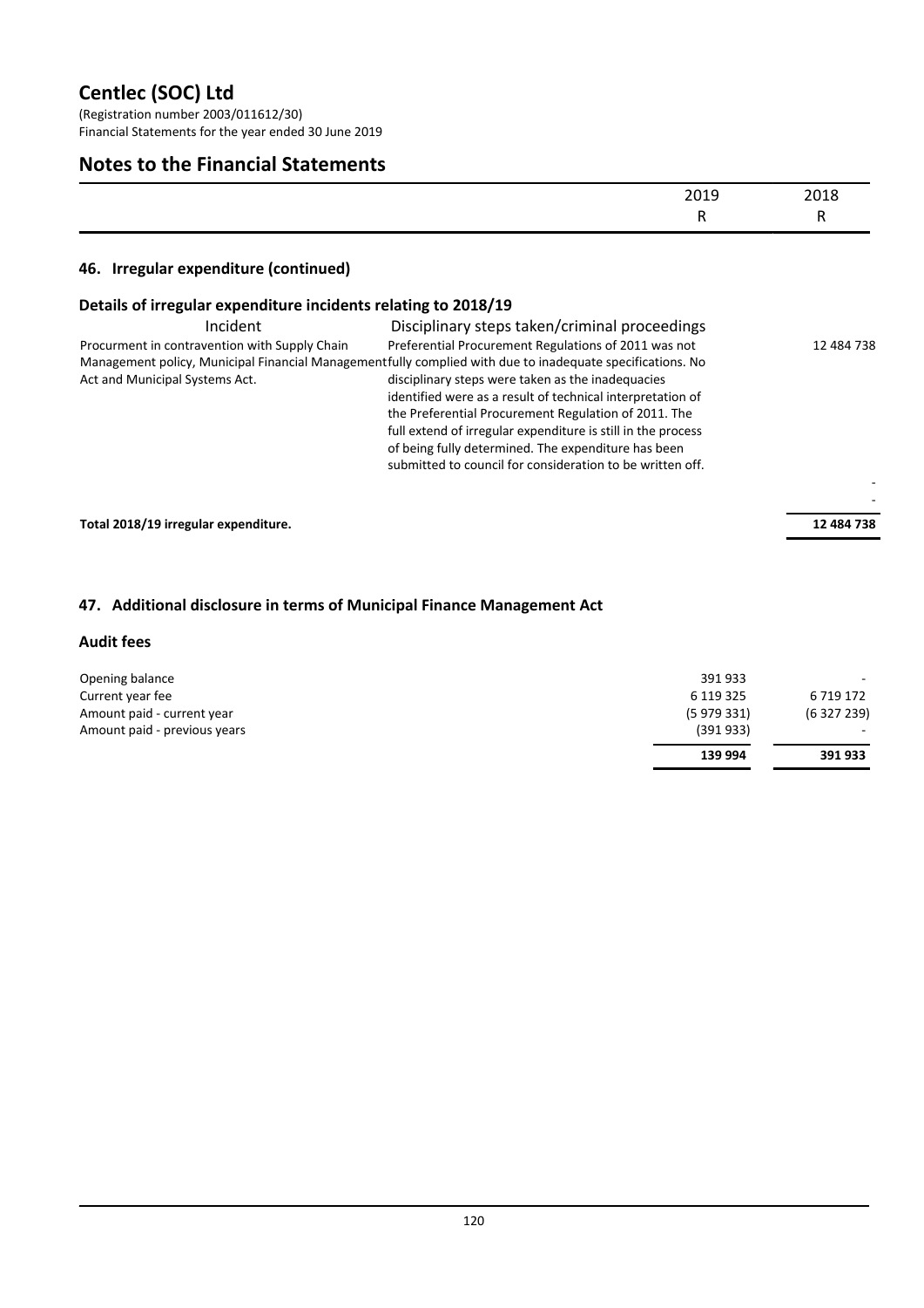# Centlec (SOC) Ltd

(Registration number 2003/011612/30)
Financial Statements for the year ended 30 June 2019

## Notes to the Financial Statements

| | 2019 R | 2018 R |
|---|---|---|

### 46. Irregular expenditure (continued)

#### Details of irregular expenditure incidents relating to 2018/19

| Incident | Disciplinary steps taken/criminal proceedings | |
|---|---|---|
| Procurment in contravention with Supply Chain Management policy, Municipal Financial Management Act and Municipal Systems Act. | Preferential Procurement Regulations of 2011 was not fully complied with due to inadequate specifications. No disciplinary steps were taken as the inadequacies identified were as a result of technical interpretation of the Preferential Procurement Regulation of 2011. The full extend of irregular expenditure is still in the process of being fully determined. The expenditure has been submitted to council for consideration to be written off. | 12 484 738 |
| | | - |
| | | - |
| **Total 2018/19 irregular expenditure.** | | **12 484 738** |

### 47. Additional disclosure in terms of Municipal Finance Management Act

#### Audit fees

| | 2019 R | 2018 R |
|---|---|---|
| Opening balance | 391 933 | - |
| Current year fee | 6 119 325 | 6 719 172 |
| Amount paid - current year | (5 979 331) | (6 327 239) |
| Amount paid - previous years | (391 933) | - |
| | **139 994** | **391 933** |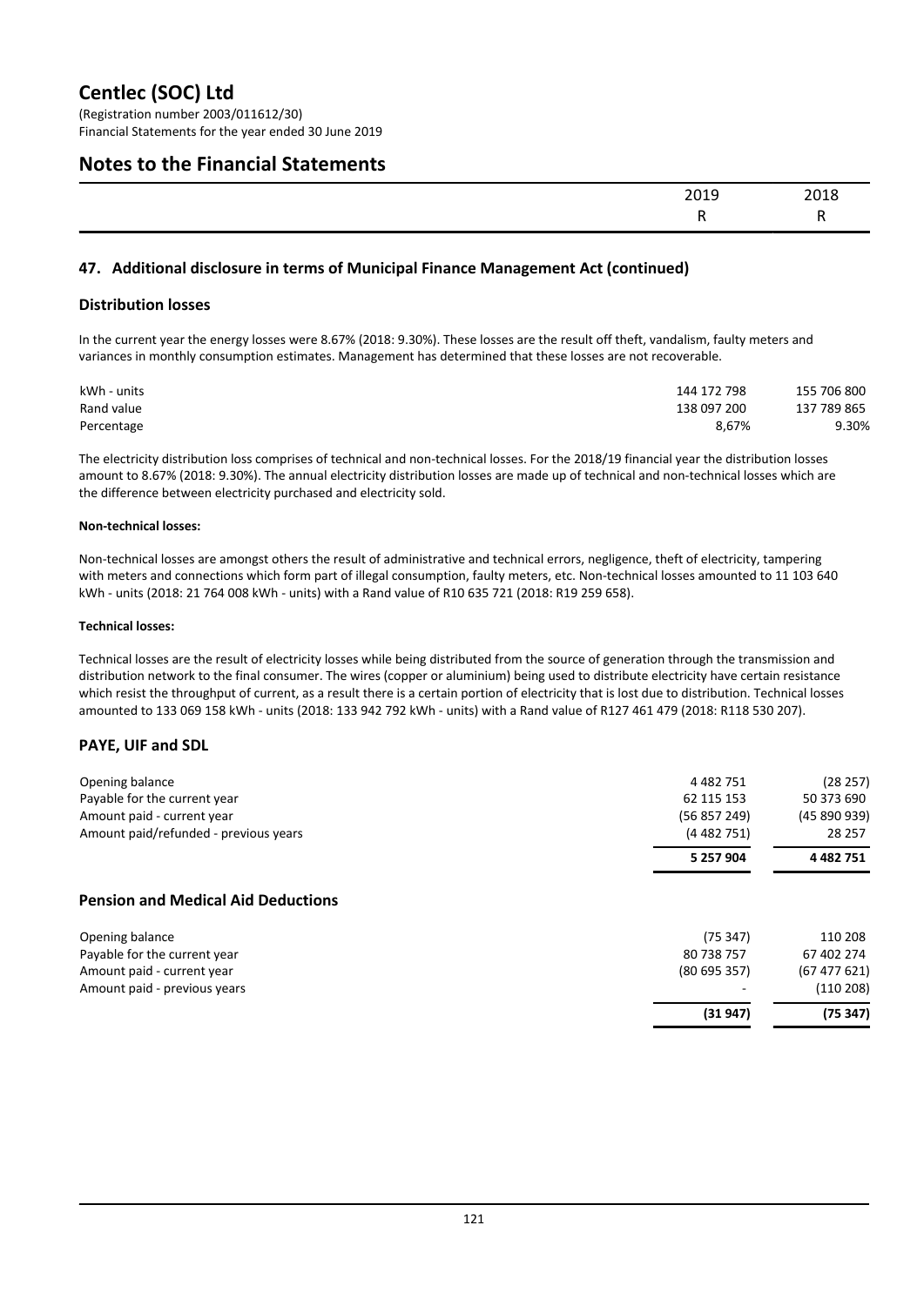## 47. Additional disclosure in terms of Municipal Finance Management Act (continued)

### Distribution losses

In the current year the energy losses were 8.67% (2018: 9.30%). These losses are the result off theft, vandalism, faulty meters and variances in monthly consumption estimates. Management has determined that these losses are not recoverable.

| | 2019<br>R | 2018<br>R |
|---|---|---|
| kWh - units | 144 172 798 | 155 706 800 |
| Rand value | 138 097 200 | 137 789 865 |
| Percentage | 8,67% | 9.30% |

The electricity distribution loss comprises of technical and non-technical losses. For the 2018/19 financial year the distribution losses amount to 8.67% (2018: 9.30%). The annual electricity distribution losses are made up of technical and non-technical losses which are the difference between electricity purchased and electricity sold.

**Non-technical losses:**

Non-technical losses are amongst others the result of administrative and technical errors, negligence, theft of electricity, tampering with meters and connections which form part of illegal consumption, faulty meters, etc. Non-technical losses amounted to 11 103 640 kWh - units (2018: 21 764 008 kWh - units) with a Rand value of R10 635 721 (2018: R19 259 658).

**Technical losses:**

Technical losses are the result of electricity losses while being distributed from the source of generation through the transmission and distribution network to the final consumer. The wires (copper or aluminium) being used to distribute electricity have certain resistance which resist the throughput of current, as a result there is a certain portion of electricity that is lost due to distribution. Technical losses amounted to 133 069 158 kWh - units (2018: 133 942 792 kWh - units) with a Rand value of R127 461 479 (2018: R118 530 207).

### PAYE, UIF and SDL

| | 2019<br>R | 2018<br>R |
|---|---|---|
| Opening balance | 4 482 751 | (28 257) |
| Payable for the current year | 62 115 153 | 50 373 690 |
| Amount paid - current year | (56 857 249) | (45 890 939) |
| Amount paid/refunded - previous years | (4 482 751) | 28 257 |
| | **5 257 904** | **4 482 751** |

### Pension and Medical Aid Deductions

| | 2019<br>R | 2018<br>R |
|---|---|---|
| Opening balance | (75 347) | 110 208 |
| Payable for the current year | 80 738 757 | 67 402 274 |
| Amount paid - current year | (80 695 357) | (67 477 621) |
| Amount paid - previous years | - | (110 208) |
| | **(31 947)** | **(75 347)** |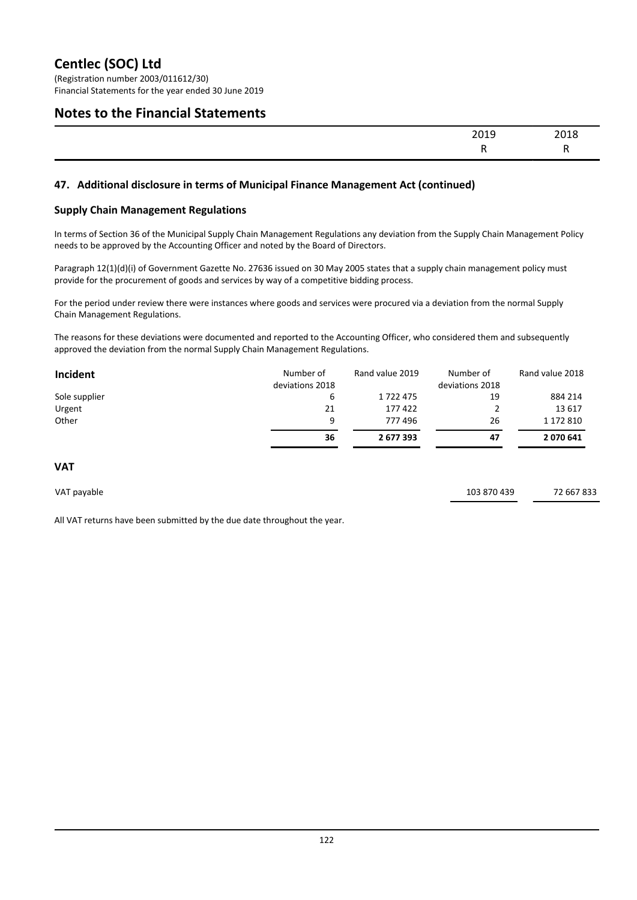# Centlec (SOC) Ltd

(Registration number 2003/011612/30)
Financial Statements for the year ended 30 June 2019

## Notes to the Financial Statements

| | 2019 | 2018 |
|---|---|---|
| | R | R |

### 47. Additional disclosure in terms of Municipal Finance Management Act (continued)

#### Supply Chain Management Regulations

In terms of Section 36 of the Municipal Supply Chain Management Regulations any deviation from the Supply Chain Management Policy needs to be approved by the Accounting Officer and noted by the Board of Directors.

Paragraph 12(1)(d)(i) of Government Gazette No. 27636 issued on 30 May 2005 states that a supply chain management policy must provide for the procurement of goods and services by way of a competitive bidding process.

For the period under review there were instances where goods and services were procured via a deviation from the normal Supply Chain Management Regulations.

The reasons for these deviations were documented and reported to the Accounting Officer, who considered them and subsequently approved the deviation from the normal Supply Chain Management Regulations.

| **Incident** | Number of deviations 2018 | Rand value 2019 | Number of deviations 2018 | Rand value 2018 |
|---|---|---|---|---|
| Sole supplier | 6 | 1 722 475 | 19 | 884 214 |
| Urgent | 21 | 177 422 | 2 | 13 617 |
| Other | 9 | 777 496 | 26 | 1 172 810 |
| | **36** | **2 677 393** | **47** | **2 070 641** |

#### VAT

| | 2019 | 2018 |
|---|---|---|
| VAT payable | 103 870 439 | 72 667 833 |

All VAT returns have been submitted by the due date throughout the year.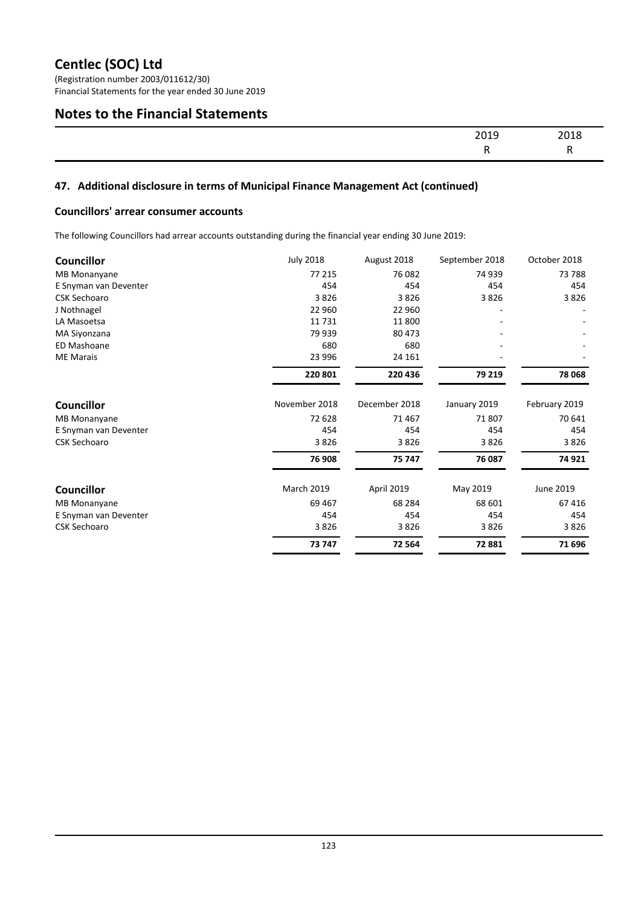# Centlec (SOC) Ltd

(Registration number 2003/011612/30)
Financial Statements for the year ended 30 June 2019

## Notes to the Financial Statements

| | 2019 | 2018 |
|---|---|---|
| | R | R |

### 47. Additional disclosure in terms of Municipal Finance Management Act (continued)

#### Councillors' arrear consumer accounts

The following Councillors had arrear accounts outstanding during the financial year ending 30 June 2019:

| Councillor | July 2018 | August 2018 | September 2018 | October 2018 |
|---|---|---|---|---|
| MB Monanyane | 77 215 | 76 082 | 74 939 | 73 788 |
| E Snyman van Deventer | 454 | 454 | 454 | 454 |
| CSK Sechoaro | 3 826 | 3 826 | 3 826 | 3 826 |
| J Nothnagel | 22 960 | 22 960 | - | - |
| LA Masoetsa | 11 731 | 11 800 | - | - |
| MA Siyonzana | 79 939 | 80 473 | - | - |
| ED Mashoane | 680 | 680 | - | - |
| ME Marais | 23 996 | 24 161 | - | - |
| | **220 801** | **220 436** | **79 219** | **78 068** |

| Councillor | November 2018 | December 2018 | January 2019 | February 2019 |
|---|---|---|---|---|
| MB Monanyane | 72 628 | 71 467 | 71 807 | 70 641 |
| E Snyman van Deventer | 454 | 454 | 454 | 454 |
| CSK Sechoaro | 3 826 | 3 826 | 3 826 | 3 826 |
| | **76 908** | **75 747** | **76 087** | **74 921** |

| Councillor | March 2019 | April 2019 | May 2019 | June 2019 |
|---|---|---|---|---|
| MB Monanyane | 69 467 | 68 284 | 68 601 | 67 416 |
| E Snyman van Deventer | 454 | 454 | 454 | 454 |
| CSK Sechoaro | 3 826 | 3 826 | 3 826 | 3 826 |
| | **73 747** | **72 564** | **72 881** | **71 696** |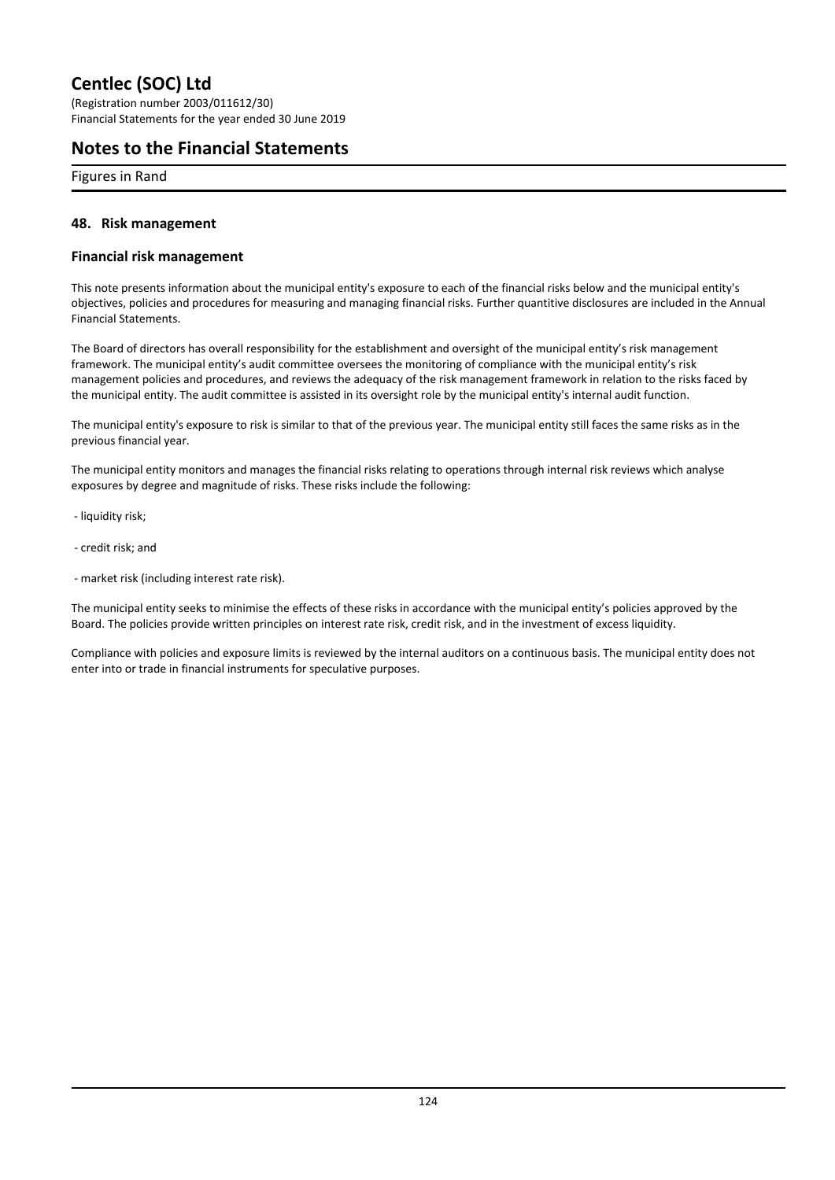## 48. Risk management

### Financial risk management

This note presents information about the municipal entity's exposure to each of the financial risks below and the municipal entity's objectives, policies and procedures for measuring and managing financial risks. Further quantitive disclosures are included in the Annual Financial Statements.

The Board of directors has overall responsibility for the establishment and oversight of the municipal entity's risk management framework. The municipal entity's audit committee oversees the monitoring of compliance with the municipal entity's risk management policies and procedures, and reviews the adequacy of the risk management framework in relation to the risks faced by the municipal entity. The audit committee is assisted in its oversight role by the municipal entity's internal audit function.

The municipal entity's exposure to risk is similar to that of the previous year. The municipal entity still faces the same risks as in the previous financial year.

The municipal entity monitors and manages the financial risks relating to operations through internal risk reviews which analyse exposures by degree and magnitude of risks. These risks include the following:

- liquidity risk;
- credit risk; and
- market risk (including interest rate risk).

The municipal entity seeks to minimise the effects of these risks in accordance with the municipal entity's policies approved by the Board. The policies provide written principles on interest rate risk, credit risk, and in the investment of excess liquidity.

Compliance with policies and exposure limits is reviewed by the internal auditors on a continuous basis. The municipal entity does not enter into or trade in financial instruments for speculative purposes.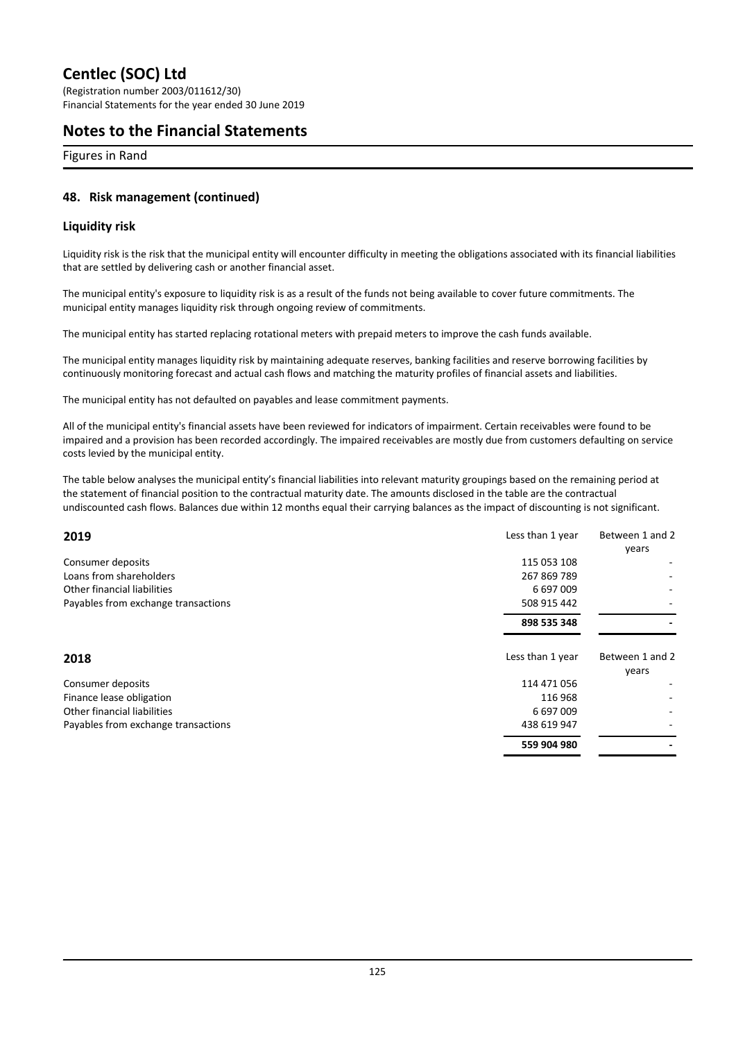# Centlec (SOC) Ltd

(Registration number 2003/011612/30)
Financial Statements for the year ended 30 June 2019

## Notes to the Financial Statements

Figures in Rand

### 48. Risk management (continued)

### Liquidity risk

Liquidity risk is the risk that the municipal entity will encounter difficulty in meeting the obligations associated with its financial liabilities that are settled by delivering cash or another financial asset.

The municipal entity's exposure to liquidity risk is as a result of the funds not being available to cover future commitments. The municipal entity manages liquidity risk through ongoing review of commitments.

The municipal entity has started replacing rotational meters with prepaid meters to improve the cash funds available.

The municipal entity manages liquidity risk by maintaining adequate reserves, banking facilities and reserve borrowing facilities by continuously monitoring forecast and actual cash flows and matching the maturity profiles of financial assets and liabilities.

The municipal entity has not defaulted on payables and lease commitment payments.

All of the municipal entity's financial assets have been reviewed for indicators of impairment. Certain receivables were found to be impaired and a provision has been recorded accordingly. The impaired receivables are mostly due from customers defaulting on service costs levied by the municipal entity.

The table below analyses the municipal entity's financial liabilities into relevant maturity groupings based on the remaining period at the statement of financial position to the contractual maturity date. The amounts disclosed in the table are the contractual undiscounted cash flows. Balances due within 12 months equal their carrying balances as the impact of discounting is not significant.

| 2019 | Less than 1 year | Between 1 and 2 years |
|---|---|---|
| Consumer deposits | 115 053 108 | - |
| Loans from shareholders | 267 869 789 | - |
| Other financial liabilities | 6 697 009 | - |
| Payables from exchange transactions | 508 915 442 | - |
| | **898 535 348** | **-** |

| 2018 | Less than 1 year | Between 1 and 2 years |
|---|---|---|
| Consumer deposits | 114 471 056 | - |
| Finance lease obligation | 116 968 | - |
| Other financial liabilities | 6 697 009 | - |
| Payables from exchange transactions | 438 619 947 | - |
| | **559 904 980** | **-** |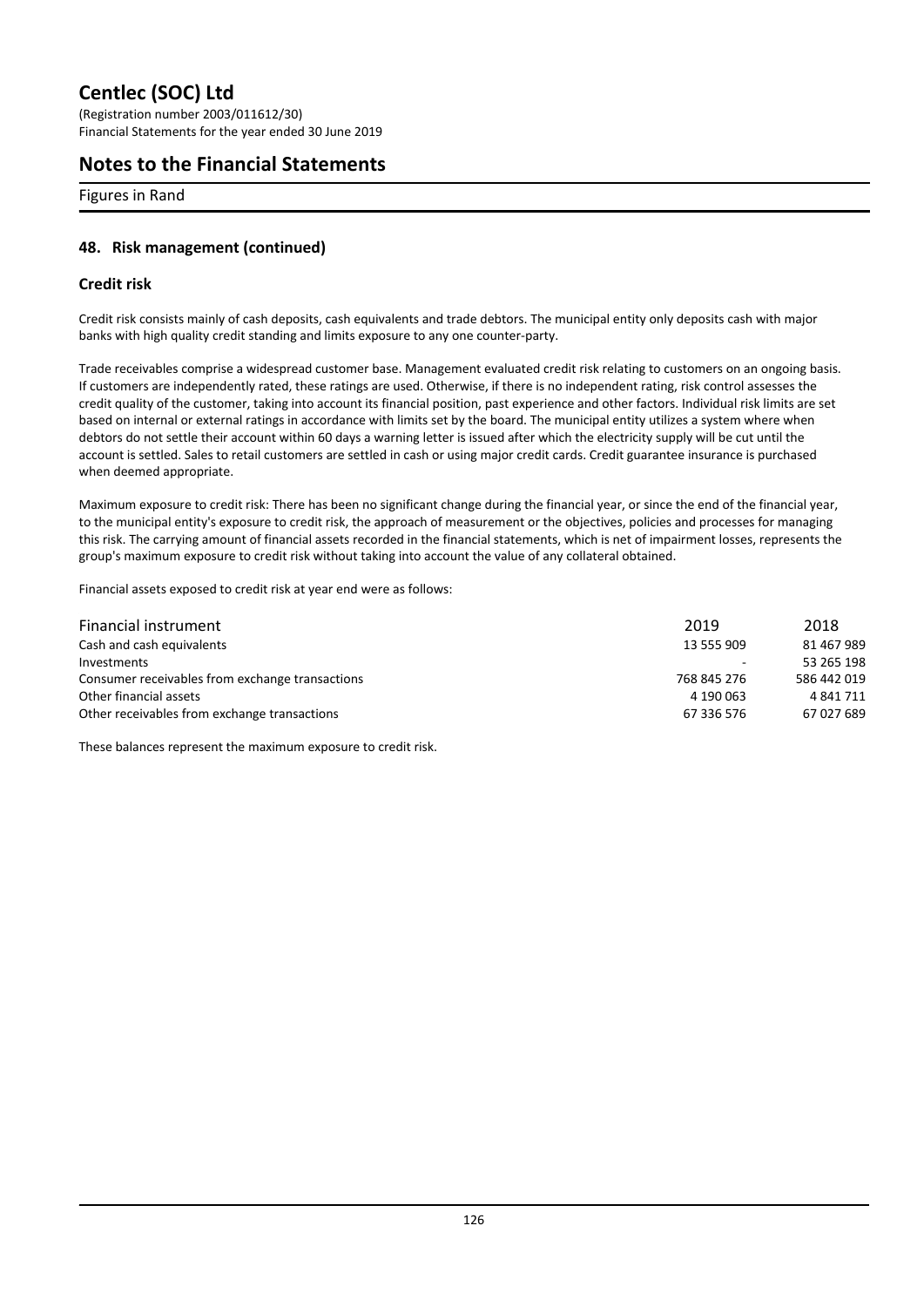# Centlec (SOC) Ltd

(Registration number 2003/011612/30)
Financial Statements for the year ended 30 June 2019

## Notes to the Financial Statements

Figures in Rand

### 48. Risk management (continued)

### Credit risk

Credit risk consists mainly of cash deposits, cash equivalents and trade debtors. The municipal entity only deposits cash with major banks with high quality credit standing and limits exposure to any one counter-party.

Trade receivables comprise a widespread customer base. Management evaluated credit risk relating to customers on an ongoing basis. If customers are independently rated, these ratings are used. Otherwise, if there is no independent rating, risk control assesses the credit quality of the customer, taking into account its financial position, past experience and other factors. Individual risk limits are set based on internal or external ratings in accordance with limits set by the board. The municipal entity utilizes a system where when debtors do not settle their account within 60 days a warning letter is issued after which the electricity supply will be cut until the account is settled. Sales to retail customers are settled in cash or using major credit cards. Credit guarantee insurance is purchased when deemed appropriate.

Maximum exposure to credit risk: There has been no significant change during the financial year, or since the end of the financial year, to the municipal entity's exposure to credit risk, the approach of measurement or the objectives, policies and processes for managing this risk. The carrying amount of financial assets recorded in the financial statements, which is net of impairment losses, represents the group's maximum exposure to credit risk without taking into account the value of any collateral obtained.

Financial assets exposed to credit risk at year end were as follows:

| Financial instrument | 2019 | 2018 |
|---|---|---|
| Cash and cash equivalents | 13 555 909 | 81 467 989 |
| Investments | - | 53 265 198 |
| Consumer receivables from exchange transactions | 768 845 276 | 586 442 019 |
| Other financial assets | 4 190 063 | 4 841 711 |
| Other receivables from exchange transactions | 67 336 576 | 67 027 689 |

These balances represent the maximum exposure to credit risk.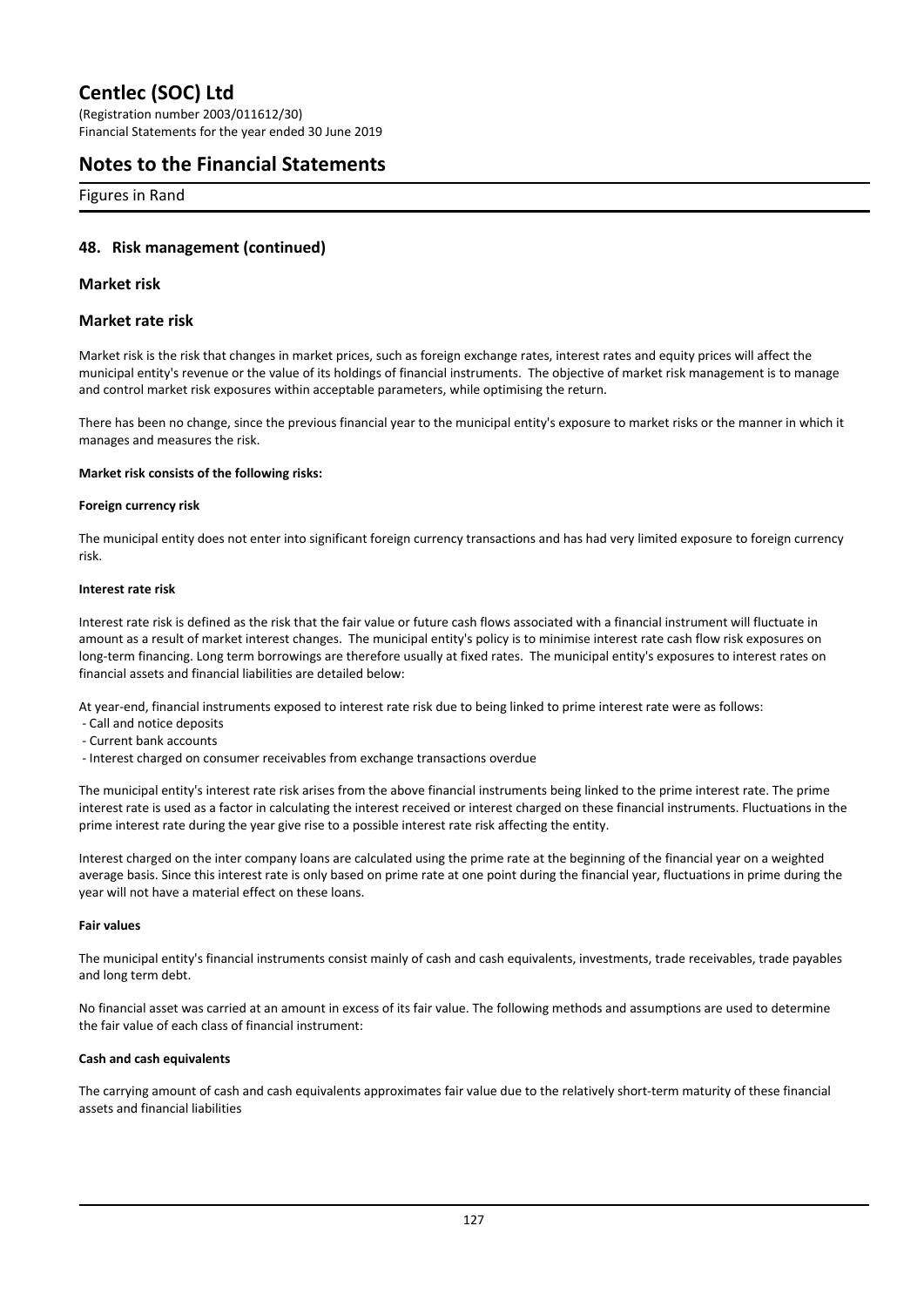## 48. Risk management (continued)

### Market risk

### Market rate risk

Market risk is the risk that changes in market prices, such as foreign exchange rates, interest rates and equity prices will affect the municipal entity's revenue or the value of its holdings of financial instruments. The objective of market risk management is to manage and control market risk exposures within acceptable parameters, while optimising the return.

There has been no change, since the previous financial year to the municipal entity's exposure to market risks or the manner in which it manages and measures the risk.

**Market risk consists of the following risks:**

**Foreign currency risk**

The municipal entity does not enter into significant foreign currency transactions and has had very limited exposure to foreign currency risk.

**Interest rate risk**

Interest rate risk is defined as the risk that the fair value or future cash flows associated with a financial instrument will fluctuate in amount as a result of market interest changes. The municipal entity's policy is to minimise interest rate cash flow risk exposures on long-term financing. Long term borrowings are therefore usually at fixed rates. The municipal entity's exposures to interest rates on financial assets and financial liabilities are detailed below:

At year-end, financial instruments exposed to interest rate risk due to being linked to prime interest rate were as follows:

- Call and notice deposits
- Current bank accounts
- Interest charged on consumer receivables from exchange transactions overdue

The municipal entity's interest rate risk arises from the above financial instruments being linked to the prime interest rate. The prime interest rate is used as a factor in calculating the interest received or interest charged on these financial instruments. Fluctuations in the prime interest rate during the year give rise to a possible interest rate risk affecting the entity.

Interest charged on the inter company loans are calculated using the prime rate at the beginning of the financial year on a weighted average basis. Since this interest rate is only based on prime rate at one point during the financial year, fluctuations in prime during the year will not have a material effect on these loans.

**Fair values**

The municipal entity's financial instruments consist mainly of cash and cash equivalents, investments, trade receivables, trade payables and long term debt.

No financial asset was carried at an amount in excess of its fair value. The following methods and assumptions are used to determine the fair value of each class of financial instrument:

**Cash and cash equivalents**

The carrying amount of cash and cash equivalents approximates fair value due to the relatively short-term maturity of these financial assets and financial liabilities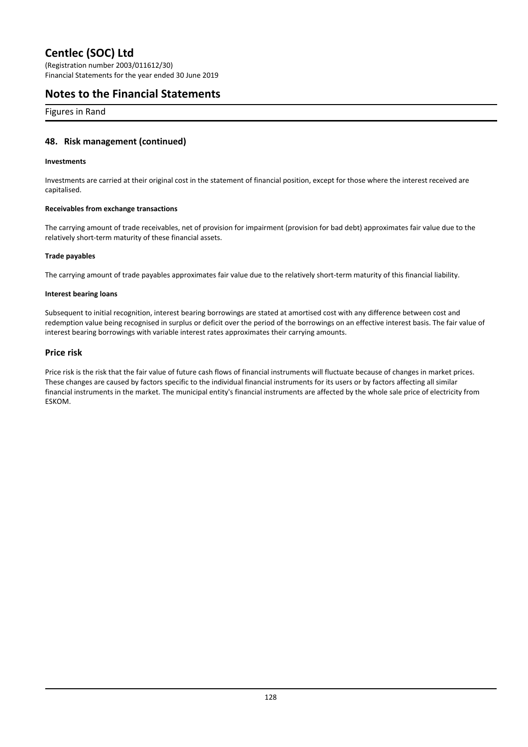## 48. Risk management (continued)

**Investments**

Investments are carried at their original cost in the statement of financial position, except for those where the interest received are capitalised.

**Receivables from exchange transactions**

The carrying amount of trade receivables, net of provision for impairment (provision for bad debt) approximates fair value due to the relatively short-term maturity of these financial assets.

**Trade payables**

The carrying amount of trade payables approximates fair value due to the relatively short-term maturity of this financial liability.

**Interest bearing loans**

Subsequent to initial recognition, interest bearing borrowings are stated at amortised cost with any difference between cost and redemption value being recognised in surplus or deficit over the period of the borrowings on an effective interest basis. The fair value of interest bearing borrowings with variable interest rates approximates their carrying amounts.

### Price risk

Price risk is the risk that the fair value of future cash flows of financial instruments will fluctuate because of changes in market prices. These changes are caused by factors specific to the individual financial instruments for its users or by factors affecting all similar financial instruments in the market. The municipal entity's financial instruments are affected by the whole sale price of electricity from ESKOM.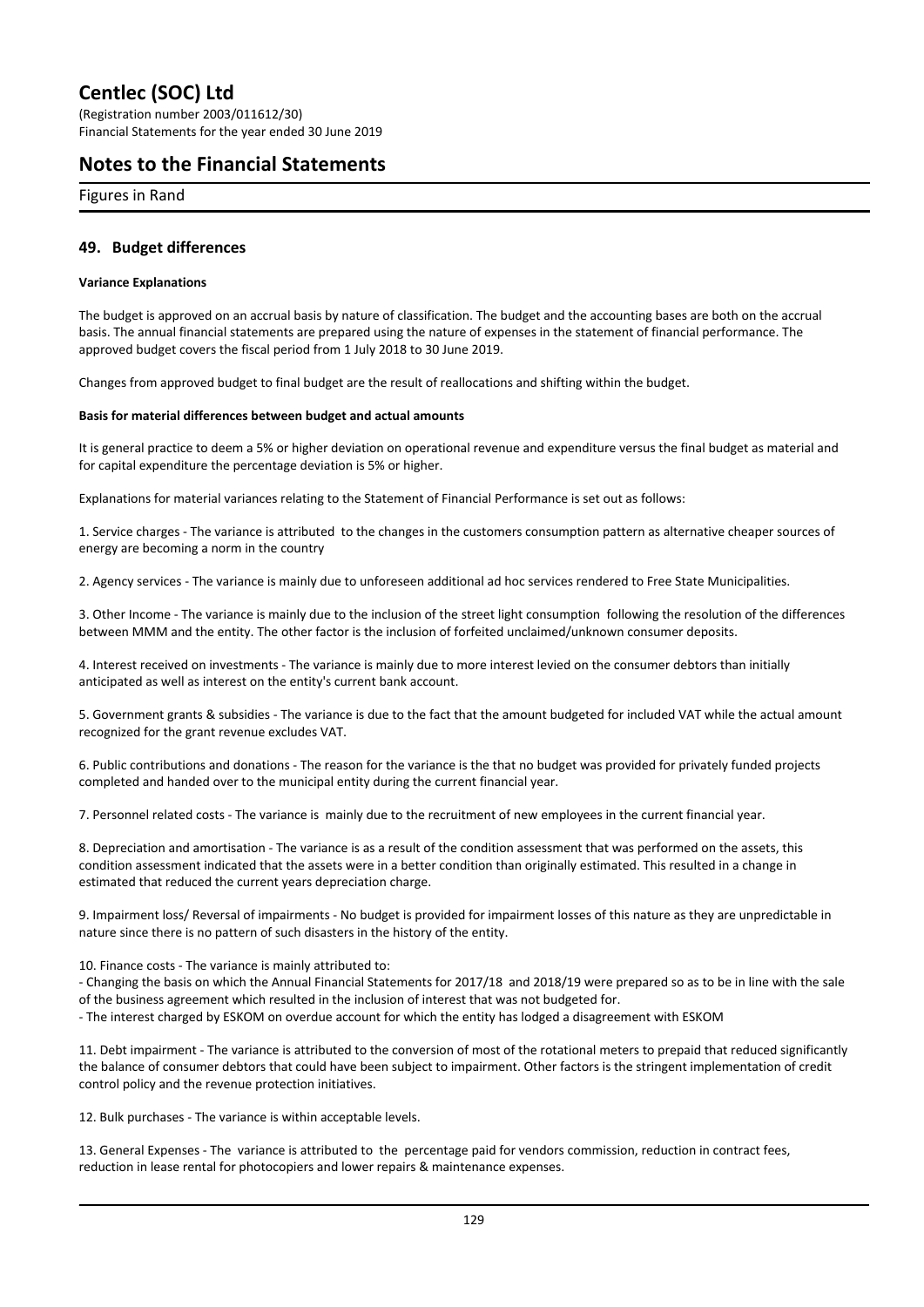## 49. Budget differences

**Variance Explanations**

The budget is approved on an accrual basis by nature of classification. The budget and the accounting bases are both on the accrual basis. The annual financial statements are prepared using the nature of expenses in the statement of financial performance. The approved budget covers the fiscal period from 1 July 2018 to 30 June 2019.

Changes from approved budget to final budget are the result of reallocations and shifting within the budget.

**Basis for material differences between budget and actual amounts**

It is general practice to deem a 5% or higher deviation on operational revenue and expenditure versus the final budget as material and for capital expenditure the percentage deviation is 5% or higher.

Explanations for material variances relating to the Statement of Financial Performance is set out as follows:

1. Service charges - The variance is attributed to the changes in the customers consumption pattern as alternative cheaper sources of energy are becoming a norm in the country

2. Agency services - The variance is mainly due to unforeseen additional ad hoc services rendered to Free State Municipalities.

3. Other Income - The variance is mainly due to the inclusion of the street light consumption following the resolution of the differences between MMM and the entity. The other factor is the inclusion of forfeited unclaimed/unknown consumer deposits.

4. Interest received on investments - The variance is mainly due to more interest levied on the consumer debtors than initially anticipated as well as interest on the entity's current bank account.

5. Government grants & subsidies - The variance is due to the fact that the amount budgeted for included VAT while the actual amount recognized for the grant revenue excludes VAT.

6. Public contributions and donations - The reason for the variance is the that no budget was provided for privately funded projects completed and handed over to the municipal entity during the current financial year.

7. Personnel related costs - The variance is mainly due to the recruitment of new employees in the current financial year.

8. Depreciation and amortisation - The variance is as a result of the condition assessment that was performed on the assets, this condition assessment indicated that the assets were in a better condition than originally estimated. This resulted in a change in estimated that reduced the current years depreciation charge.

9. Impairment loss/ Reversal of impairments - No budget is provided for impairment losses of this nature as they are unpredictable in nature since there is no pattern of such disasters in the history of the entity.

10. Finance costs - The variance is mainly attributed to:
- Changing the basis on which the Annual Financial Statements for 2017/18 and 2018/19 were prepared so as to be in line with the sale of the business agreement which resulted in the inclusion of interest that was not budgeted for.
- The interest charged by ESKOM on overdue account for which the entity has lodged a disagreement with ESKOM

11. Debt impairment - The variance is attributed to the conversion of most of the rotational meters to prepaid that reduced significantly the balance of consumer debtors that could have been subject to impairment. Other factors is the stringent implementation of credit control policy and the revenue protection initiatives.

12. Bulk purchases - The variance is within acceptable levels.

13. General Expenses - The variance is attributed to the percentage paid for vendors commission, reduction in contract fees, reduction in lease rental for photocopiers and lower repairs & maintenance expenses.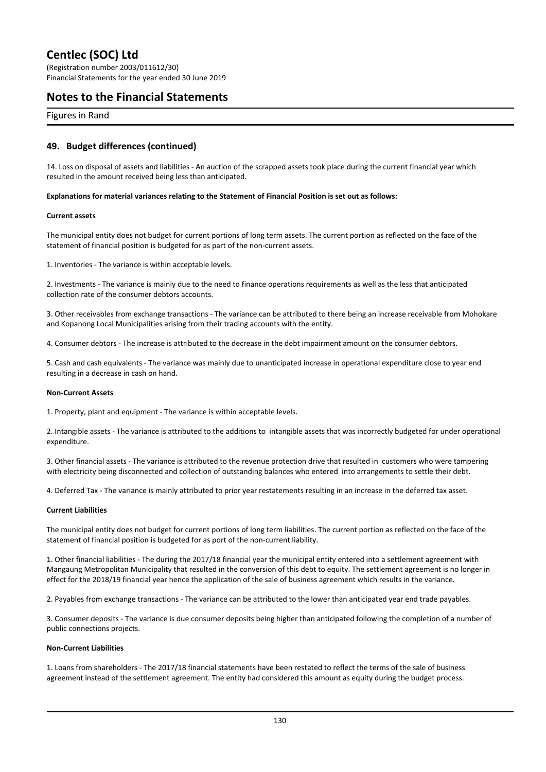## 49. Budget differences (continued)

14. Loss on disposal of assets and liabilities - An auction of the scrapped assets took place during the current financial year which resulted in the amount received being less than anticipated.

**Explanations for material variances relating to the Statement of Financial Position is set out as follows:**

**Current assets**

The municipal entity does not budget for current portions of long term assets. The current portion as reflected on the face of the statement of financial position is budgeted for as part of the non-current assets.

1. Inventories - The variance is within acceptable levels.

2. Investments - The variance is mainly due to the need to finance operations requirements as well as the less that anticipated collection rate of the consumer debtors accounts.

3. Other receivables from exchange transactions - The variance can be attributed to there being an increase receivable from Mohokare and Kopanong Local Municipalities arising from their trading accounts with the entity.

4. Consumer debtors - The increase is attributed to the decrease in the debt impairment amount on the consumer debtors.

5. Cash and cash equivalents - The variance was mainly due to unanticipated increase in operational expenditure close to year end resulting in a decrease in cash on hand.

**Non-Current Assets**

1. Property, plant and equipment - The variance is within acceptable levels.

2. Intangible assets - The variance is attributed to the additions to intangible assets that was incorrectly budgeted for under operational expenditure.

3. Other financial assets - The variance is attributed to the revenue protection drive that resulted in customers who were tampering with electricity being disconnected and collection of outstanding balances who entered into arrangements to settle their debt.

4. Deferred Tax - The variance is mainly attributed to prior year restatements resulting in an increase in the deferred tax asset.

**Current Liabilities**

The municipal entity does not budget for current portions of long term liabilities. The current portion as reflected on the face of the statement of financial position is budgeted for as port of the non-current liability.

1. Other financial liabilities - The during the 2017/18 financial year the municipal entity entered into a settlement agreement with Mangaung Metropolitan Municipality that resulted in the conversion of this debt to equity. The settlement agreement is no longer in effect for the 2018/19 financial year hence the application of the sale of business agreement which results in the variance.

2. Payables from exchange transactions - The variance can be attributed to the lower than anticipated year end trade payables.

3. Consumer deposits - The variance is due consumer deposits being higher than anticipated following the completion of a number of public connections projects.

**Non-Current Liabilities**

1. Loans from shareholders - The 2017/18 financial statements have been restated to reflect the terms of the sale of business agreement instead of the settlement agreement. The entity had considered this amount as equity during the budget process.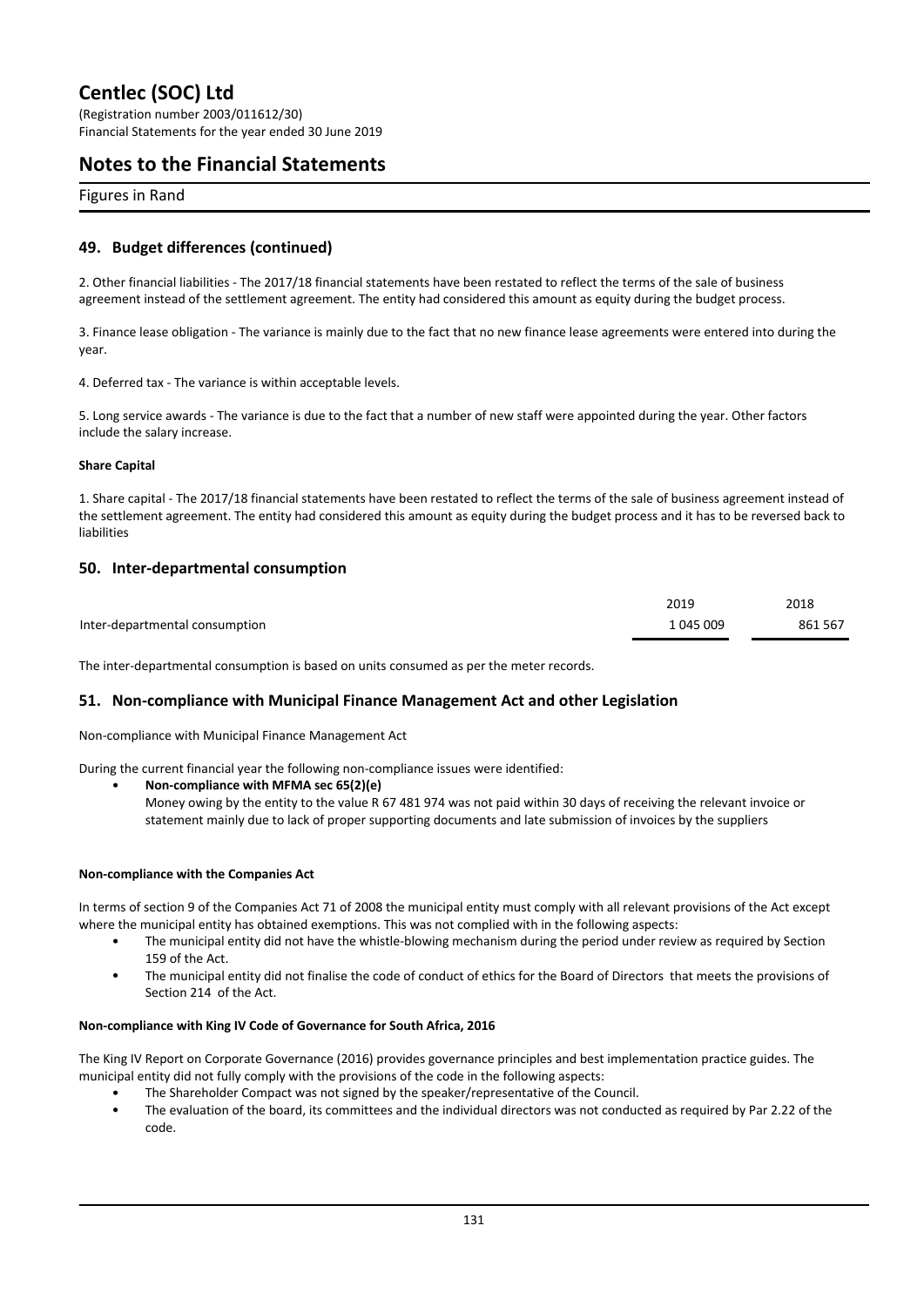# Centlec (SOC) Ltd

(Registration number 2003/011612/30)
Financial Statements for the year ended 30 June 2019

## Notes to the Financial Statements

Figures in Rand

### 49. Budget differences (continued)

2. Other financial liabilities - The 2017/18 financial statements have been restated to reflect the terms of the sale of business agreement instead of the settlement agreement. The entity had considered this amount as equity during the budget process.

3. Finance lease obligation - The variance is mainly due to the fact that no new finance lease agreements were entered into during the year.

4. Deferred tax - The variance is within acceptable levels.

5. Long service awards - The variance is due to the fact that a number of new staff were appointed during the year. Other factors include the salary increase.

**Share Capital**

1. Share capital - The 2017/18 financial statements have been restated to reflect the terms of the sale of business agreement instead of the settlement agreement. The entity had considered this amount as equity during the budget process and it has to be reversed back to liabilities

### 50. Inter-departmental consumption

| | 2019 | 2018 |
|---|---|---|
| Inter-departmental consumption | 1 045 009 | 861 567 |

The inter-departmental consumption is based on units consumed as per the meter records.

### 51. Non-compliance with Municipal Finance Management Act and other Legislation

Non-compliance with Municipal Finance Management Act

During the current financial year the following non-compliance issues were identified:

- **Non-compliance with MFMA sec 65(2)(e)**
  Money owing by the entity to the value R 67 481 974 was not paid within 30 days of receiving the relevant invoice or statement mainly due to lack of proper supporting documents and late submission of invoices by the suppliers

**Non-compliance with the Companies Act**

In terms of section 9 of the Companies Act 71 of 2008 the municipal entity must comply with all relevant provisions of the Act except where the municipal entity has obtained exemptions. This was not complied with in the following aspects:

- The municipal entity did not have the whistle-blowing mechanism during the period under review as required by Section 159 of the Act.
- The municipal entity did not finalise the code of conduct of ethics for the Board of Directors that meets the provisions of Section 214 of the Act.

**Non-compliance with King IV Code of Governance for South Africa, 2016**

The King IV Report on Corporate Governance (2016) provides governance principles and best implementation practice guides. The municipal entity did not fully comply with the provisions of the code in the following aspects:

- The Shareholder Compact was not signed by the speaker/representative of the Council.
- The evaluation of the board, its committees and the individual directors was not conducted as required by Par 2.22 of the code.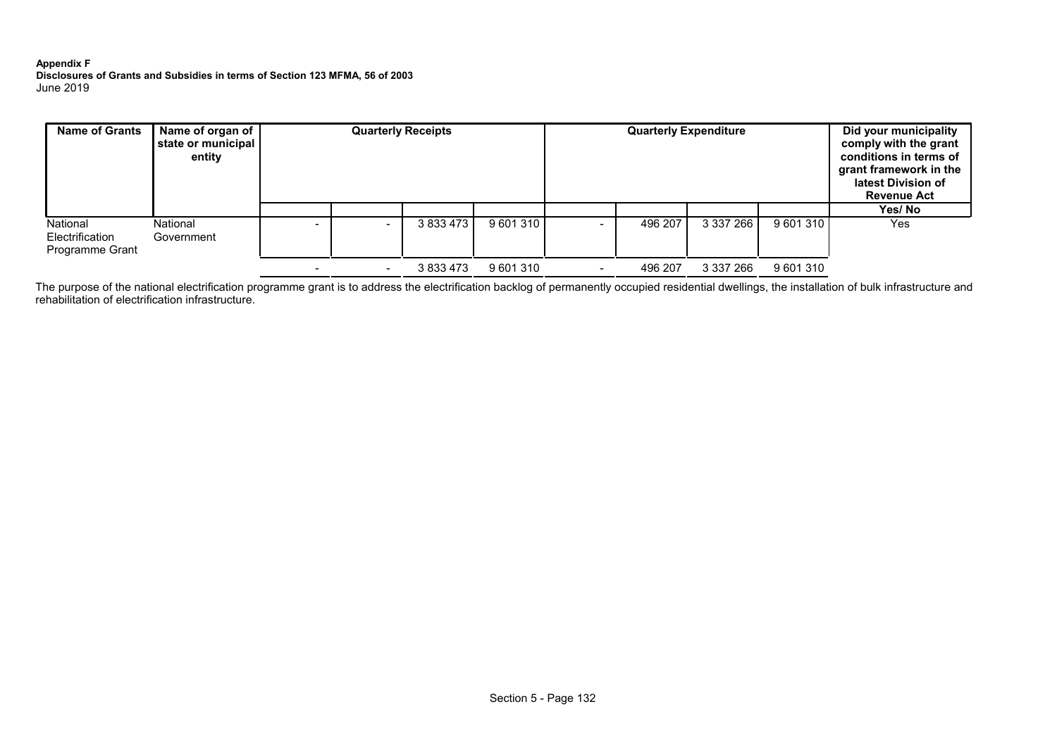**Appendix F**
**Disclosures of Grants and Subsidies in terms of Section 123 MFMA, 56 of 2003**
June 2019

| Name of Grants | Name of organ of state or municipal entity | Quarterly Receipts | | | | Quarterly Expenditure | | | | Did your municipality comply with the grant conditions in terms of grant framework in the latest Division of Revenue Act |
|---|---|---|---|---|---|---|---|---|---|---|
| | | | | | | | | | | Yes/ No |
| National Electrification Programme Grant | National Government | - | - | 3 833 473 | 9 601 310 | - | 496 207 | 3 337 266 | 9 601 310 | Yes |
| | | - | - | 3 833 473 | 9 601 310 | - | 496 207 | 3 337 266 | 9 601 310 | |

The purpose of the national electrification programme grant is to address the electrification backlog of permanently occupied residential dwellings, the installation of bulk infrastructure and rehabilitation of electrification infrastructure.